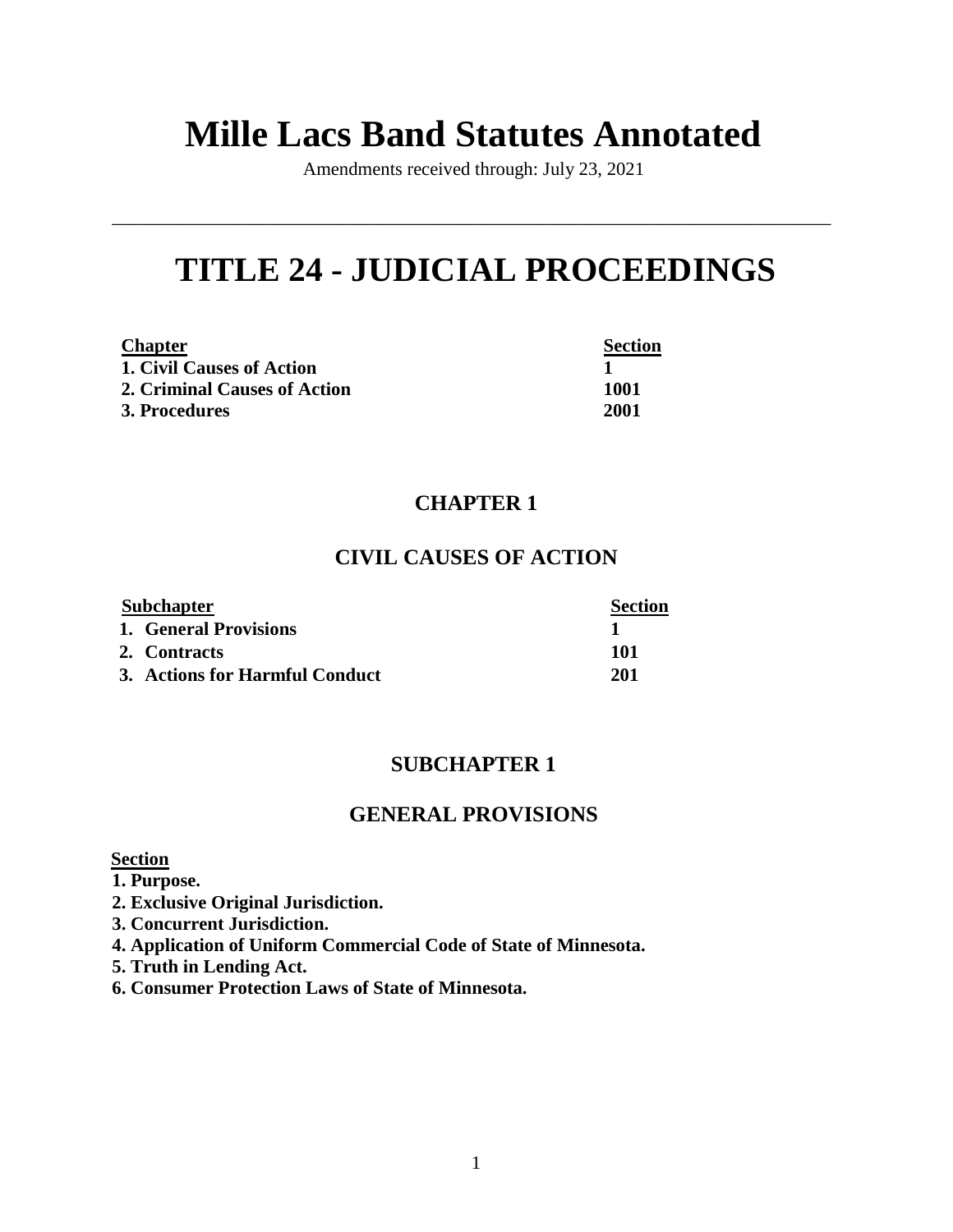# Mille Lacs Band Statutes Annotated

Amendments received through: July 23, 2021

---

# TITLE 24 - JUDICIAL PROCEEDINGS

| Chapter | Section |
|---|---|
| **1. Civil Causes of Action** | **1** |
| **2. Criminal Causes of Action** | **1001** |
| **3. Procedures** | **2001** |

## CHAPTER 1

## CIVIL CAUSES OF ACTION

| Subchapter | Section |
|---|---|
| **1. General Provisions** | **1** |
| **2. Contracts** | **101** |
| **3. Actions for Harmful Conduct** | **201** |

## SUBCHAPTER 1

## GENERAL PROVISIONS

**Section**

**1. Purpose.**
**2. Exclusive Original Jurisdiction.**
**3. Concurrent Jurisdiction.**
**4. Application of Uniform Commercial Code of State of Minnesota.**
**5. Truth in Lending Act.**
**6. Consumer Protection Laws of State of Minnesota.**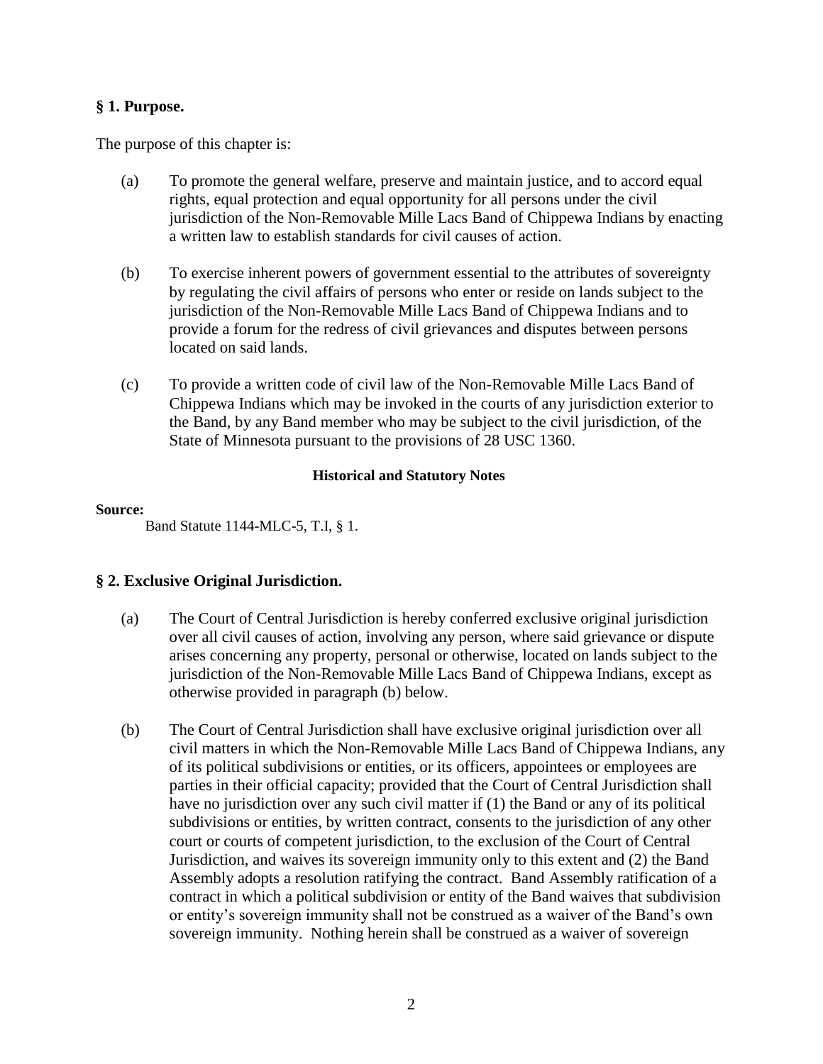### § 1. Purpose.

The purpose of this chapter is:

(a) To promote the general welfare, preserve and maintain justice, and to accord equal rights, equal protection and equal opportunity for all persons under the civil jurisdiction of the Non-Removable Mille Lacs Band of Chippewa Indians by enacting a written law to establish standards for civil causes of action.

(b) To exercise inherent powers of government essential to the attributes of sovereignty by regulating the civil affairs of persons who enter or reside on lands subject to the jurisdiction of the Non-Removable Mille Lacs Band of Chippewa Indians and to provide a forum for the redress of civil grievances and disputes between persons located on said lands.

(c) To provide a written code of civil law of the Non-Removable Mille Lacs Band of Chippewa Indians which may be invoked in the courts of any jurisdiction exterior to the Band, by any Band member who may be subject to the civil jurisdiction, of the State of Minnesota pursuant to the provisions of 28 USC 1360.

**Historical and Statutory Notes**

**Source:**
Band Statute 1144-MLC-5, T.I, § 1.

### § 2. Exclusive Original Jurisdiction.

(a) The Court of Central Jurisdiction is hereby conferred exclusive original jurisdiction over all civil causes of action, involving any person, where said grievance or dispute arises concerning any property, personal or otherwise, located on lands subject to the jurisdiction of the Non-Removable Mille Lacs Band of Chippewa Indians, except as otherwise provided in paragraph (b) below.

(b) The Court of Central Jurisdiction shall have exclusive original jurisdiction over all civil matters in which the Non-Removable Mille Lacs Band of Chippewa Indians, any of its political subdivisions or entities, or its officers, appointees or employees are parties in their official capacity; provided that the Court of Central Jurisdiction shall have no jurisdiction over any such civil matter if (1) the Band or any of its political subdivisions or entities, by written contract, consents to the jurisdiction of any other court or courts of competent jurisdiction, to the exclusion of the Court of Central Jurisdiction, and waives its sovereign immunity only to this extent and (2) the Band Assembly adopts a resolution ratifying the contract. Band Assembly ratification of a contract in which a political subdivision or entity of the Band waives that subdivision or entity's sovereign immunity shall not be construed as a waiver of the Band's own sovereign immunity. Nothing herein shall be construed as a waiver of sovereign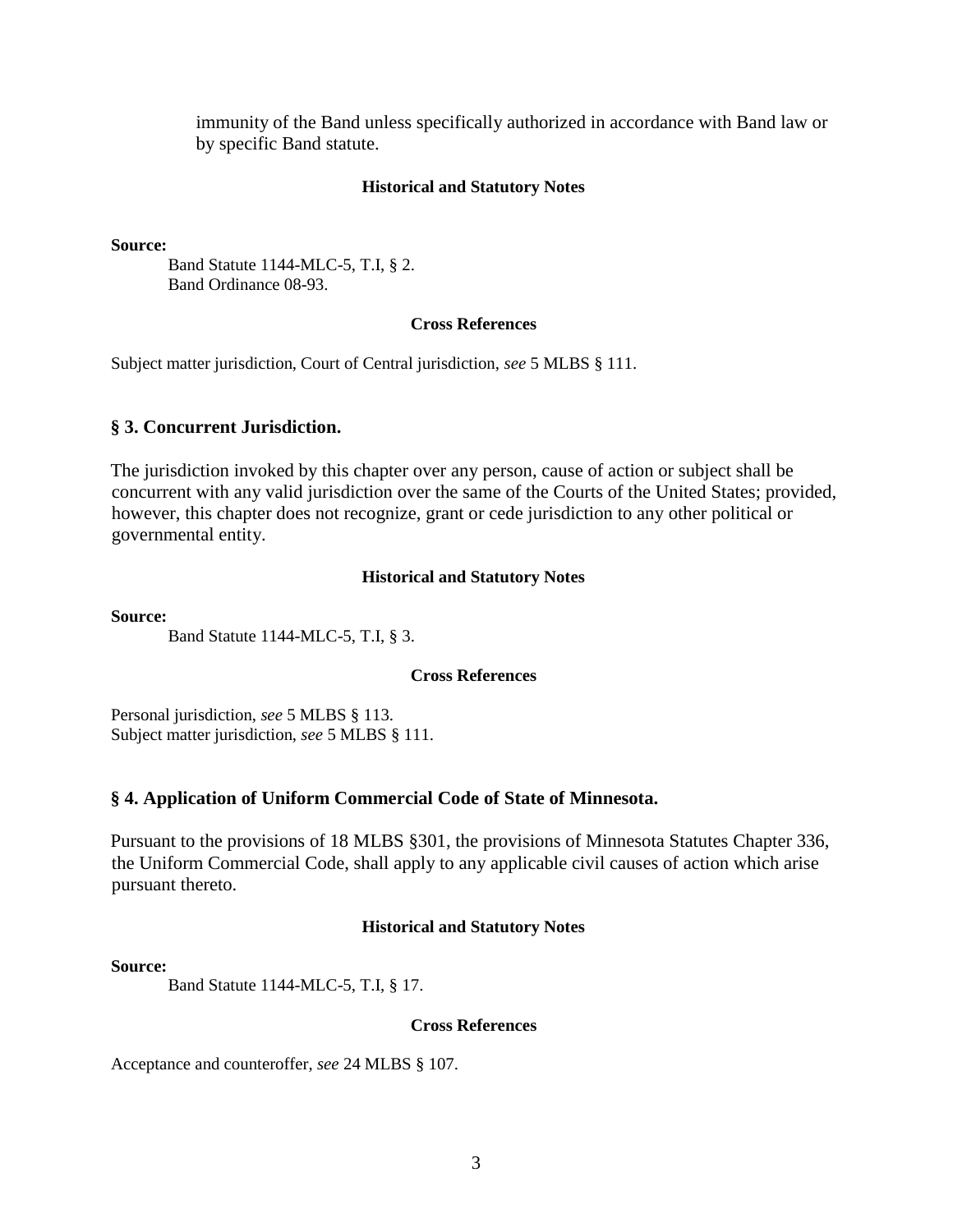immunity of the Band unless specifically authorized in accordance with Band law or by specific Band statute.

**Historical and Statutory Notes**

**Source:**

Band Statute 1144-MLC-5, T.I, § 2.
Band Ordinance 08-93.

**Cross References**

Subject matter jurisdiction, Court of Central jurisdiction, *see* 5 MLBS § 111.

## § 3. Concurrent Jurisdiction.

The jurisdiction invoked by this chapter over any person, cause of action or subject shall be concurrent with any valid jurisdiction over the same of the Courts of the United States; provided, however, this chapter does not recognize, grant or cede jurisdiction to any other political or governmental entity.

**Historical and Statutory Notes**

**Source:**

Band Statute 1144-MLC-5, T.I, § 3.

**Cross References**

Personal jurisdiction, *see* 5 MLBS § 113.
Subject matter jurisdiction, *see* 5 MLBS § 111.

## § 4. Application of Uniform Commercial Code of State of Minnesota.

Pursuant to the provisions of 18 MLBS §301, the provisions of Minnesota Statutes Chapter 336, the Uniform Commercial Code, shall apply to any applicable civil causes of action which arise pursuant thereto.

**Historical and Statutory Notes**

**Source:**

Band Statute 1144-MLC-5, T.I, § 17.

**Cross References**

Acceptance and counteroffer, *see* 24 MLBS § 107.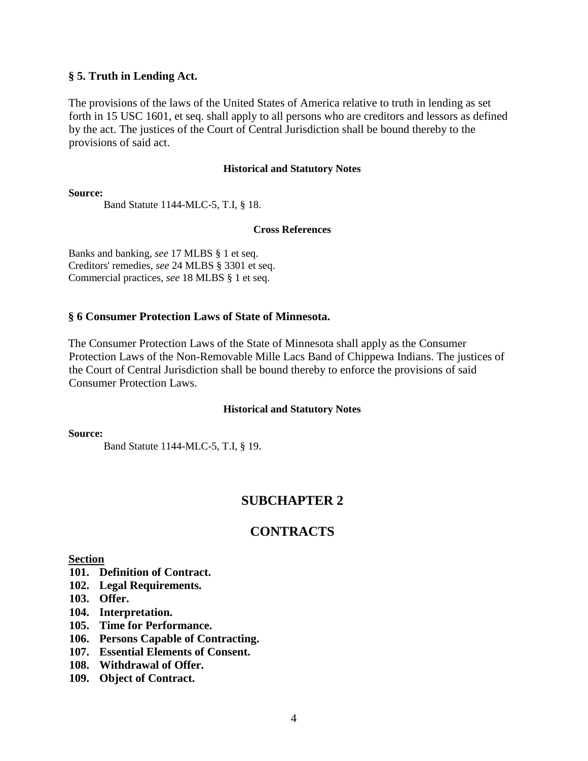### § 5. Truth in Lending Act.

The provisions of the laws of the United States of America relative to truth in lending as set forth in 15 USC 1601, et seq. shall apply to all persons who are creditors and lessors as defined by the act. The justices of the Court of Central Jurisdiction shall be bound thereby to the provisions of said act.

**Historical and Statutory Notes**

**Source:**

Band Statute 1144-MLC-5, T.I, § 18.

**Cross References**

Banks and banking, *see* 17 MLBS § 1 et seq.
Creditors' remedies, *see* 24 MLBS § 3301 et seq.
Commercial practices, *see* 18 MLBS § 1 et seq.

### § 6 Consumer Protection Laws of State of Minnesota.

The Consumer Protection Laws of the State of Minnesota shall apply as the Consumer Protection Laws of the Non-Removable Mille Lacs Band of Chippewa Indians. The justices of the Court of Central Jurisdiction shall be bound thereby to enforce the provisions of said Consumer Protection Laws.

**Historical and Statutory Notes**

**Source:**

Band Statute 1144-MLC-5, T.I, § 19.

## SUBCHAPTER 2

## CONTRACTS

**Section**

**101. Definition of Contract.**
**102. Legal Requirements.**
**103. Offer.**
**104. Interpretation.**
**105. Time for Performance.**
**106. Persons Capable of Contracting.**
**107. Essential Elements of Consent.**
**108. Withdrawal of Offer.**
**109. Object of Contract.**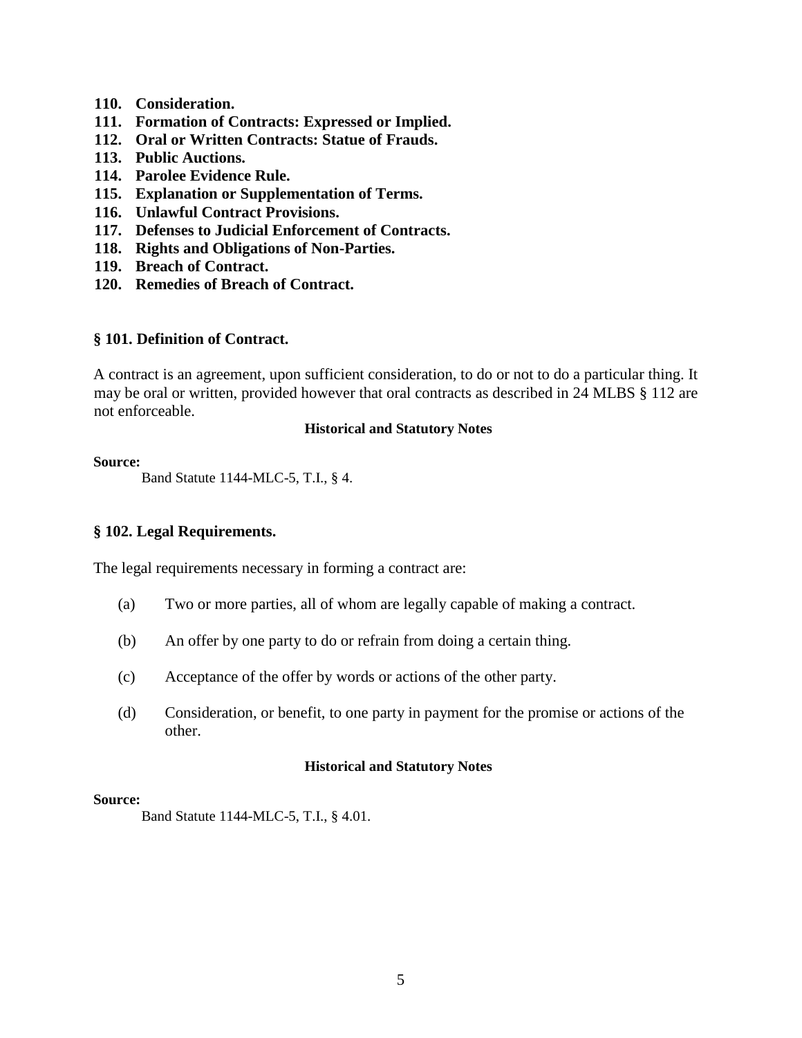**110. Consideration.**
**111. Formation of Contracts: Expressed or Implied.**
**112. Oral or Written Contracts: Statue of Frauds.**
**113. Public Auctions.**
**114. Parolee Evidence Rule.**
**115. Explanation or Supplementation of Terms.**
**116. Unlawful Contract Provisions.**
**117. Defenses to Judicial Enforcement of Contracts.**
**118. Rights and Obligations of Non-Parties.**
**119. Breach of Contract.**
**120. Remedies of Breach of Contract.**

### § 101. Definition of Contract.

A contract is an agreement, upon sufficient consideration, to do or not to do a particular thing. It may be oral or written, provided however that oral contracts as described in 24 MLBS § 112 are not enforceable.

**Historical and Statutory Notes**

**Source:**
Band Statute 1144-MLC-5, T.I., § 4.

### § 102. Legal Requirements.

The legal requirements necessary in forming a contract are:

(a) Two or more parties, all of whom are legally capable of making a contract.

(b) An offer by one party to do or refrain from doing a certain thing.

(c) Acceptance of the offer by words or actions of the other party.

(d) Consideration, or benefit, to one party in payment for the promise or actions of the other.

**Historical and Statutory Notes**

**Source:**
Band Statute 1144-MLC-5, T.I., § 4.01.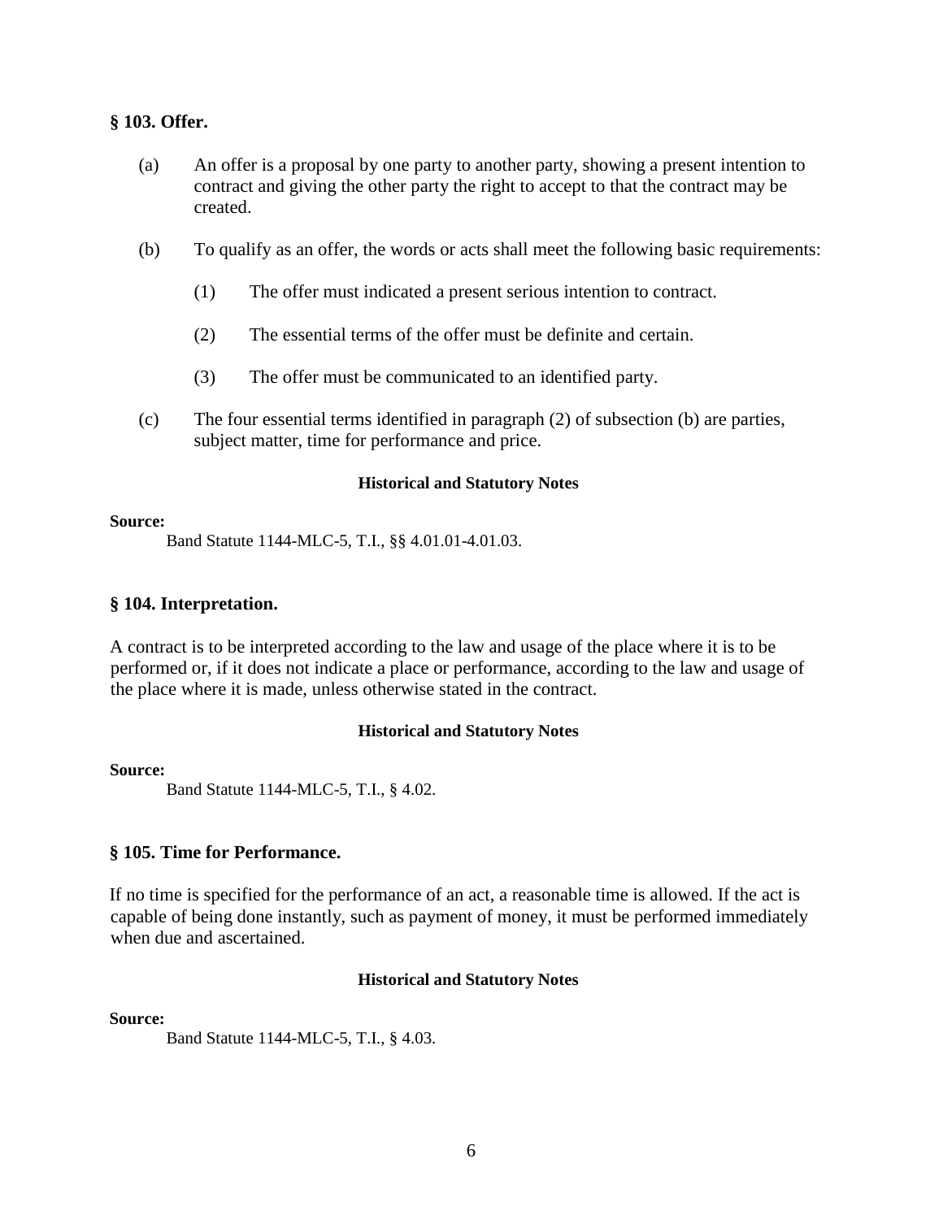### § 103. Offer.

(a) An offer is a proposal by one party to another party, showing a present intention to contract and giving the other party the right to accept to that the contract may be created.

(b) To qualify as an offer, the words or acts shall meet the following basic requirements:

(1) The offer must indicated a present serious intention to contract.

(2) The essential terms of the offer must be definite and certain.

(3) The offer must be communicated to an identified party.

(c) The four essential terms identified in paragraph (2) of subsection (b) are parties, subject matter, time for performance and price.

**Historical and Statutory Notes**

**Source:**

Band Statute 1144-MLC-5, T.I., §§ 4.01.01-4.01.03.

### § 104. Interpretation.

A contract is to be interpreted according to the law and usage of the place where it is to be performed or, if it does not indicate a place or performance, according to the law and usage of the place where it is made, unless otherwise stated in the contract.

**Historical and Statutory Notes**

**Source:**

Band Statute 1144-MLC-5, T.I., § 4.02.

### § 105. Time for Performance.

If no time is specified for the performance of an act, a reasonable time is allowed. If the act is capable of being done instantly, such as payment of money, it must be performed immediately when due and ascertained.

**Historical and Statutory Notes**

**Source:**

Band Statute 1144-MLC-5, T.I., § 4.03.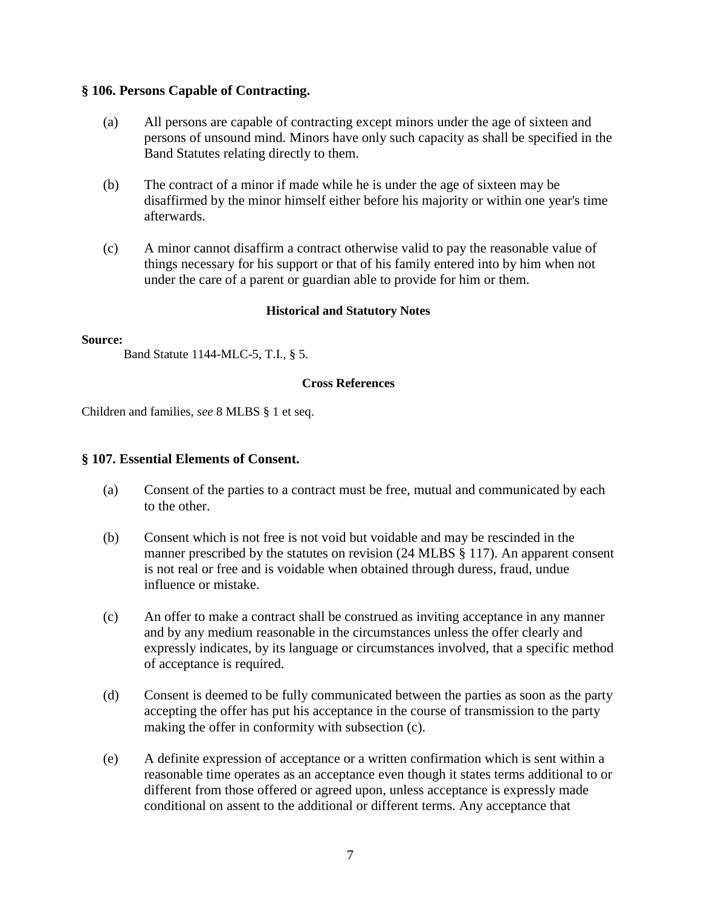### § 106. Persons Capable of Contracting.

(a) All persons are capable of contracting except minors under the age of sixteen and persons of unsound mind. Minors have only such capacity as shall be specified in the Band Statutes relating directly to them.

(b) The contract of a minor if made while he is under the age of sixteen may be disaffirmed by the minor himself either before his majority or within one year's time afterwards.

(c) A minor cannot disaffirm a contract otherwise valid to pay the reasonable value of things necessary for his support or that of his family entered into by him when not under the care of a parent or guardian able to provide for him or them.

**Historical and Statutory Notes**

**Source:**

Band Statute 1144-MLC-5, T.I., § 5.

**Cross References**

Children and families, *see* 8 MLBS § 1 et seq.

### § 107. Essential Elements of Consent.

(a) Consent of the parties to a contract must be free, mutual and communicated by each to the other.

(b) Consent which is not free is not void but voidable and may be rescinded in the manner prescribed by the statutes on revision (24 MLBS § 117). An apparent consent is not real or free and is voidable when obtained through duress, fraud, undue influence or mistake.

(c) An offer to make a contract shall be construed as inviting acceptance in any manner and by any medium reasonable in the circumstances unless the offer clearly and expressly indicates, by its language or circumstances involved, that a specific method of acceptance is required.

(d) Consent is deemed to be fully communicated between the parties as soon as the party accepting the offer has put his acceptance in the course of transmission to the party making the offer in conformity with subsection (c).

(e) A definite expression of acceptance or a written confirmation which is sent within a reasonable time operates as an acceptance even though it states terms additional to or different from those offered or agreed upon, unless acceptance is expressly made conditional on assent to the additional or different terms. Any acceptance that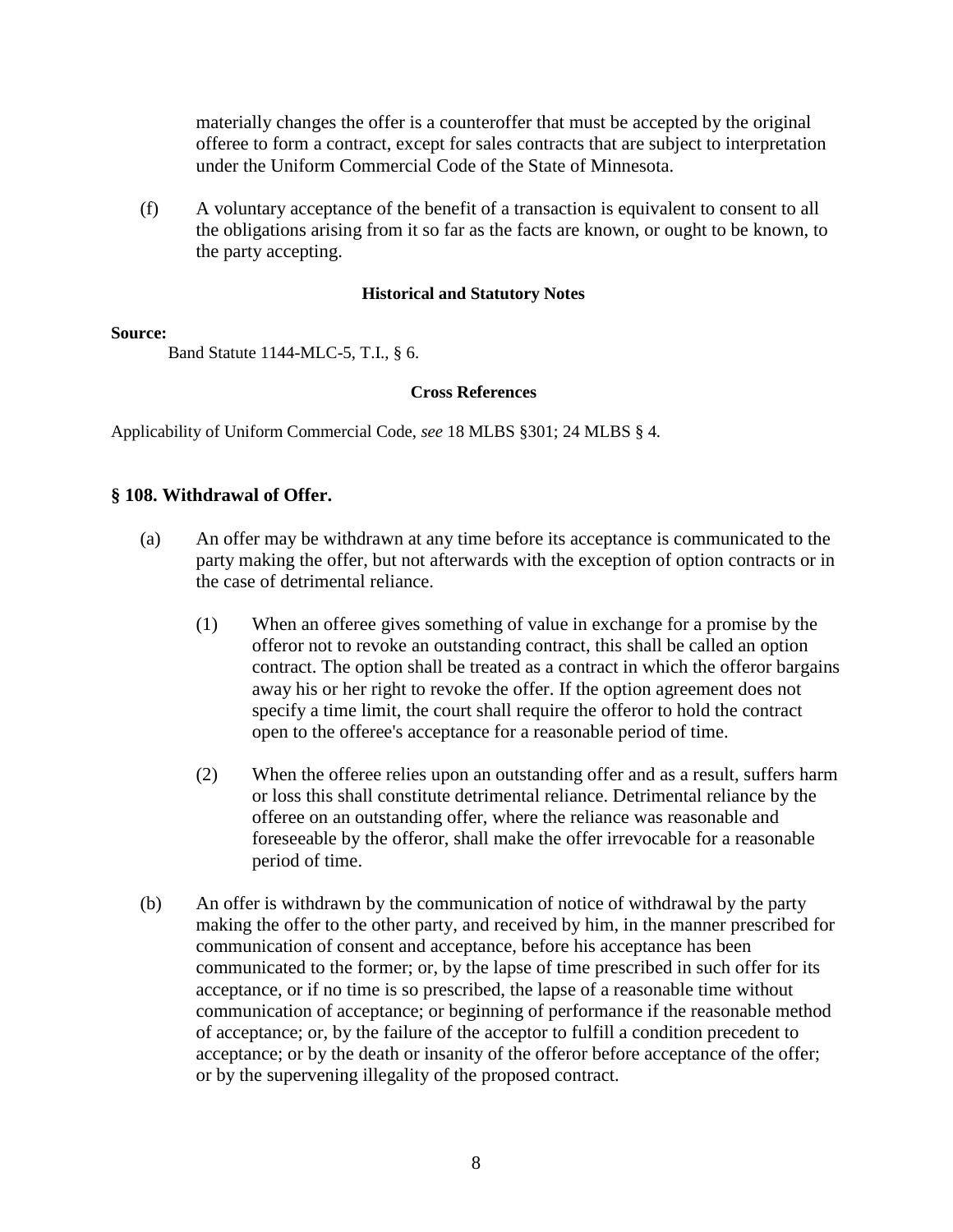materially changes the offer is a counteroffer that must be accepted by the original offeree to form a contract, except for sales contracts that are subject to interpretation under the Uniform Commercial Code of the State of Minnesota.

(f) A voluntary acceptance of the benefit of a transaction is equivalent to consent to all the obligations arising from it so far as the facts are known, or ought to be known, to the party accepting.

**Historical and Statutory Notes**

**Source:**

Band Statute 1144-MLC-5, T.I., § 6.

**Cross References**

Applicability of Uniform Commercial Code, *see* 18 MLBS §301; 24 MLBS § 4.

### § 108. Withdrawal of Offer.

(a) An offer may be withdrawn at any time before its acceptance is communicated to the party making the offer, but not afterwards with the exception of option contracts or in the case of detrimental reliance.

(1) When an offeree gives something of value in exchange for a promise by the offeror not to revoke an outstanding contract, this shall be called an option contract. The option shall be treated as a contract in which the offeror bargains away his or her right to revoke the offer. If the option agreement does not specify a time limit, the court shall require the offeror to hold the contract open to the offeree's acceptance for a reasonable period of time.

(2) When the offeree relies upon an outstanding offer and as a result, suffers harm or loss this shall constitute detrimental reliance. Detrimental reliance by the offeree on an outstanding offer, where the reliance was reasonable and foreseeable by the offeror, shall make the offer irrevocable for a reasonable period of time.

(b) An offer is withdrawn by the communication of notice of withdrawal by the party making the offer to the other party, and received by him, in the manner prescribed for communication of consent and acceptance, before his acceptance has been communicated to the former; or, by the lapse of time prescribed in such offer for its acceptance, or if no time is so prescribed, the lapse of a reasonable time without communication of acceptance; or beginning of performance if the reasonable method of acceptance; or, by the failure of the acceptor to fulfill a condition precedent to acceptance; or by the death or insanity of the offeror before acceptance of the offer; or by the supervening illegality of the proposed contract.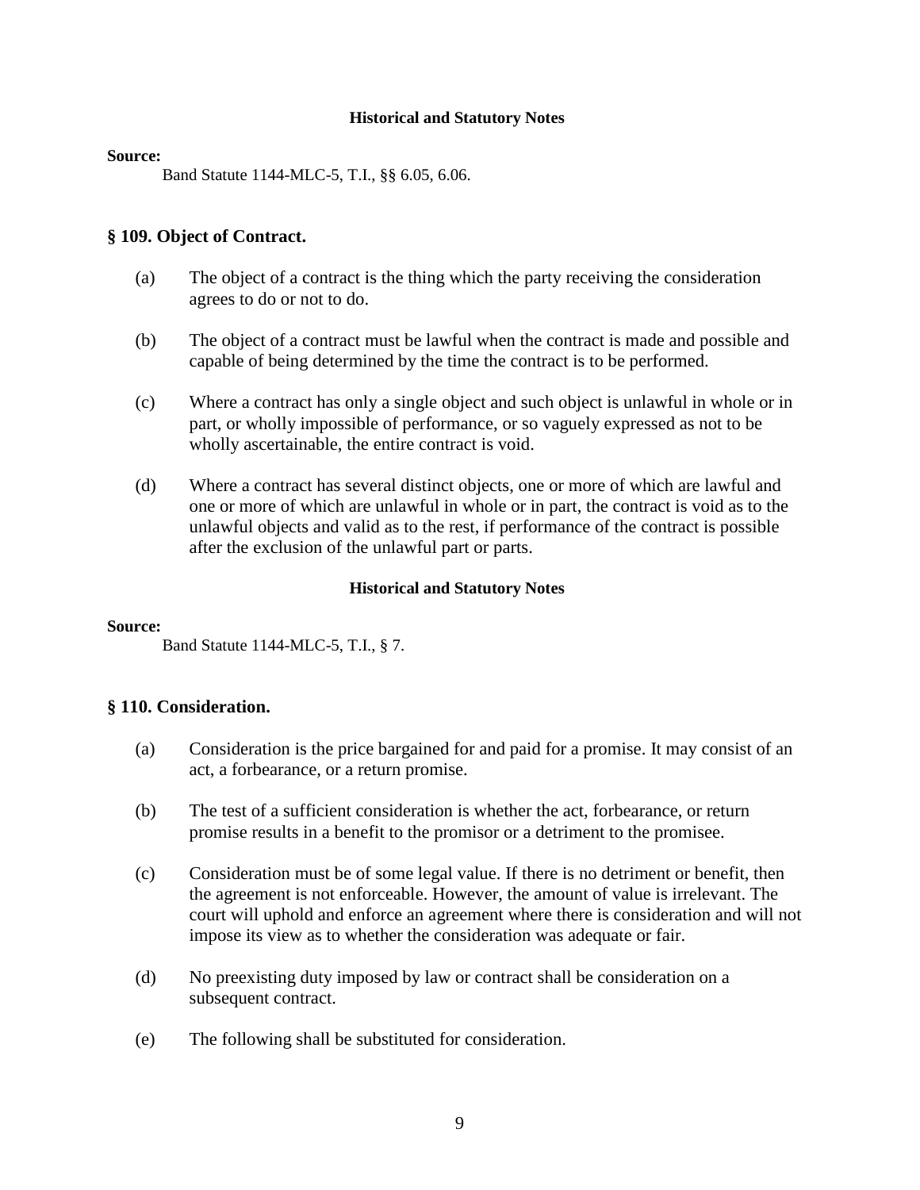#### Historical and Statutory Notes

**Source:**

Band Statute 1144-MLC-5, T.I., §§ 6.05, 6.06.

### § 109. Object of Contract.

(a) The object of a contract is the thing which the party receiving the consideration agrees to do or not to do.

(b) The object of a contract must be lawful when the contract is made and possible and capable of being determined by the time the contract is to be performed.

(c) Where a contract has only a single object and such object is unlawful in whole or in part, or wholly impossible of performance, or so vaguely expressed as not to be wholly ascertainable, the entire contract is void.

(d) Where a contract has several distinct objects, one or more of which are lawful and one or more of which are unlawful in whole or in part, the contract is void as to the unlawful objects and valid as to the rest, if performance of the contract is possible after the exclusion of the unlawful part or parts.

#### Historical and Statutory Notes

**Source:**

Band Statute 1144-MLC-5, T.I., § 7.

### § 110. Consideration.

(a) Consideration is the price bargained for and paid for a promise. It may consist of an act, a forbearance, or a return promise.

(b) The test of a sufficient consideration is whether the act, forbearance, or return promise results in a benefit to the promisor or a detriment to the promisee.

(c) Consideration must be of some legal value. If there is no detriment or benefit, then the agreement is not enforceable. However, the amount of value is irrelevant. The court will uphold and enforce an agreement where there is consideration and will not impose its view as to whether the consideration was adequate or fair.

(d) No preexisting duty imposed by law or contract shall be consideration on a subsequent contract.

(e) The following shall be substituted for consideration.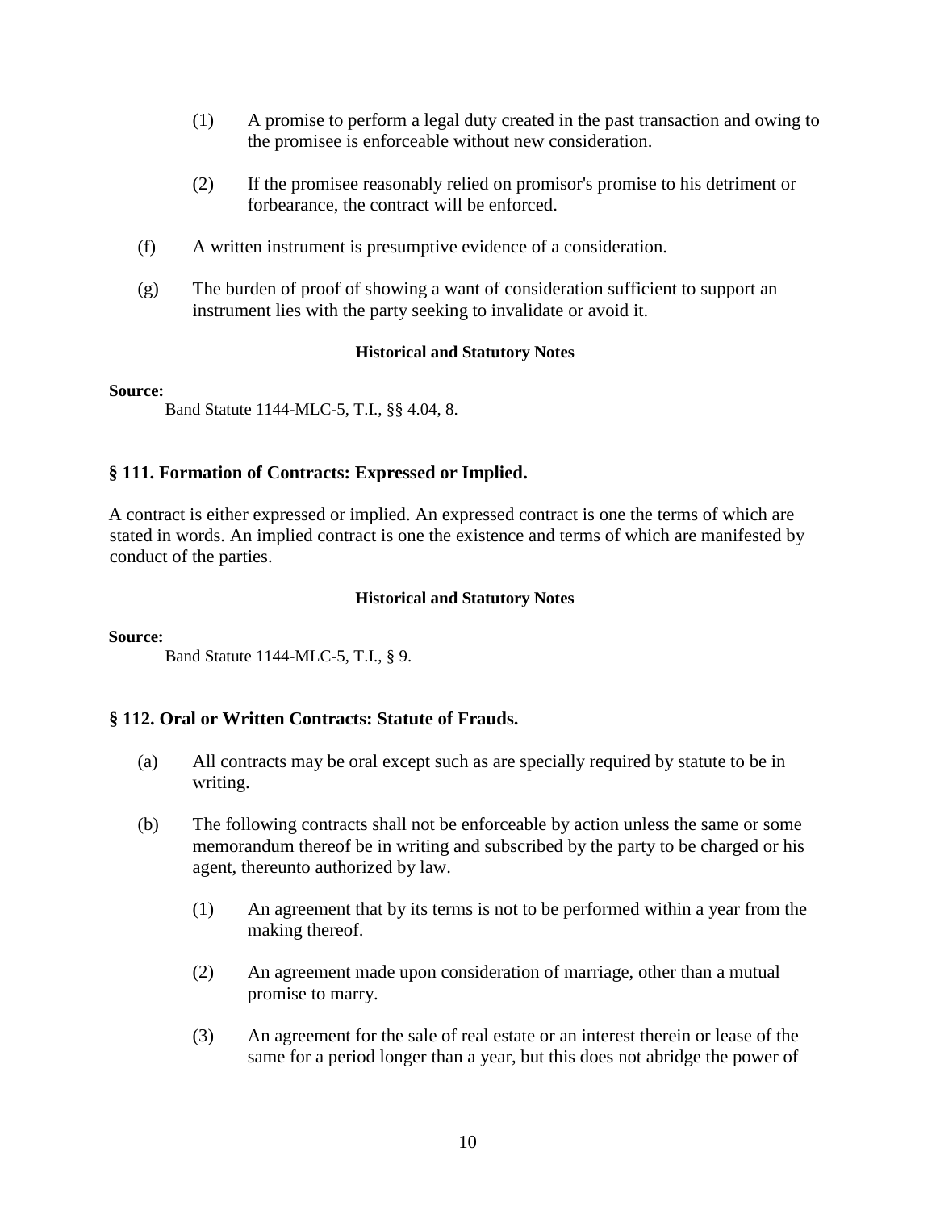(1) A promise to perform a legal duty created in the past transaction and owing to the promisee is enforceable without new consideration.

(2) If the promisee reasonably relied on promisor's promise to his detriment or forbearance, the contract will be enforced.

(f) A written instrument is presumptive evidence of a consideration.

(g) The burden of proof of showing a want of consideration sufficient to support an instrument lies with the party seeking to invalidate or avoid it.

**Historical and Statutory Notes**

**Source:**

Band Statute 1144-MLC-5, T.I., §§ 4.04, 8.

### § 111. Formation of Contracts: Expressed or Implied.

A contract is either expressed or implied. An expressed contract is one the terms of which are stated in words. An implied contract is one the existence and terms of which are manifested by conduct of the parties.

**Historical and Statutory Notes**

**Source:**

Band Statute 1144-MLC-5, T.I., § 9.

### § 112. Oral or Written Contracts: Statute of Frauds.

(a) All contracts may be oral except such as are specially required by statute to be in writing.

(b) The following contracts shall not be enforceable by action unless the same or some memorandum thereof be in writing and subscribed by the party to be charged or his agent, thereunto authorized by law.

(1) An agreement that by its terms is not to be performed within a year from the making thereof.

(2) An agreement made upon consideration of marriage, other than a mutual promise to marry.

(3) An agreement for the sale of real estate or an interest therein or lease of the same for a period longer than a year, but this does not abridge the power of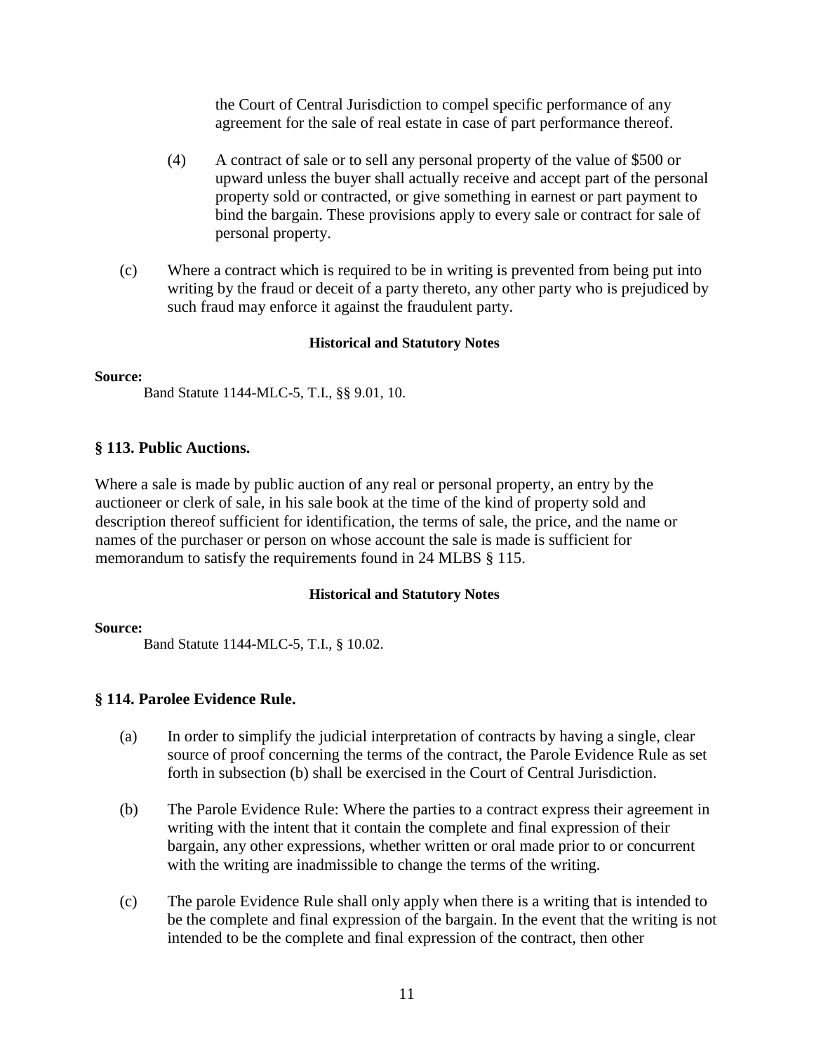the Court of Central Jurisdiction to compel specific performance of any agreement for the sale of real estate in case of part performance thereof.

(4) A contract of sale or to sell any personal property of the value of $500 or upward unless the buyer shall actually receive and accept part of the personal property sold or contracted, or give something in earnest or part payment to bind the bargain. These provisions apply to every sale or contract for sale of personal property.

(c) Where a contract which is required to be in writing is prevented from being put into writing by the fraud or deceit of a party thereto, any other party who is prejudiced by such fraud may enforce it against the fraudulent party.

**Historical and Statutory Notes**

**Source:**

Band Statute 1144-MLC-5, T.I., §§ 9.01, 10.

### § 113. Public Auctions.

Where a sale is made by public auction of any real or personal property, an entry by the auctioneer or clerk of sale, in his sale book at the time of the kind of property sold and description thereof sufficient for identification, the terms of sale, the price, and the name or names of the purchaser or person on whose account the sale is made is sufficient for memorandum to satisfy the requirements found in 24 MLBS § 115.

**Historical and Statutory Notes**

**Source:**

Band Statute 1144-MLC-5, T.I., § 10.02.

### § 114. Parolee Evidence Rule.

(a) In order to simplify the judicial interpretation of contracts by having a single, clear source of proof concerning the terms of the contract, the Parole Evidence Rule as set forth in subsection (b) shall be exercised in the Court of Central Jurisdiction.

(b) The Parole Evidence Rule: Where the parties to a contract express their agreement in writing with the intent that it contain the complete and final expression of their bargain, any other expressions, whether written or oral made prior to or concurrent with the writing are inadmissible to change the terms of the writing.

(c) The parole Evidence Rule shall only apply when there is a writing that is intended to be the complete and final expression of the bargain. In the event that the writing is not intended to be the complete and final expression of the contract, then other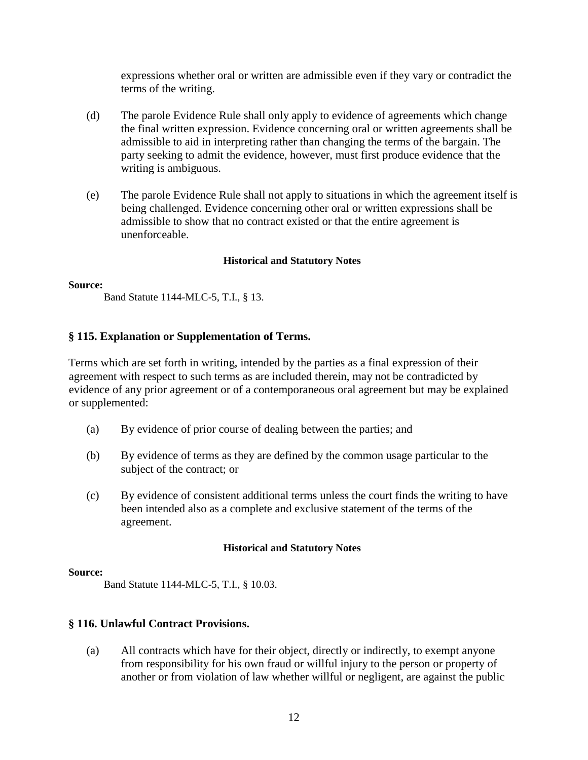expressions whether oral or written are admissible even if they vary or contradict the terms of the writing.

(d) The parole Evidence Rule shall only apply to evidence of agreements which change the final written expression. Evidence concerning oral or written agreements shall be admissible to aid in interpreting rather than changing the terms of the bargain. The party seeking to admit the evidence, however, must first produce evidence that the writing is ambiguous.

(e) The parole Evidence Rule shall not apply to situations in which the agreement itself is being challenged. Evidence concerning other oral or written expressions shall be admissible to show that no contract existed or that the entire agreement is unenforceable.

**Historical and Statutory Notes**

**Source:**

Band Statute 1144-MLC-5, T.I., § 13.

### § 115. Explanation or Supplementation of Terms.

Terms which are set forth in writing, intended by the parties as a final expression of their agreement with respect to such terms as are included therein, may not be contradicted by evidence of any prior agreement or of a contemporaneous oral agreement but may be explained or supplemented:

(a) By evidence of prior course of dealing between the parties; and

(b) By evidence of terms as they are defined by the common usage particular to the subject of the contract; or

(c) By evidence of consistent additional terms unless the court finds the writing to have been intended also as a complete and exclusive statement of the terms of the agreement.

**Historical and Statutory Notes**

**Source:**

Band Statute 1144-MLC-5, T.I., § 10.03.

### § 116. Unlawful Contract Provisions.

(a) All contracts which have for their object, directly or indirectly, to exempt anyone from responsibility for his own fraud or willful injury to the person or property of another or from violation of law whether willful or negligent, are against the public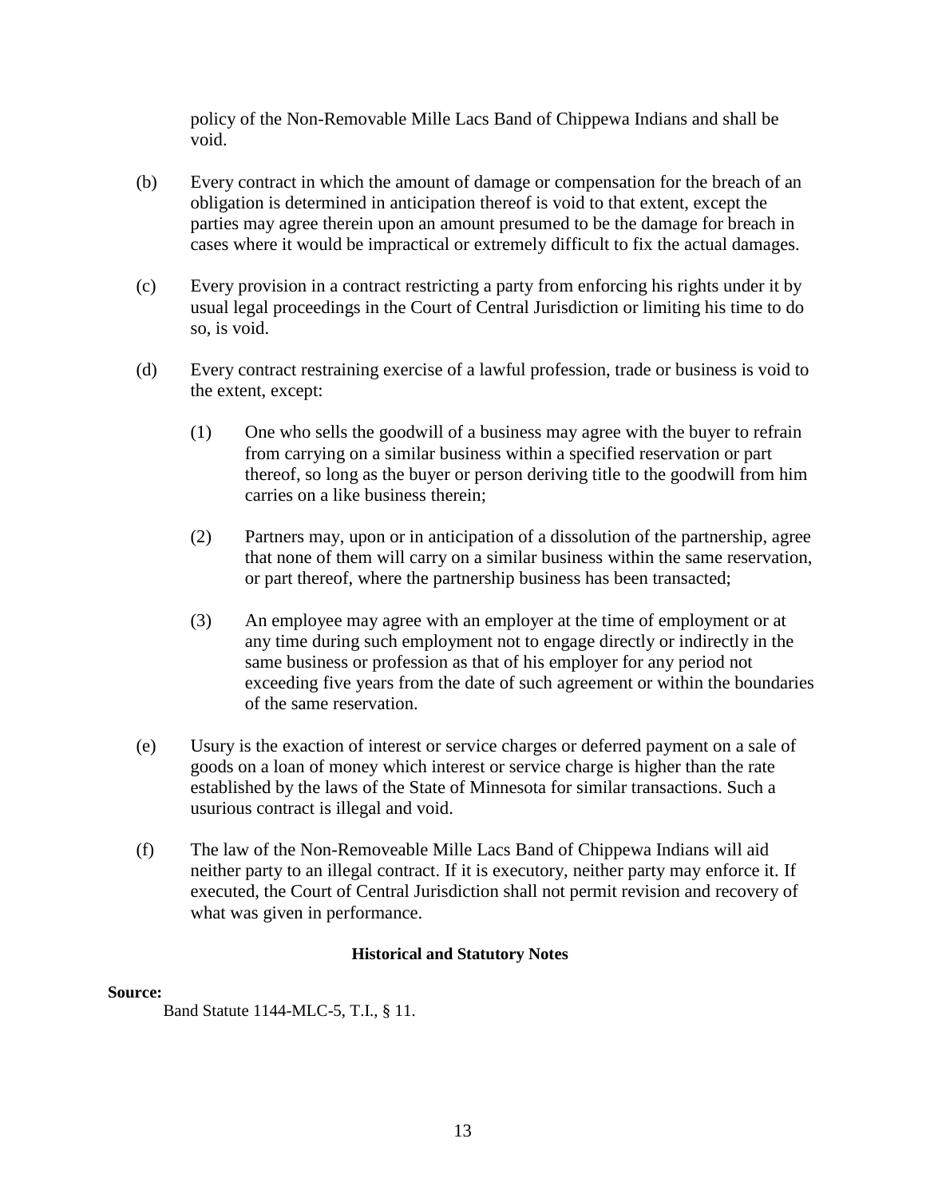policy of the Non-Removable Mille Lacs Band of Chippewa Indians and shall be void.

(b) Every contract in which the amount of damage or compensation for the breach of an obligation is determined in anticipation thereof is void to that extent, except the parties may agree therein upon an amount presumed to be the damage for breach in cases where it would be impractical or extremely difficult to fix the actual damages.

(c) Every provision in a contract restricting a party from enforcing his rights under it by usual legal proceedings in the Court of Central Jurisdiction or limiting his time to do so, is void.

(d) Every contract restraining exercise of a lawful profession, trade or business is void to the extent, except:

(1) One who sells the goodwill of a business may agree with the buyer to refrain from carrying on a similar business within a specified reservation or part thereof, so long as the buyer or person deriving title to the goodwill from him carries on a like business therein;

(2) Partners may, upon or in anticipation of a dissolution of the partnership, agree that none of them will carry on a similar business within the same reservation, or part thereof, where the partnership business has been transacted;

(3) An employee may agree with an employer at the time of employment or at any time during such employment not to engage directly or indirectly in the same business or profession as that of his employer for any period not exceeding five years from the date of such agreement or within the boundaries of the same reservation.

(e) Usury is the exaction of interest or service charges or deferred payment on a sale of goods on a loan of money which interest or service charge is higher than the rate established by the laws of the State of Minnesota for similar transactions. Such a usurious contract is illegal and void.

(f) The law of the Non-Removeable Mille Lacs Band of Chippewa Indians will aid neither party to an illegal contract. If it is executory, neither party may enforce it. If executed, the Court of Central Jurisdiction shall not permit revision and recovery of what was given in performance.

**Historical and Statutory Notes**

**Source:**

Band Statute 1144-MLC-5, T.I., § 11.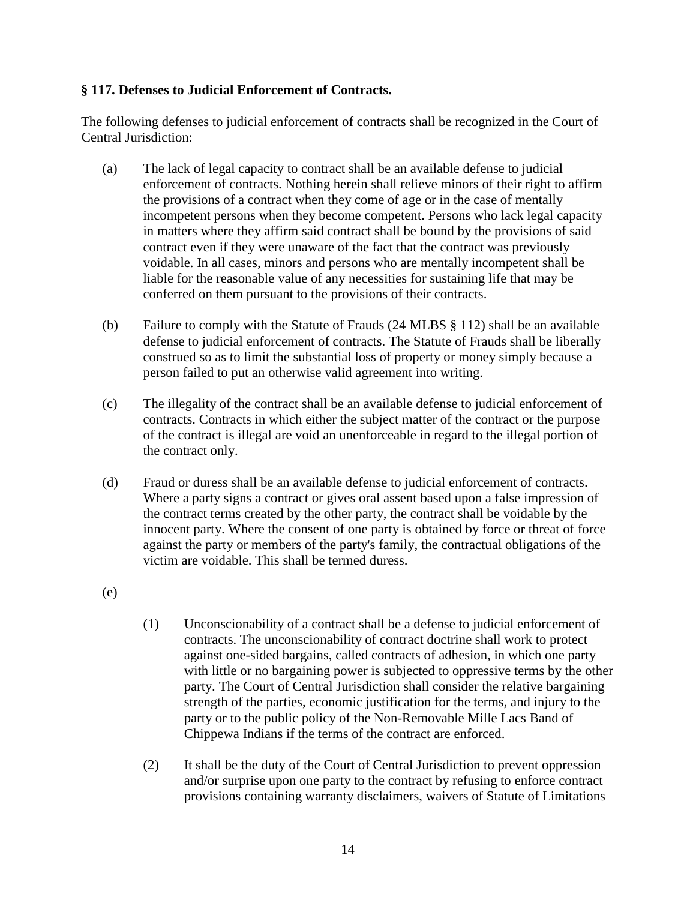**§ 117. Defenses to Judicial Enforcement of Contracts.**

The following defenses to judicial enforcement of contracts shall be recognized in the Court of Central Jurisdiction:

(a) The lack of legal capacity to contract shall be an available defense to judicial enforcement of contracts. Nothing herein shall relieve minors of their right to affirm the provisions of a contract when they come of age or in the case of mentally incompetent persons when they become competent. Persons who lack legal capacity in matters where they affirm said contract shall be bound by the provisions of said contract even if they were unaware of the fact that the contract was previously voidable. In all cases, minors and persons who are mentally incompetent shall be liable for the reasonable value of any necessities for sustaining life that may be conferred on them pursuant to the provisions of their contracts.

(b) Failure to comply with the Statute of Frauds (24 MLBS § 112) shall be an available defense to judicial enforcement of contracts. The Statute of Frauds shall be liberally construed so as to limit the substantial loss of property or money simply because a person failed to put an otherwise valid agreement into writing.

(c) The illegality of the contract shall be an available defense to judicial enforcement of contracts. Contracts in which either the subject matter of the contract or the purpose of the contract is illegal are void an unenforceable in regard to the illegal portion of the contract only.

(d) Fraud or duress shall be an available defense to judicial enforcement of contracts. Where a party signs a contract or gives oral assent based upon a false impression of the contract terms created by the other party, the contract shall be voidable by the innocent party. Where the consent of one party is obtained by force or threat of force against the party or members of the party's family, the contractual obligations of the victim are voidable. This shall be termed duress.

(e)

(1) Unconscionability of a contract shall be a defense to judicial enforcement of contracts. The unconscionability of contract doctrine shall work to protect against one-sided bargains, called contracts of adhesion, in which one party with little or no bargaining power is subjected to oppressive terms by the other party. The Court of Central Jurisdiction shall consider the relative bargaining strength of the parties, economic justification for the terms, and injury to the party or to the public policy of the Non-Removable Mille Lacs Band of Chippewa Indians if the terms of the contract are enforced.

(2) It shall be the duty of the Court of Central Jurisdiction to prevent oppression and/or surprise upon one party to the contract by refusing to enforce contract provisions containing warranty disclaimers, waivers of Statute of Limitations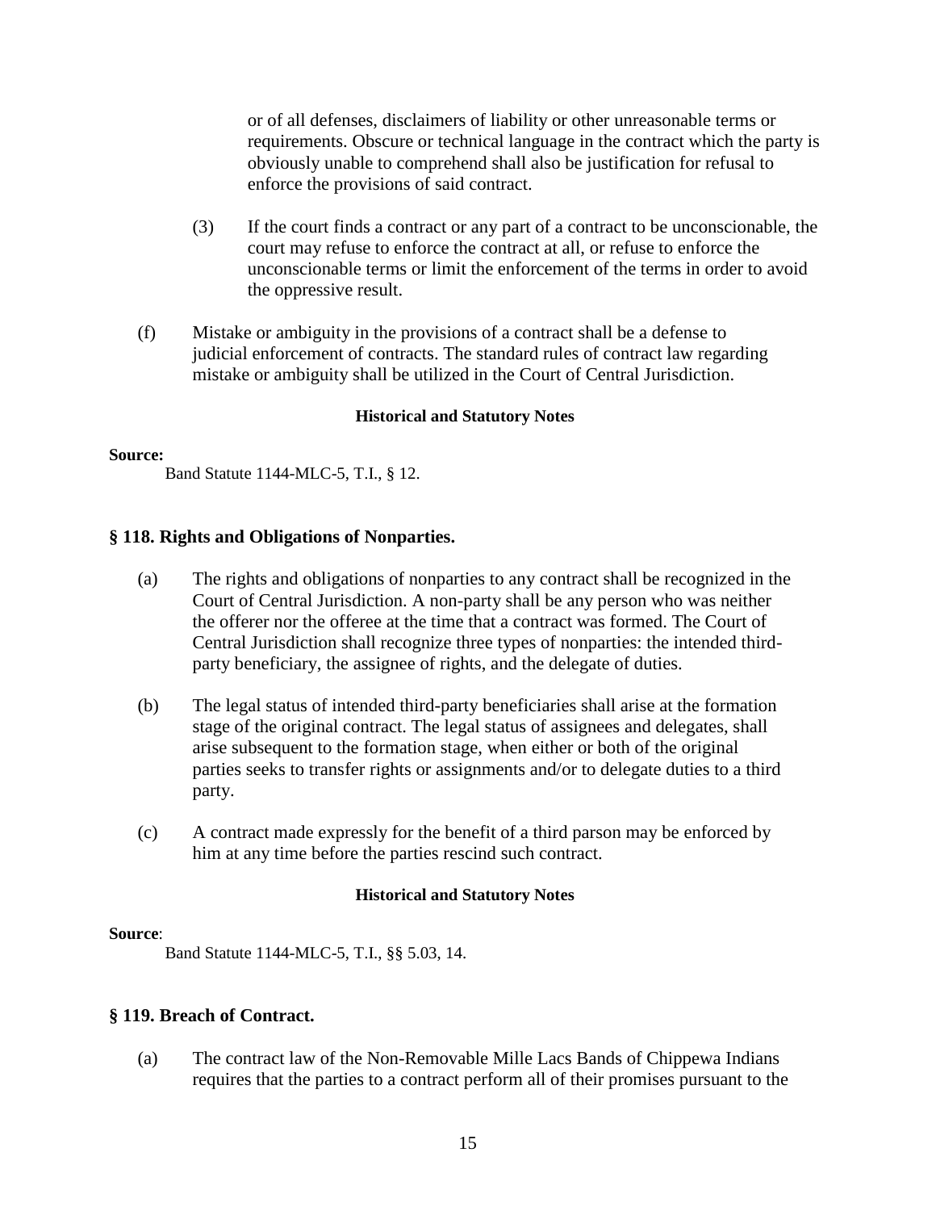or of all defenses, disclaimers of liability or other unreasonable terms or requirements. Obscure or technical language in the contract which the party is obviously unable to comprehend shall also be justification for refusal to enforce the provisions of said contract.

(3) If the court finds a contract or any part of a contract to be unconscionable, the court may refuse to enforce the contract at all, or refuse to enforce the unconscionable terms or limit the enforcement of the terms in order to avoid the oppressive result.

(f) Mistake or ambiguity in the provisions of a contract shall be a defense to judicial enforcement of contracts. The standard rules of contract law regarding mistake or ambiguity shall be utilized in the Court of Central Jurisdiction.

**Historical and Statutory Notes**

**Source:**

Band Statute 1144-MLC-5, T.I., § 12.

### § 118. Rights and Obligations of Nonparties.

(a) The rights and obligations of nonparties to any contract shall be recognized in the Court of Central Jurisdiction. A non-party shall be any person who was neither the offerer nor the offeree at the time that a contract was formed. The Court of Central Jurisdiction shall recognize three types of nonparties: the intended third-party beneficiary, the assignee of rights, and the delegate of duties.

(b) The legal status of intended third-party beneficiaries shall arise at the formation stage of the original contract. The legal status of assignees and delegates, shall arise subsequent to the formation stage, when either or both of the original parties seeks to transfer rights or assignments and/or to delegate duties to a third party.

(c) A contract made expressly for the benefit of a third parson may be enforced by him at any time before the parties rescind such contract.

**Historical and Statutory Notes**

**Source**:

Band Statute 1144-MLC-5, T.I., §§ 5.03, 14.

### § 119. Breach of Contract.

(a) The contract law of the Non-Removable Mille Lacs Bands of Chippewa Indians requires that the parties to a contract perform all of their promises pursuant to the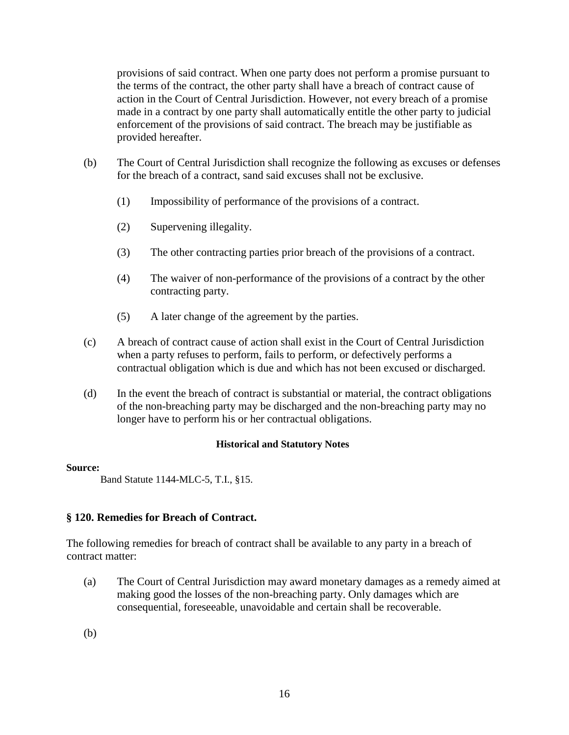provisions of said contract. When one party does not perform a promise pursuant to the terms of the contract, the other party shall have a breach of contract cause of action in the Court of Central Jurisdiction. However, not every breach of a promise made in a contract by one party shall automatically entitle the other party to judicial enforcement of the provisions of said contract. The breach may be justifiable as provided hereafter.

(b) The Court of Central Jurisdiction shall recognize the following as excuses or defenses for the breach of a contract, sand said excuses shall not be exclusive.

(1) Impossibility of performance of the provisions of a contract.

(2) Supervening illegality.

(3) The other contracting parties prior breach of the provisions of a contract.

(4) The waiver of non-performance of the provisions of a contract by the other contracting party.

(5) A later change of the agreement by the parties.

(c) A breach of contract cause of action shall exist in the Court of Central Jurisdiction when a party refuses to perform, fails to perform, or defectively performs a contractual obligation which is due and which has not been excused or discharged.

(d) In the event the breach of contract is substantial or material, the contract obligations of the non-breaching party may be discharged and the non-breaching party may no longer have to perform his or her contractual obligations.

**Historical and Statutory Notes**

**Source:**

Band Statute 1144-MLC-5, T.I., §15.

### § 120. Remedies for Breach of Contract.

The following remedies for breach of contract shall be available to any party in a breach of contract matter:

(a) The Court of Central Jurisdiction may award monetary damages as a remedy aimed at making good the losses of the non-breaching party. Only damages which are consequential, foreseeable, unavoidable and certain shall be recoverable.

(b)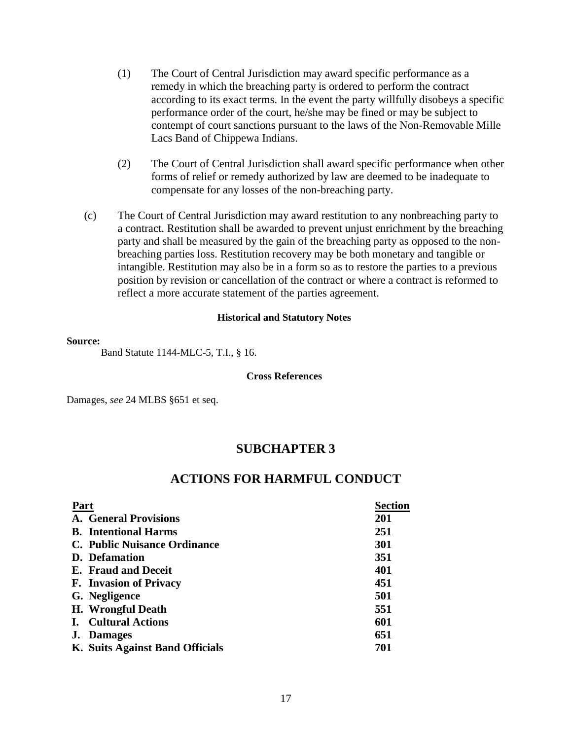(1) The Court of Central Jurisdiction may award specific performance as a remedy in which the breaching party is ordered to perform the contract according to its exact terms. In the event the party willfully disobeys a specific performance order of the court, he/she may be fined or may be subject to contempt of court sanctions pursuant to the laws of the Non-Removable Mille Lacs Band of Chippewa Indians.

(2) The Court of Central Jurisdiction shall award specific performance when other forms of relief or remedy authorized by law are deemed to be inadequate to compensate for any losses of the non-breaching party.

(c) The Court of Central Jurisdiction may award restitution to any nonbreaching party to a contract. Restitution shall be awarded to prevent unjust enrichment by the breaching party and shall be measured by the gain of the breaching party as opposed to the non-breaching parties loss. Restitution recovery may be both monetary and tangible or intangible. Restitution may also be in a form so as to restore the parties to a previous position by revision or cancellation of the contract or where a contract is reformed to reflect a more accurate statement of the parties agreement.

**Historical and Statutory Notes**

**Source:**

Band Statute 1144-MLC-5, T.I., § 16.

**Cross References**

Damages, *see* 24 MLBS §651 et seq.

## SUBCHAPTER 3

## ACTIONS FOR HARMFUL CONDUCT

| Part | Section |
|---|---|
| **A. General Provisions** | **201** |
| **B. Intentional Harms** | **251** |
| **C. Public Nuisance Ordinance** | **301** |
| **D. Defamation** | **351** |
| **E. Fraud and Deceit** | **401** |
| **F. Invasion of Privacy** | **451** |
| **G. Negligence** | **501** |
| **H. Wrongful Death** | **551** |
| **I. Cultural Actions** | **601** |
| **J. Damages** | **651** |
| **K. Suits Against Band Officials** | **701** |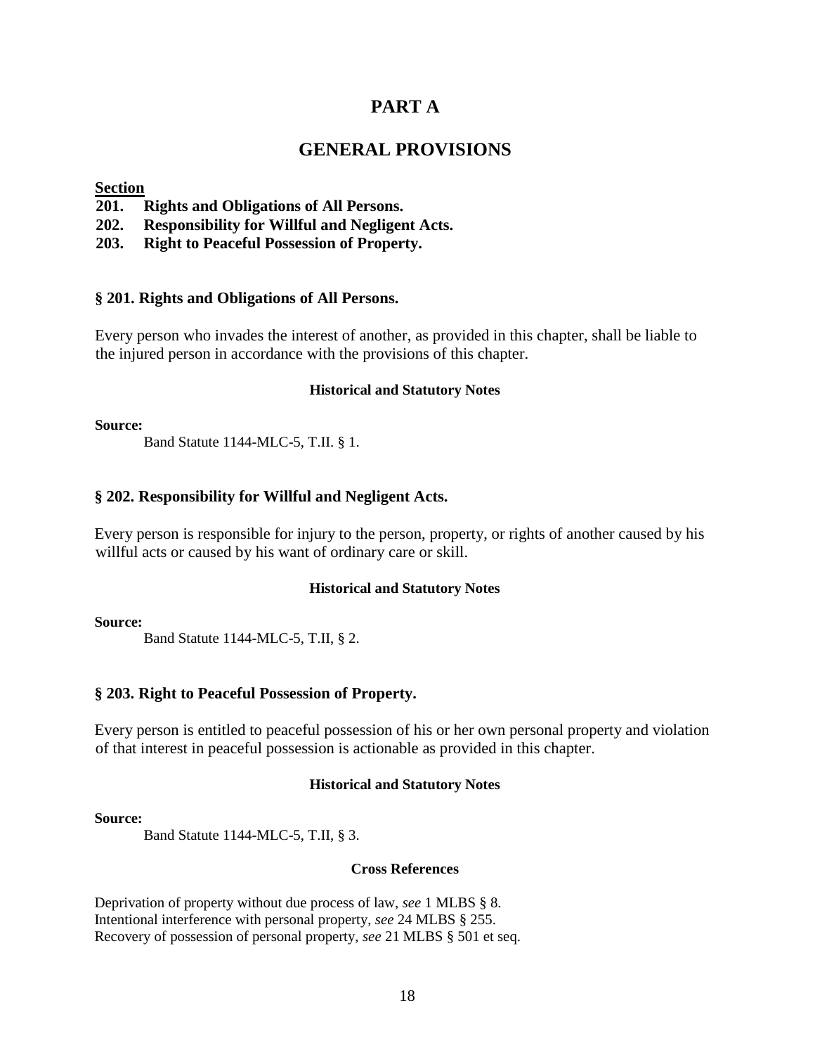# PART A

# GENERAL PROVISIONS

**Section**

**201. Rights and Obligations of All Persons.**
**202. Responsibility for Willful and Negligent Acts.**
**203. Right to Peaceful Possession of Property.**

### § 201. Rights and Obligations of All Persons.

Every person who invades the interest of another, as provided in this chapter, shall be liable to the injured person in accordance with the provisions of this chapter.

**Historical and Statutory Notes**

**Source:**

Band Statute 1144-MLC-5, T.II. § 1.

### § 202. Responsibility for Willful and Negligent Acts.

Every person is responsible for injury to the person, property, or rights of another caused by his willful acts or caused by his want of ordinary care or skill.

**Historical and Statutory Notes**

**Source:**

Band Statute 1144-MLC-5, T.II, § 2.

### § 203. Right to Peaceful Possession of Property.

Every person is entitled to peaceful possession of his or her own personal property and violation of that interest in peaceful possession is actionable as provided in this chapter.

**Historical and Statutory Notes**

**Source:**

Band Statute 1144-MLC-5, T.II, § 3.

**Cross References**

Deprivation of property without due process of law, *see* 1 MLBS § 8.
Intentional interference with personal property, *see* 24 MLBS § 255.
Recovery of possession of personal property, *see* 21 MLBS § 501 et seq.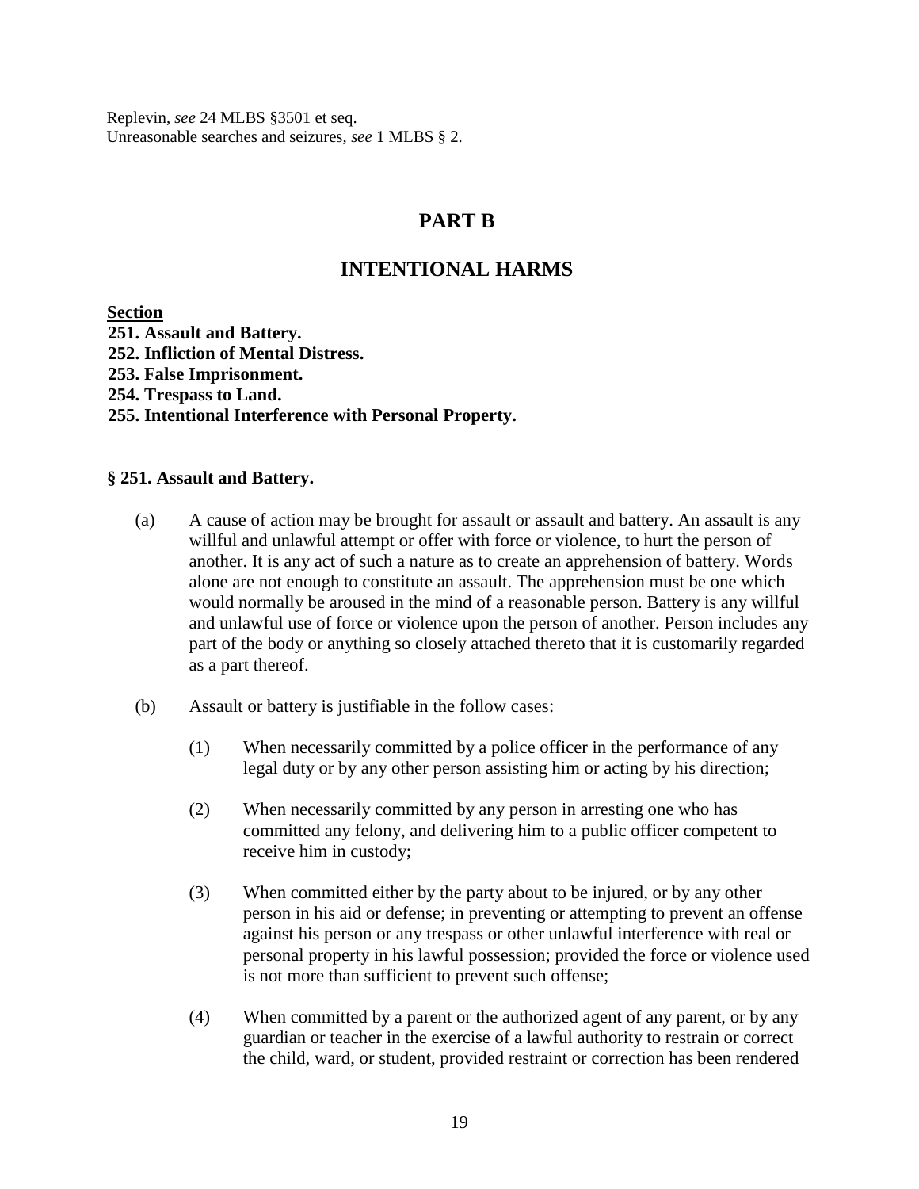Replevin, *see* 24 MLBS §3501 et seq.
Unreasonable searches and seizures, *see* 1 MLBS § 2.

# PART B

# INTENTIONAL HARMS

**Section**
**251. Assault and Battery.**
**252. Infliction of Mental Distress.**
**253. False Imprisonment.**
**254. Trespass to Land.**
**255. Intentional Interference with Personal Property.**

### § 251. Assault and Battery.

(a) A cause of action may be brought for assault or assault and battery. An assault is any willful and unlawful attempt or offer with force or violence, to hurt the person of another. It is any act of such a nature as to create an apprehension of battery. Words alone are not enough to constitute an assault. The apprehension must be one which would normally be aroused in the mind of a reasonable person. Battery is any willful and unlawful use of force or violence upon the person of another. Person includes any part of the body or anything so closely attached thereto that it is customarily regarded as a part thereof.

(b) Assault or battery is justifiable in the follow cases:

(1) When necessarily committed by a police officer in the performance of any legal duty or by any other person assisting him or acting by his direction;

(2) When necessarily committed by any person in arresting one who has committed any felony, and delivering him to a public officer competent to receive him in custody;

(3) When committed either by the party about to be injured, or by any other person in his aid or defense; in preventing or attempting to prevent an offense against his person or any trespass or other unlawful interference with real or personal property in his lawful possession; provided the force or violence used is not more than sufficient to prevent such offense;

(4) When committed by a parent or the authorized agent of any parent, or by any guardian or teacher in the exercise of a lawful authority to restrain or correct the child, ward, or student, provided restraint or correction has been rendered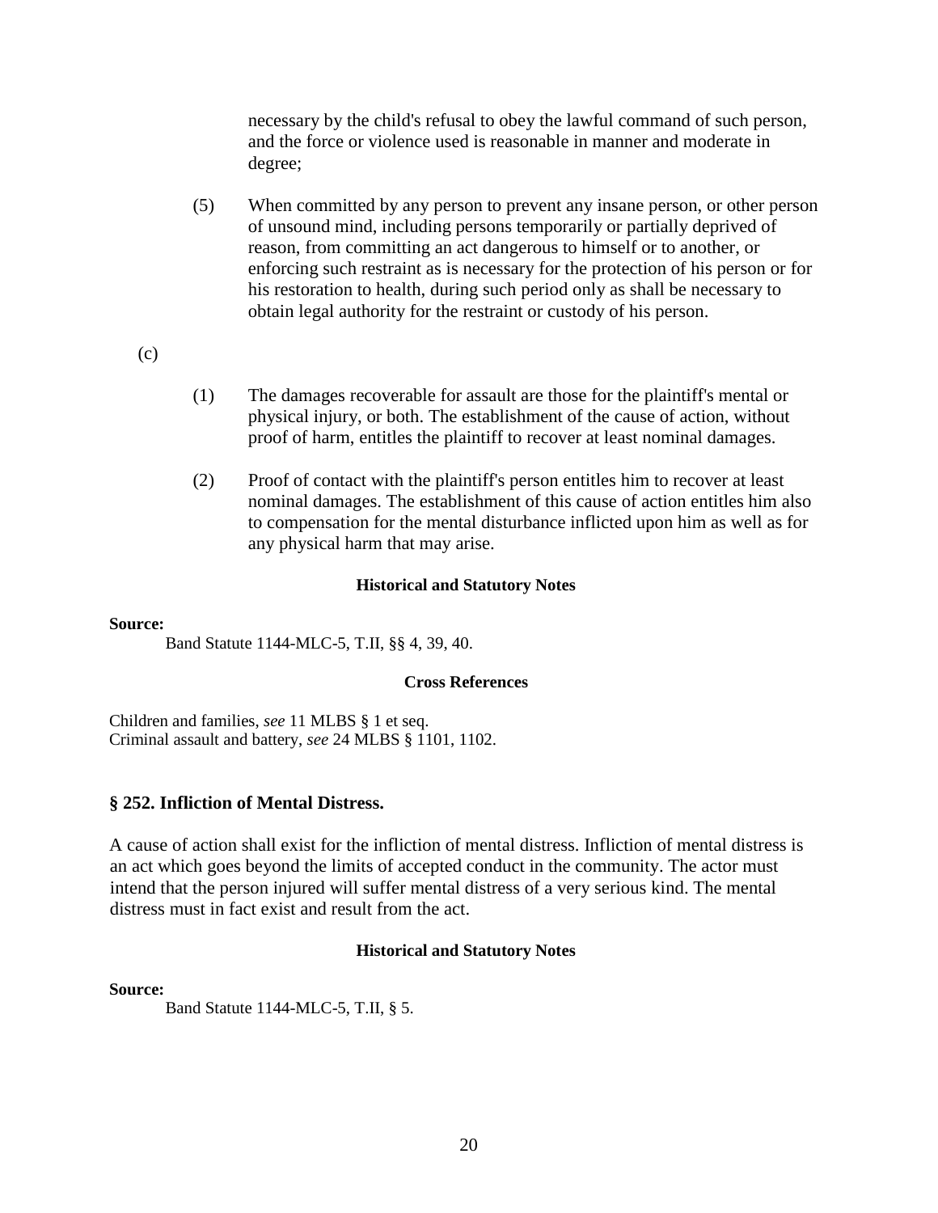necessary by the child's refusal to obey the lawful command of such person, and the force or violence used is reasonable in manner and moderate in degree;

(5) When committed by any person to prevent any insane person, or other person of unsound mind, including persons temporarily or partially deprived of reason, from committing an act dangerous to himself or to another, or enforcing such restraint as is necessary for the protection of his person or for his restoration to health, during such period only as shall be necessary to obtain legal authority for the restraint or custody of his person.

(c)

(1) The damages recoverable for assault are those for the plaintiff's mental or physical injury, or both. The establishment of the cause of action, without proof of harm, entitles the plaintiff to recover at least nominal damages.

(2) Proof of contact with the plaintiff's person entitles him to recover at least nominal damages. The establishment of this cause of action entitles him also to compensation for the mental disturbance inflicted upon him as well as for any physical harm that may arise.

**Historical and Statutory Notes**

**Source:**

Band Statute 1144-MLC-5, T.II, §§ 4, 39, 40.

**Cross References**

Children and families, *see* 11 MLBS § 1 et seq.
Criminal assault and battery, *see* 24 MLBS § 1101, 1102.

### § 252. Infliction of Mental Distress.

A cause of action shall exist for the infliction of mental distress. Infliction of mental distress is an act which goes beyond the limits of accepted conduct in the community. The actor must intend that the person injured will suffer mental distress of a very serious kind. The mental distress must in fact exist and result from the act.

**Historical and Statutory Notes**

**Source:**

Band Statute 1144-MLC-5, T.II, § 5.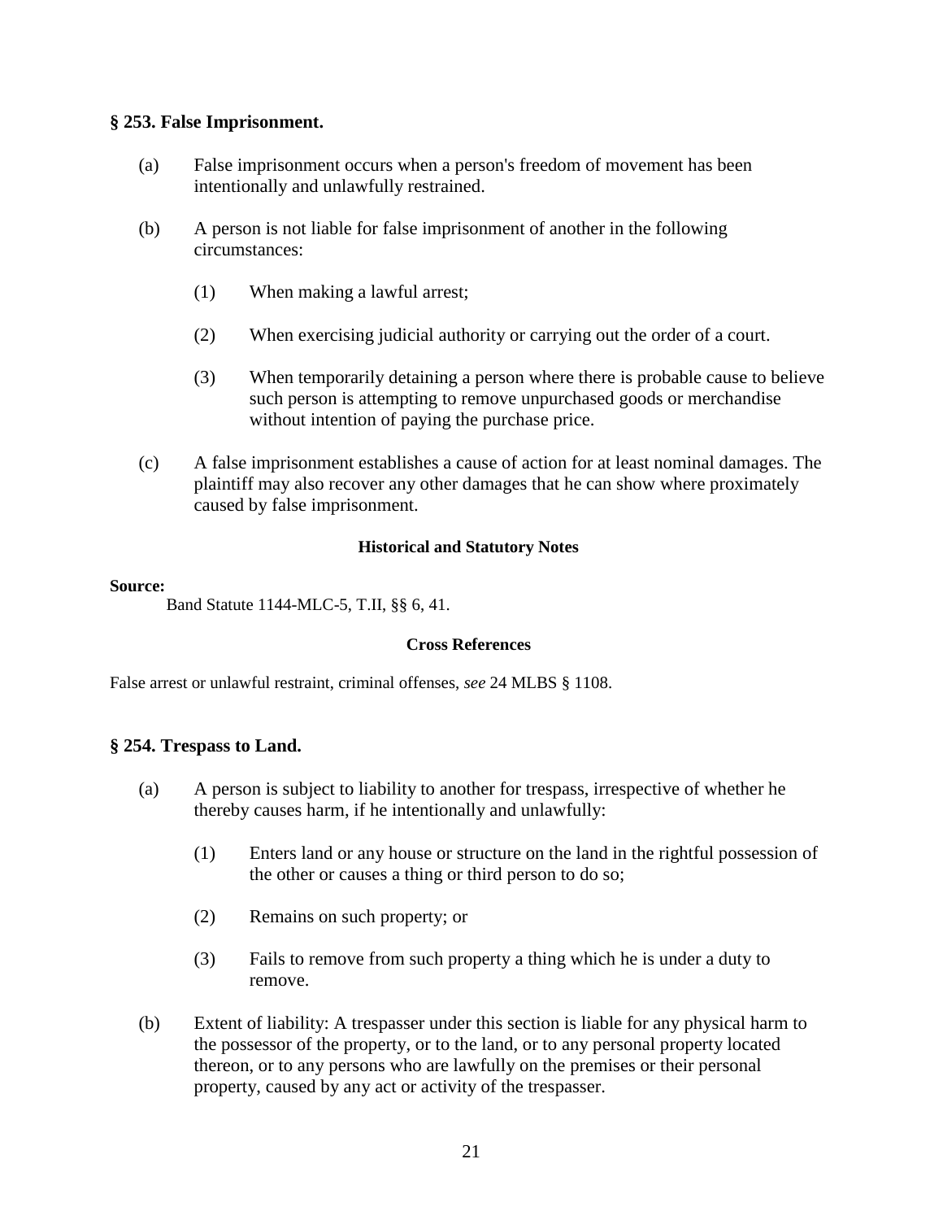### § 253. False Imprisonment.

(a) False imprisonment occurs when a person's freedom of movement has been intentionally and unlawfully restrained.

(b) A person is not liable for false imprisonment of another in the following circumstances:

(1) When making a lawful arrest;

(2) When exercising judicial authority or carrying out the order of a court.

(3) When temporarily detaining a person where there is probable cause to believe such person is attempting to remove unpurchased goods or merchandise without intention of paying the purchase price.

(c) A false imprisonment establishes a cause of action for at least nominal damages. The plaintiff may also recover any other damages that he can show where proximately caused by false imprisonment.

**Historical and Statutory Notes**

**Source:**

Band Statute 1144-MLC-5, T.II, §§ 6, 41.

**Cross References**

False arrest or unlawful restraint, criminal offenses, *see* 24 MLBS § 1108.

### § 254. Trespass to Land.

(a) A person is subject to liability to another for trespass, irrespective of whether he thereby causes harm, if he intentionally and unlawfully:

(1) Enters land or any house or structure on the land in the rightful possession of the other or causes a thing or third person to do so;

(2) Remains on such property; or

(3) Fails to remove from such property a thing which he is under a duty to remove.

(b) Extent of liability: A trespasser under this section is liable for any physical harm to the possessor of the property, or to the land, or to any personal property located thereon, or to any persons who are lawfully on the premises or their personal property, caused by any act or activity of the trespasser.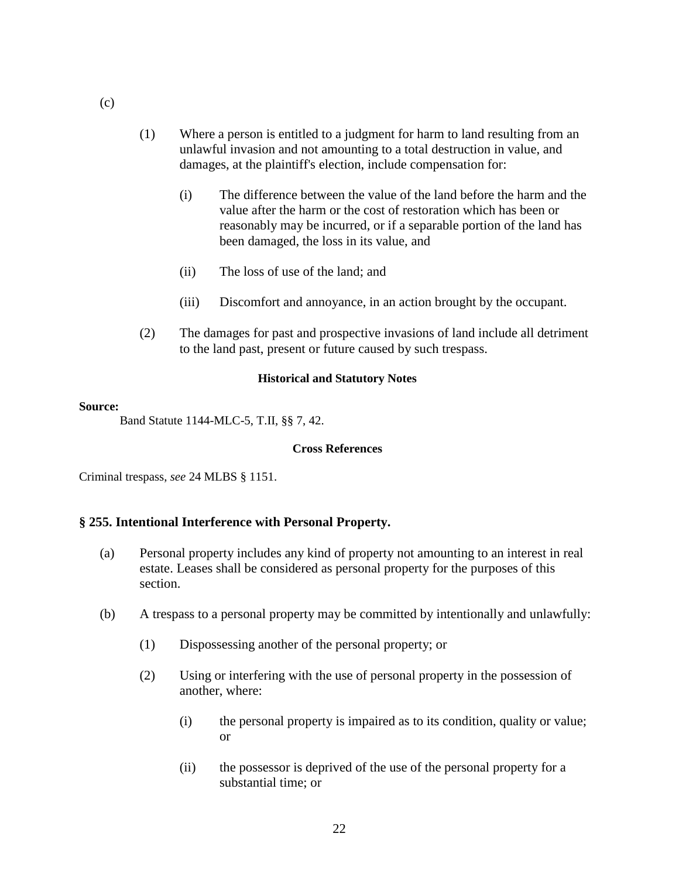(c)

(1) Where a person is entitled to a judgment for harm to land resulting from an unlawful invasion and not amounting to a total destruction in value, and damages, at the plaintiff's election, include compensation for:

(i) The difference between the value of the land before the harm and the value after the harm or the cost of restoration which has been or reasonably may be incurred, or if a separable portion of the land has been damaged, the loss in its value, and

(ii) The loss of use of the land; and

(iii) Discomfort and annoyance, in an action brought by the occupant.

(2) The damages for past and prospective invasions of land include all detriment to the land past, present or future caused by such trespass.

**Historical and Statutory Notes**

**Source:**

Band Statute 1144-MLC-5, T.II, §§ 7, 42.

**Cross References**

Criminal trespass, *see* 24 MLBS § 1151.

### § 255. Intentional Interference with Personal Property.

(a) Personal property includes any kind of property not amounting to an interest in real estate. Leases shall be considered as personal property for the purposes of this section.

(b) A trespass to a personal property may be committed by intentionally and unlawfully:

(1) Dispossessing another of the personal property; or

(2) Using or interfering with the use of personal property in the possession of another, where:

(i) the personal property is impaired as to its condition, quality or value; or

(ii) the possessor is deprived of the use of the personal property for a substantial time; or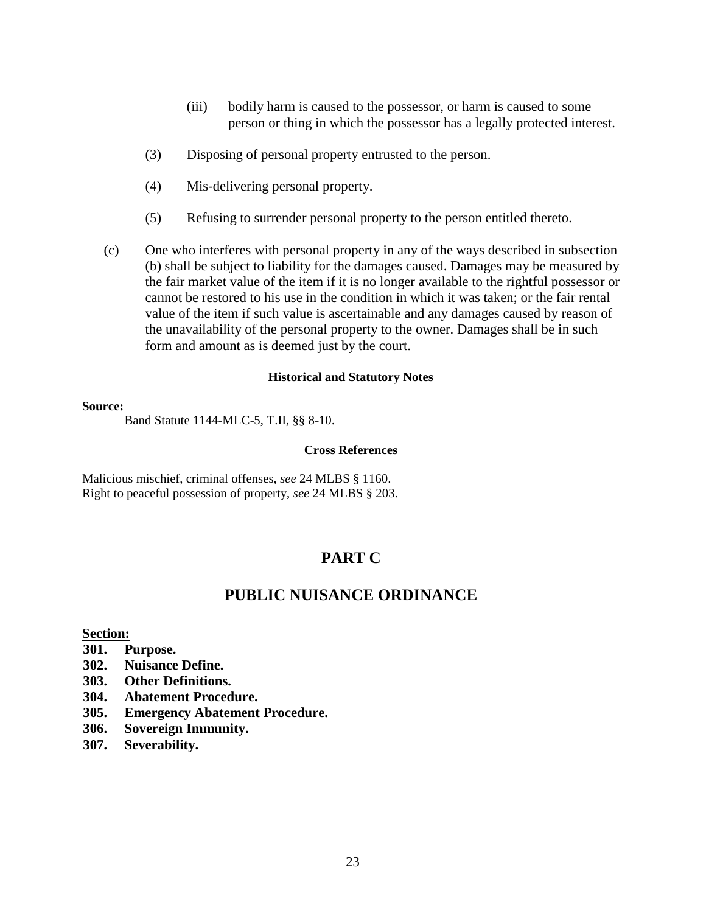(iii) bodily harm is caused to the possessor, or harm is caused to some person or thing in which the possessor has a legally protected interest.

(3) Disposing of personal property entrusted to the person.

(4) Mis-delivering personal property.

(5) Refusing to surrender personal property to the person entitled thereto.

(c) One who interferes with personal property in any of the ways described in subsection (b) shall be subject to liability for the damages caused. Damages may be measured by the fair market value of the item if it is no longer available to the rightful possessor or cannot be restored to his use in the condition in which it was taken; or the fair rental value of the item if such value is ascertainable and any damages caused by reason of the unavailability of the personal property to the owner. Damages shall be in such form and amount as is deemed just by the court.

**Historical and Statutory Notes**

**Source:**

Band Statute 1144-MLC-5, T.II, §§ 8-10.

**Cross References**

Malicious mischief, criminal offenses, *see* 24 MLBS § 1160.
Right to peaceful possession of property, *see* 24 MLBS § 203.

## PART C

## PUBLIC NUISANCE ORDINANCE

**Section:**

**301. Purpose.**
**302. Nuisance Define.**
**303. Other Definitions.**
**304. Abatement Procedure.**
**305. Emergency Abatement Procedure.**
**306. Sovereign Immunity.**
**307. Severability.**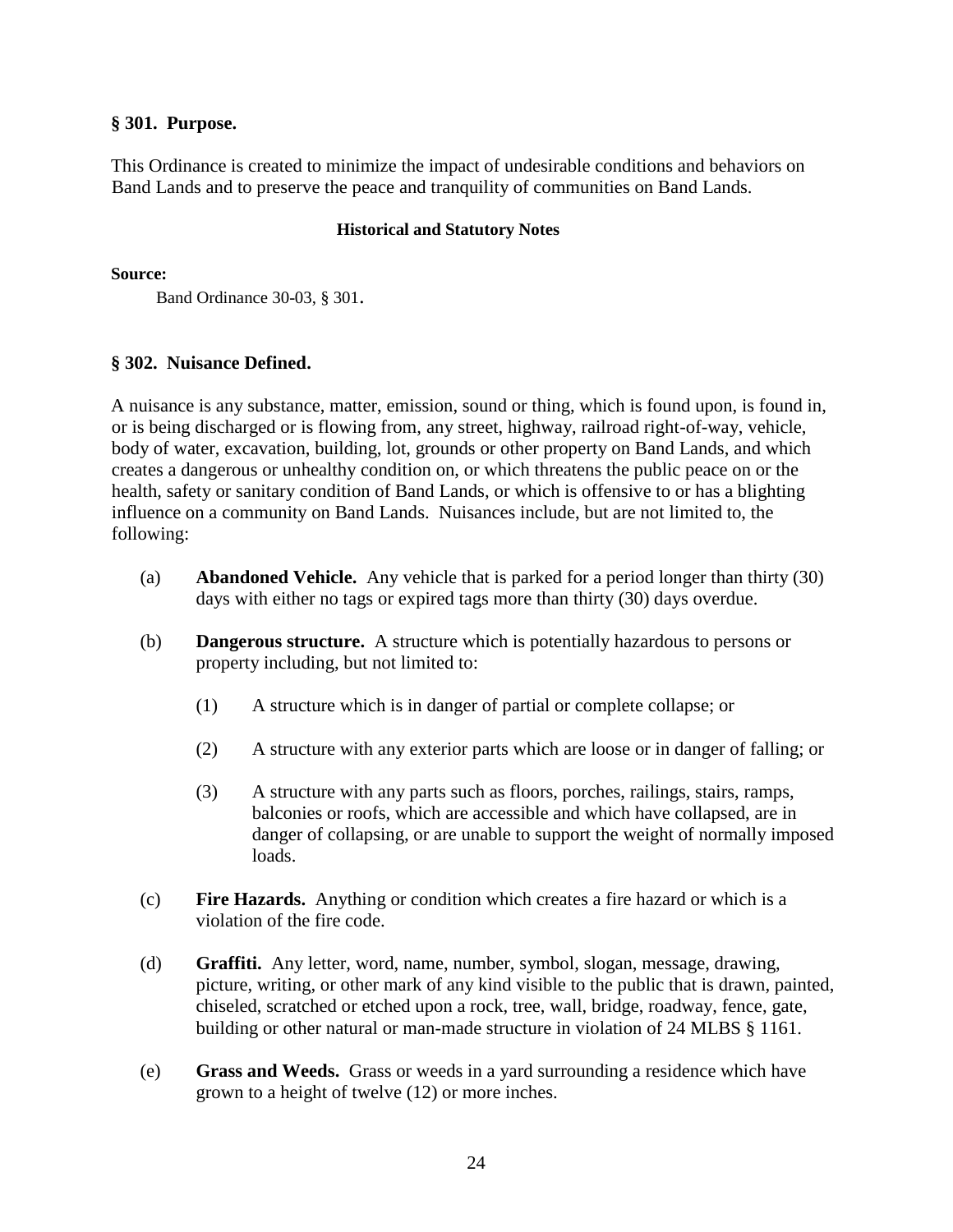**§ 301. Purpose.**

This Ordinance is created to minimize the impact of undesirable conditions and behaviors on Band Lands and to preserve the peace and tranquility of communities on Band Lands.

**Historical and Statutory Notes**

**Source:**

Band Ordinance 30-03, § 301.

**§ 302. Nuisance Defined.**

A nuisance is any substance, matter, emission, sound or thing, which is found upon, is found in, or is being discharged or is flowing from, any street, highway, railroad right-of-way, vehicle, body of water, excavation, building, lot, grounds or other property on Band Lands, and which creates a dangerous or unhealthy condition on, or which threatens the public peace on or the health, safety or sanitary condition of Band Lands, or which is offensive to or has a blighting influence on a community on Band Lands. Nuisances include, but are not limited to, the following:

(a) **Abandoned Vehicle.** Any vehicle that is parked for a period longer than thirty (30) days with either no tags or expired tags more than thirty (30) days overdue.

(b) **Dangerous structure.** A structure which is potentially hazardous to persons or property including, but not limited to:

(1) A structure which is in danger of partial or complete collapse; or

(2) A structure with any exterior parts which are loose or in danger of falling; or

(3) A structure with any parts such as floors, porches, railings, stairs, ramps, balconies or roofs, which are accessible and which have collapsed, are in danger of collapsing, or are unable to support the weight of normally imposed loads.

(c) **Fire Hazards.** Anything or condition which creates a fire hazard or which is a violation of the fire code.

(d) **Graffiti.** Any letter, word, name, number, symbol, slogan, message, drawing, picture, writing, or other mark of any kind visible to the public that is drawn, painted, chiseled, scratched or etched upon a rock, tree, wall, bridge, roadway, fence, gate, building or other natural or man-made structure in violation of 24 MLBS § 1161.

(e) **Grass and Weeds.** Grass or weeds in a yard surrounding a residence which have grown to a height of twelve (12) or more inches.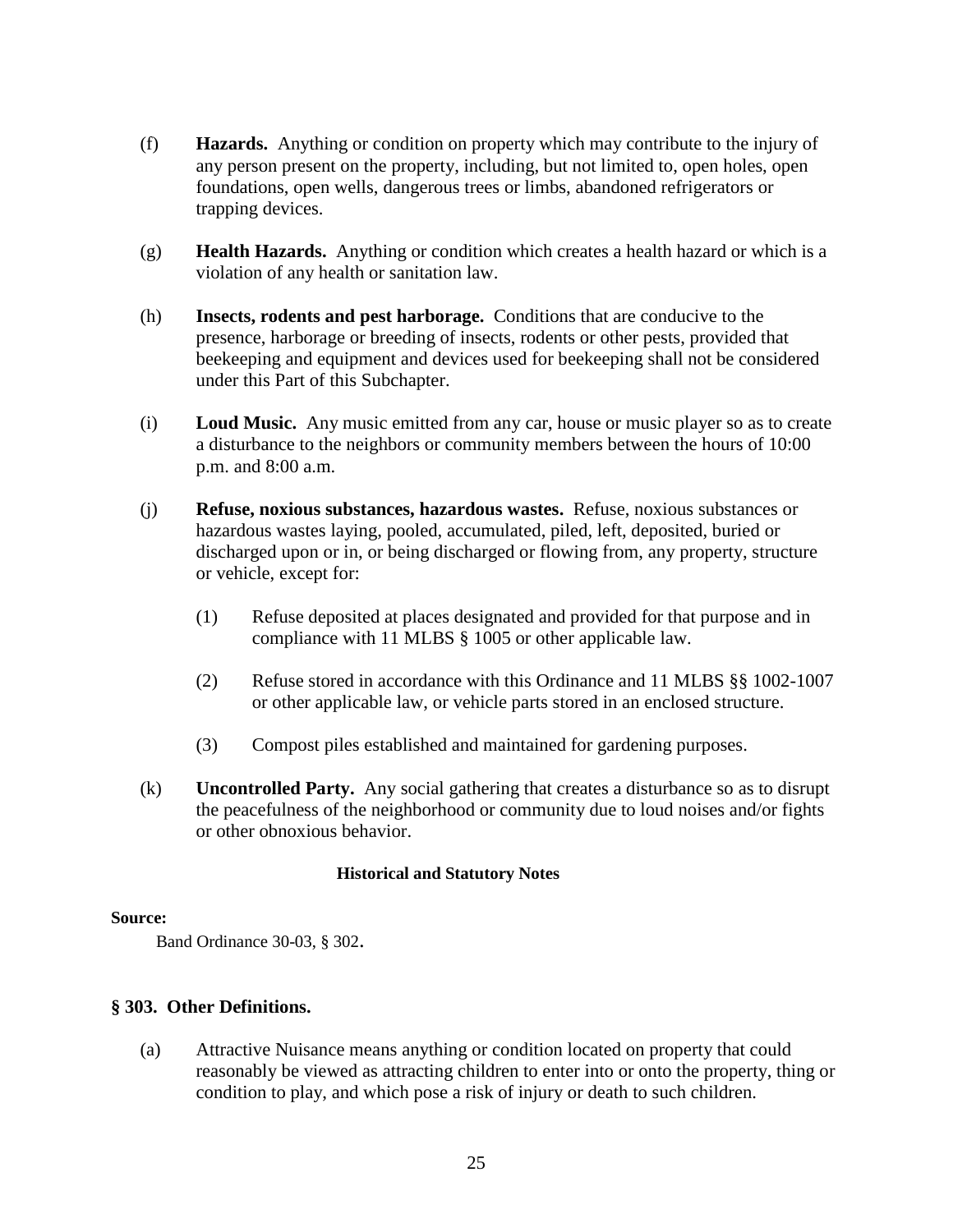(f) **Hazards.** Anything or condition on property which may contribute to the injury of any person present on the property, including, but not limited to, open holes, open foundations, open wells, dangerous trees or limbs, abandoned refrigerators or trapping devices.

(g) **Health Hazards.** Anything or condition which creates a health hazard or which is a violation of any health or sanitation law.

(h) **Insects, rodents and pest harborage.** Conditions that are conducive to the presence, harborage or breeding of insects, rodents or other pests, provided that beekeeping and equipment and devices used for beekeeping shall not be considered under this Part of this Subchapter.

(i) **Loud Music.** Any music emitted from any car, house or music player so as to create a disturbance to the neighbors or community members between the hours of 10:00 p.m. and 8:00 a.m.

(j) **Refuse, noxious substances, hazardous wastes.** Refuse, noxious substances or hazardous wastes laying, pooled, accumulated, piled, left, deposited, buried or discharged upon or in, or being discharged or flowing from, any property, structure or vehicle, except for:

   (1) Refuse deposited at places designated and provided for that purpose and in compliance with 11 MLBS § 1005 or other applicable law.

   (2) Refuse stored in accordance with this Ordinance and 11 MLBS §§ 1002-1007 or other applicable law, or vehicle parts stored in an enclosed structure.

   (3) Compost piles established and maintained for gardening purposes.

(k) **Uncontrolled Party.** Any social gathering that creates a disturbance so as to disrupt the peacefulness of the neighborhood or community due to loud noises and/or fights or other obnoxious behavior.

**Historical and Statutory Notes**

**Source:**

Band Ordinance 30-03, § 302.

### § 303. Other Definitions.

(a) Attractive Nuisance means anything or condition located on property that could reasonably be viewed as attracting children to enter into or onto the property, thing or condition to play, and which pose a risk of injury or death to such children.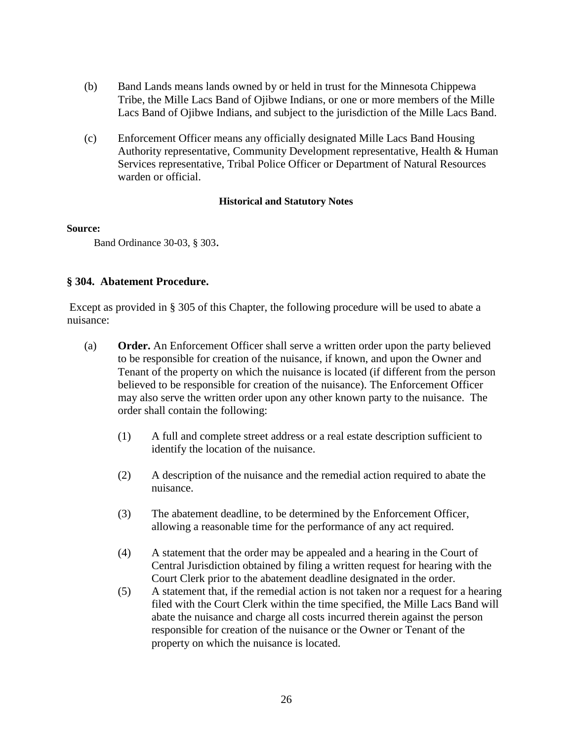(b) Band Lands means lands owned by or held in trust for the Minnesota Chippewa Tribe, the Mille Lacs Band of Ojibwe Indians, or one or more members of the Mille Lacs Band of Ojibwe Indians, and subject to the jurisdiction of the Mille Lacs Band.

(c) Enforcement Officer means any officially designated Mille Lacs Band Housing Authority representative, Community Development representative, Health & Human Services representative, Tribal Police Officer or Department of Natural Resources warden or official.

**Historical and Statutory Notes**

**Source:**

Band Ordinance 30-03, § 303.

### § 304. Abatement Procedure.

Except as provided in § 305 of this Chapter, the following procedure will be used to abate a nuisance:

(a) **Order.** An Enforcement Officer shall serve a written order upon the party believed to be responsible for creation of the nuisance, if known, and upon the Owner and Tenant of the property on which the nuisance is located (if different from the person believed to be responsible for creation of the nuisance). The Enforcement Officer may also serve the written order upon any other known party to the nuisance. The order shall contain the following:

(1) A full and complete street address or a real estate description sufficient to identify the location of the nuisance.

(2) A description of the nuisance and the remedial action required to abate the nuisance.

(3) The abatement deadline, to be determined by the Enforcement Officer, allowing a reasonable time for the performance of any act required.

(4) A statement that the order may be appealed and a hearing in the Court of Central Jurisdiction obtained by filing a written request for hearing with the Court Clerk prior to the abatement deadline designated in the order.

(5) A statement that, if the remedial action is not taken nor a request for a hearing filed with the Court Clerk within the time specified, the Mille Lacs Band will abate the nuisance and charge all costs incurred therein against the person responsible for creation of the nuisance or the Owner or Tenant of the property on which the nuisance is located.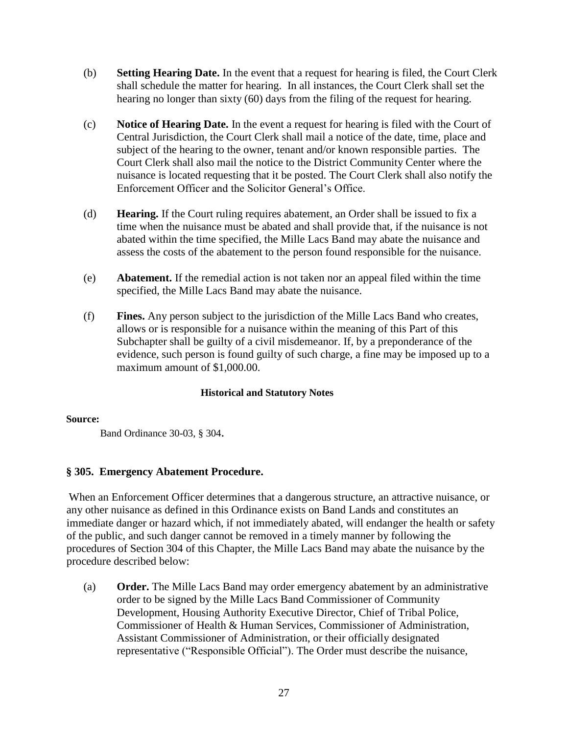(b) **Setting Hearing Date.** In the event that a request for hearing is filed, the Court Clerk shall schedule the matter for hearing. In all instances, the Court Clerk shall set the hearing no longer than sixty (60) days from the filing of the request for hearing.

(c) **Notice of Hearing Date.** In the event a request for hearing is filed with the Court of Central Jurisdiction, the Court Clerk shall mail a notice of the date, time, place and subject of the hearing to the owner, tenant and/or known responsible parties. The Court Clerk shall also mail the notice to the District Community Center where the nuisance is located requesting that it be posted. The Court Clerk shall also notify the Enforcement Officer and the Solicitor General's Office.

(d) **Hearing.** If the Court ruling requires abatement, an Order shall be issued to fix a time when the nuisance must be abated and shall provide that, if the nuisance is not abated within the time specified, the Mille Lacs Band may abate the nuisance and assess the costs of the abatement to the person found responsible for the nuisance.

(e) **Abatement.** If the remedial action is not taken nor an appeal filed within the time specified, the Mille Lacs Band may abate the nuisance.

(f) **Fines.** Any person subject to the jurisdiction of the Mille Lacs Band who creates, allows or is responsible for a nuisance within the meaning of this Part of this Subchapter shall be guilty of a civil misdemeanor. If, by a preponderance of the evidence, such person is found guilty of such charge, a fine may be imposed up to a maximum amount of $1,000.00.

**Historical and Statutory Notes**

**Source:**

Band Ordinance 30-03, § 304.

### § 305. Emergency Abatement Procedure.

When an Enforcement Officer determines that a dangerous structure, an attractive nuisance, or any other nuisance as defined in this Ordinance exists on Band Lands and constitutes an immediate danger or hazard which, if not immediately abated, will endanger the health or safety of the public, and such danger cannot be removed in a timely manner by following the procedures of Section 304 of this Chapter, the Mille Lacs Band may abate the nuisance by the procedure described below:

(a) **Order.** The Mille Lacs Band may order emergency abatement by an administrative order to be signed by the Mille Lacs Band Commissioner of Community Development, Housing Authority Executive Director, Chief of Tribal Police, Commissioner of Health & Human Services, Commissioner of Administration, Assistant Commissioner of Administration, or their officially designated representative ("Responsible Official"). The Order must describe the nuisance,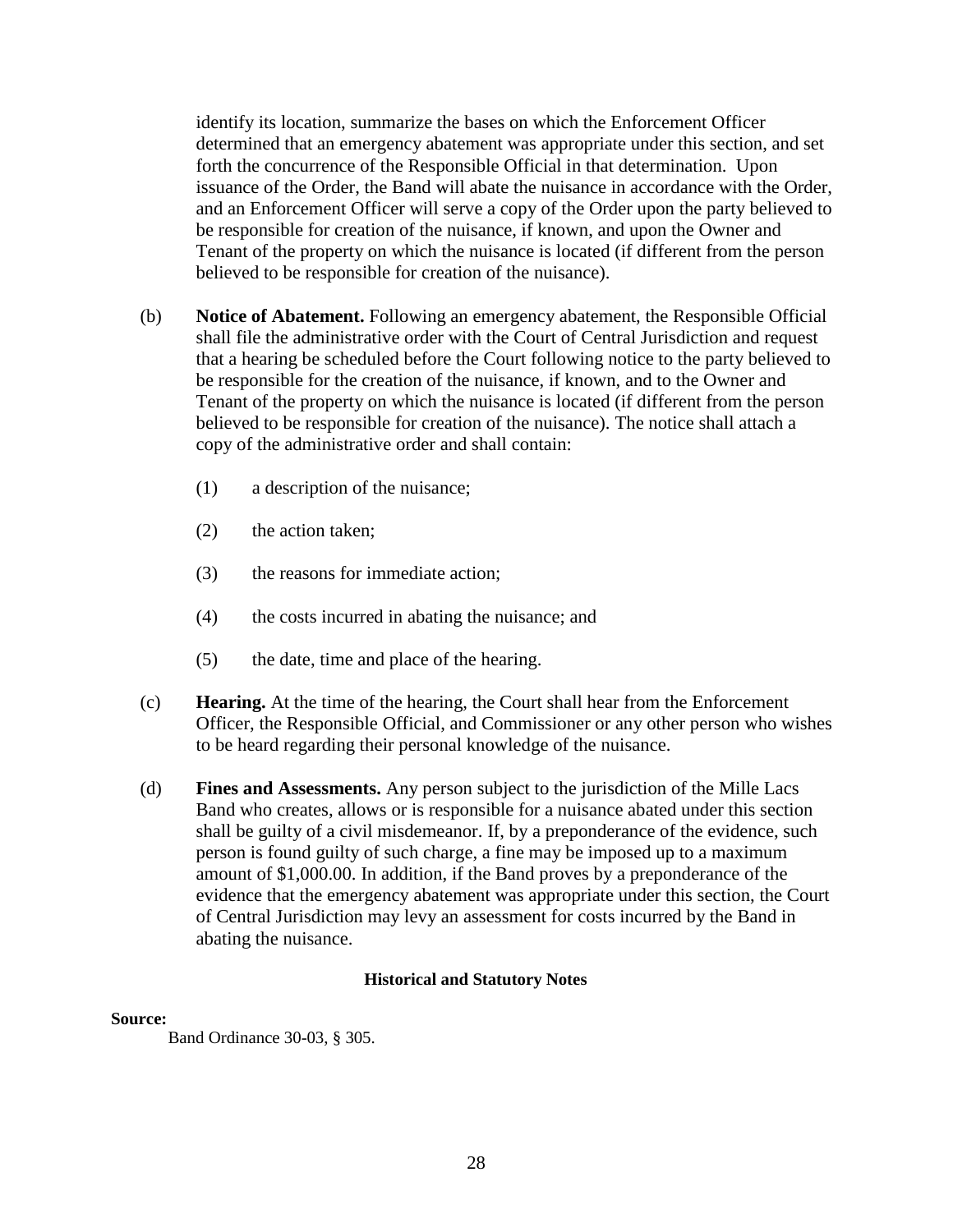identify its location, summarize the bases on which the Enforcement Officer determined that an emergency abatement was appropriate under this section, and set forth the concurrence of the Responsible Official in that determination. Upon issuance of the Order, the Band will abate the nuisance in accordance with the Order, and an Enforcement Officer will serve a copy of the Order upon the party believed to be responsible for creation of the nuisance, if known, and upon the Owner and Tenant of the property on which the nuisance is located (if different from the person believed to be responsible for creation of the nuisance).

(b) **Notice of Abatement.** Following an emergency abatement, the Responsible Official shall file the administrative order with the Court of Central Jurisdiction and request that a hearing be scheduled before the Court following notice to the party believed to be responsible for the creation of the nuisance, if known, and to the Owner and Tenant of the property on which the nuisance is located (if different from the person believed to be responsible for creation of the nuisance). The notice shall attach a copy of the administrative order and shall contain:

(1) a description of the nuisance;

(2) the action taken;

(3) the reasons for immediate action;

(4) the costs incurred in abating the nuisance; and

(5) the date, time and place of the hearing.

(c) **Hearing.** At the time of the hearing, the Court shall hear from the Enforcement Officer, the Responsible Official, and Commissioner or any other person who wishes to be heard regarding their personal knowledge of the nuisance.

(d) **Fines and Assessments.** Any person subject to the jurisdiction of the Mille Lacs Band who creates, allows or is responsible for a nuisance abated under this section shall be guilty of a civil misdemeanor. If, by a preponderance of the evidence, such person is found guilty of such charge, a fine may be imposed up to a maximum amount of $1,000.00. In addition, if the Band proves by a preponderance of the evidence that the emergency abatement was appropriate under this section, the Court of Central Jurisdiction may levy an assessment for costs incurred by the Band in abating the nuisance.

**Historical and Statutory Notes**

**Source:**

Band Ordinance 30-03, § 305.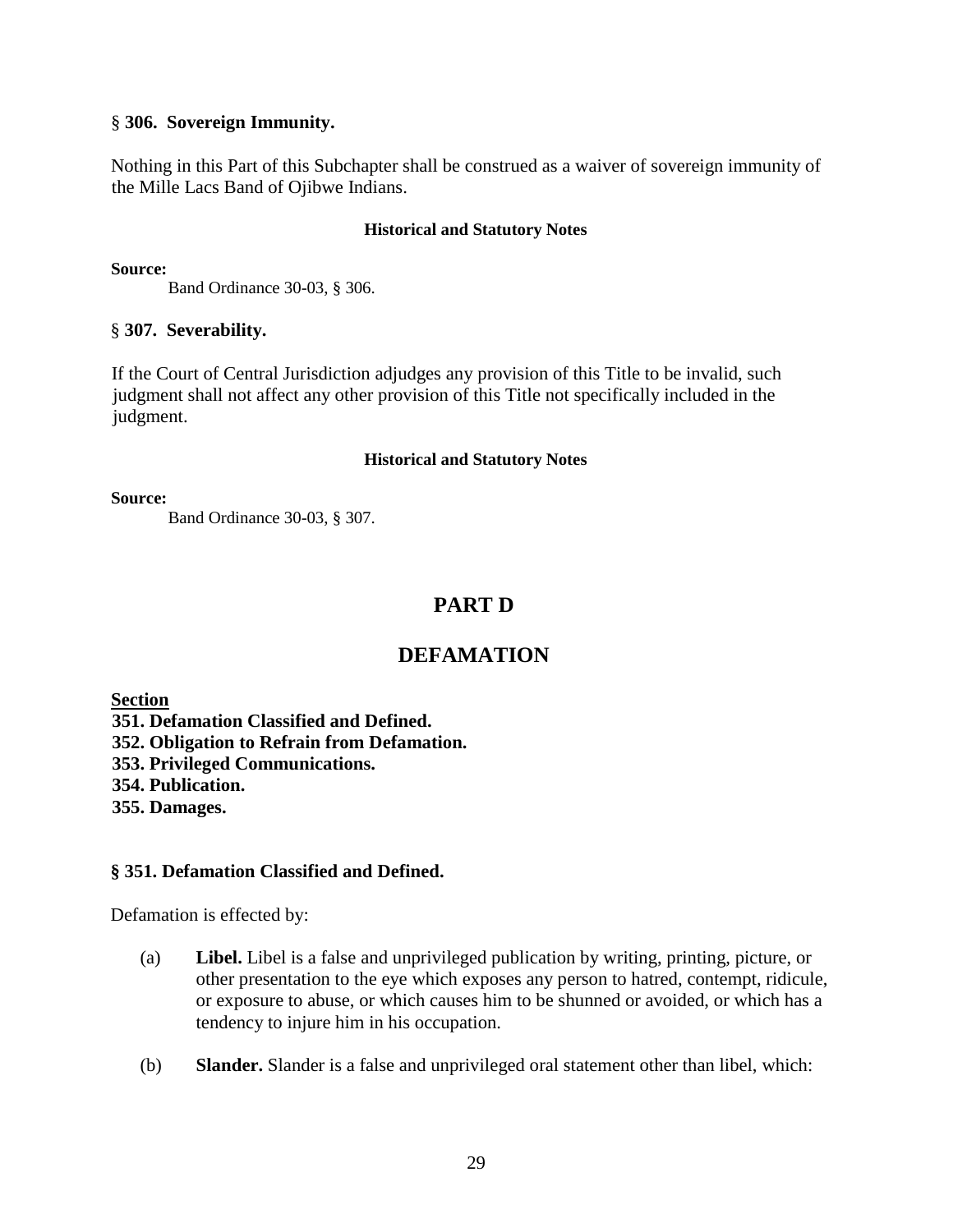### § 306. Sovereign Immunity.

Nothing in this Part of this Subchapter shall be construed as a waiver of sovereign immunity of the Mille Lacs Band of Ojibwe Indians.

**Historical and Statutory Notes**

**Source:**

Band Ordinance 30-03, § 306.

### § 307. Severability.

If the Court of Central Jurisdiction adjudges any provision of this Title to be invalid, such judgment shall not affect any other provision of this Title not specifically included in the judgment.

**Historical and Statutory Notes**

**Source:**

Band Ordinance 30-03, § 307.

## PART D

## DEFAMATION

**Section**

**351. Defamation Classified and Defined.**
**352. Obligation to Refrain from Defamation.**
**353. Privileged Communications.**
**354. Publication.**
**355. Damages.**

### § 351. Defamation Classified and Defined.

Defamation is effected by:

(a) **Libel.** Libel is a false and unprivileged publication by writing, printing, picture, or other presentation to the eye which exposes any person to hatred, contempt, ridicule, or exposure to abuse, or which causes him to be shunned or avoided, or which has a tendency to injure him in his occupation.

(b) **Slander.** Slander is a false and unprivileged oral statement other than libel, which: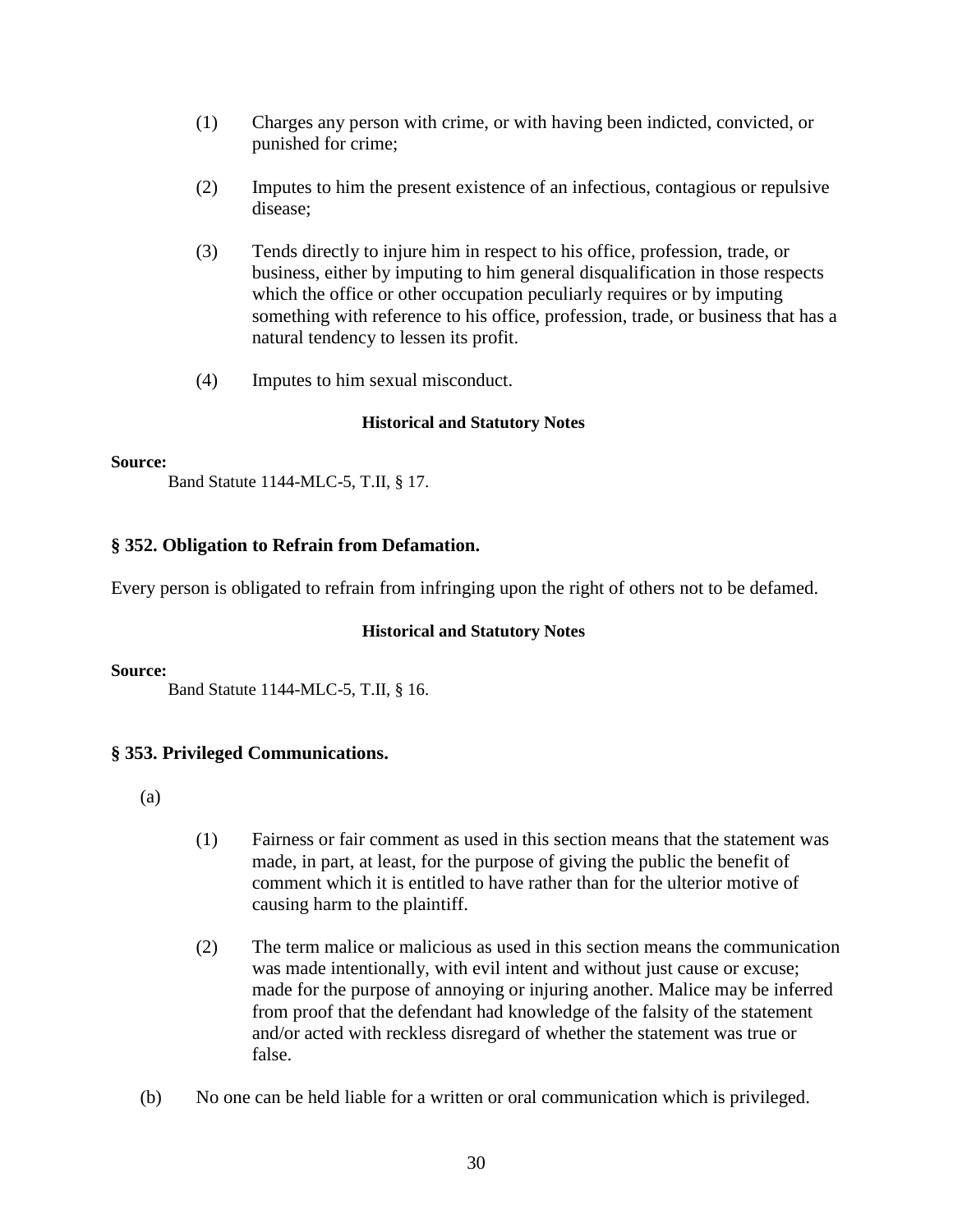(1) Charges any person with crime, or with having been indicted, convicted, or punished for crime;

(2) Imputes to him the present existence of an infectious, contagious or repulsive disease;

(3) Tends directly to injure him in respect to his office, profession, trade, or business, either by imputing to him general disqualification in those respects which the office or other occupation peculiarly requires or by imputing something with reference to his office, profession, trade, or business that has a natural tendency to lessen its profit.

(4) Imputes to him sexual misconduct.

**Historical and Statutory Notes**

**Source:**

Band Statute 1144-MLC-5, T.II, § 17.

### § 352. Obligation to Refrain from Defamation.

Every person is obligated to refrain from infringing upon the right of others not to be defamed.

**Historical and Statutory Notes**

**Source:**

Band Statute 1144-MLC-5, T.II, § 16.

### § 353. Privileged Communications.

(a)

(1) Fairness or fair comment as used in this section means that the statement was made, in part, at least, for the purpose of giving the public the benefit of comment which it is entitled to have rather than for the ulterior motive of causing harm to the plaintiff.

(2) The term malice or malicious as used in this section means the communication was made intentionally, with evil intent and without just cause or excuse; made for the purpose of annoying or injuring another. Malice may be inferred from proof that the defendant had knowledge of the falsity of the statement and/or acted with reckless disregard of whether the statement was true or false.

(b) No one can be held liable for a written or oral communication which is privileged.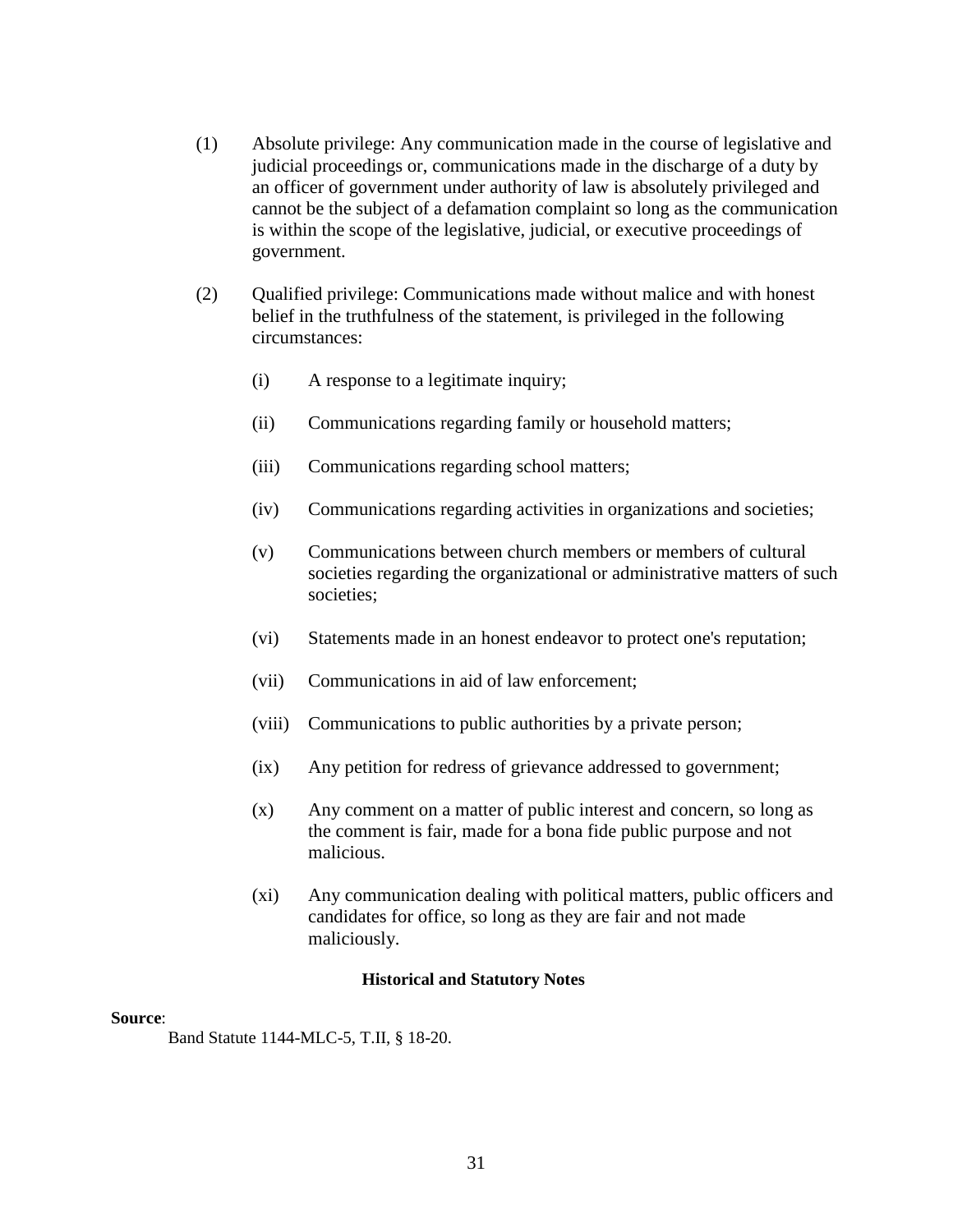(1) Absolute privilege: Any communication made in the course of legislative and judicial proceedings or, communications made in the discharge of a duty by an officer of government under authority of law is absolutely privileged and cannot be the subject of a defamation complaint so long as the communication is within the scope of the legislative, judicial, or executive proceedings of government.

(2) Qualified privilege: Communications made without malice and with honest belief in the truthfulness of the statement, is privileged in the following circumstances:

(i) A response to a legitimate inquiry;

(ii) Communications regarding family or household matters;

(iii) Communications regarding school matters;

(iv) Communications regarding activities in organizations and societies;

(v) Communications between church members or members of cultural societies regarding the organizational or administrative matters of such societies;

(vi) Statements made in an honest endeavor to protect one's reputation;

(vii) Communications in aid of law enforcement;

(viii) Communications to public authorities by a private person;

(ix) Any petition for redress of grievance addressed to government;

(x) Any comment on a matter of public interest and concern, so long as the comment is fair, made for a bona fide public purpose and not malicious.

(xi) Any communication dealing with political matters, public officers and candidates for office, so long as they are fair and not made maliciously.

**Historical and Statutory Notes**

**Source**:

Band Statute 1144-MLC-5, T.II, § 18-20.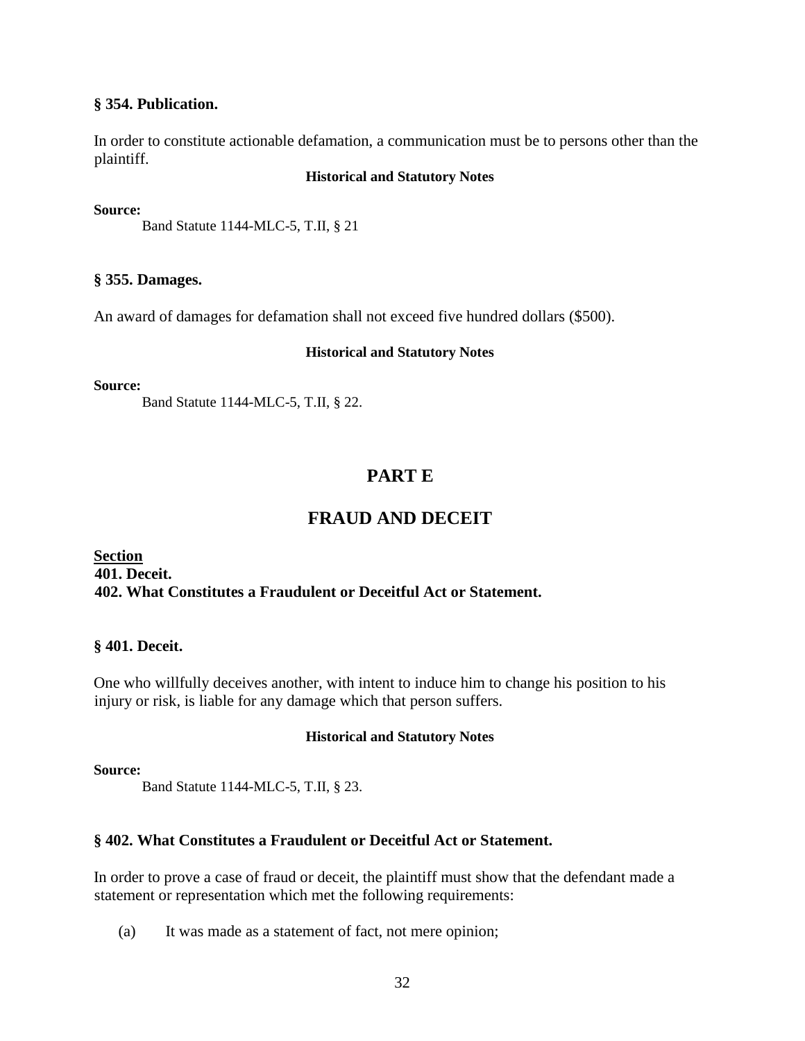### § 354. Publication.

In order to constitute actionable defamation, a communication must be to persons other than the plaintiff.

**Historical and Statutory Notes**

**Source:**

Band Statute 1144-MLC-5, T.II, § 21

### § 355. Damages.

An award of damages for defamation shall not exceed five hundred dollars ($500).

**Historical and Statutory Notes**

**Source:**

Band Statute 1144-MLC-5, T.II, § 22.

## PART E

## FRAUD AND DECEIT

**Section**
**401. Deceit.**
**402. What Constitutes a Fraudulent or Deceitful Act or Statement.**

### § 401. Deceit.

One who willfully deceives another, with intent to induce him to change his position to his injury or risk, is liable for any damage which that person suffers.

**Historical and Statutory Notes**

**Source:**

Band Statute 1144-MLC-5, T.II, § 23.

### § 402. What Constitutes a Fraudulent or Deceitful Act or Statement.

In order to prove a case of fraud or deceit, the plaintiff must show that the defendant made a statement or representation which met the following requirements:

(a) It was made as a statement of fact, not mere opinion;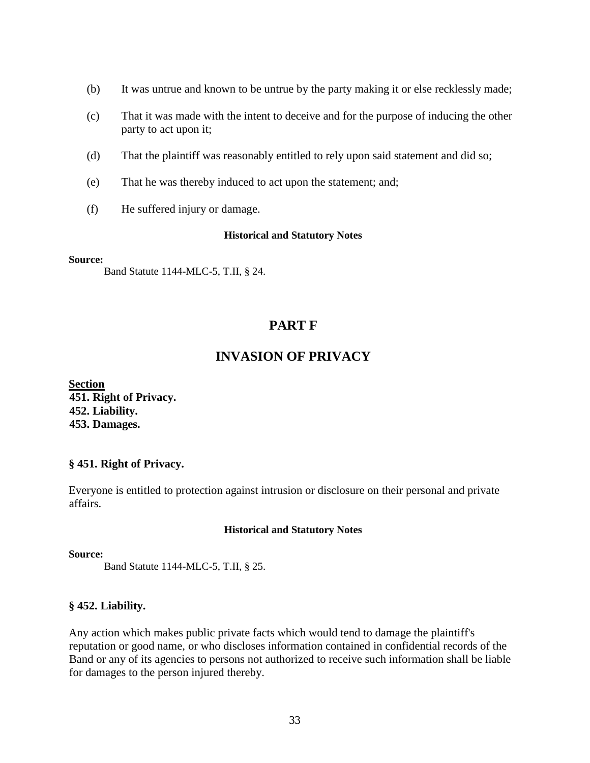(b) It was untrue and known to be untrue by the party making it or else recklessly made;

(c) That it was made with the intent to deceive and for the purpose of inducing the other party to act upon it;

(d) That the plaintiff was reasonably entitled to rely upon said statement and did so;

(e) That he was thereby induced to act upon the statement; and;

(f) He suffered injury or damage.

**Historical and Statutory Notes**

**Source:**

Band Statute 1144-MLC-5, T.II, § 24.

# PART F

# INVASION OF PRIVACY

**Section**

**451. Right of Privacy.**
**452. Liability.**
**453. Damages.**

### § 451. Right of Privacy.

Everyone is entitled to protection against intrusion or disclosure on their personal and private affairs.

**Historical and Statutory Notes**

**Source:**

Band Statute 1144-MLC-5, T.II, § 25.

### § 452. Liability.

Any action which makes public private facts which would tend to damage the plaintiff's reputation or good name, or who discloses information contained in confidential records of the Band or any of its agencies to persons not authorized to receive such information shall be liable for damages to the person injured thereby.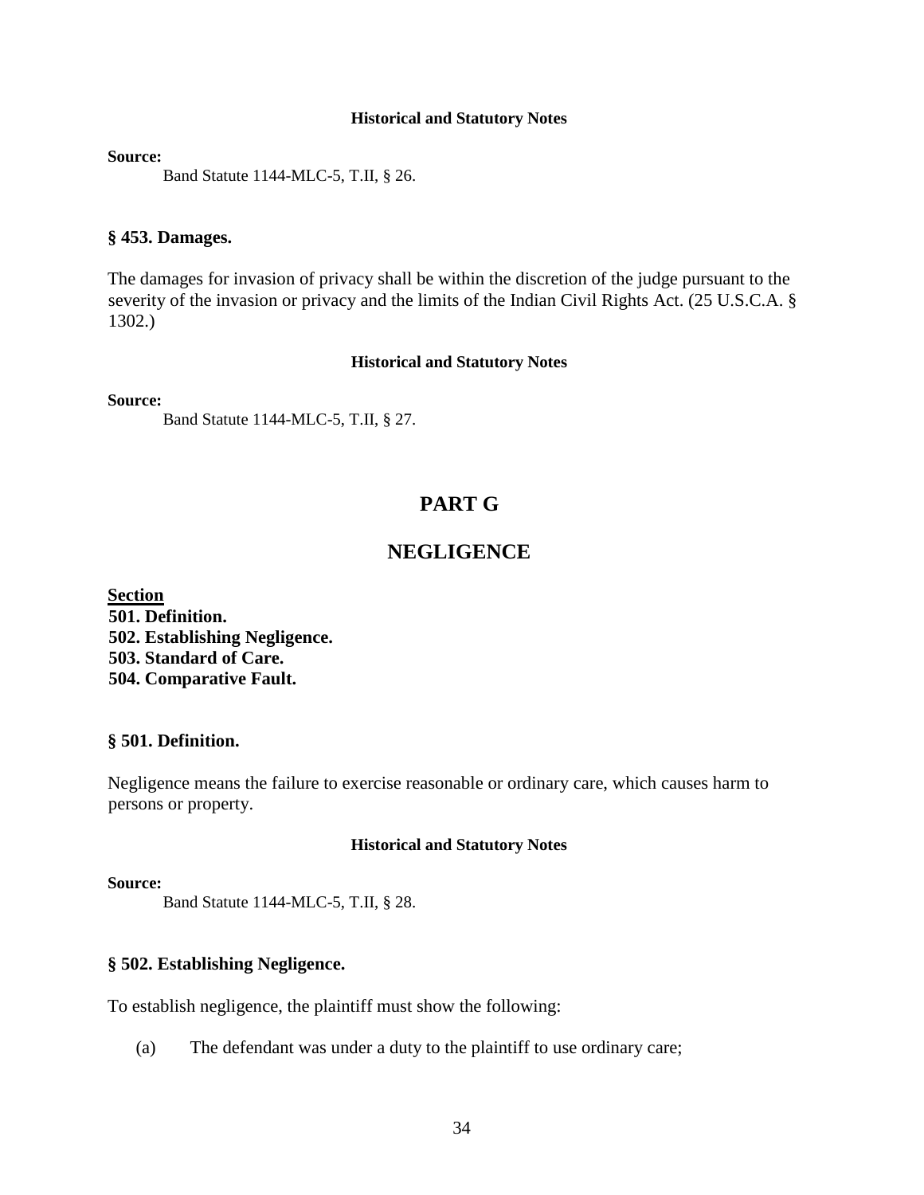#### Historical and Statutory Notes

**Source:**

Band Statute 1144-MLC-5, T.II, § 26.

### § 453. Damages.

The damages for invasion of privacy shall be within the discretion of the judge pursuant to the severity of the invasion or privacy and the limits of the Indian Civil Rights Act. (25 U.S.C.A. § 1302.)

#### Historical and Statutory Notes

**Source:**

Band Statute 1144-MLC-5, T.II, § 27.

## PART G

## NEGLIGENCE

**Section**

**501. Definition.**
**502. Establishing Negligence.**
**503. Standard of Care.**
**504. Comparative Fault.**

### § 501. Definition.

Negligence means the failure to exercise reasonable or ordinary care, which causes harm to persons or property.

#### Historical and Statutory Notes

**Source:**

Band Statute 1144-MLC-5, T.II, § 28.

### § 502. Establishing Negligence.

To establish negligence, the plaintiff must show the following:

(a) The defendant was under a duty to the plaintiff to use ordinary care;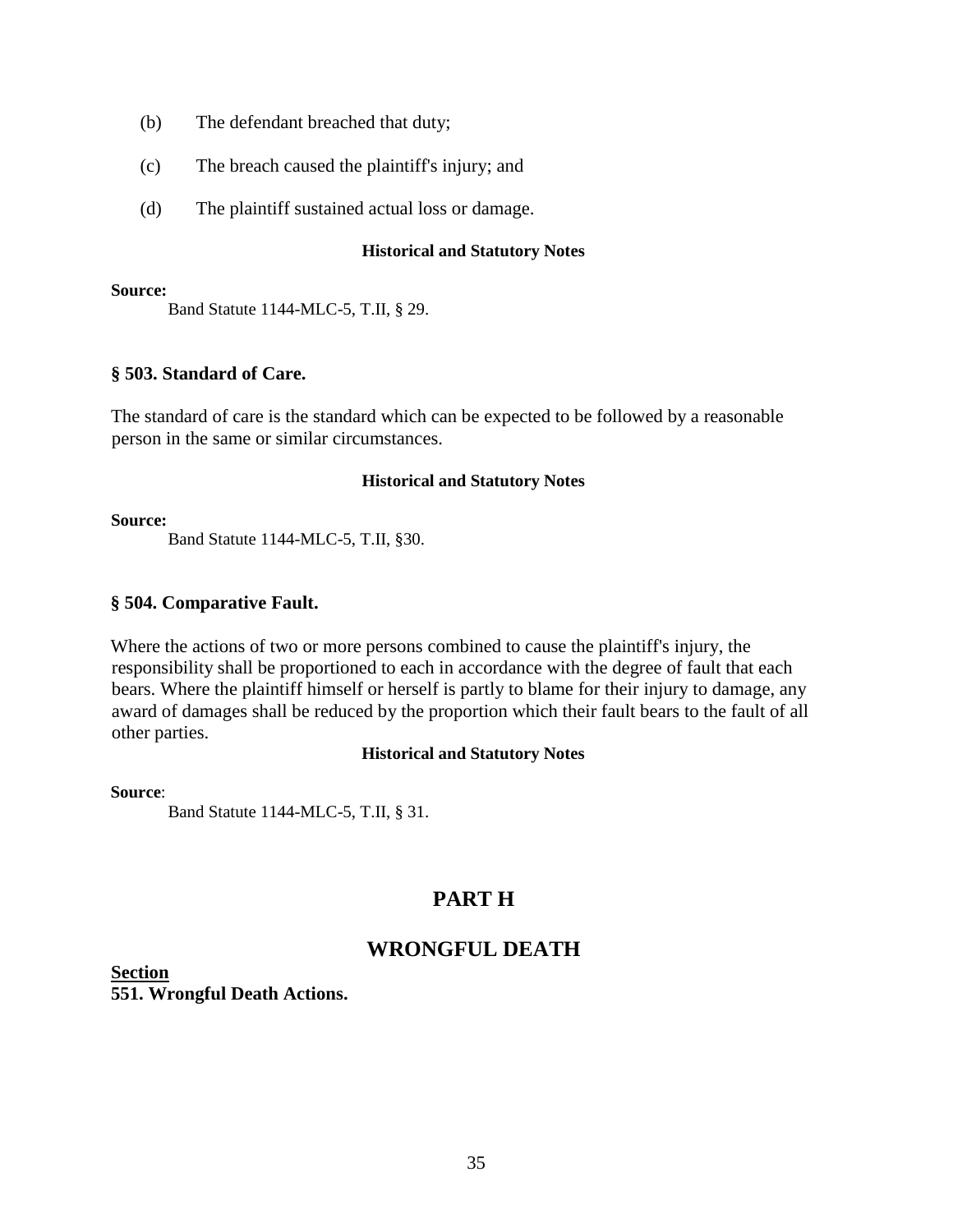(b) The defendant breached that duty;

(c) The breach caused the plaintiff's injury; and

(d) The plaintiff sustained actual loss or damage.

**Historical and Statutory Notes**

**Source:**

Band Statute 1144-MLC-5, T.II, § 29.

### § 503. Standard of Care.

The standard of care is the standard which can be expected to be followed by a reasonable person in the same or similar circumstances.

**Historical and Statutory Notes**

**Source:**

Band Statute 1144-MLC-5, T.II, §30.

### § 504. Comparative Fault.

Where the actions of two or more persons combined to cause the plaintiff's injury, the responsibility shall be proportioned to each in accordance with the degree of fault that each bears. Where the plaintiff himself or herself is partly to blame for their injury to damage, any award of damages shall be reduced by the proportion which their fault bears to the fault of all other parties.

**Historical and Statutory Notes**

**Source**:

Band Statute 1144-MLC-5, T.II, § 31.

## PART H

## WRONGFUL DEATH

**Section**

**551. Wrongful Death Actions.**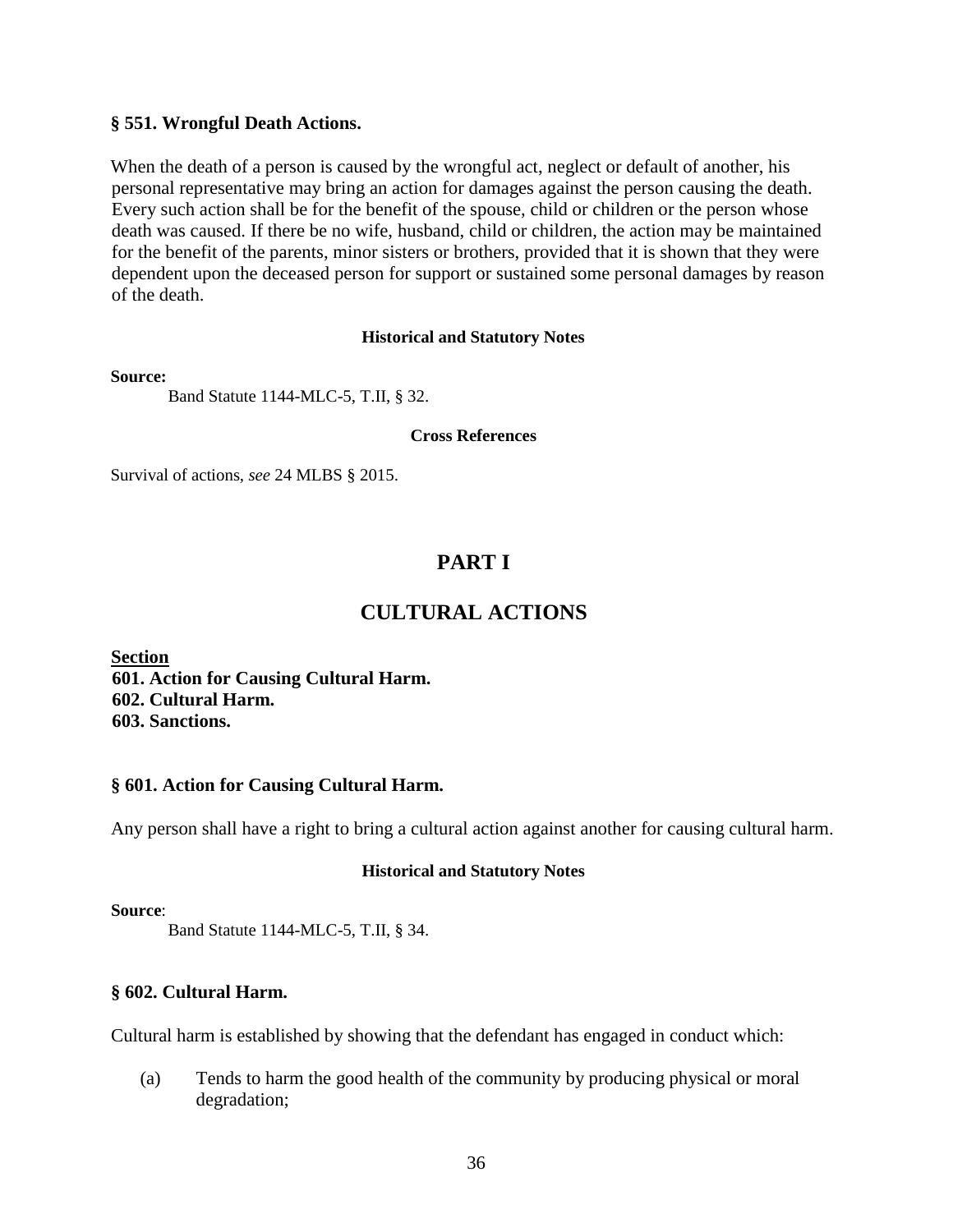### § 551. Wrongful Death Actions.

When the death of a person is caused by the wrongful act, neglect or default of another, his personal representative may bring an action for damages against the person causing the death. Every such action shall be for the benefit of the spouse, child or children or the person whose death was caused. If there be no wife, husband, child or children, the action may be maintained for the benefit of the parents, minor sisters or brothers, provided that it is shown that they were dependent upon the deceased person for support or sustained some personal damages by reason of the death.

**Historical and Statutory Notes**

**Source:**

Band Statute 1144-MLC-5, T.II, § 32.

**Cross References**

Survival of actions, *see* 24 MLBS § 2015.

# PART I

# CULTURAL ACTIONS

**Section**
**601. Action for Causing Cultural Harm.**
**602. Cultural Harm.**
**603. Sanctions.**

### § 601. Action for Causing Cultural Harm.

Any person shall have a right to bring a cultural action against another for causing cultural harm.

**Historical and Statutory Notes**

**Source**:

Band Statute 1144-MLC-5, T.II, § 34.

### § 602. Cultural Harm.

Cultural harm is established by showing that the defendant has engaged in conduct which:

(a) Tends to harm the good health of the community by producing physical or moral degradation;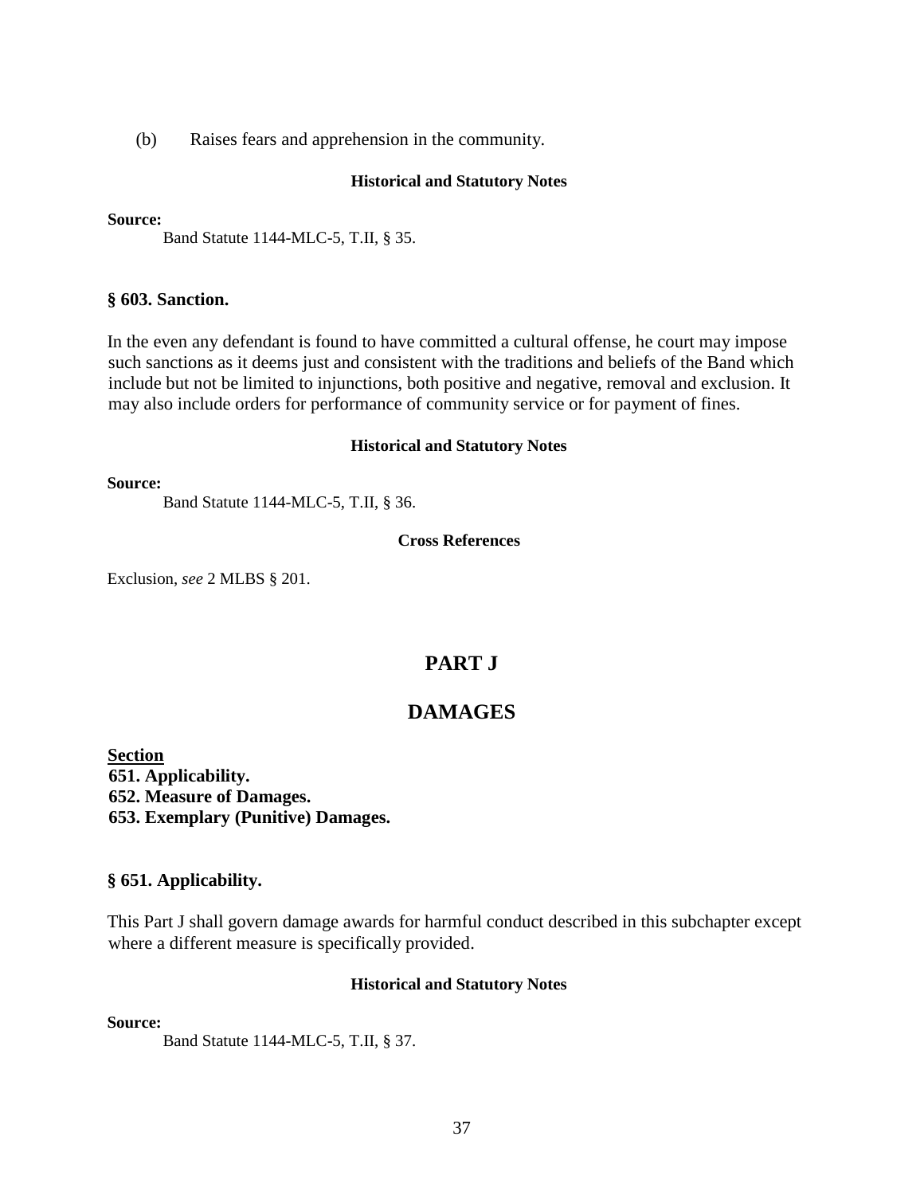(b) Raises fears and apprehension in the community.

**Historical and Statutory Notes**

**Source:**

Band Statute 1144-MLC-5, T.II, § 35.

### § 603. Sanction.

In the even any defendant is found to have committed a cultural offense, he court may impose such sanctions as it deems just and consistent with the traditions and beliefs of the Band which include but not be limited to injunctions, both positive and negative, removal and exclusion. It may also include orders for performance of community service or for payment of fines.

**Historical and Statutory Notes**

**Source:**

Band Statute 1144-MLC-5, T.II, § 36.

**Cross References**

Exclusion, *see* 2 MLBS § 201.

# PART J

# DAMAGES

**Section**
**651. Applicability.**
**652. Measure of Damages.**
**653. Exemplary (Punitive) Damages.**

### § 651. Applicability.

This Part J shall govern damage awards for harmful conduct described in this subchapter except where a different measure is specifically provided.

**Historical and Statutory Notes**

**Source:**

Band Statute 1144-MLC-5, T.II, § 37.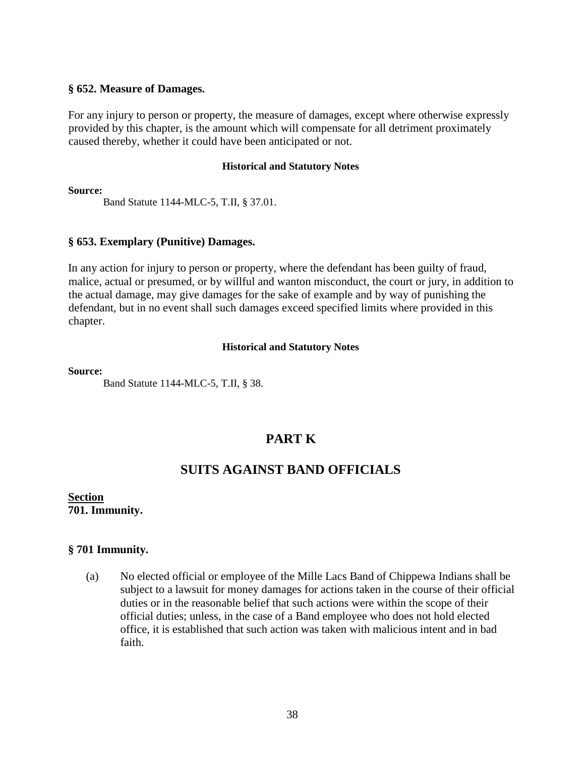### § 652. Measure of Damages.

For any injury to person or property, the measure of damages, except where otherwise expressly provided by this chapter, is the amount which will compensate for all detriment proximately caused thereby, whether it could have been anticipated or not.

**Historical and Statutory Notes**

**Source:**

Band Statute 1144-MLC-5, T.II, § 37.01.

### § 653. Exemplary (Punitive) Damages.

In any action for injury to person or property, where the defendant has been guilty of fraud, malice, actual or presumed, or by willful and wanton misconduct, the court or jury, in addition to the actual damage, may give damages for the sake of example and by way of punishing the defendant, but in no event shall such damages exceed specified limits where provided in this chapter.

**Historical and Statutory Notes**

**Source:**

Band Statute 1144-MLC-5, T.II, § 38.

# PART K

# SUITS AGAINST BAND OFFICIALS

**Section**
**701. Immunity.**

### § 701 Immunity.

(a) No elected official or employee of the Mille Lacs Band of Chippewa Indians shall be subject to a lawsuit for money damages for actions taken in the course of their official duties or in the reasonable belief that such actions were within the scope of their official duties; unless, in the case of a Band employee who does not hold elected office, it is established that such action was taken with malicious intent and in bad faith.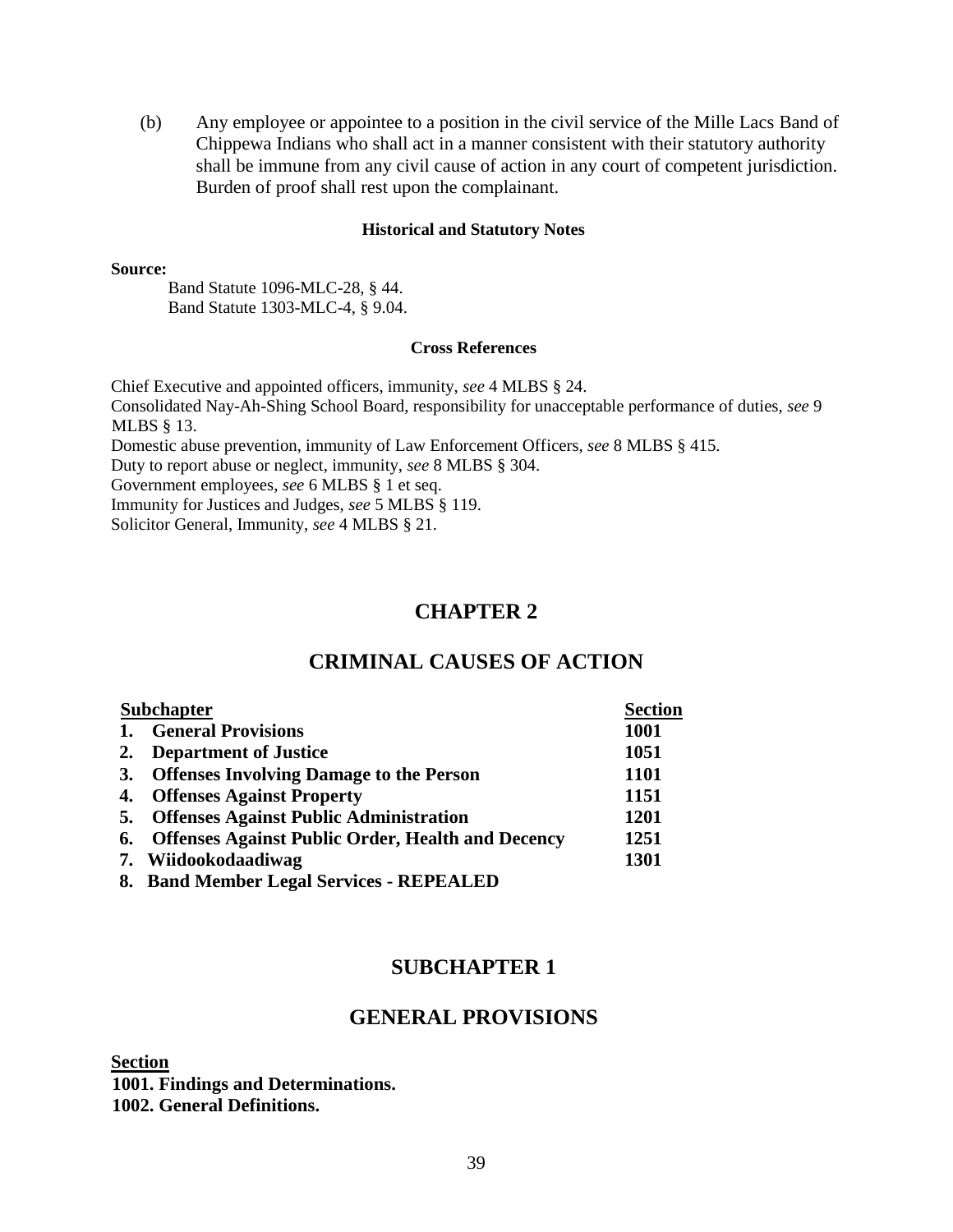(b) Any employee or appointee to a position in the civil service of the Mille Lacs Band of Chippewa Indians who shall act in a manner consistent with their statutory authority shall be immune from any civil cause of action in any court of competent jurisdiction. Burden of proof shall rest upon the complainant.

**Historical and Statutory Notes**

**Source:**

Band Statute 1096-MLC-28, § 44.
Band Statute 1303-MLC-4, § 9.04.

**Cross References**

Chief Executive and appointed officers, immunity, *see* 4 MLBS § 24.
Consolidated Nay-Ah-Shing School Board, responsibility for unacceptable performance of duties, *see* 9 MLBS § 13.
Domestic abuse prevention, immunity of Law Enforcement Officers, *see* 8 MLBS § 415.
Duty to report abuse or neglect, immunity, *see* 8 MLBS § 304.
Government employees, *see* 6 MLBS § 1 et seq.
Immunity for Justices and Judges, *see* 5 MLBS § 119.
Solicitor General, Immunity, *see* 4 MLBS § 21.

# CHAPTER 2

# CRIMINAL CAUSES OF ACTION

| Subchapter | Section |
|---|---|
| **1. General Provisions** | **1001** |
| **2. Department of Justice** | **1051** |
| **3. Offenses Involving Damage to the Person** | **1101** |
| **4. Offenses Against Property** | **1151** |
| **5. Offenses Against Public Administration** | **1201** |
| **6. Offenses Against Public Order, Health and Decency** | **1251** |
| **7. Wiidookodaadiwag** | **1301** |
| **8. Band Member Legal Services - REPEALED** | |

## SUBCHAPTER 1

## GENERAL PROVISIONS

**Section**
**1001. Findings and Determinations.**
**1002. General Definitions.**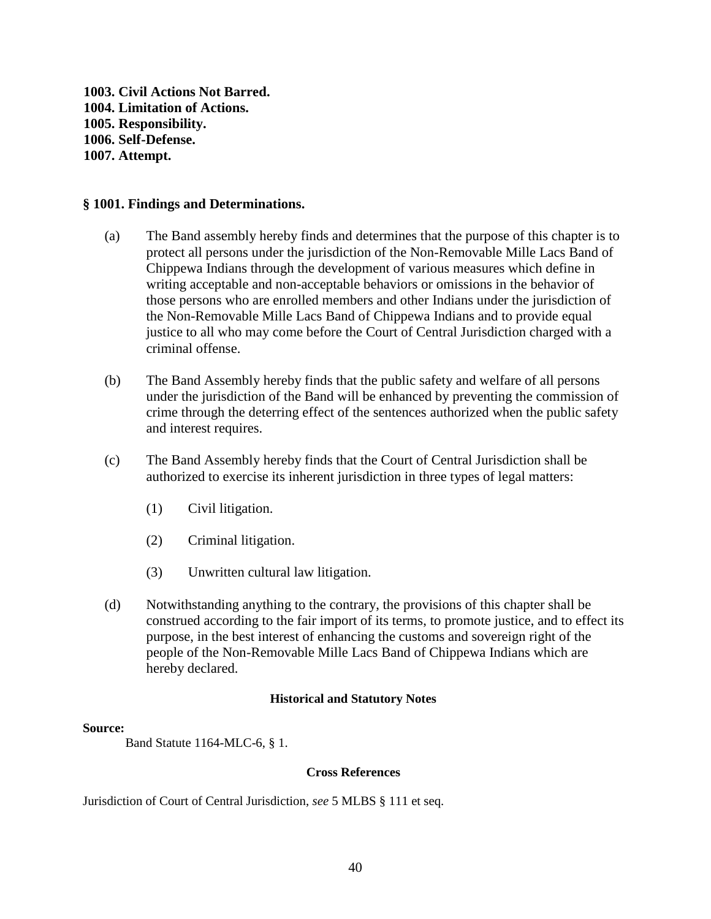**1003. Civil Actions Not Barred.**
**1004. Limitation of Actions.**
**1005. Responsibility.**
**1006. Self-Defense.**
**1007. Attempt.**

### § 1001. Findings and Determinations.

(a) The Band assembly hereby finds and determines that the purpose of this chapter is to protect all persons under the jurisdiction of the Non-Removable Mille Lacs Band of Chippewa Indians through the development of various measures which define in writing acceptable and non-acceptable behaviors or omissions in the behavior of those persons who are enrolled members and other Indians under the jurisdiction of the Non-Removable Mille Lacs Band of Chippewa Indians and to provide equal justice to all who may come before the Court of Central Jurisdiction charged with a criminal offense.

(b) The Band Assembly hereby finds that the public safety and welfare of all persons under the jurisdiction of the Band will be enhanced by preventing the commission of crime through the deterring effect of the sentences authorized when the public safety and interest requires.

(c) The Band Assembly hereby finds that the Court of Central Jurisdiction shall be authorized to exercise its inherent jurisdiction in three types of legal matters:

(1) Civil litigation.

(2) Criminal litigation.

(3) Unwritten cultural law litigation.

(d) Notwithstanding anything to the contrary, the provisions of this chapter shall be construed according to the fair import of its terms, to promote justice, and to effect its purpose, in the best interest of enhancing the customs and sovereign right of the people of the Non-Removable Mille Lacs Band of Chippewa Indians which are hereby declared.

**Historical and Statutory Notes**

**Source:**

Band Statute 1164-MLC-6, § 1.

**Cross References**

Jurisdiction of Court of Central Jurisdiction, *see* 5 MLBS § 111 et seq.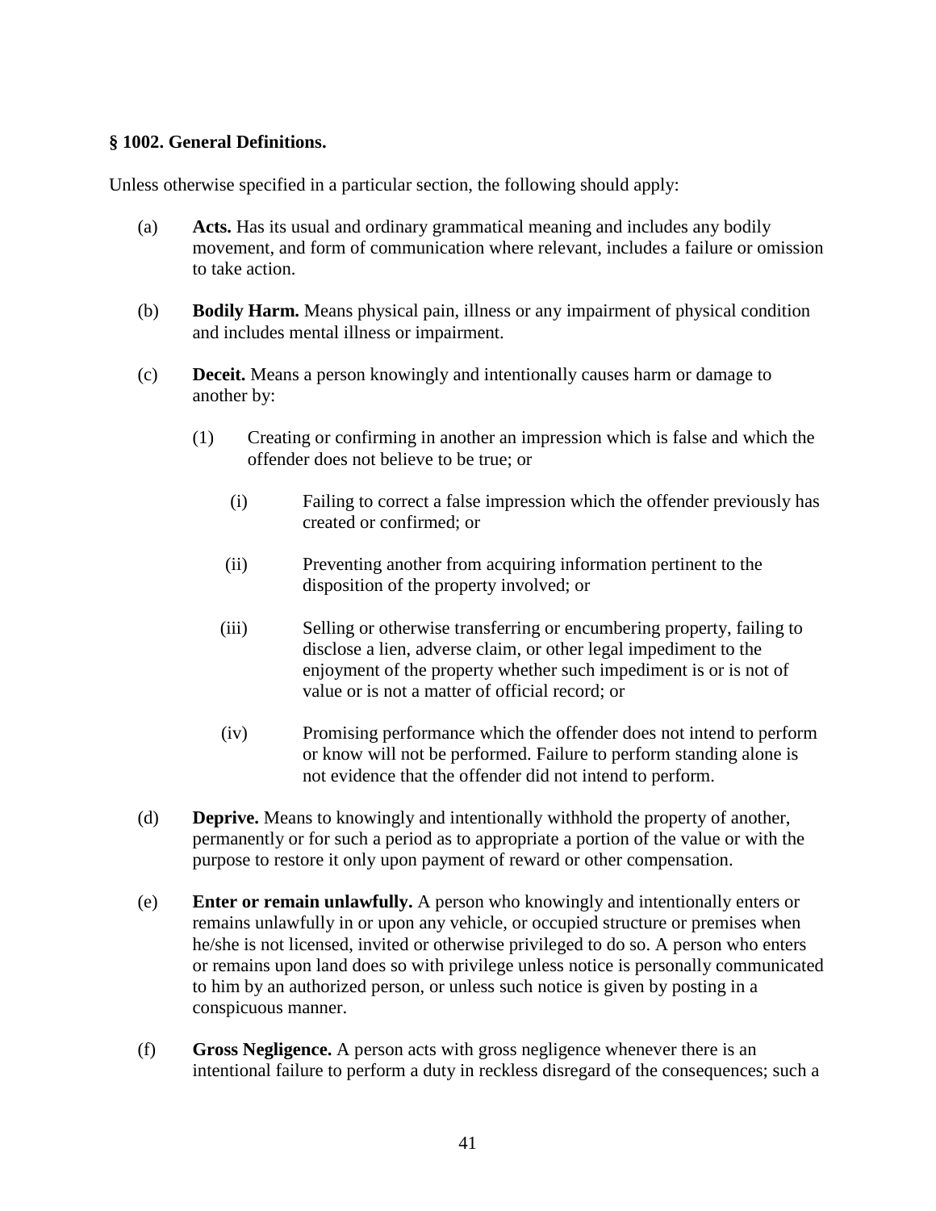**§ 1002. General Definitions.**

Unless otherwise specified in a particular section, the following should apply:

(a) **Acts.** Has its usual and ordinary grammatical meaning and includes any bodily movement, and form of communication where relevant, includes a failure or omission to take action.

(b) **Bodily Harm.** Means physical pain, illness or any impairment of physical condition and includes mental illness or impairment.

(c) **Deceit.** Means a person knowingly and intentionally causes harm or damage to another by:

(1) Creating or confirming in another an impression which is false and which the offender does not believe to be true; or

(i) Failing to correct a false impression which the offender previously has created or confirmed; or

(ii) Preventing another from acquiring information pertinent to the disposition of the property involved; or

(iii) Selling or otherwise transferring or encumbering property, failing to disclose a lien, adverse claim, or other legal impediment to the enjoyment of the property whether such impediment is or is not of value or is not a matter of official record; or

(iv) Promising performance which the offender does not intend to perform or know will not be performed. Failure to perform standing alone is not evidence that the offender did not intend to perform.

(d) **Deprive.** Means to knowingly and intentionally withhold the property of another, permanently or for such a period as to appropriate a portion of the value or with the purpose to restore it only upon payment of reward or other compensation.

(e) **Enter or remain unlawfully.** A person who knowingly and intentionally enters or remains unlawfully in or upon any vehicle, or occupied structure or premises when he/she is not licensed, invited or otherwise privileged to do so. A person who enters or remains upon land does so with privilege unless notice is personally communicated to him by an authorized person, or unless such notice is given by posting in a conspicuous manner.

(f) **Gross Negligence.** A person acts with gross negligence whenever there is an intentional failure to perform a duty in reckless disregard of the consequences; such a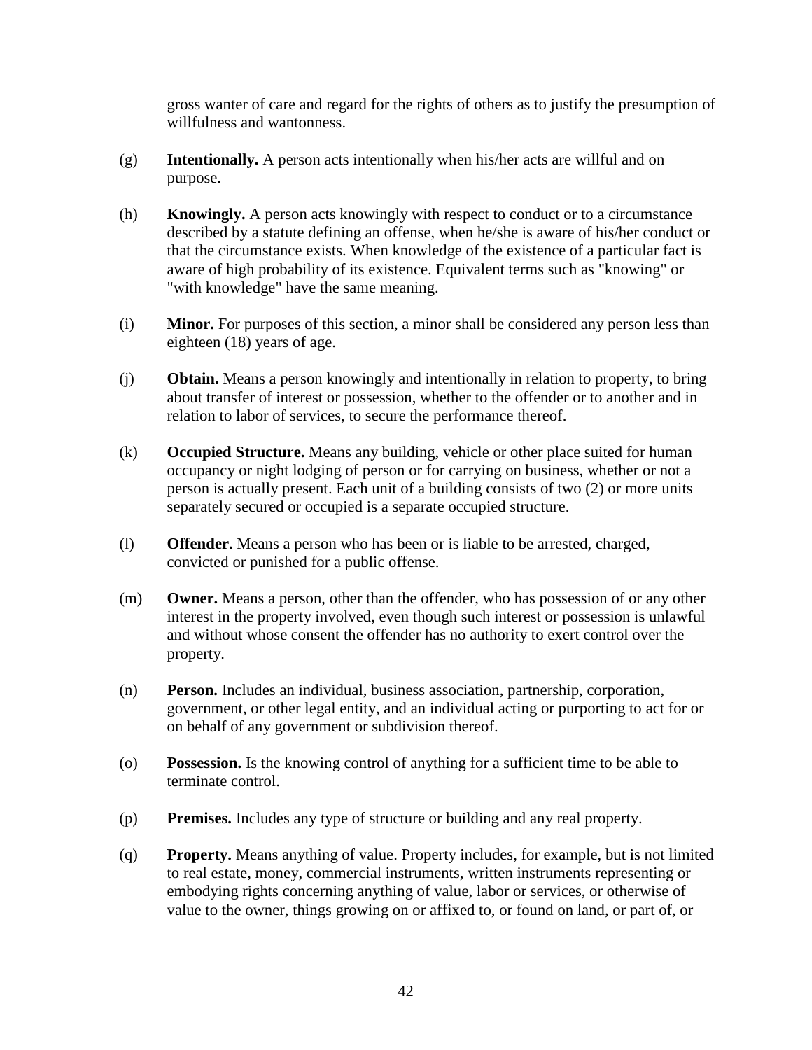gross wanter of care and regard for the rights of others as to justify the presumption of willfulness and wantonness.

(g) **Intentionally.** A person acts intentionally when his/her acts are willful and on purpose.

(h) **Knowingly.** A person acts knowingly with respect to conduct or to a circumstance described by a statute defining an offense, when he/she is aware of his/her conduct or that the circumstance exists. When knowledge of the existence of a particular fact is aware of high probability of its existence. Equivalent terms such as "knowing" or "with knowledge" have the same meaning.

(i) **Minor.** For purposes of this section, a minor shall be considered any person less than eighteen (18) years of age.

(j) **Obtain.** Means a person knowingly and intentionally in relation to property, to bring about transfer of interest or possession, whether to the offender or to another and in relation to labor of services, to secure the performance thereof.

(k) **Occupied Structure.** Means any building, vehicle or other place suited for human occupancy or night lodging of person or for carrying on business, whether or not a person is actually present. Each unit of a building consists of two (2) or more units separately secured or occupied is a separate occupied structure.

(l) **Offender.** Means a person who has been or is liable to be arrested, charged, convicted or punished for a public offense.

(m) **Owner.** Means a person, other than the offender, who has possession of or any other interest in the property involved, even though such interest or possession is unlawful and without whose consent the offender has no authority to exert control over the property.

(n) **Person.** Includes an individual, business association, partnership, corporation, government, or other legal entity, and an individual acting or purporting to act for or on behalf of any government or subdivision thereof.

(o) **Possession.** Is the knowing control of anything for a sufficient time to be able to terminate control.

(p) **Premises.** Includes any type of structure or building and any real property.

(q) **Property.** Means anything of value. Property includes, for example, but is not limited to real estate, money, commercial instruments, written instruments representing or embodying rights concerning anything of value, labor or services, or otherwise of value to the owner, things growing on or affixed to, or found on land, or part of, or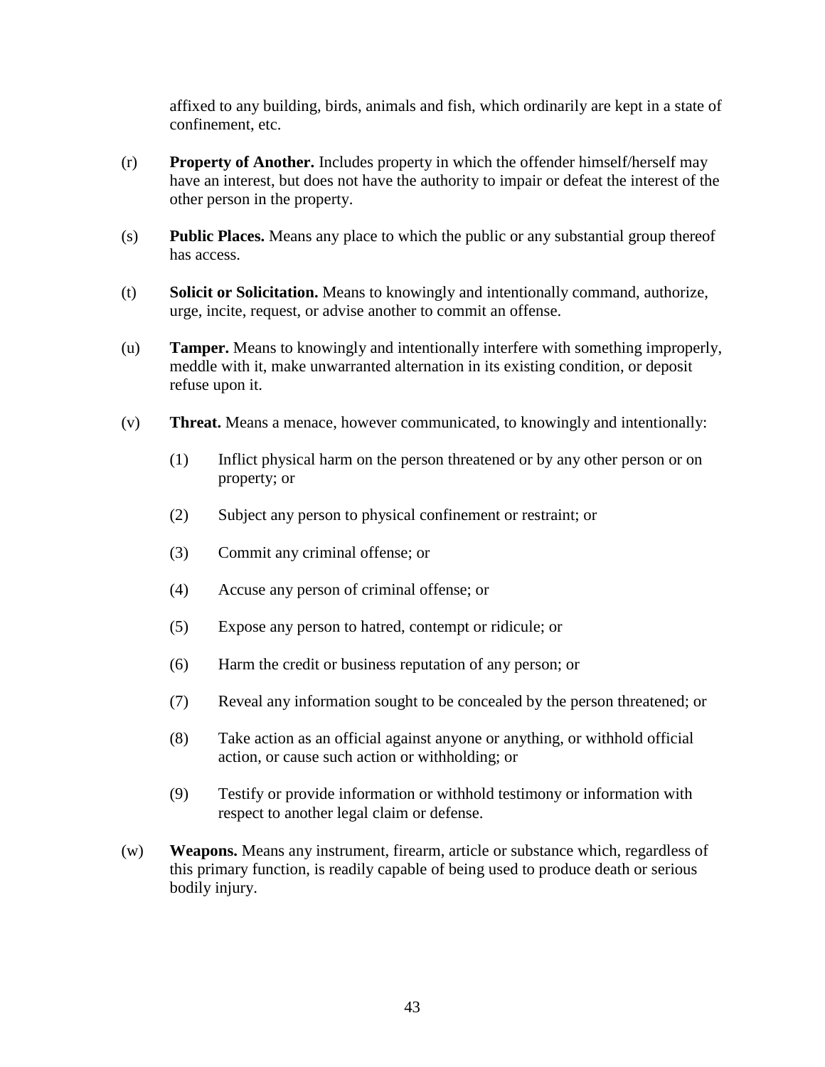affixed to any building, birds, animals and fish, which ordinarily are kept in a state of confinement, etc.

(r) **Property of Another.** Includes property in which the offender himself/herself may have an interest, but does not have the authority to impair or defeat the interest of the other person in the property.

(s) **Public Places.** Means any place to which the public or any substantial group thereof has access.

(t) **Solicit or Solicitation.** Means to knowingly and intentionally command, authorize, urge, incite, request, or advise another to commit an offense.

(u) **Tamper.** Means to knowingly and intentionally interfere with something improperly, meddle with it, make unwarranted alternation in its existing condition, or deposit refuse upon it.

(v) **Threat.** Means a menace, however communicated, to knowingly and intentionally:

(1) Inflict physical harm on the person threatened or by any other person or on property; or

(2) Subject any person to physical confinement or restraint; or

(3) Commit any criminal offense; or

(4) Accuse any person of criminal offense; or

(5) Expose any person to hatred, contempt or ridicule; or

(6) Harm the credit or business reputation of any person; or

(7) Reveal any information sought to be concealed by the person threatened; or

(8) Take action as an official against anyone or anything, or withhold official action, or cause such action or withholding; or

(9) Testify or provide information or withhold testimony or information with respect to another legal claim or defense.

(w) **Weapons.** Means any instrument, firearm, article or substance which, regardless of this primary function, is readily capable of being used to produce death or serious bodily injury.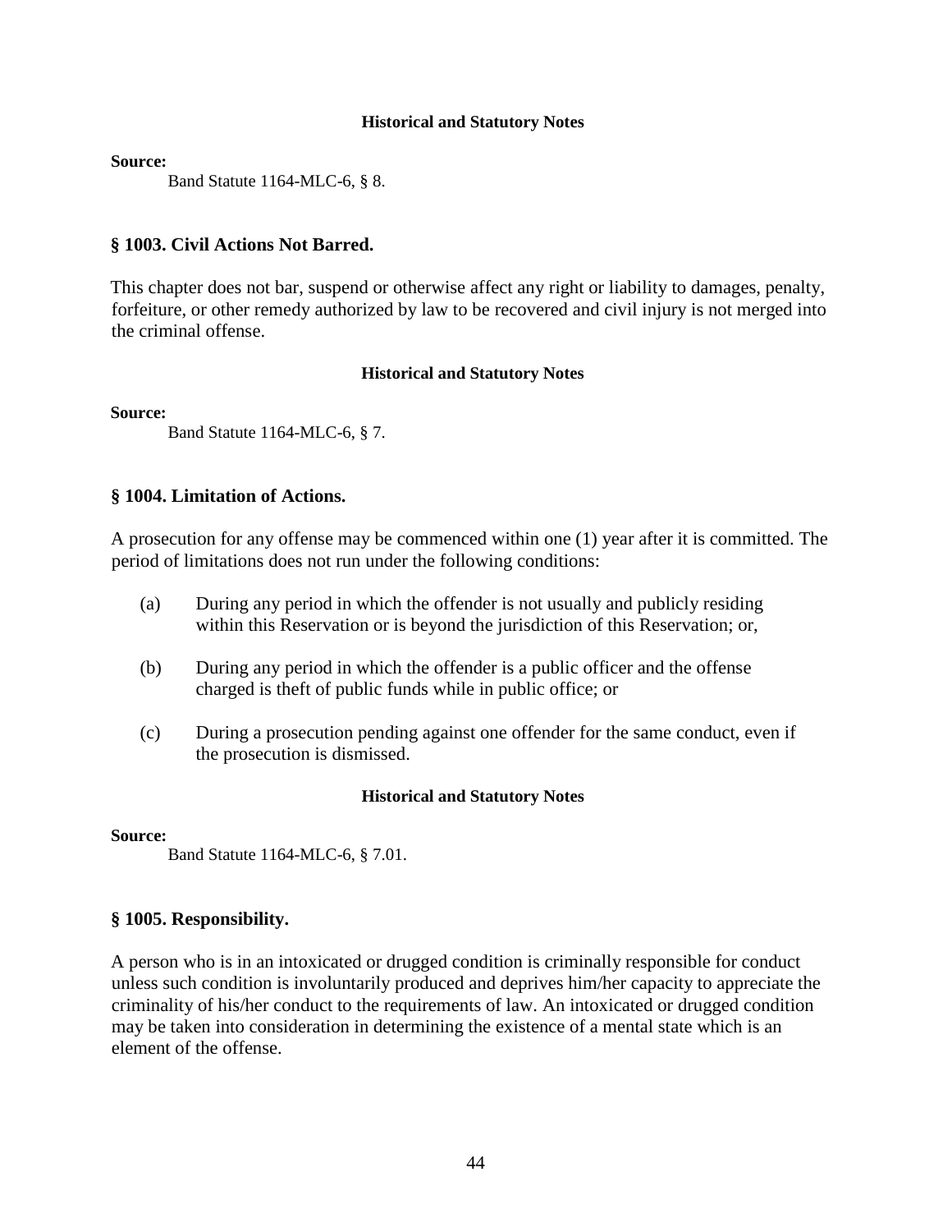#### Historical and Statutory Notes

**Source:**

Band Statute 1164-MLC-6, § 8.

### § 1003. Civil Actions Not Barred.

This chapter does not bar, suspend or otherwise affect any right or liability to damages, penalty, forfeiture, or other remedy authorized by law to be recovered and civil injury is not merged into the criminal offense.

#### Historical and Statutory Notes

**Source:**

Band Statute 1164-MLC-6, § 7.

### § 1004. Limitation of Actions.

A prosecution for any offense may be commenced within one (1) year after it is committed. The period of limitations does not run under the following conditions:

(a) During any period in which the offender is not usually and publicly residing within this Reservation or is beyond the jurisdiction of this Reservation; or,

(b) During any period in which the offender is a public officer and the offense charged is theft of public funds while in public office; or

(c) During a prosecution pending against one offender for the same conduct, even if the prosecution is dismissed.

#### Historical and Statutory Notes

**Source:**

Band Statute 1164-MLC-6, § 7.01.

### § 1005. Responsibility.

A person who is in an intoxicated or drugged condition is criminally responsible for conduct unless such condition is involuntarily produced and deprives him/her capacity to appreciate the criminality of his/her conduct to the requirements of law. An intoxicated or drugged condition may be taken into consideration in determining the existence of a mental state which is an element of the offense.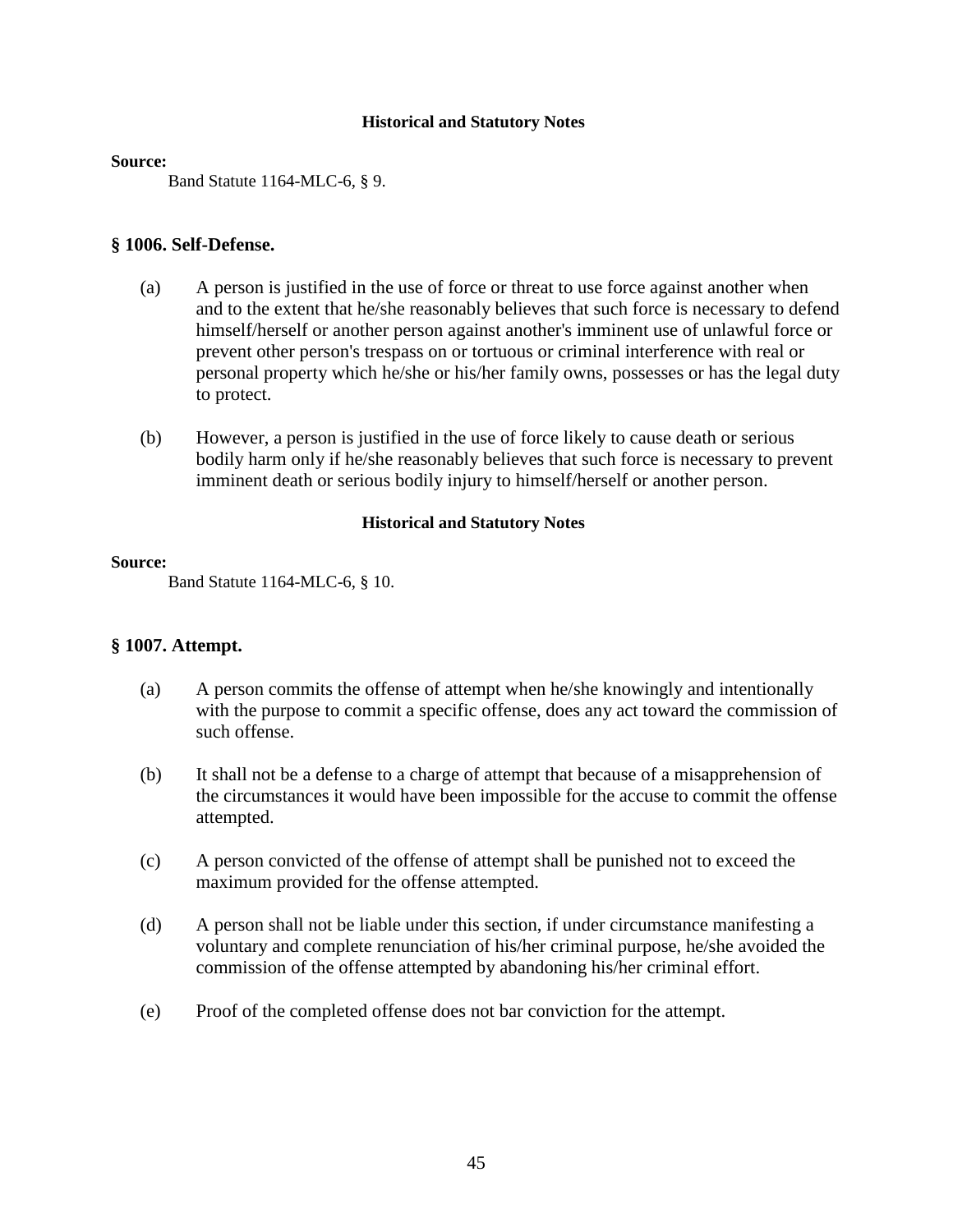**Historical and Statutory Notes**

**Source:**

Band Statute 1164-MLC-6, § 9.

## § 1006. Self-Defense.

(a) A person is justified in the use of force or threat to use force against another when and to the extent that he/she reasonably believes that such force is necessary to defend himself/herself or another person against another's imminent use of unlawful force or prevent other person's trespass on or tortuous or criminal interference with real or personal property which he/she or his/her family owns, possesses or has the legal duty to protect.

(b) However, a person is justified in the use of force likely to cause death or serious bodily harm only if he/she reasonably believes that such force is necessary to prevent imminent death or serious bodily injury to himself/herself or another person.

**Historical and Statutory Notes**

**Source:**

Band Statute 1164-MLC-6, § 10.

## § 1007. Attempt.

(a) A person commits the offense of attempt when he/she knowingly and intentionally with the purpose to commit a specific offense, does any act toward the commission of such offense.

(b) It shall not be a defense to a charge of attempt that because of a misapprehension of the circumstances it would have been impossible for the accuse to commit the offense attempted.

(c) A person convicted of the offense of attempt shall be punished not to exceed the maximum provided for the offense attempted.

(d) A person shall not be liable under this section, if under circumstance manifesting a voluntary and complete renunciation of his/her criminal purpose, he/she avoided the commission of the offense attempted by abandoning his/her criminal effort.

(e) Proof of the completed offense does not bar conviction for the attempt.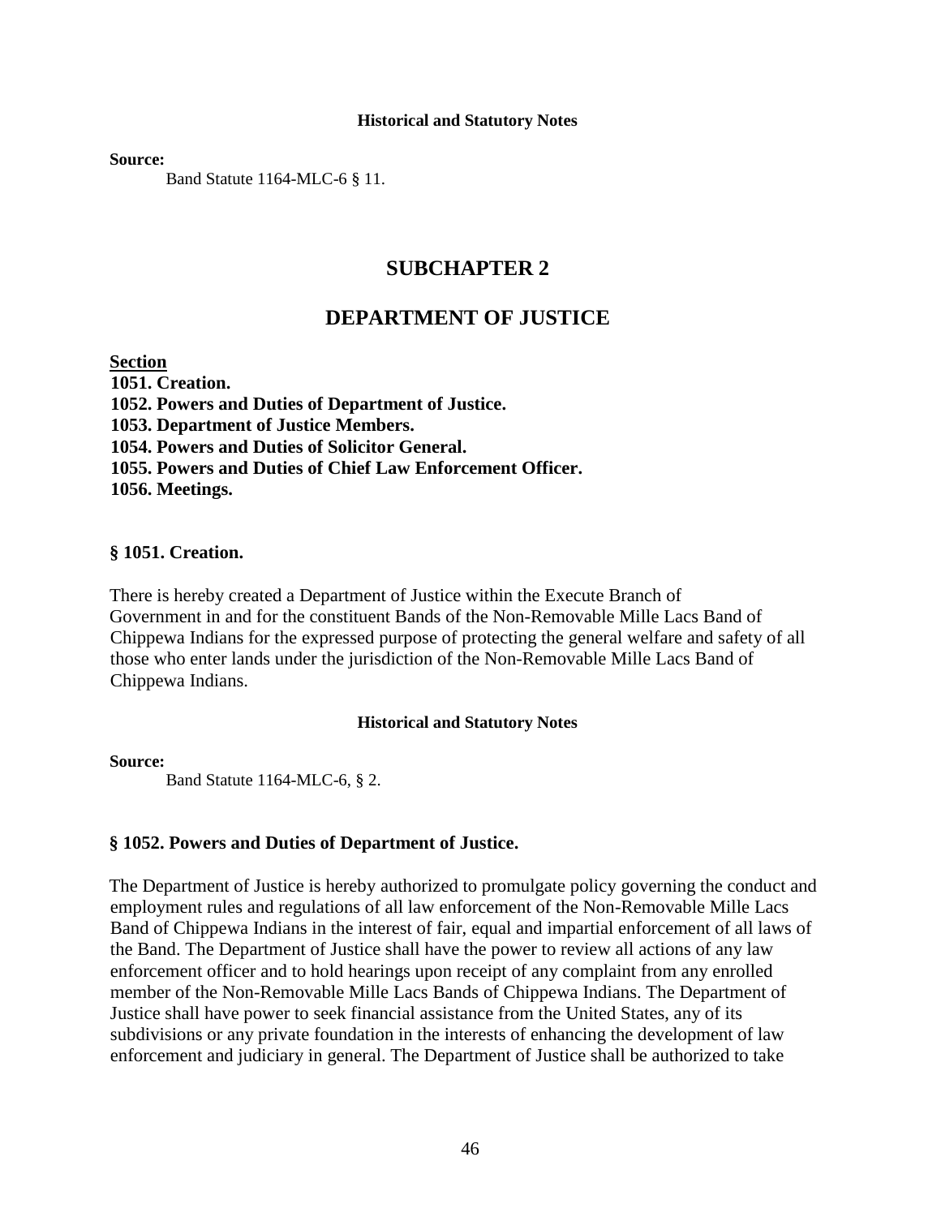**Historical and Statutory Notes**

**Source:**

Band Statute 1164-MLC-6 § 11.

# SUBCHAPTER 2

# DEPARTMENT OF JUSTICE

**Section**

**1051. Creation.**
**1052. Powers and Duties of Department of Justice.**
**1053. Department of Justice Members.**
**1054. Powers and Duties of Solicitor General.**
**1055. Powers and Duties of Chief Law Enforcement Officer.**
**1056. Meetings.**

### § 1051. Creation.

There is hereby created a Department of Justice within the Execute Branch of Government in and for the constituent Bands of the Non-Removable Mille Lacs Band of Chippewa Indians for the expressed purpose of protecting the general welfare and safety of all those who enter lands under the jurisdiction of the Non-Removable Mille Lacs Band of Chippewa Indians.

**Historical and Statutory Notes**

**Source:**

Band Statute 1164-MLC-6, § 2.

### § 1052. Powers and Duties of Department of Justice.

The Department of Justice is hereby authorized to promulgate policy governing the conduct and employment rules and regulations of all law enforcement of the Non-Removable Mille Lacs Band of Chippewa Indians in the interest of fair, equal and impartial enforcement of all laws of the Band. The Department of Justice shall have the power to review all actions of any law enforcement officer and to hold hearings upon receipt of any complaint from any enrolled member of the Non-Removable Mille Lacs Bands of Chippewa Indians. The Department of Justice shall have power to seek financial assistance from the United States, any of its subdivisions or any private foundation in the interests of enhancing the development of law enforcement and judiciary in general. The Department of Justice shall be authorized to take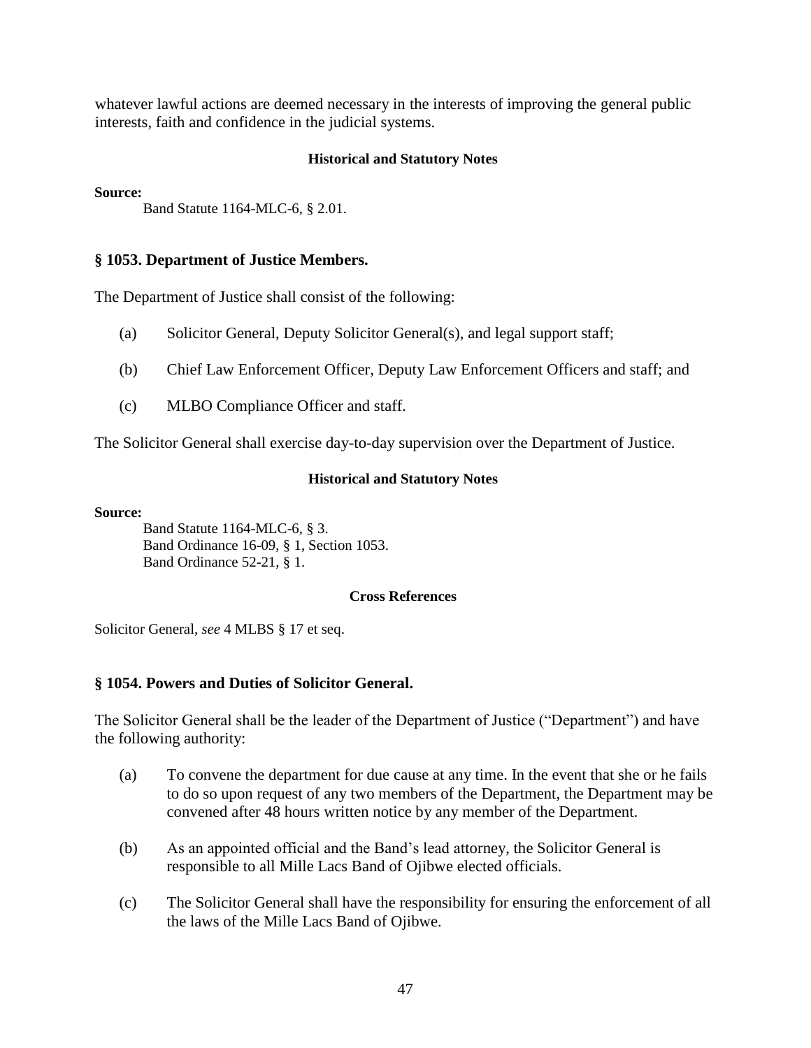whatever lawful actions are deemed necessary in the interests of improving the general public interests, faith and confidence in the judicial systems.

**Historical and Statutory Notes**

**Source:**

Band Statute 1164-MLC-6, § 2.01.

### § 1053. Department of Justice Members.

The Department of Justice shall consist of the following:

(a) Solicitor General, Deputy Solicitor General(s), and legal support staff;

(b) Chief Law Enforcement Officer, Deputy Law Enforcement Officers and staff; and

(c) MLBO Compliance Officer and staff.

The Solicitor General shall exercise day-to-day supervision over the Department of Justice.

**Historical and Statutory Notes**

**Source:**

Band Statute 1164-MLC-6, § 3.
Band Ordinance 16-09, § 1, Section 1053.
Band Ordinance 52-21, § 1.

**Cross References**

Solicitor General, *see* 4 MLBS § 17 et seq.

### § 1054. Powers and Duties of Solicitor General.

The Solicitor General shall be the leader of the Department of Justice ("Department") and have the following authority:

(a) To convene the department for due cause at any time. In the event that she or he fails to do so upon request of any two members of the Department, the Department may be convened after 48 hours written notice by any member of the Department.

(b) As an appointed official and the Band's lead attorney, the Solicitor General is responsible to all Mille Lacs Band of Ojibwe elected officials.

(c) The Solicitor General shall have the responsibility for ensuring the enforcement of all the laws of the Mille Lacs Band of Ojibwe.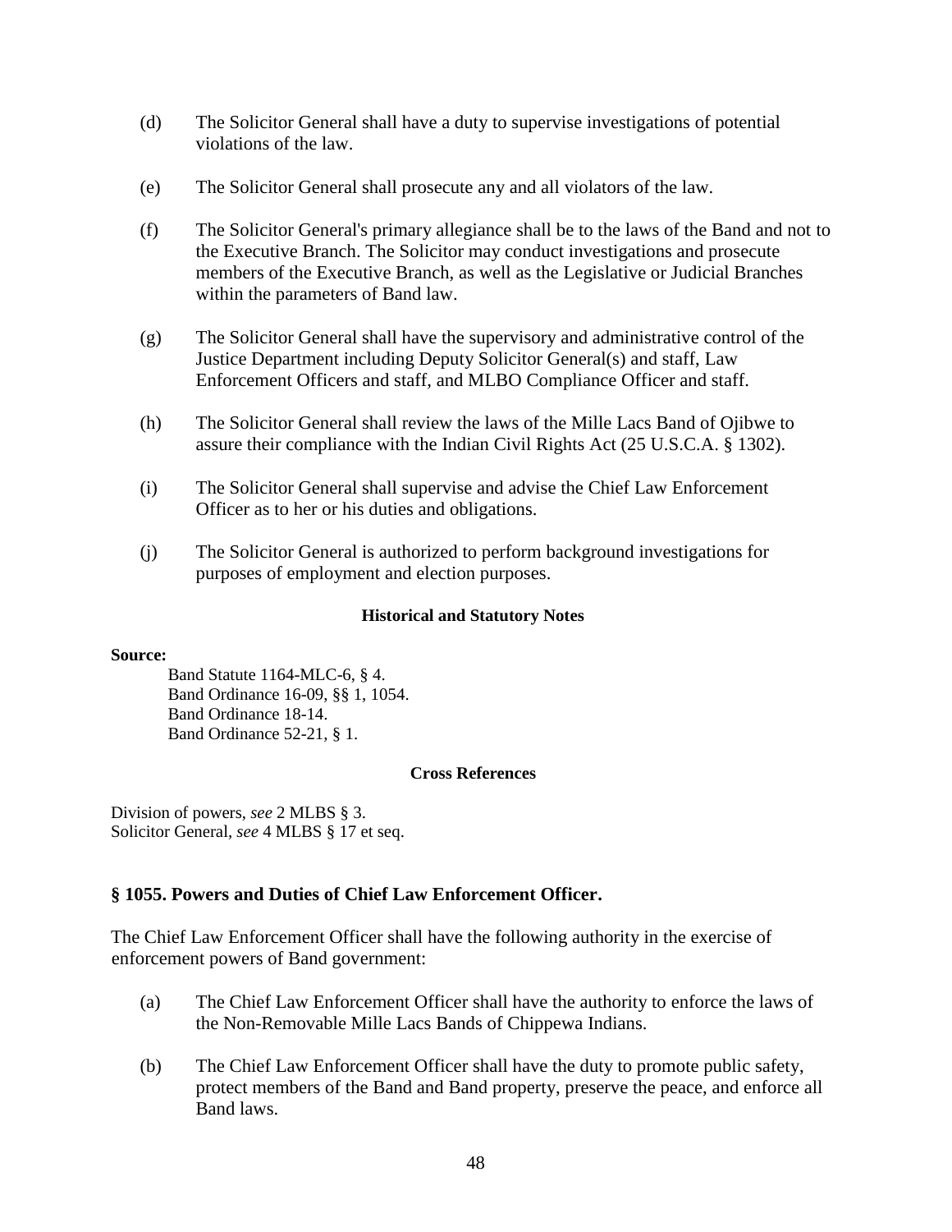(d) The Solicitor General shall have a duty to supervise investigations of potential violations of the law.

(e) The Solicitor General shall prosecute any and all violators of the law.

(f) The Solicitor General's primary allegiance shall be to the laws of the Band and not to the Executive Branch. The Solicitor may conduct investigations and prosecute members of the Executive Branch, as well as the Legislative or Judicial Branches within the parameters of Band law.

(g) The Solicitor General shall have the supervisory and administrative control of the Justice Department including Deputy Solicitor General(s) and staff, Law Enforcement Officers and staff, and MLBO Compliance Officer and staff.

(h) The Solicitor General shall review the laws of the Mille Lacs Band of Ojibwe to assure their compliance with the Indian Civil Rights Act (25 U.S.C.A. § 1302).

(i) The Solicitor General shall supervise and advise the Chief Law Enforcement Officer as to her or his duties and obligations.

(j) The Solicitor General is authorized to perform background investigations for purposes of employment and election purposes.

**Historical and Statutory Notes**

**Source:**

Band Statute 1164-MLC-6, § 4.
Band Ordinance 16-09, §§ 1, 1054.
Band Ordinance 18-14.
Band Ordinance 52-21, § 1.

**Cross References**

Division of powers, *see* 2 MLBS § 3.
Solicitor General, *see* 4 MLBS § 17 et seq.

### § 1055. Powers and Duties of Chief Law Enforcement Officer.

The Chief Law Enforcement Officer shall have the following authority in the exercise of enforcement powers of Band government:

(a) The Chief Law Enforcement Officer shall have the authority to enforce the laws of the Non-Removable Mille Lacs Bands of Chippewa Indians.

(b) The Chief Law Enforcement Officer shall have the duty to promote public safety, protect members of the Band and Band property, preserve the peace, and enforce all Band laws.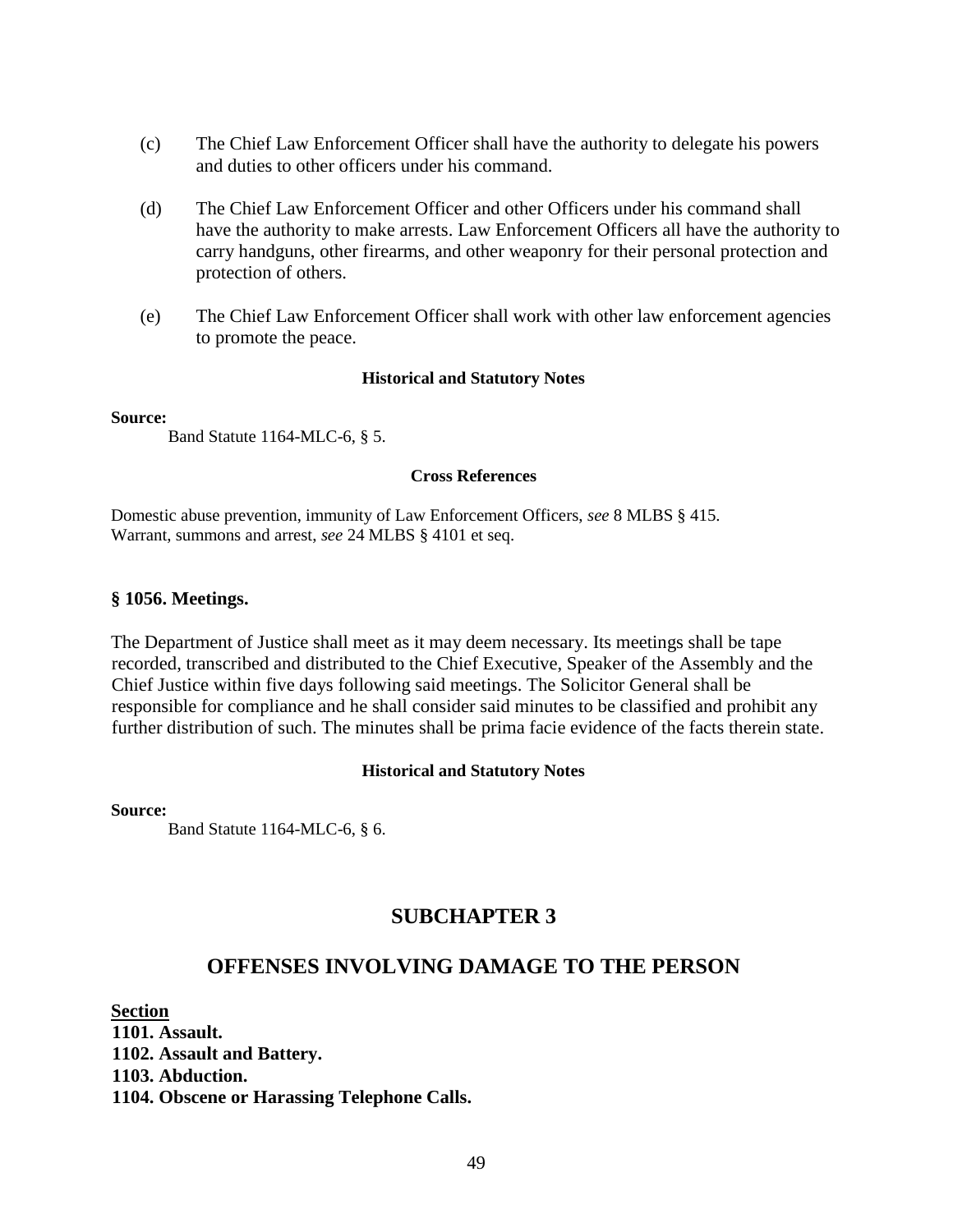(c) The Chief Law Enforcement Officer shall have the authority to delegate his powers and duties to other officers under his command.

(d) The Chief Law Enforcement Officer and other Officers under his command shall have the authority to make arrests. Law Enforcement Officers all have the authority to carry handguns, other firearms, and other weaponry for their personal protection and protection of others.

(e) The Chief Law Enforcement Officer shall work with other law enforcement agencies to promote the peace.

**Historical and Statutory Notes**

**Source:**

Band Statute 1164-MLC-6, § 5.

**Cross References**

Domestic abuse prevention, immunity of Law Enforcement Officers, *see* 8 MLBS § 415.
Warrant, summons and arrest, *see* 24 MLBS § 4101 et seq.

### § 1056. Meetings.

The Department of Justice shall meet as it may deem necessary. Its meetings shall be tape recorded, transcribed and distributed to the Chief Executive, Speaker of the Assembly and the Chief Justice within five days following said meetings. The Solicitor General shall be responsible for compliance and he shall consider said minutes to be classified and prohibit any further distribution of such. The minutes shall be prima facie evidence of the facts therein state.

**Historical and Statutory Notes**

**Source:**

Band Statute 1164-MLC-6, § 6.

## SUBCHAPTER 3

## OFFENSES INVOLVING DAMAGE TO THE PERSON

**<u>Section</u>**
**1101. Assault.**
**1102. Assault and Battery.**
**1103. Abduction.**
**1104. Obscene or Harassing Telephone Calls.**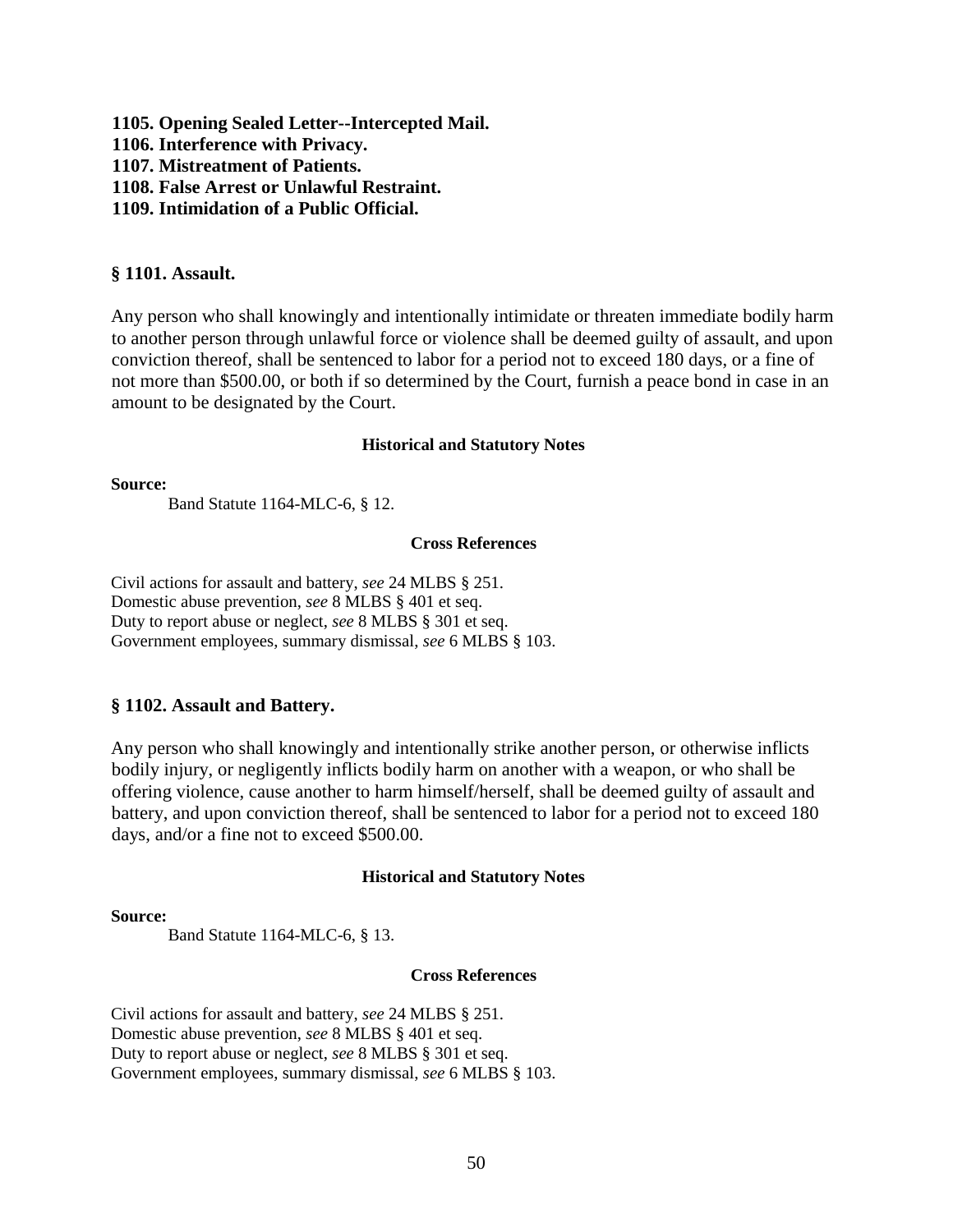**1105. Opening Sealed Letter--Intercepted Mail.**
**1106. Interference with Privacy.**
**1107. Mistreatment of Patients.**
**1108. False Arrest or Unlawful Restraint.**
**1109. Intimidation of a Public Official.**

### § 1101. Assault.

Any person who shall knowingly and intentionally intimidate or threaten immediate bodily harm to another person through unlawful force or violence shall be deemed guilty of assault, and upon conviction thereof, shall be sentenced to labor for a period not to exceed 180 days, or a fine of not more than $500.00, or both if so determined by the Court, furnish a peace bond in case in an amount to be designated by the Court.

**Historical and Statutory Notes**

**Source:**

Band Statute 1164-MLC-6, § 12.

**Cross References**

Civil actions for assault and battery, *see* 24 MLBS § 251.
Domestic abuse prevention, *see* 8 MLBS § 401 et seq.
Duty to report abuse or neglect, *see* 8 MLBS § 301 et seq.
Government employees, summary dismissal, *see* 6 MLBS § 103.

### § 1102. Assault and Battery.

Any person who shall knowingly and intentionally strike another person, or otherwise inflicts bodily injury, or negligently inflicts bodily harm on another with a weapon, or who shall be offering violence, cause another to harm himself/herself, shall be deemed guilty of assault and battery, and upon conviction thereof, shall be sentenced to labor for a period not to exceed 180 days, and/or a fine not to exceed $500.00.

**Historical and Statutory Notes**

**Source:**

Band Statute 1164-MLC-6, § 13.

**Cross References**

Civil actions for assault and battery, *see* 24 MLBS § 251.
Domestic abuse prevention, *see* 8 MLBS § 401 et seq.
Duty to report abuse or neglect, *see* 8 MLBS § 301 et seq.
Government employees, summary dismissal, *see* 6 MLBS § 103.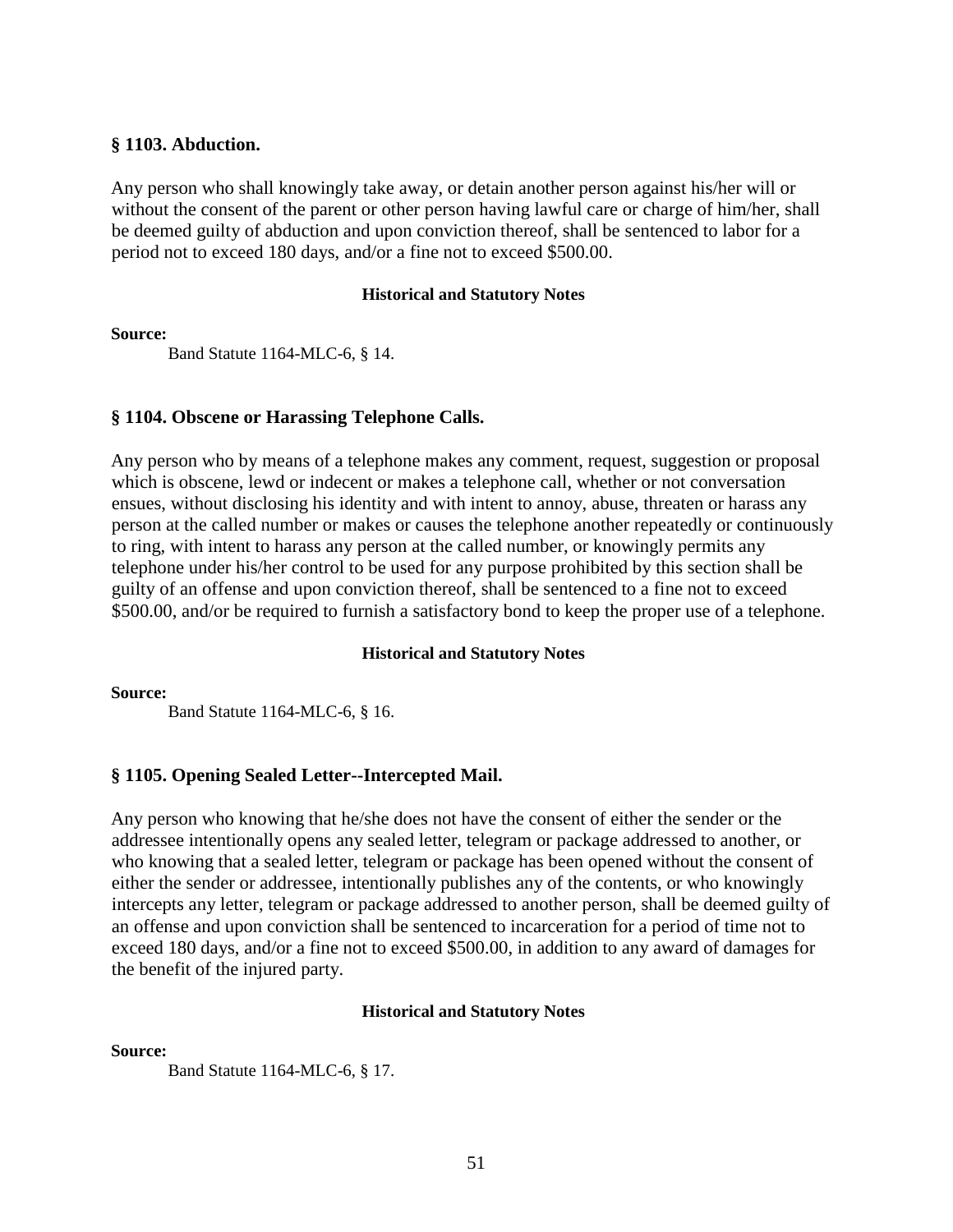### § 1103. Abduction.

Any person who shall knowingly take away, or detain another person against his/her will or without the consent of the parent or other person having lawful care or charge of him/her, shall be deemed guilty of abduction and upon conviction thereof, shall be sentenced to labor for a period not to exceed 180 days, and/or a fine not to exceed $500.00.

**Historical and Statutory Notes**

**Source:**

Band Statute 1164-MLC-6, § 14.

### § 1104. Obscene or Harassing Telephone Calls.

Any person who by means of a telephone makes any comment, request, suggestion or proposal which is obscene, lewd or indecent or makes a telephone call, whether or not conversation ensues, without disclosing his identity and with intent to annoy, abuse, threaten or harass any person at the called number or makes or causes the telephone another repeatedly or continuously to ring, with intent to harass any person at the called number, or knowingly permits any telephone under his/her control to be used for any purpose prohibited by this section shall be guilty of an offense and upon conviction thereof, shall be sentenced to a fine not to exceed $500.00, and/or be required to furnish a satisfactory bond to keep the proper use of a telephone.

**Historical and Statutory Notes**

**Source:**

Band Statute 1164-MLC-6, § 16.

### § 1105. Opening Sealed Letter--Intercepted Mail.

Any person who knowing that he/she does not have the consent of either the sender or the addressee intentionally opens any sealed letter, telegram or package addressed to another, or who knowing that a sealed letter, telegram or package has been opened without the consent of either the sender or addressee, intentionally publishes any of the contents, or who knowingly intercepts any letter, telegram or package addressed to another person, shall be deemed guilty of an offense and upon conviction shall be sentenced to incarceration for a period of time not to exceed 180 days, and/or a fine not to exceed $500.00, in addition to any award of damages for the benefit of the injured party.

**Historical and Statutory Notes**

**Source:**

Band Statute 1164-MLC-6, § 17.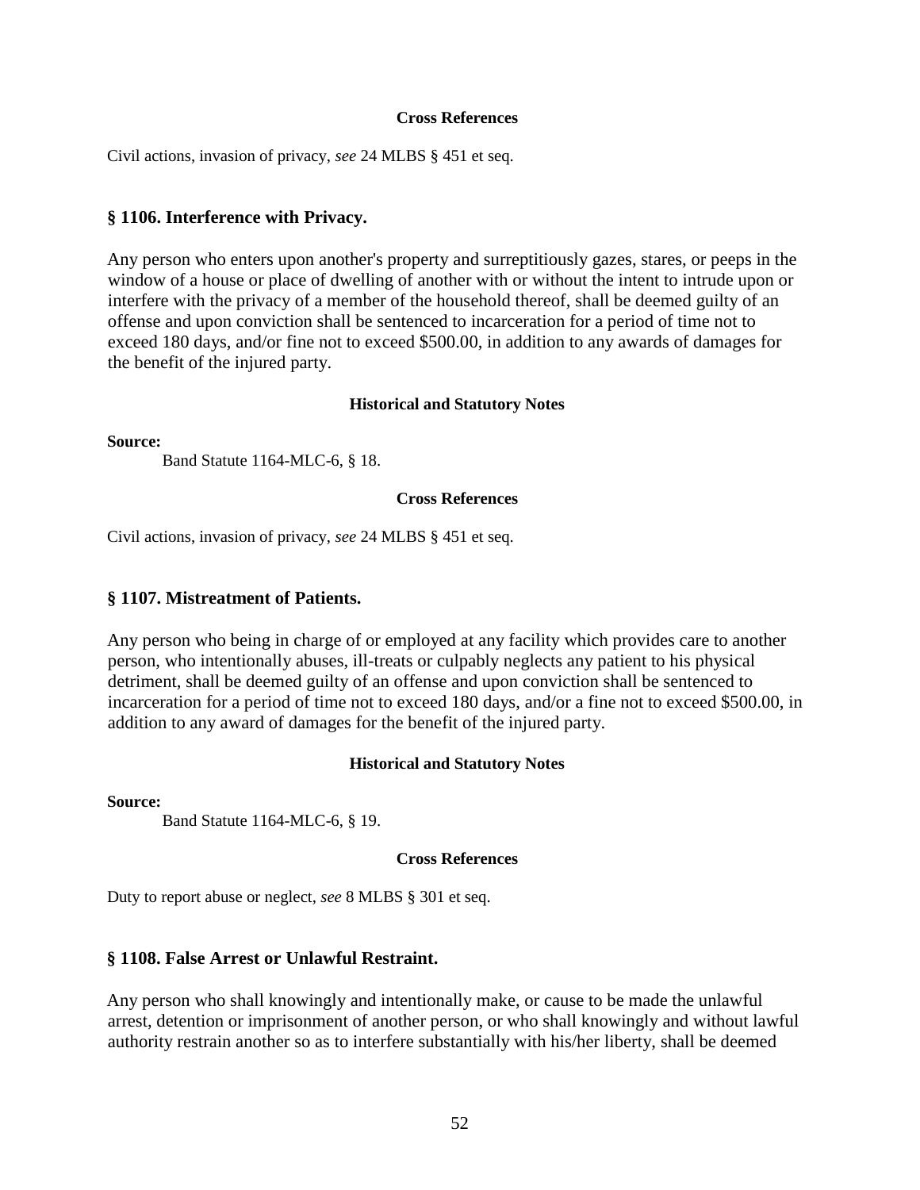**Cross References**

Civil actions, invasion of privacy, *see* 24 MLBS § 451 et seq.

## § 1106. Interference with Privacy.

Any person who enters upon another's property and surreptitiously gazes, stares, or peeps in the window of a house or place of dwelling of another with or without the intent to intrude upon or interfere with the privacy of a member of the household thereof, shall be deemed guilty of an offense and upon conviction shall be sentenced to incarceration for a period of time not to exceed 180 days, and/or fine not to exceed $500.00, in addition to any awards of damages for the benefit of the injured party.

**Historical and Statutory Notes**

**Source:**

Band Statute 1164-MLC-6, § 18.

**Cross References**

Civil actions, invasion of privacy, *see* 24 MLBS § 451 et seq.

## § 1107. Mistreatment of Patients.

Any person who being in charge of or employed at any facility which provides care to another person, who intentionally abuses, ill-treats or culpably neglects any patient to his physical detriment, shall be deemed guilty of an offense and upon conviction shall be sentenced to incarceration for a period of time not to exceed 180 days, and/or a fine not to exceed $500.00, in addition to any award of damages for the benefit of the injured party.

**Historical and Statutory Notes**

**Source:**

Band Statute 1164-MLC-6, § 19.

**Cross References**

Duty to report abuse or neglect, *see* 8 MLBS § 301 et seq.

## § 1108. False Arrest or Unlawful Restraint.

Any person who shall knowingly and intentionally make, or cause to be made the unlawful arrest, detention or imprisonment of another person, or who shall knowingly and without lawful authority restrain another so as to interfere substantially with his/her liberty, shall be deemed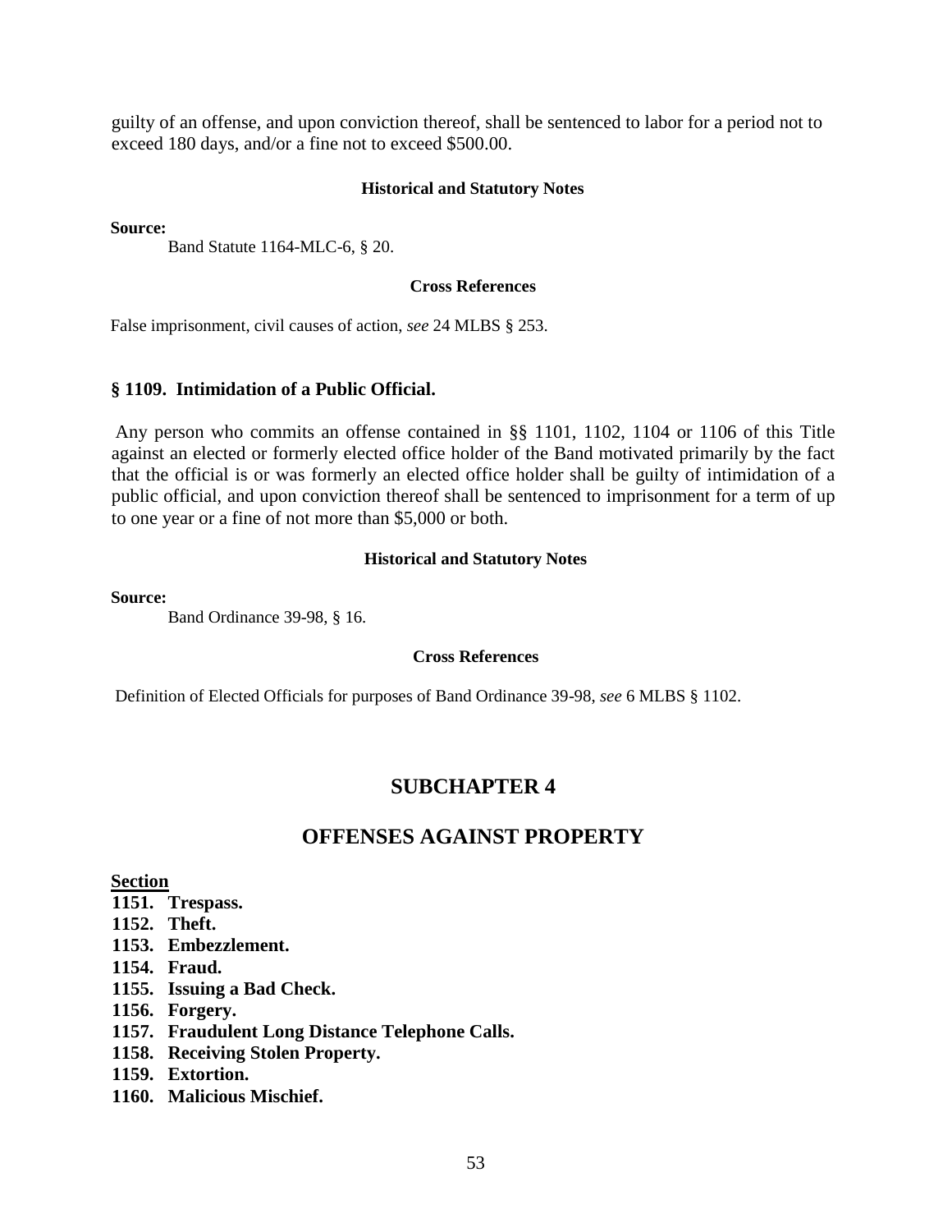guilty of an offense, and upon conviction thereof, shall be sentenced to labor for a period not to exceed 180 days, and/or a fine not to exceed $500.00.

**Historical and Statutory Notes**

**Source:**

Band Statute 1164-MLC-6, § 20.

**Cross References**

False imprisonment, civil causes of action, *see* 24 MLBS § 253.

### § 1109. Intimidation of a Public Official.

Any person who commits an offense contained in §§ 1101, 1102, 1104 or 1106 of this Title against an elected or formerly elected office holder of the Band motivated primarily by the fact that the official is or was formerly an elected office holder shall be guilty of intimidation of a public official, and upon conviction thereof shall be sentenced to imprisonment for a term of up to one year or a fine of not more than $5,000 or both.

**Historical and Statutory Notes**

**Source:**

Band Ordinance 39-98, § 16.

**Cross References**

Definition of Elected Officials for purposes of Band Ordinance 39-98, *see* 6 MLBS § 1102.

## SUBCHAPTER 4

## OFFENSES AGAINST PROPERTY

**Section**

**1151. Trespass.**
**1152. Theft.**
**1153. Embezzlement.**
**1154. Fraud.**
**1155. Issuing a Bad Check.**
**1156. Forgery.**
**1157. Fraudulent Long Distance Telephone Calls.**
**1158. Receiving Stolen Property.**
**1159. Extortion.**
**1160. Malicious Mischief.**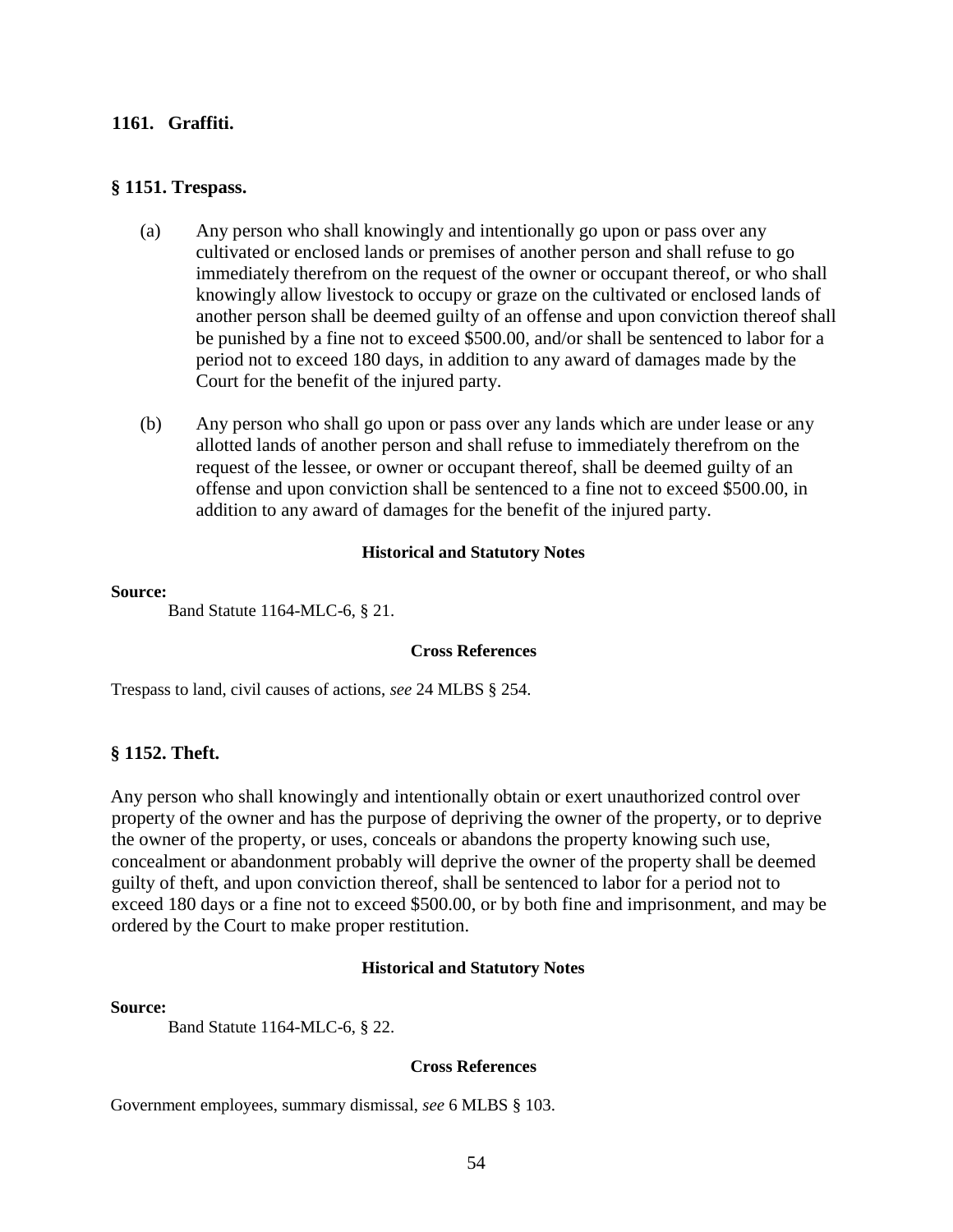**1161. Graffiti.**

## § 1151. Trespass.

(a) Any person who shall knowingly and intentionally go upon or pass over any cultivated or enclosed lands or premises of another person and shall refuse to go immediately therefrom on the request of the owner or occupant thereof, or who shall knowingly allow livestock to occupy or graze on the cultivated or enclosed lands of another person shall be deemed guilty of an offense and upon conviction thereof shall be punished by a fine not to exceed $500.00, and/or shall be sentenced to labor for a period not to exceed 180 days, in addition to any award of damages made by the Court for the benefit of the injured party.

(b) Any person who shall go upon or pass over any lands which are under lease or any allotted lands of another person and shall refuse to immediately therefrom on the request of the lessee, or owner or occupant thereof, shall be deemed guilty of an offense and upon conviction shall be sentenced to a fine not to exceed $500.00, in addition to any award of damages for the benefit of the injured party.

**Historical and Statutory Notes**

**Source:**

Band Statute 1164-MLC-6, § 21.

**Cross References**

Trespass to land, civil causes of actions, *see* 24 MLBS § 254.

## § 1152. Theft.

Any person who shall knowingly and intentionally obtain or exert unauthorized control over property of the owner and has the purpose of depriving the owner of the property, or to deprive the owner of the property, or uses, conceals or abandons the property knowing such use, concealment or abandonment probably will deprive the owner of the property shall be deemed guilty of theft, and upon conviction thereof, shall be sentenced to labor for a period not to exceed 180 days or a fine not to exceed $500.00, or by both fine and imprisonment, and may be ordered by the Court to make proper restitution.

**Historical and Statutory Notes**

**Source:**

Band Statute 1164-MLC-6, § 22.

**Cross References**

Government employees, summary dismissal, *see* 6 MLBS § 103.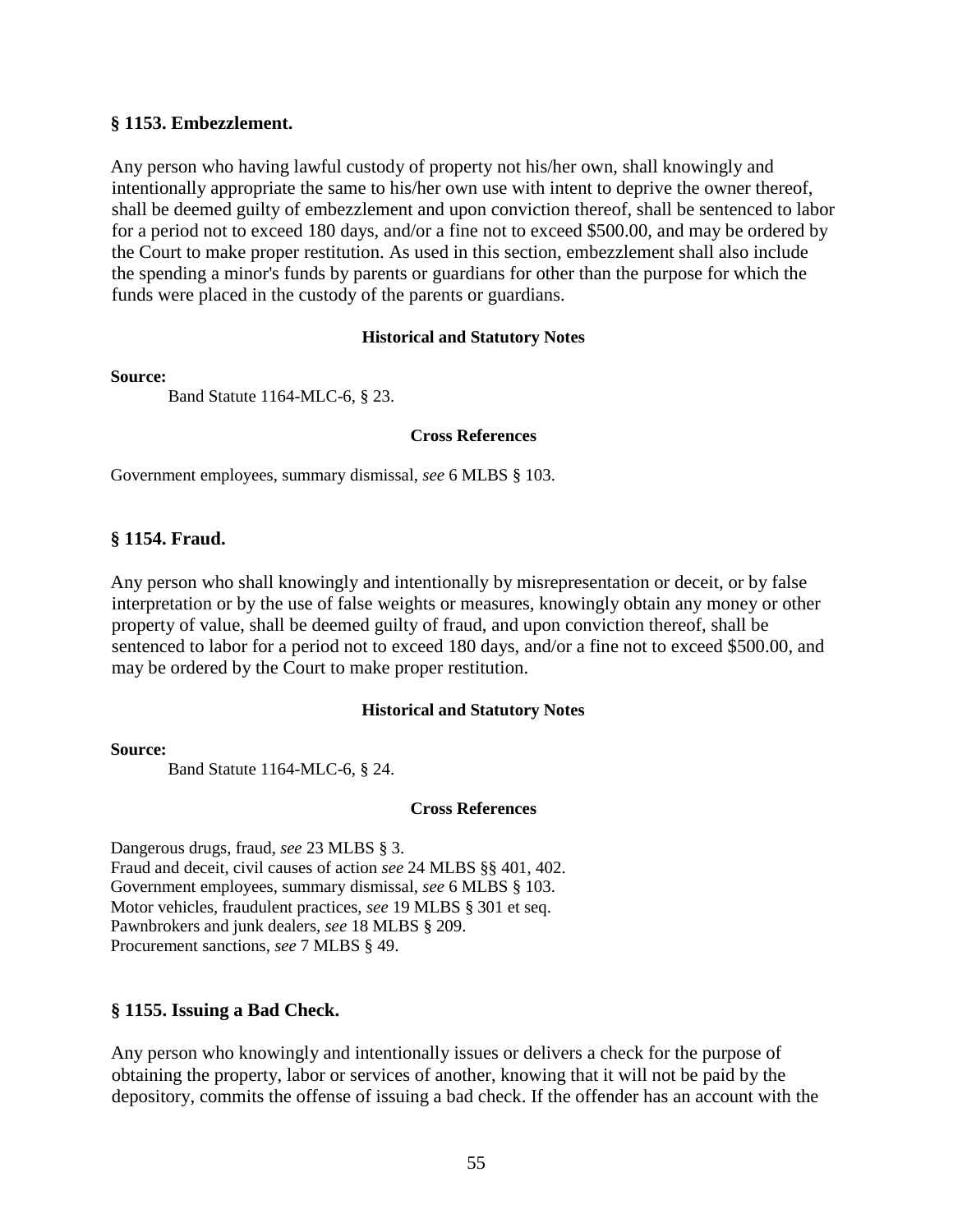### § 1153. Embezzlement.

Any person who having lawful custody of property not his/her own, shall knowingly and intentionally appropriate the same to his/her own use with intent to deprive the owner thereof, shall be deemed guilty of embezzlement and upon conviction thereof, shall be sentenced to labor for a period not to exceed 180 days, and/or a fine not to exceed $500.00, and may be ordered by the Court to make proper restitution. As used in this section, embezzlement shall also include the spending a minor's funds by parents or guardians for other than the purpose for which the funds were placed in the custody of the parents or guardians.

**Historical and Statutory Notes**

**Source:**

Band Statute 1164-MLC-6, § 23.

**Cross References**

Government employees, summary dismissal, *see* 6 MLBS § 103.

### § 1154. Fraud.

Any person who shall knowingly and intentionally by misrepresentation or deceit, or by false interpretation or by the use of false weights or measures, knowingly obtain any money or other property of value, shall be deemed guilty of fraud, and upon conviction thereof, shall be sentenced to labor for a period not to exceed 180 days, and/or a fine not to exceed $500.00, and may be ordered by the Court to make proper restitution.

**Historical and Statutory Notes**

**Source:**

Band Statute 1164-MLC-6, § 24.

**Cross References**

Dangerous drugs, fraud, *see* 23 MLBS § 3.
Fraud and deceit, civil causes of action *see* 24 MLBS §§ 401, 402.
Government employees, summary dismissal, *see* 6 MLBS § 103.
Motor vehicles, fraudulent practices, *see* 19 MLBS § 301 et seq.
Pawnbrokers and junk dealers, *see* 18 MLBS § 209.
Procurement sanctions, *see* 7 MLBS § 49.

### § 1155. Issuing a Bad Check.

Any person who knowingly and intentionally issues or delivers a check for the purpose of obtaining the property, labor or services of another, knowing that it will not be paid by the depository, commits the offense of issuing a bad check. If the offender has an account with the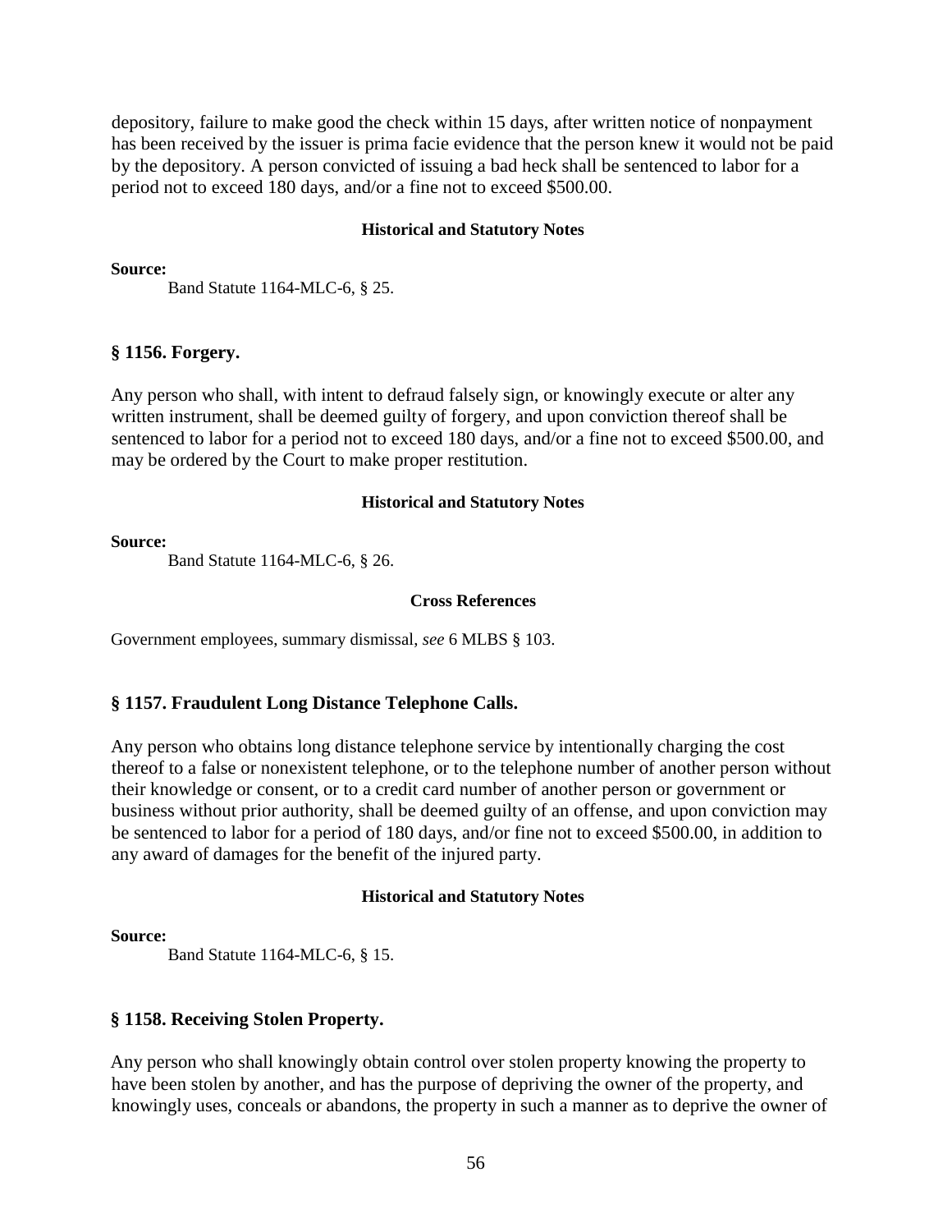depository, failure to make good the check within 15 days, after written notice of nonpayment has been received by the issuer is prima facie evidence that the person knew it would not be paid by the depository. A person convicted of issuing a bad heck shall be sentenced to labor for a period not to exceed 180 days, and/or a fine not to exceed $500.00.

**Historical and Statutory Notes**

**Source:**

Band Statute 1164-MLC-6, § 25.

### § 1156. Forgery.

Any person who shall, with intent to defraud falsely sign, or knowingly execute or alter any written instrument, shall be deemed guilty of forgery, and upon conviction thereof shall be sentenced to labor for a period not to exceed 180 days, and/or a fine not to exceed $500.00, and may be ordered by the Court to make proper restitution.

**Historical and Statutory Notes**

**Source:**

Band Statute 1164-MLC-6, § 26.

**Cross References**

Government employees, summary dismissal, *see* 6 MLBS § 103.

### § 1157. Fraudulent Long Distance Telephone Calls.

Any person who obtains long distance telephone service by intentionally charging the cost thereof to a false or nonexistent telephone, or to the telephone number of another person without their knowledge or consent, or to a credit card number of another person or government or business without prior authority, shall be deemed guilty of an offense, and upon conviction may be sentenced to labor for a period of 180 days, and/or fine not to exceed $500.00, in addition to any award of damages for the benefit of the injured party.

**Historical and Statutory Notes**

**Source:**

Band Statute 1164-MLC-6, § 15.

### § 1158. Receiving Stolen Property.

Any person who shall knowingly obtain control over stolen property knowing the property to have been stolen by another, and has the purpose of depriving the owner of the property, and knowingly uses, conceals or abandons, the property in such a manner as to deprive the owner of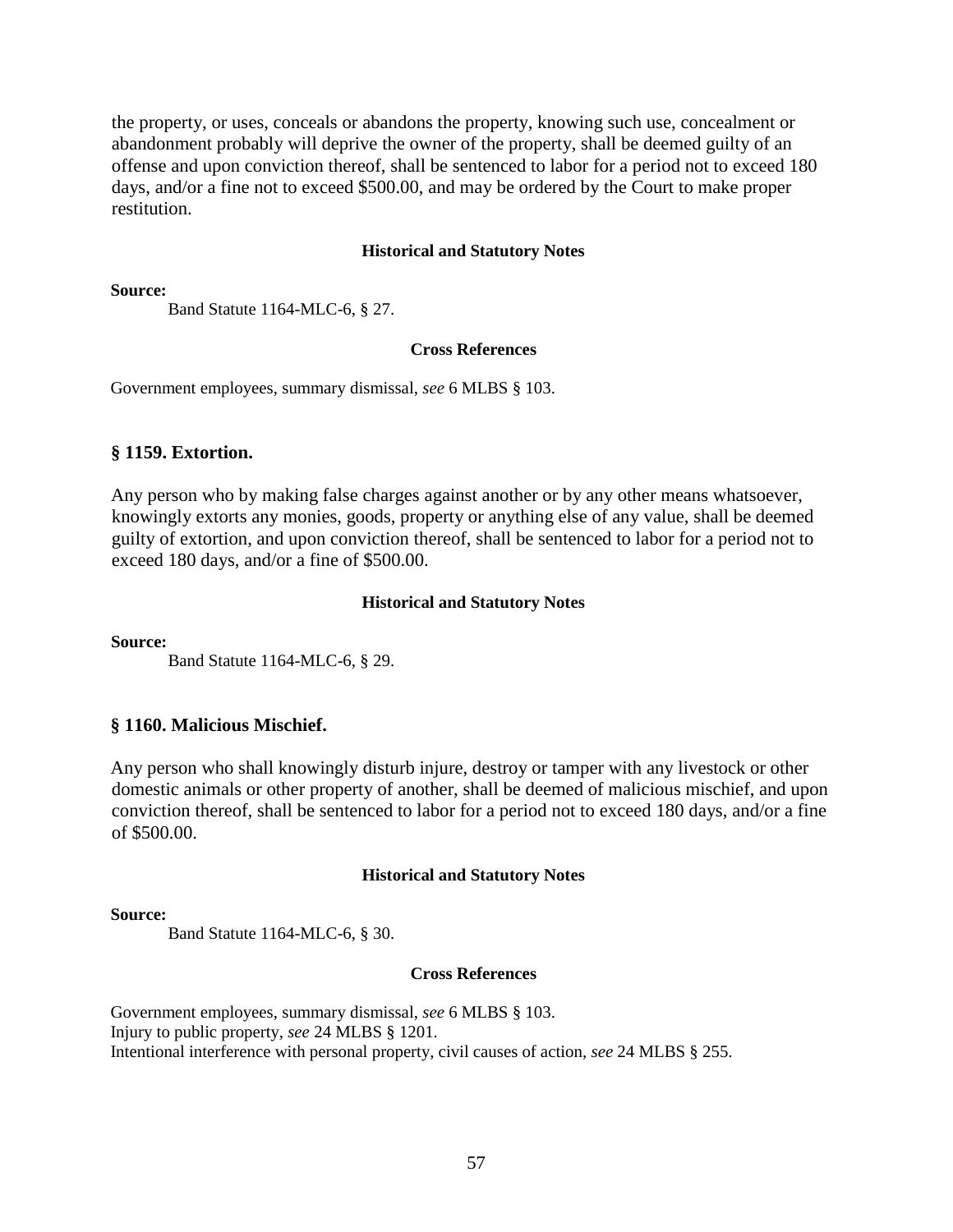the property, or uses, conceals or abandons the property, knowing such use, concealment or abandonment probably will deprive the owner of the property, shall be deemed guilty of an offense and upon conviction thereof, shall be sentenced to labor for a period not to exceed 180 days, and/or a fine not to exceed $500.00, and may be ordered by the Court to make proper restitution.

**Historical and Statutory Notes**

**Source:**

Band Statute 1164-MLC-6, § 27.

**Cross References**

Government employees, summary dismissal, *see* 6 MLBS § 103.

### § 1159. Extortion.

Any person who by making false charges against another or by any other means whatsoever, knowingly extorts any monies, goods, property or anything else of any value, shall be deemed guilty of extortion, and upon conviction thereof, shall be sentenced to labor for a period not to exceed 180 days, and/or a fine of $500.00.

**Historical and Statutory Notes**

**Source:**

Band Statute 1164-MLC-6, § 29.

### § 1160. Malicious Mischief.

Any person who shall knowingly disturb injure, destroy or tamper with any livestock or other domestic animals or other property of another, shall be deemed of malicious mischief, and upon conviction thereof, shall be sentenced to labor for a period not to exceed 180 days, and/or a fine of $500.00.

**Historical and Statutory Notes**

**Source:**

Band Statute 1164-MLC-6, § 30.

**Cross References**

Government employees, summary dismissal, *see* 6 MLBS § 103.
Injury to public property, *see* 24 MLBS § 1201.
Intentional interference with personal property, civil causes of action, *see* 24 MLBS § 255.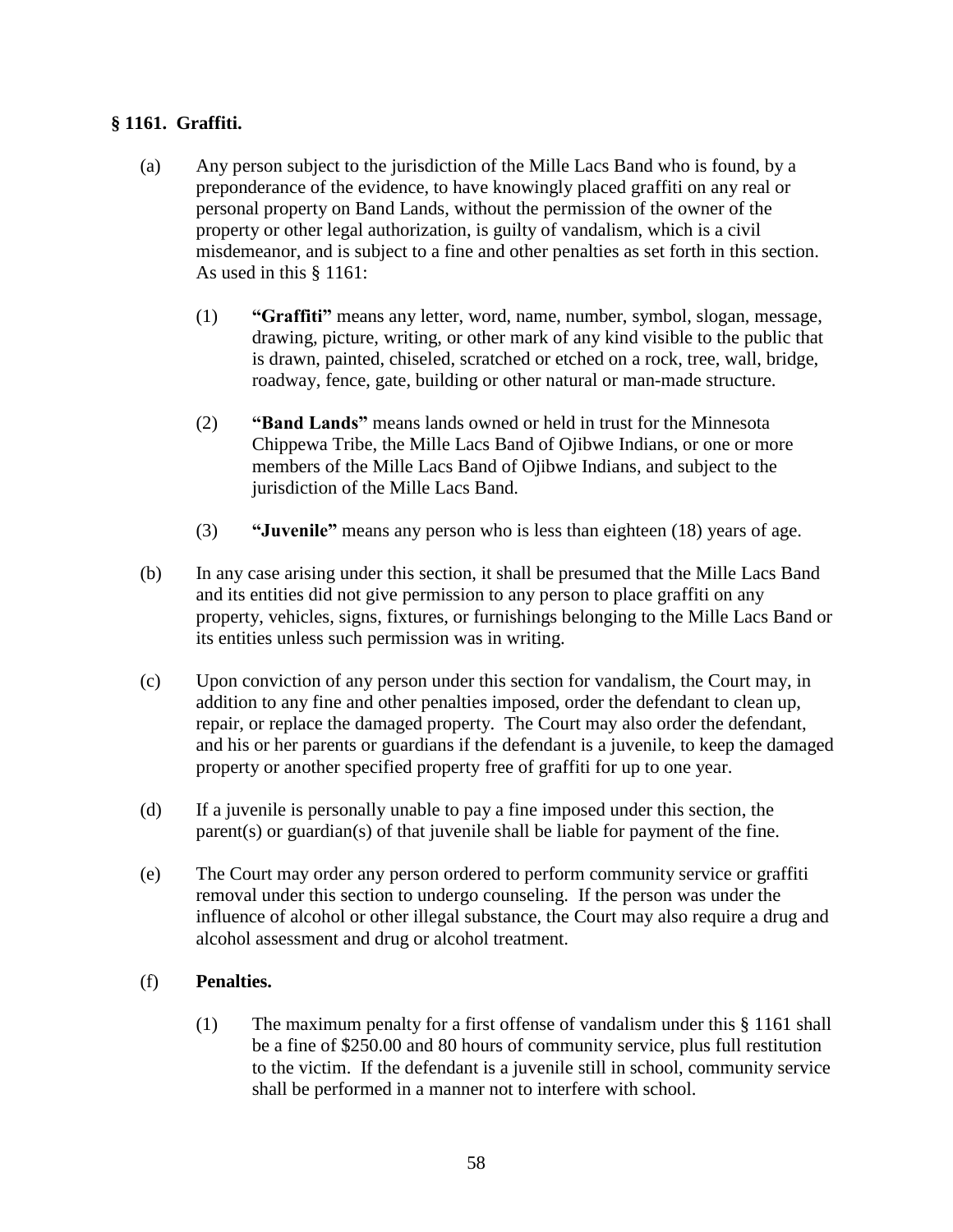**§ 1161. Graffiti.**

(a) Any person subject to the jurisdiction of the Mille Lacs Band who is found, by a preponderance of the evidence, to have knowingly placed graffiti on any real or personal property on Band Lands, without the permission of the owner of the property or other legal authorization, is guilty of vandalism, which is a civil misdemeanor, and is subject to a fine and other penalties as set forth in this section. As used in this § 1161:

 (1) **"Graffiti"** means any letter, word, name, number, symbol, slogan, message, drawing, picture, writing, or other mark of any kind visible to the public that is drawn, painted, chiseled, scratched or etched on a rock, tree, wall, bridge, roadway, fence, gate, building or other natural or man-made structure.

 (2) **"Band Lands"** means lands owned or held in trust for the Minnesota Chippewa Tribe, the Mille Lacs Band of Ojibwe Indians, or one or more members of the Mille Lacs Band of Ojibwe Indians, and subject to the jurisdiction of the Mille Lacs Band.

 (3) **"Juvenile"** means any person who is less than eighteen (18) years of age.

(b) In any case arising under this section, it shall be presumed that the Mille Lacs Band and its entities did not give permission to any person to place graffiti on any property, vehicles, signs, fixtures, or furnishings belonging to the Mille Lacs Band or its entities unless such permission was in writing.

(c) Upon conviction of any person under this section for vandalism, the Court may, in addition to any fine and other penalties imposed, order the defendant to clean up, repair, or replace the damaged property. The Court may also order the defendant, and his or her parents or guardians if the defendant is a juvenile, to keep the damaged property or another specified property free of graffiti for up to one year.

(d) If a juvenile is personally unable to pay a fine imposed under this section, the parent(s) or guardian(s) of that juvenile shall be liable for payment of the fine.

(e) The Court may order any person ordered to perform community service or graffiti removal under this section to undergo counseling. If the person was under the influence of alcohol or other illegal substance, the Court may also require a drug and alcohol assessment and drug or alcohol treatment.

(f) **Penalties.**

 (1) The maximum penalty for a first offense of vandalism under this § 1161 shall be a fine of $250.00 and 80 hours of community service, plus full restitution to the victim. If the defendant is a juvenile still in school, community service shall be performed in a manner not to interfere with school.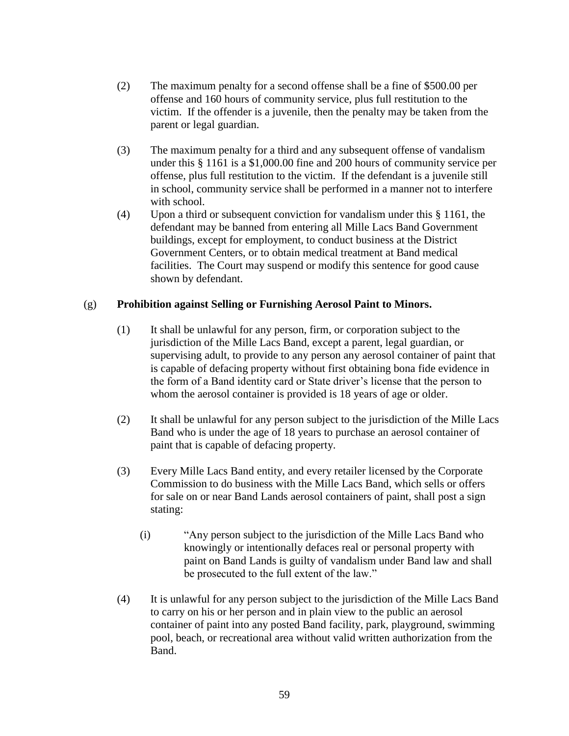(2) The maximum penalty for a second offense shall be a fine of $500.00 per offense and 160 hours of community service, plus full restitution to the victim. If the offender is a juvenile, then the penalty may be taken from the parent or legal guardian.

(3) The maximum penalty for a third and any subsequent offense of vandalism under this § 1161 is a $1,000.00 fine and 200 hours of community service per offense, plus full restitution to the victim. If the defendant is a juvenile still in school, community service shall be performed in a manner not to interfere with school.

(4) Upon a third or subsequent conviction for vandalism under this § 1161, the defendant may be banned from entering all Mille Lacs Band Government buildings, except for employment, to conduct business at the District Government Centers, or to obtain medical treatment at Band medical facilities. The Court may suspend or modify this sentence for good cause shown by defendant.

(g) **Prohibition against Selling or Furnishing Aerosol Paint to Minors.**

(1) It shall be unlawful for any person, firm, or corporation subject to the jurisdiction of the Mille Lacs Band, except a parent, legal guardian, or supervising adult, to provide to any person any aerosol container of paint that is capable of defacing property without first obtaining bona fide evidence in the form of a Band identity card or State driver's license that the person to whom the aerosol container is provided is 18 years of age or older.

(2) It shall be unlawful for any person subject to the jurisdiction of the Mille Lacs Band who is under the age of 18 years to purchase an aerosol container of paint that is capable of defacing property.

(3) Every Mille Lacs Band entity, and every retailer licensed by the Corporate Commission to do business with the Mille Lacs Band, which sells or offers for sale on or near Band Lands aerosol containers of paint, shall post a sign stating:

(i) "Any person subject to the jurisdiction of the Mille Lacs Band who knowingly or intentionally defaces real or personal property with paint on Band Lands is guilty of vandalism under Band law and shall be prosecuted to the full extent of the law."

(4) It is unlawful for any person subject to the jurisdiction of the Mille Lacs Band to carry on his or her person and in plain view to the public an aerosol container of paint into any posted Band facility, park, playground, swimming pool, beach, or recreational area without valid written authorization from the Band.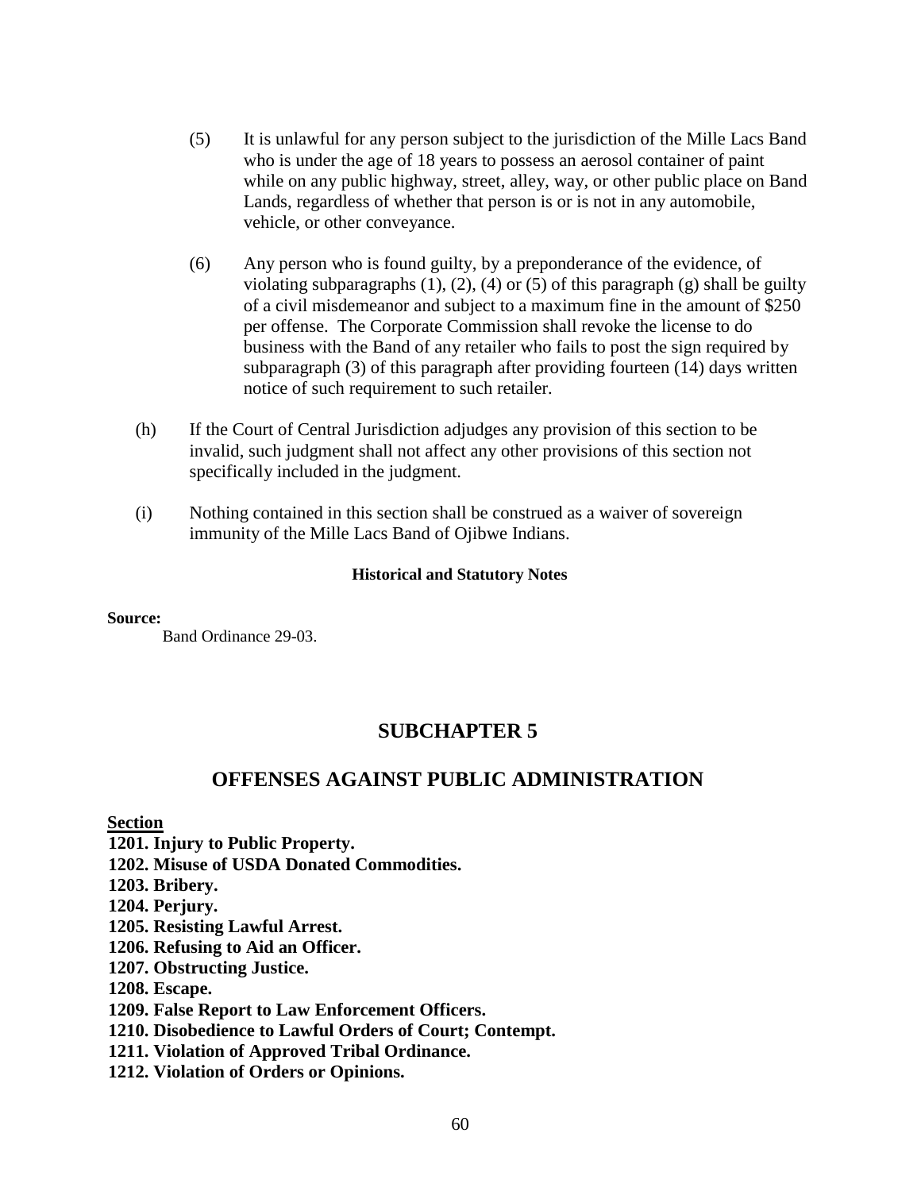(5) It is unlawful for any person subject to the jurisdiction of the Mille Lacs Band who is under the age of 18 years to possess an aerosol container of paint while on any public highway, street, alley, way, or other public place on Band Lands, regardless of whether that person is or is not in any automobile, vehicle, or other conveyance.

(6) Any person who is found guilty, by a preponderance of the evidence, of violating subparagraphs (1), (2), (4) or (5) of this paragraph (g) shall be guilty of a civil misdemeanor and subject to a maximum fine in the amount of $250 per offense. The Corporate Commission shall revoke the license to do business with the Band of any retailer who fails to post the sign required by subparagraph (3) of this paragraph after providing fourteen (14) days written notice of such requirement to such retailer.

(h) If the Court of Central Jurisdiction adjudges any provision of this section to be invalid, such judgment shall not affect any other provisions of this section not specifically included in the judgment.

(i) Nothing contained in this section shall be construed as a waiver of sovereign immunity of the Mille Lacs Band of Ojibwe Indians.

**Historical and Statutory Notes**

**Source:**
Band Ordinance 29-03.

## SUBCHAPTER 5

## OFFENSES AGAINST PUBLIC ADMINISTRATION

**Section**

**1201. Injury to Public Property.**
**1202. Misuse of USDA Donated Commodities.**
**1203. Bribery.**
**1204. Perjury.**
**1205. Resisting Lawful Arrest.**
**1206. Refusing to Aid an Officer.**
**1207. Obstructing Justice.**
**1208. Escape.**
**1209. False Report to Law Enforcement Officers.**
**1210. Disobedience to Lawful Orders of Court; Contempt.**
**1211. Violation of Approved Tribal Ordinance.**
**1212. Violation of Orders or Opinions.**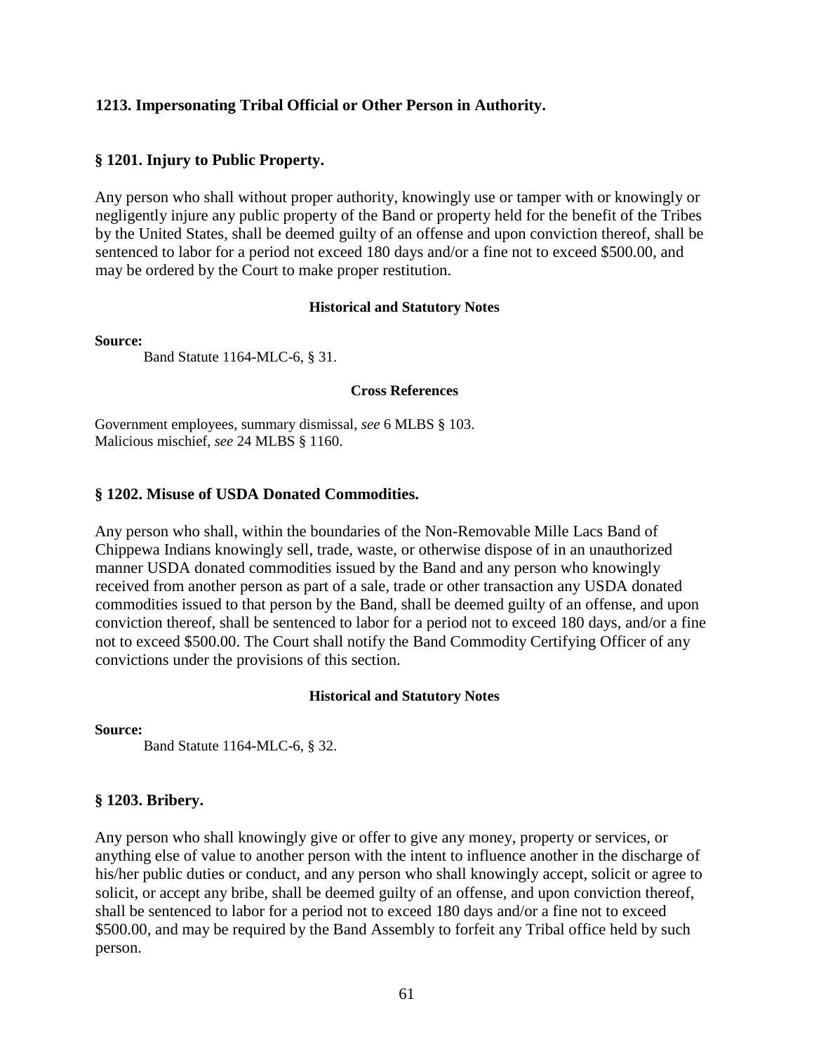**1213. Impersonating Tribal Official or Other Person in Authority.**

## § 1201. Injury to Public Property.

Any person who shall without proper authority, knowingly use or tamper with or knowingly or negligently injure any public property of the Band or property held for the benefit of the Tribes by the United States, shall be deemed guilty of an offense and upon conviction thereof, shall be sentenced to labor for a period not exceed 180 days and/or a fine not to exceed $500.00, and may be ordered by the Court to make proper restitution.

**Historical and Statutory Notes**

**Source:**

Band Statute 1164-MLC-6, § 31.

**Cross References**

Government employees, summary dismissal, *see* 6 MLBS § 103.
Malicious mischief, *see* 24 MLBS § 1160.

## § 1202. Misuse of USDA Donated Commodities.

Any person who shall, within the boundaries of the Non-Removable Mille Lacs Band of Chippewa Indians knowingly sell, trade, waste, or otherwise dispose of in an unauthorized manner USDA donated commodities issued by the Band and any person who knowingly received from another person as part of a sale, trade or other transaction any USDA donated commodities issued to that person by the Band, shall be deemed guilty of an offense, and upon conviction thereof, shall be sentenced to labor for a period not to exceed 180 days, and/or a fine not to exceed $500.00. The Court shall notify the Band Commodity Certifying Officer of any convictions under the provisions of this section.

**Historical and Statutory Notes**

**Source:**

Band Statute 1164-MLC-6, § 32.

## § 1203. Bribery.

Any person who shall knowingly give or offer to give any money, property or services, or anything else of value to another person with the intent to influence another in the discharge of his/her public duties or conduct, and any person who shall knowingly accept, solicit or agree to solicit, or accept any bribe, shall be deemed guilty of an offense, and upon conviction thereof, shall be sentenced to labor for a period not to exceed 180 days and/or a fine not to exceed $500.00, and may be required by the Band Assembly to forfeit any Tribal office held by such person.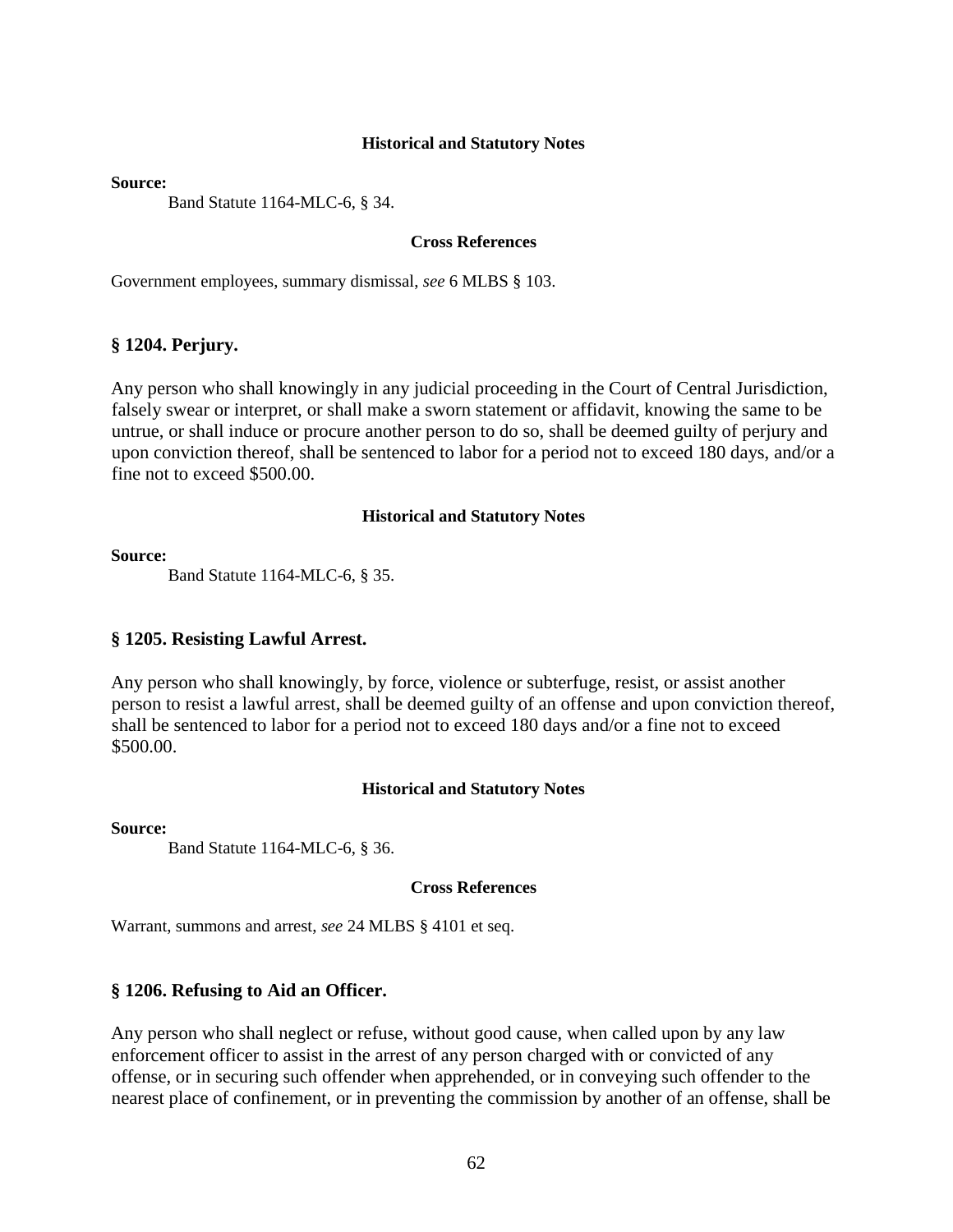#### Historical and Statutory Notes

**Source:**

Band Statute 1164-MLC-6, § 34.

#### Cross References

Government employees, summary dismissal, *see* 6 MLBS § 103.

### § 1204. Perjury.

Any person who shall knowingly in any judicial proceeding in the Court of Central Jurisdiction, falsely swear or interpret, or shall make a sworn statement or affidavit, knowing the same to be untrue, or shall induce or procure another person to do so, shall be deemed guilty of perjury and upon conviction thereof, shall be sentenced to labor for a period not to exceed 180 days, and/or a fine not to exceed $500.00.

#### Historical and Statutory Notes

**Source:**

Band Statute 1164-MLC-6, § 35.

### § 1205. Resisting Lawful Arrest.

Any person who shall knowingly, by force, violence or subterfuge, resist, or assist another person to resist a lawful arrest, shall be deemed guilty of an offense and upon conviction thereof, shall be sentenced to labor for a period not to exceed 180 days and/or a fine not to exceed $500.00.

#### Historical and Statutory Notes

**Source:**

Band Statute 1164-MLC-6, § 36.

#### Cross References

Warrant, summons and arrest, *see* 24 MLBS § 4101 et seq.

### § 1206. Refusing to Aid an Officer.

Any person who shall neglect or refuse, without good cause, when called upon by any law enforcement officer to assist in the arrest of any person charged with or convicted of any offense, or in securing such offender when apprehended, or in conveying such offender to the nearest place of confinement, or in preventing the commission by another of an offense, shall be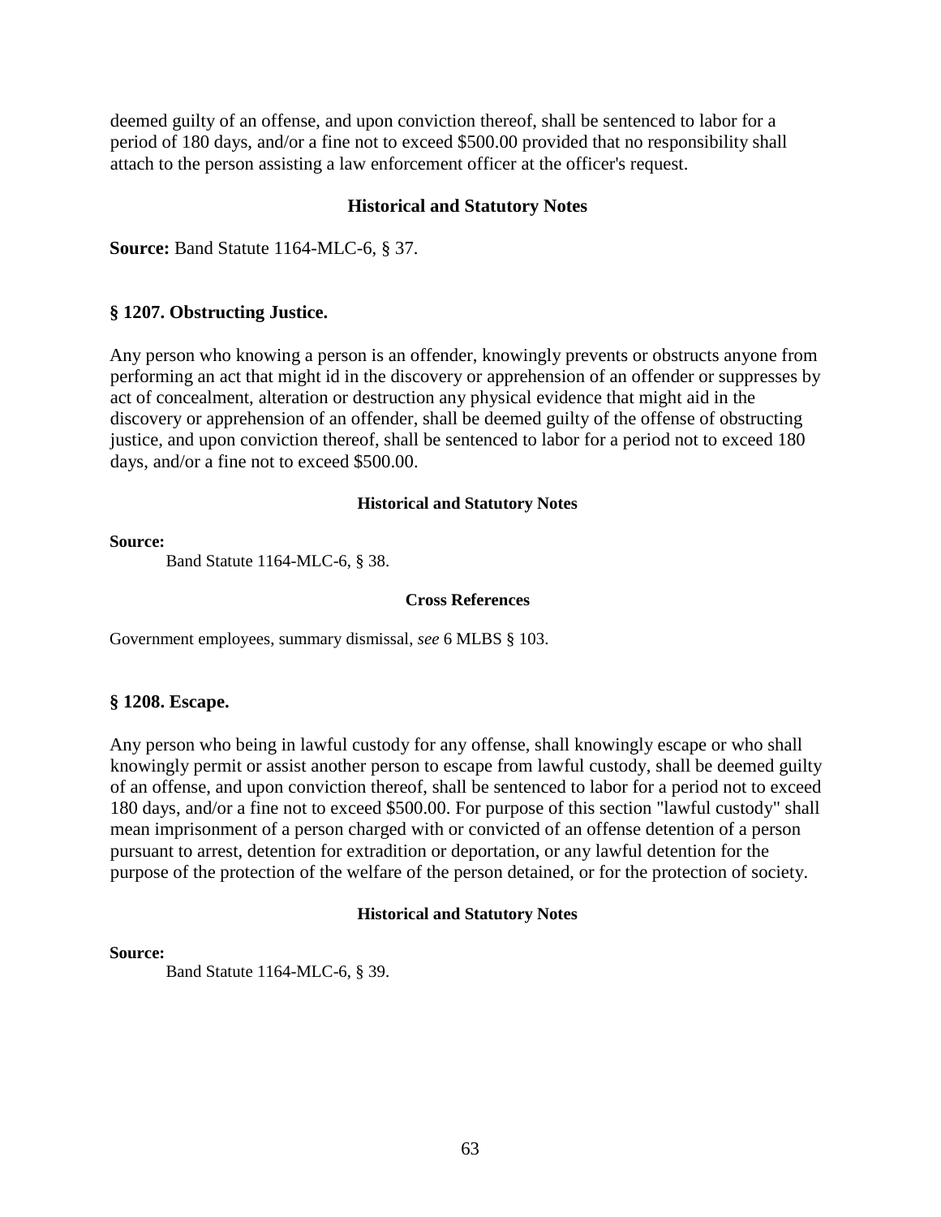deemed guilty of an offense, and upon conviction thereof, shall be sentenced to labor for a period of 180 days, and/or a fine not to exceed $500.00 provided that no responsibility shall attach to the person assisting a law enforcement officer at the officer's request.

**Historical and Statutory Notes**

**Source:** Band Statute 1164-MLC-6, § 37.

### § 1207. Obstructing Justice.

Any person who knowing a person is an offender, knowingly prevents or obstructs anyone from performing an act that might id in the discovery or apprehension of an offender or suppresses by act of concealment, alteration or destruction any physical evidence that might aid in the discovery or apprehension of an offender, shall be deemed guilty of the offense of obstructing justice, and upon conviction thereof, shall be sentenced to labor for a period not to exceed 180 days, and/or a fine not to exceed $500.00.

**Historical and Statutory Notes**

**Source:**

Band Statute 1164-MLC-6, § 38.

**Cross References**

Government employees, summary dismissal, *see* 6 MLBS § 103.

### § 1208. Escape.

Any person who being in lawful custody for any offense, shall knowingly escape or who shall knowingly permit or assist another person to escape from lawful custody, shall be deemed guilty of an offense, and upon conviction thereof, shall be sentenced to labor for a period not to exceed 180 days, and/or a fine not to exceed $500.00. For purpose of this section "lawful custody" shall mean imprisonment of a person charged with or convicted of an offense detention of a person pursuant to arrest, detention for extradition or deportation, or any lawful detention for the purpose of the protection of the welfare of the person detained, or for the protection of society.

**Historical and Statutory Notes**

**Source:**

Band Statute 1164-MLC-6, § 39.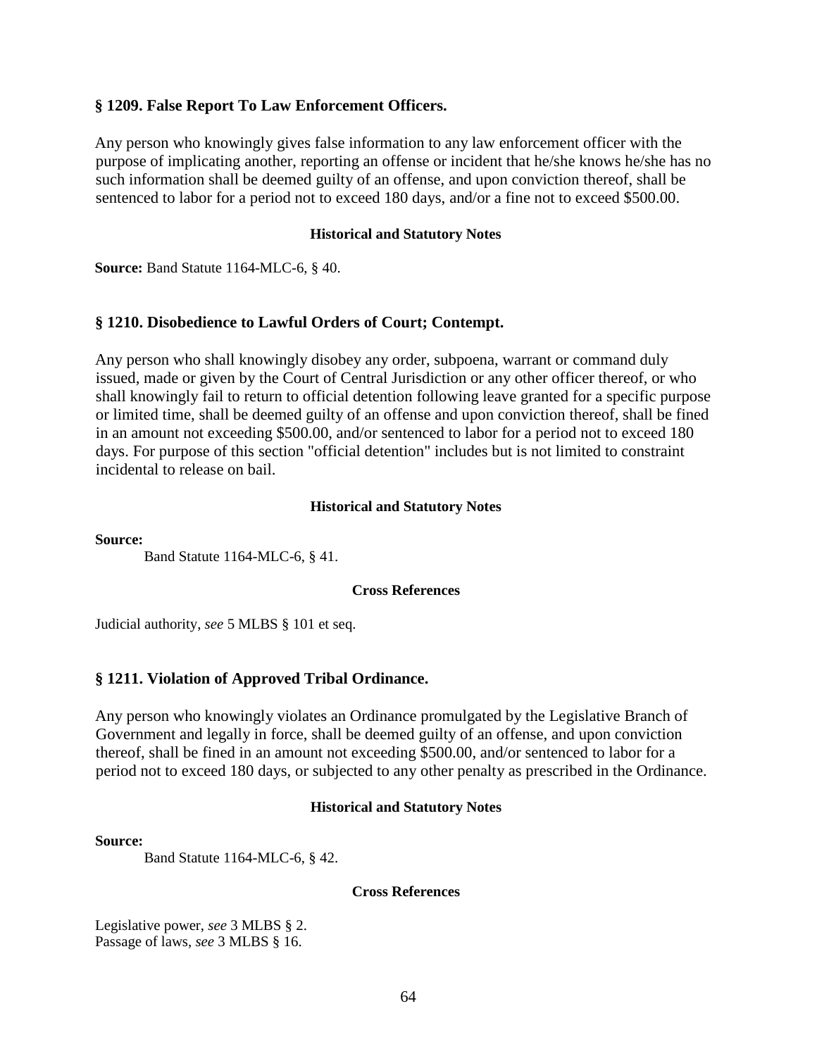### § 1209. False Report To Law Enforcement Officers.

Any person who knowingly gives false information to any law enforcement officer with the purpose of implicating another, reporting an offense or incident that he/she knows he/she has no such information shall be deemed guilty of an offense, and upon conviction thereof, shall be sentenced to labor for a period not to exceed 180 days, and/or a fine not to exceed $500.00.

#### Historical and Statutory Notes

**Source:** Band Statute 1164-MLC-6, § 40.

### § 1210. Disobedience to Lawful Orders of Court; Contempt.

Any person who shall knowingly disobey any order, subpoena, warrant or command duly issued, made or given by the Court of Central Jurisdiction or any other officer thereof, or who shall knowingly fail to return to official detention following leave granted for a specific purpose or limited time, shall be deemed guilty of an offense and upon conviction thereof, shall be fined in an amount not exceeding $500.00, and/or sentenced to labor for a period not to exceed 180 days. For purpose of this section "official detention" includes but is not limited to constraint incidental to release on bail.

#### Historical and Statutory Notes

**Source:**

Band Statute 1164-MLC-6, § 41.

#### Cross References

Judicial authority, *see* 5 MLBS § 101 et seq.

### § 1211. Violation of Approved Tribal Ordinance.

Any person who knowingly violates an Ordinance promulgated by the Legislative Branch of Government and legally in force, shall be deemed guilty of an offense, and upon conviction thereof, shall be fined in an amount not exceeding $500.00, and/or sentenced to labor for a period not to exceed 180 days, or subjected to any other penalty as prescribed in the Ordinance.

#### Historical and Statutory Notes

**Source:**

Band Statute 1164-MLC-6, § 42.

#### Cross References

Legislative power, *see* 3 MLBS § 2.
Passage of laws, *see* 3 MLBS § 16.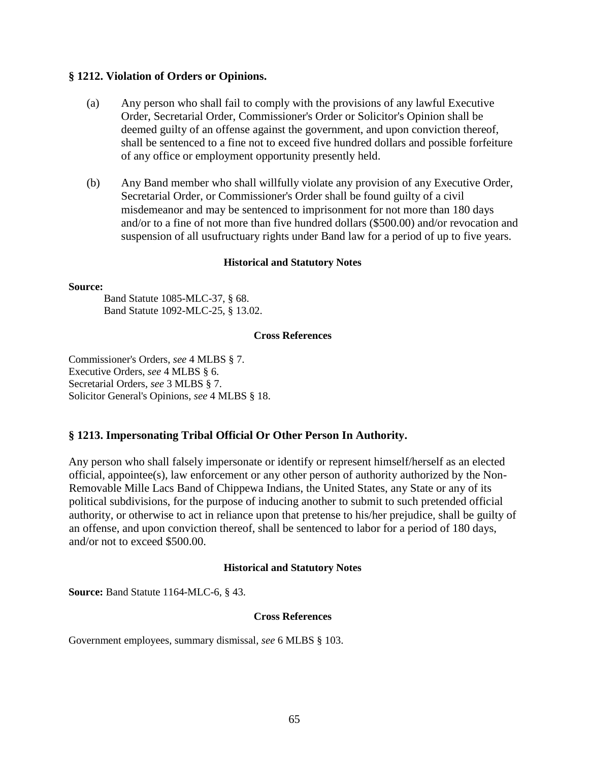### § 1212. Violation of Orders or Opinions.

(a) Any person who shall fail to comply with the provisions of any lawful Executive Order, Secretarial Order, Commissioner's Order or Solicitor's Opinion shall be deemed guilty of an offense against the government, and upon conviction thereof, shall be sentenced to a fine not to exceed five hundred dollars and possible forfeiture of any office or employment opportunity presently held.

(b) Any Band member who shall willfully violate any provision of any Executive Order, Secretarial Order, or Commissioner's Order shall be found guilty of a civil misdemeanor and may be sentenced to imprisonment for not more than 180 days and/or to a fine of not more than five hundred dollars ($500.00) and/or revocation and suspension of all usufructuary rights under Band law for a period of up to five years.

**Historical and Statutory Notes**

**Source:**

Band Statute 1085-MLC-37, § 68.
Band Statute 1092-MLC-25, § 13.02.

**Cross References**

Commissioner's Orders, *see* 4 MLBS § 7.
Executive Orders, *see* 4 MLBS § 6.
Secretarial Orders, *see* 3 MLBS § 7.
Solicitor General's Opinions, *see* 4 MLBS § 18.

### § 1213. Impersonating Tribal Official Or Other Person In Authority.

Any person who shall falsely impersonate or identify or represent himself/herself as an elected official, appointee(s), law enforcement or any other person of authority authorized by the Non-Removable Mille Lacs Band of Chippewa Indians, the United States, any State or any of its political subdivisions, for the purpose of inducing another to submit to such pretended official authority, or otherwise to act in reliance upon that pretense to his/her prejudice, shall be guilty of an offense, and upon conviction thereof, shall be sentenced to labor for a period of 180 days, and/or not to exceed $500.00.

**Historical and Statutory Notes**

**Source:** Band Statute 1164-MLC-6, § 43.

**Cross References**

Government employees, summary dismissal, *see* 6 MLBS § 103.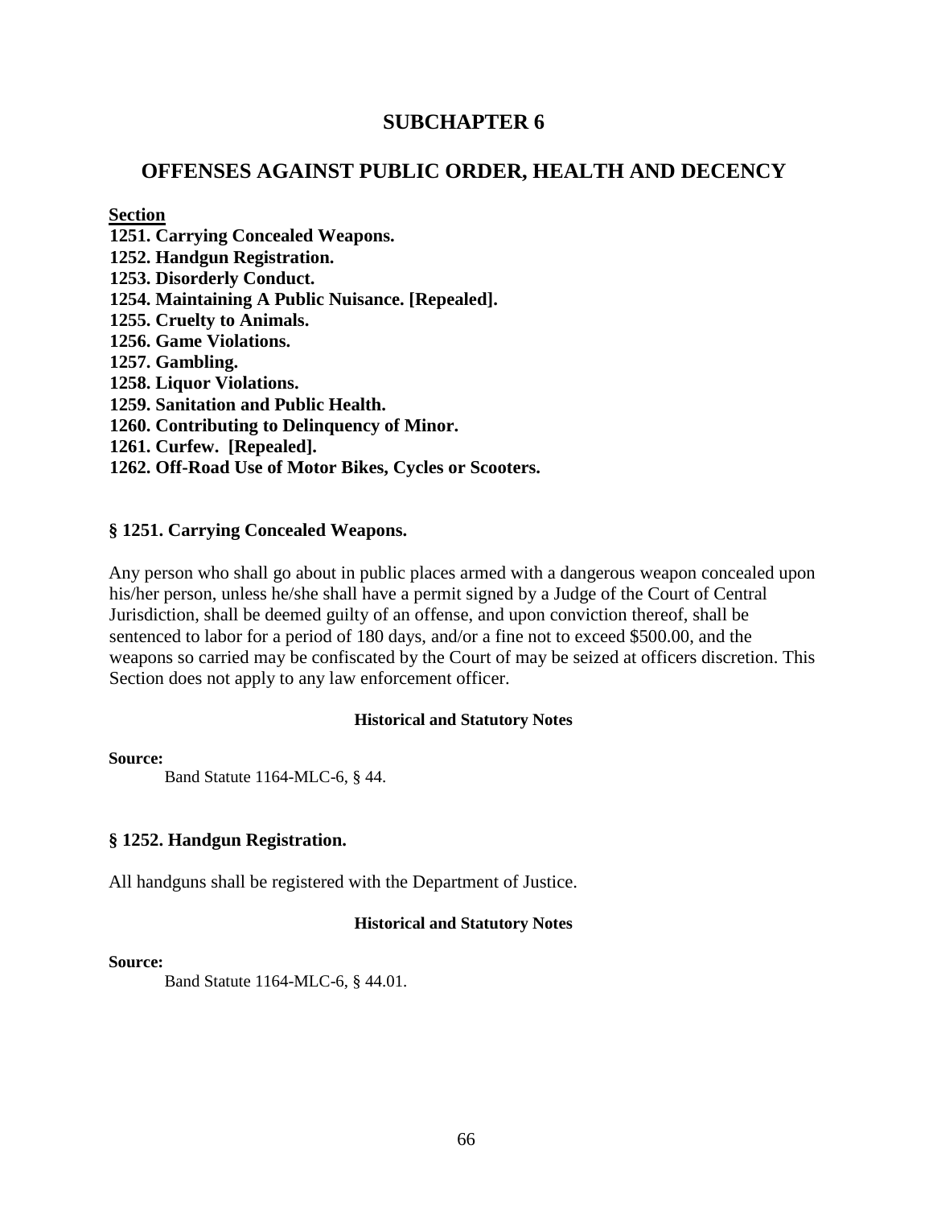# SUBCHAPTER 6

## OFFENSES AGAINST PUBLIC ORDER, HEALTH AND DECENCY

**Section**

**1251. Carrying Concealed Weapons.**
**1252. Handgun Registration.**
**1253. Disorderly Conduct.**
**1254. Maintaining A Public Nuisance. [Repealed].**
**1255. Cruelty to Animals.**
**1256. Game Violations.**
**1257. Gambling.**
**1258. Liquor Violations.**
**1259. Sanitation and Public Health.**
**1260. Contributing to Delinquency of Minor.**
**1261. Curfew. [Repealed].**
**1262. Off-Road Use of Motor Bikes, Cycles or Scooters.**

### § 1251. Carrying Concealed Weapons.

Any person who shall go about in public places armed with a dangerous weapon concealed upon his/her person, unless he/she shall have a permit signed by a Judge of the Court of Central Jurisdiction, shall be deemed guilty of an offense, and upon conviction thereof, shall be sentenced to labor for a period of 180 days, and/or a fine not to exceed $500.00, and the weapons so carried may be confiscated by the Court of may be seized at officers discretion. This Section does not apply to any law enforcement officer.

**Historical and Statutory Notes**

**Source:**

Band Statute 1164-MLC-6, § 44.

### § 1252. Handgun Registration.

All handguns shall be registered with the Department of Justice.

**Historical and Statutory Notes**

**Source:**

Band Statute 1164-MLC-6, § 44.01.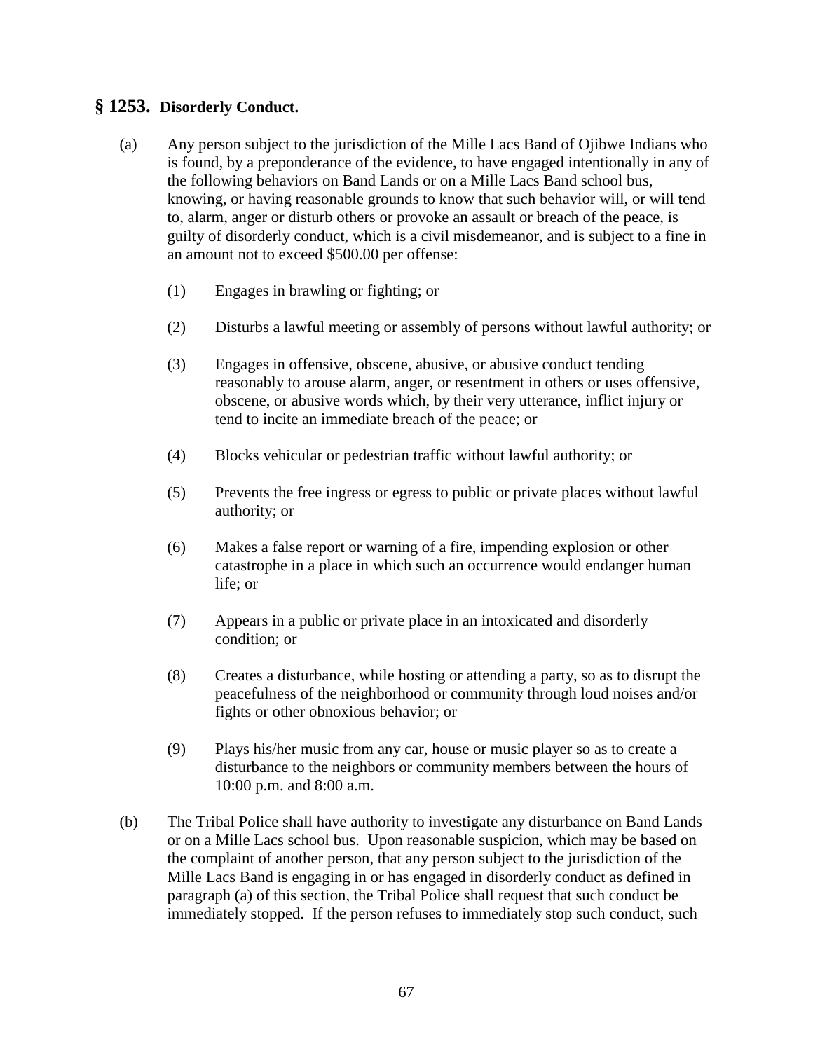## § 1253. Disorderly Conduct.

(a) Any person subject to the jurisdiction of the Mille Lacs Band of Ojibwe Indians who is found, by a preponderance of the evidence, to have engaged intentionally in any of the following behaviors on Band Lands or on a Mille Lacs Band school bus, knowing, or having reasonable grounds to know that such behavior will, or will tend to, alarm, anger or disturb others or provoke an assault or breach of the peace, is guilty of disorderly conduct, which is a civil misdemeanor, and is subject to a fine in an amount not to exceed $500.00 per offense:

(1) Engages in brawling or fighting; or

(2) Disturbs a lawful meeting or assembly of persons without lawful authority; or

(3) Engages in offensive, obscene, abusive, or abusive conduct tending reasonably to arouse alarm, anger, or resentment in others or uses offensive, obscene, or abusive words which, by their very utterance, inflict injury or tend to incite an immediate breach of the peace; or

(4) Blocks vehicular or pedestrian traffic without lawful authority; or

(5) Prevents the free ingress or egress to public or private places without lawful authority; or

(6) Makes a false report or warning of a fire, impending explosion or other catastrophe in a place in which such an occurrence would endanger human life; or

(7) Appears in a public or private place in an intoxicated and disorderly condition; or

(8) Creates a disturbance, while hosting or attending a party, so as to disrupt the peacefulness of the neighborhood or community through loud noises and/or fights or other obnoxious behavior; or

(9) Plays his/her music from any car, house or music player so as to create a disturbance to the neighbors or community members between the hours of 10:00 p.m. and 8:00 a.m.

(b) The Tribal Police shall have authority to investigate any disturbance on Band Lands or on a Mille Lacs school bus. Upon reasonable suspicion, which may be based on the complaint of another person, that any person subject to the jurisdiction of the Mille Lacs Band is engaging in or has engaged in disorderly conduct as defined in paragraph (a) of this section, the Tribal Police shall request that such conduct be immediately stopped. If the person refuses to immediately stop such conduct, such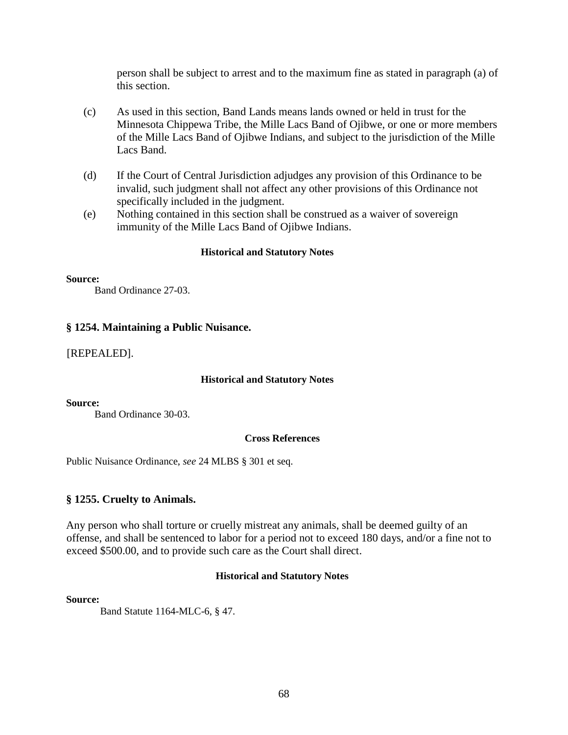person shall be subject to arrest and to the maximum fine as stated in paragraph (a) of this section.

(c) As used in this section, Band Lands means lands owned or held in trust for the Minnesota Chippewa Tribe, the Mille Lacs Band of Ojibwe, or one or more members of the Mille Lacs Band of Ojibwe Indians, and subject to the jurisdiction of the Mille Lacs Band.

(d) If the Court of Central Jurisdiction adjudges any provision of this Ordinance to be invalid, such judgment shall not affect any other provisions of this Ordinance not specifically included in the judgment.

(e) Nothing contained in this section shall be construed as a waiver of sovereign immunity of the Mille Lacs Band of Ojibwe Indians.

**Historical and Statutory Notes**

**Source:**
Band Ordinance 27-03.

### § 1254. Maintaining a Public Nuisance.

[REPEALED].

**Historical and Statutory Notes**

**Source:**
Band Ordinance 30-03.

**Cross References**

Public Nuisance Ordinance, *see* 24 MLBS § 301 et seq.

### § 1255. Cruelty to Animals.

Any person who shall torture or cruelly mistreat any animals, shall be deemed guilty of an offense, and shall be sentenced to labor for a period not to exceed 180 days, and/or a fine not to exceed $500.00, and to provide such care as the Court shall direct.

**Historical and Statutory Notes**

**Source:**
Band Statute 1164-MLC-6, § 47.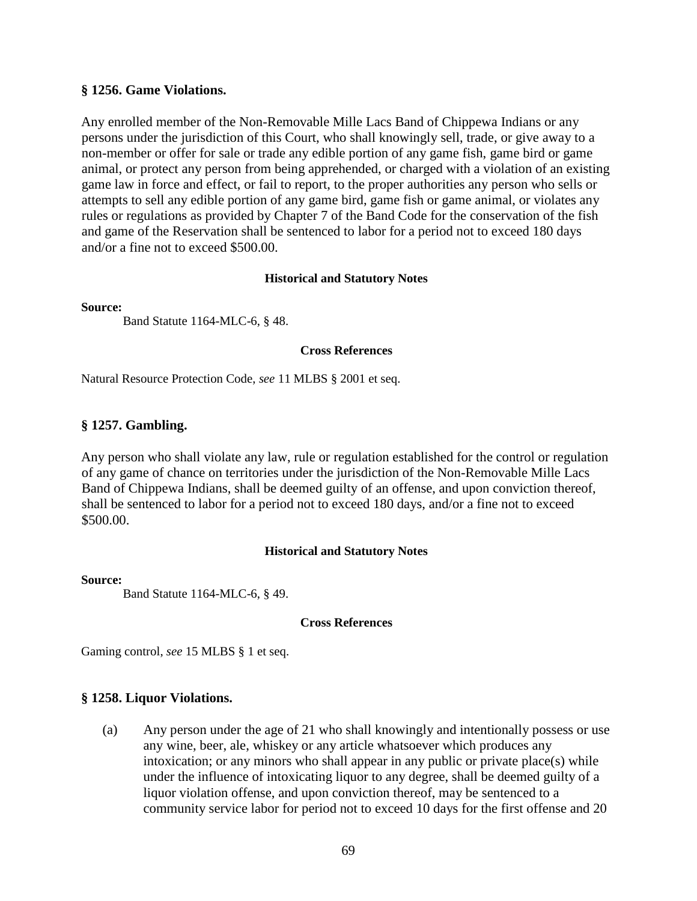### § 1256. Game Violations.

Any enrolled member of the Non-Removable Mille Lacs Band of Chippewa Indians or any persons under the jurisdiction of this Court, who shall knowingly sell, trade, or give away to a non-member or offer for sale or trade any edible portion of any game fish, game bird or game animal, or protect any person from being apprehended, or charged with a violation of an existing game law in force and effect, or fail to report, to the proper authorities any person who sells or attempts to sell any edible portion of any game bird, game fish or game animal, or violates any rules or regulations as provided by Chapter 7 of the Band Code for the conservation of the fish and game of the Reservation shall be sentenced to labor for a period not to exceed 180 days and/or a fine not to exceed $500.00.

**Historical and Statutory Notes**

**Source:**

Band Statute 1164-MLC-6, § 48.

**Cross References**

Natural Resource Protection Code, *see* 11 MLBS § 2001 et seq.

### § 1257. Gambling.

Any person who shall violate any law, rule or regulation established for the control or regulation of any game of chance on territories under the jurisdiction of the Non-Removable Mille Lacs Band of Chippewa Indians, shall be deemed guilty of an offense, and upon conviction thereof, shall be sentenced to labor for a period not to exceed 180 days, and/or a fine not to exceed $500.00.

**Historical and Statutory Notes**

**Source:**

Band Statute 1164-MLC-6, § 49.

**Cross References**

Gaming control, *see* 15 MLBS § 1 et seq.

### § 1258. Liquor Violations.

(a) Any person under the age of 21 who shall knowingly and intentionally possess or use any wine, beer, ale, whiskey or any article whatsoever which produces any intoxication; or any minors who shall appear in any public or private place(s) while under the influence of intoxicating liquor to any degree, shall be deemed guilty of a liquor violation offense, and upon conviction thereof, may be sentenced to a community service labor for period not to exceed 10 days for the first offense and 20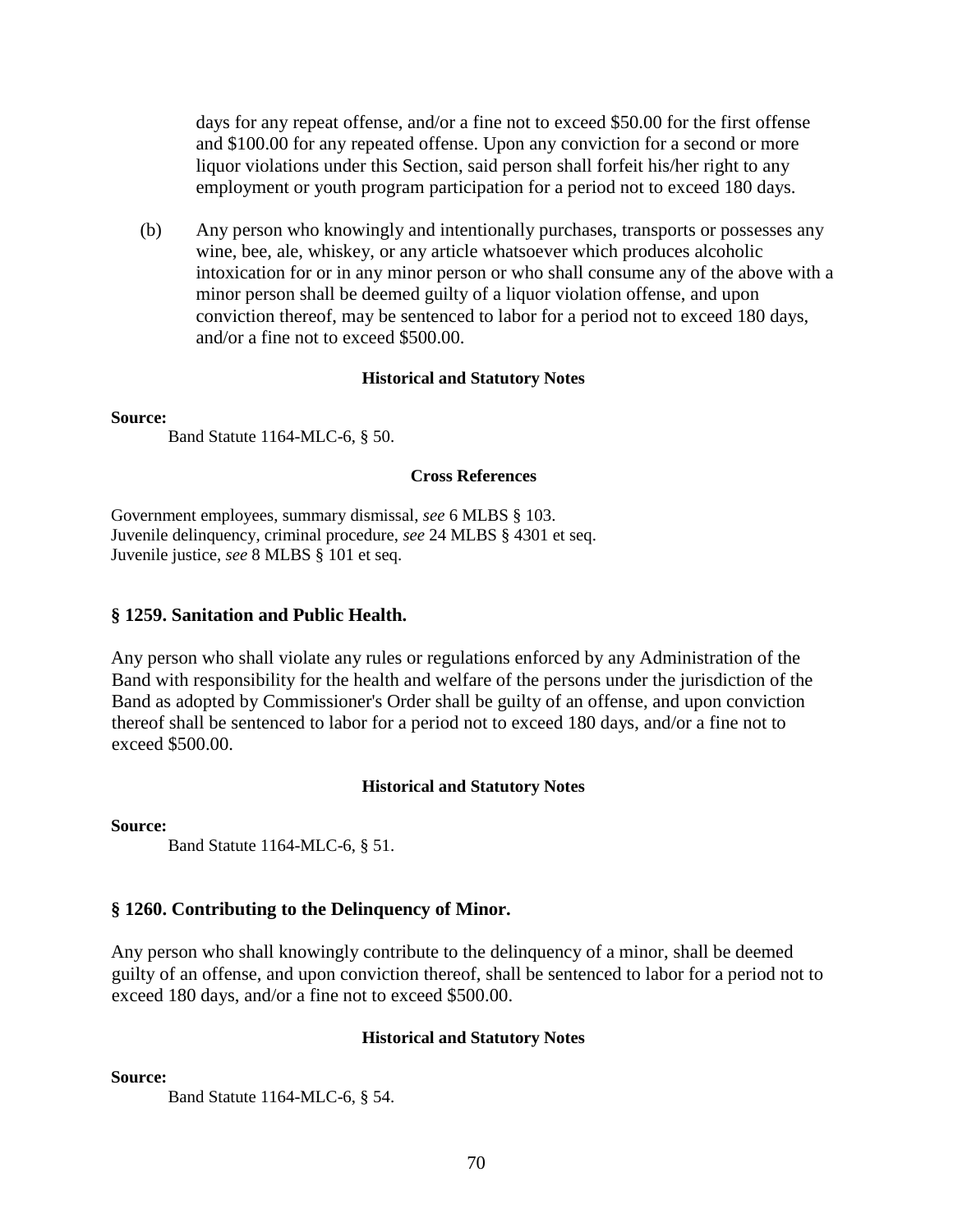days for any repeat offense, and/or a fine not to exceed $50.00 for the first offense and $100.00 for any repeated offense. Upon any conviction for a second or more liquor violations under this Section, said person shall forfeit his/her right to any employment or youth program participation for a period not to exceed 180 days.

(b) Any person who knowingly and intentionally purchases, transports or possesses any wine, bee, ale, whiskey, or any article whatsoever which produces alcoholic intoxication for or in any minor person or who shall consume any of the above with a minor person shall be deemed guilty of a liquor violation offense, and upon conviction thereof, may be sentenced to labor for a period not to exceed 180 days, and/or a fine not to exceed $500.00.

**Historical and Statutory Notes**

**Source:**

Band Statute 1164-MLC-6, § 50.

**Cross References**

Government employees, summary dismissal, *see* 6 MLBS § 103.
Juvenile delinquency, criminal procedure, *see* 24 MLBS § 4301 et seq.
Juvenile justice, *see* 8 MLBS § 101 et seq.

### § 1259. Sanitation and Public Health.

Any person who shall violate any rules or regulations enforced by any Administration of the Band with responsibility for the health and welfare of the persons under the jurisdiction of the Band as adopted by Commissioner's Order shall be guilty of an offense, and upon conviction thereof shall be sentenced to labor for a period not to exceed 180 days, and/or a fine not to exceed $500.00.

**Historical and Statutory Notes**

**Source:**

Band Statute 1164-MLC-6, § 51.

### § 1260. Contributing to the Delinquency of Minor.

Any person who shall knowingly contribute to the delinquency of a minor, shall be deemed guilty of an offense, and upon conviction thereof, shall be sentenced to labor for a period not to exceed 180 days, and/or a fine not to exceed $500.00.

**Historical and Statutory Notes**

**Source:**

Band Statute 1164-MLC-6, § 54.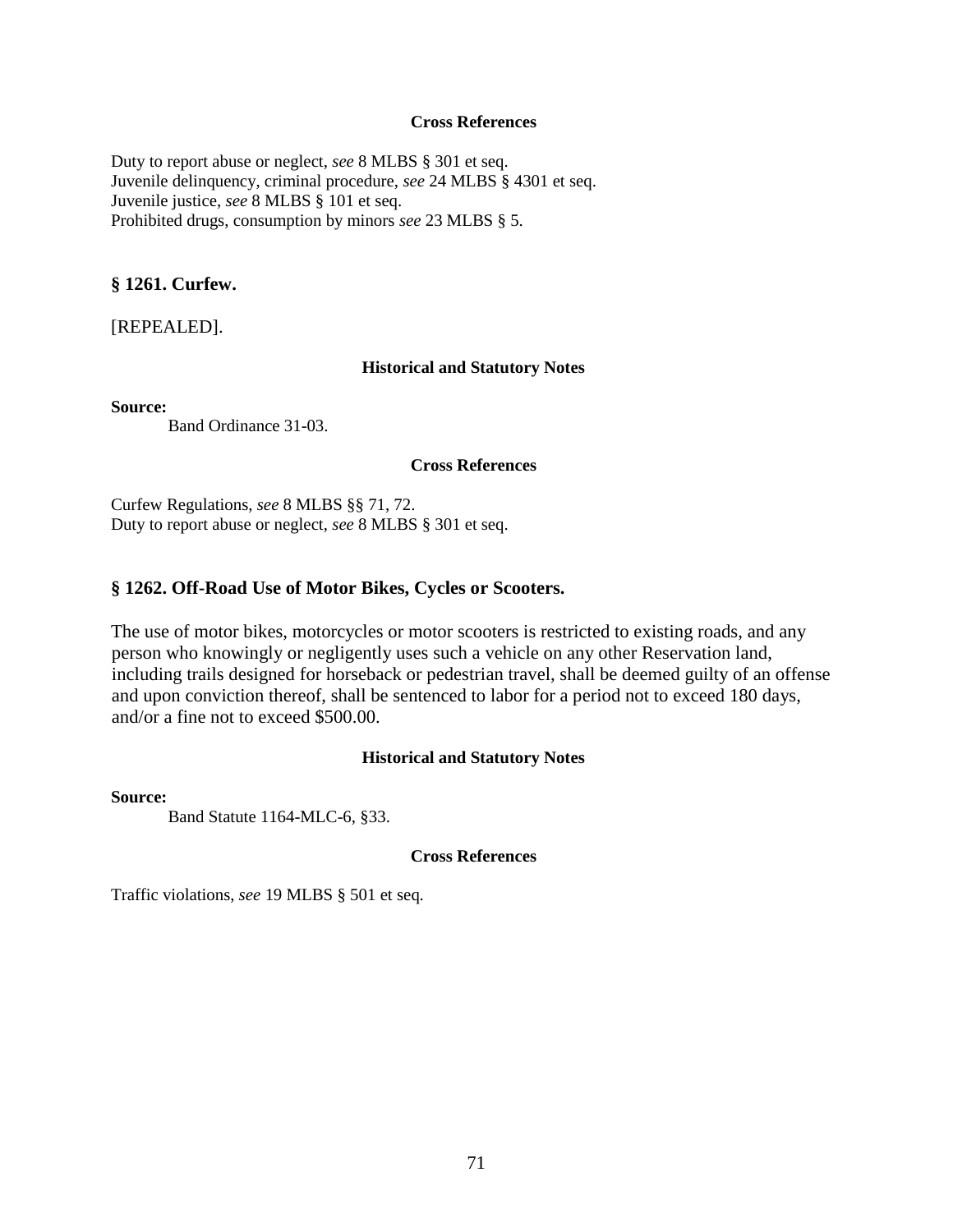**Cross References**

Duty to report abuse or neglect, *see* 8 MLBS § 301 et seq.
Juvenile delinquency, criminal procedure, *see* 24 MLBS § 4301 et seq.
Juvenile justice, *see* 8 MLBS § 101 et seq.
Prohibited drugs, consumption by minors *see* 23 MLBS § 5.

## § 1261. Curfew.

[REPEALED].

**Historical and Statutory Notes**

**Source:**
Band Ordinance 31-03.

**Cross References**

Curfew Regulations, *see* 8 MLBS §§ 71, 72.
Duty to report abuse or neglect, *see* 8 MLBS § 301 et seq.

## § 1262. Off-Road Use of Motor Bikes, Cycles or Scooters.

The use of motor bikes, motorcycles or motor scooters is restricted to existing roads, and any person who knowingly or negligently uses such a vehicle on any other Reservation land, including trails designed for horseback or pedestrian travel, shall be deemed guilty of an offense and upon conviction thereof, shall be sentenced to labor for a period not to exceed 180 days, and/or a fine not to exceed $500.00.

**Historical and Statutory Notes**

**Source:**
Band Statute 1164-MLC-6, §33.

**Cross References**

Traffic violations, *see* 19 MLBS § 501 et seq.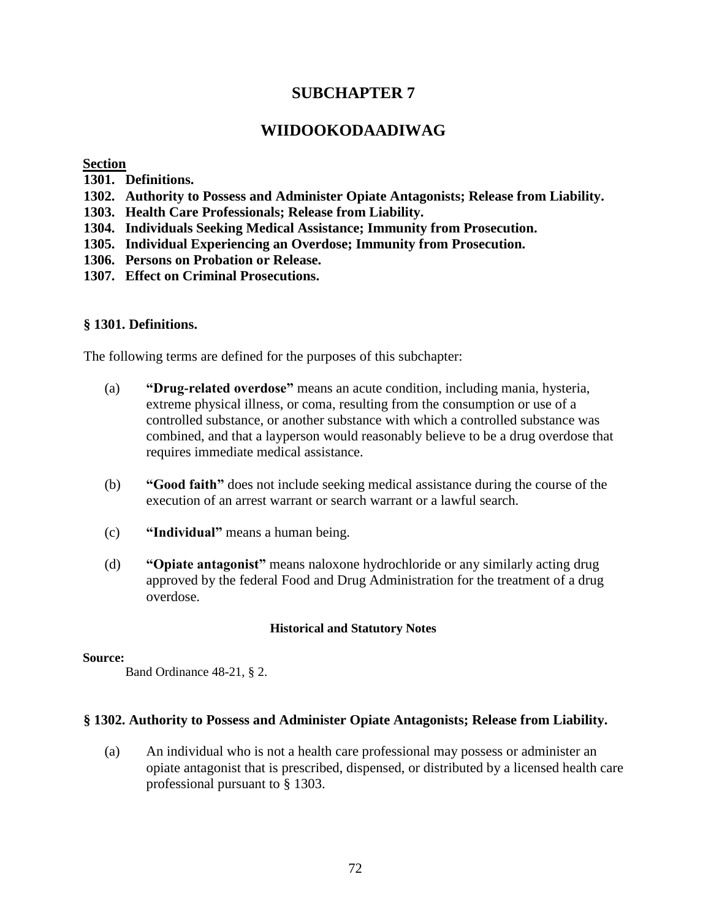# SUBCHAPTER 7

# WIIDOOKODAADIWAG

**Section**

**1301. Definitions.**
**1302. Authority to Possess and Administer Opiate Antagonists; Release from Liability.**
**1303. Health Care Professionals; Release from Liability.**
**1304. Individuals Seeking Medical Assistance; Immunity from Prosecution.**
**1305. Individual Experiencing an Overdose; Immunity from Prosecution.**
**1306. Persons on Probation or Release.**
**1307. Effect on Criminal Prosecutions.**

### § 1301. Definitions.

The following terms are defined for the purposes of this subchapter:

(a) **"Drug-related overdose"** means an acute condition, including mania, hysteria, extreme physical illness, or coma, resulting from the consumption or use of a controlled substance, or another substance with which a controlled substance was combined, and that a layperson would reasonably believe to be a drug overdose that requires immediate medical assistance.

(b) **"Good faith"** does not include seeking medical assistance during the course of the execution of an arrest warrant or search warrant or a lawful search.

(c) **"Individual"** means a human being.

(d) **"Opiate antagonist"** means naloxone hydrochloride or any similarly acting drug approved by the federal Food and Drug Administration for the treatment of a drug overdose.

**Historical and Statutory Notes**

**Source:**
Band Ordinance 48-21, § 2.

### § 1302. Authority to Possess and Administer Opiate Antagonists; Release from Liability.

(a) An individual who is not a health care professional may possess or administer an opiate antagonist that is prescribed, dispensed, or distributed by a licensed health care professional pursuant to § 1303.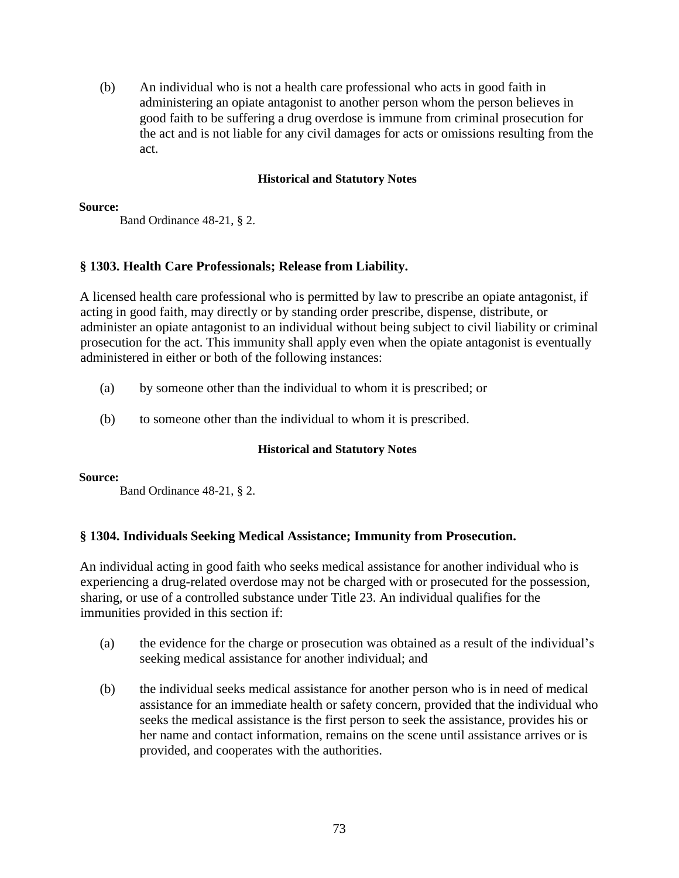(b) An individual who is not a health care professional who acts in good faith in administering an opiate antagonist to another person whom the person believes in good faith to be suffering a drug overdose is immune from criminal prosecution for the act and is not liable for any civil damages for acts or omissions resulting from the act.

**Historical and Statutory Notes**

**Source:**

Band Ordinance 48-21, § 2.

## § 1303. Health Care Professionals; Release from Liability.

A licensed health care professional who is permitted by law to prescribe an opiate antagonist, if acting in good faith, may directly or by standing order prescribe, dispense, distribute, or administer an opiate antagonist to an individual without being subject to civil liability or criminal prosecution for the act. This immunity shall apply even when the opiate antagonist is eventually administered in either or both of the following instances:

(a) by someone other than the individual to whom it is prescribed; or

(b) to someone other than the individual to whom it is prescribed.

**Historical and Statutory Notes**

**Source:**

Band Ordinance 48-21, § 2.

## § 1304. Individuals Seeking Medical Assistance; Immunity from Prosecution.

An individual acting in good faith who seeks medical assistance for another individual who is experiencing a drug-related overdose may not be charged with or prosecuted for the possession, sharing, or use of a controlled substance under Title 23. An individual qualifies for the immunities provided in this section if:

(a) the evidence for the charge or prosecution was obtained as a result of the individual's seeking medical assistance for another individual; and

(b) the individual seeks medical assistance for another person who is in need of medical assistance for an immediate health or safety concern, provided that the individual who seeks the medical assistance is the first person to seek the assistance, provides his or her name and contact information, remains on the scene until assistance arrives or is provided, and cooperates with the authorities.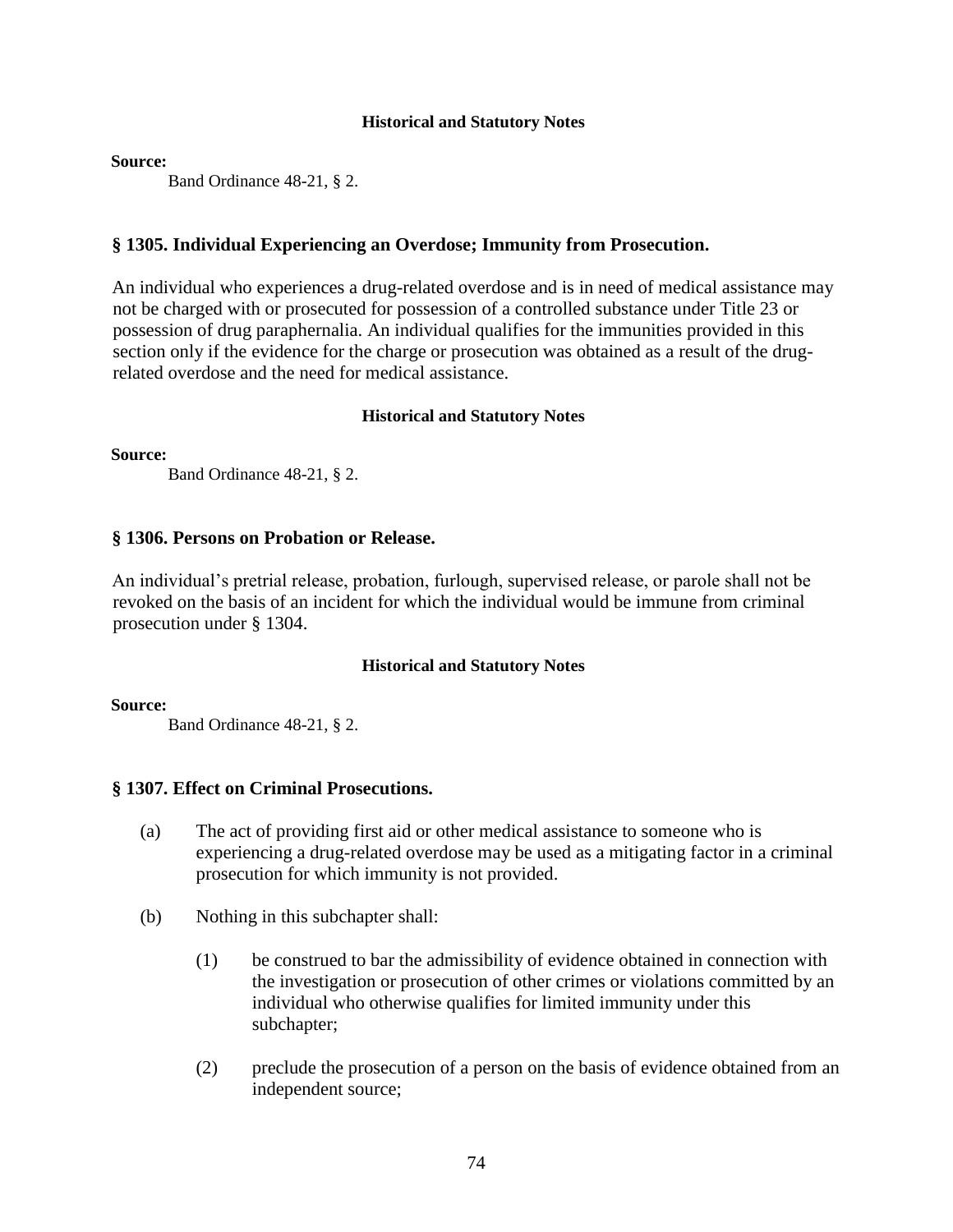#### Historical and Statutory Notes

**Source:**

Band Ordinance 48-21, § 2.

### § 1305. Individual Experiencing an Overdose; Immunity from Prosecution.

An individual who experiences a drug-related overdose and is in need of medical assistance may not be charged with or prosecuted for possession of a controlled substance under Title 23 or possession of drug paraphernalia. An individual qualifies for the immunities provided in this section only if the evidence for the charge or prosecution was obtained as a result of the drug-related overdose and the need for medical assistance.

#### Historical and Statutory Notes

**Source:**

Band Ordinance 48-21, § 2.

### § 1306. Persons on Probation or Release.

An individual's pretrial release, probation, furlough, supervised release, or parole shall not be revoked on the basis of an incident for which the individual would be immune from criminal prosecution under § 1304.

#### Historical and Statutory Notes

**Source:**

Band Ordinance 48-21, § 2.

### § 1307. Effect on Criminal Prosecutions.

(a) The act of providing first aid or other medical assistance to someone who is experiencing a drug-related overdose may be used as a mitigating factor in a criminal prosecution for which immunity is not provided.

(b) Nothing in this subchapter shall:

  (1) be construed to bar the admissibility of evidence obtained in connection with the investigation or prosecution of other crimes or violations committed by an individual who otherwise qualifies for limited immunity under this subchapter;

  (2) preclude the prosecution of a person on the basis of evidence obtained from an independent source;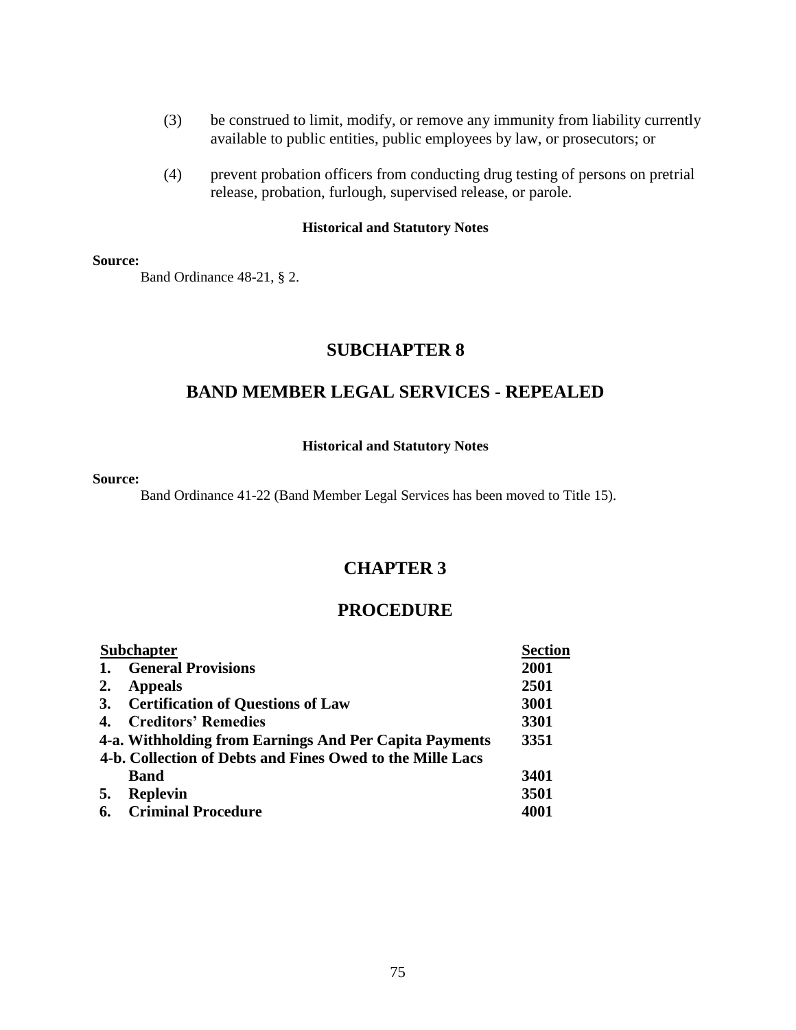(3) be construed to limit, modify, or remove any immunity from liability currently available to public entities, public employees by law, or prosecutors; or

(4) prevent probation officers from conducting drug testing of persons on pretrial release, probation, furlough, supervised release, or parole.

**Historical and Statutory Notes**

**Source:**

Band Ordinance 48-21, § 2.

## SUBCHAPTER 8

## BAND MEMBER LEGAL SERVICES - REPEALED

**Historical and Statutory Notes**

**Source:**

Band Ordinance 41-22 (Band Member Legal Services has been moved to Title 15).

# CHAPTER 3

# PROCEDURE

| Subchapter | Section |
|---|---|
| 1. General Provisions | 2001 |
| 2. Appeals | 2501 |
| 3. Certification of Questions of Law | 3001 |
| 4. Creditors' Remedies | 3301 |
| 4-a. Withholding from Earnings And Per Capita Payments | 3351 |
| 4-b. Collection of Debts and Fines Owed to the Mille Lacs Band | 3401 |
| 5. Replevin | 3501 |
| 6. Criminal Procedure | 4001 |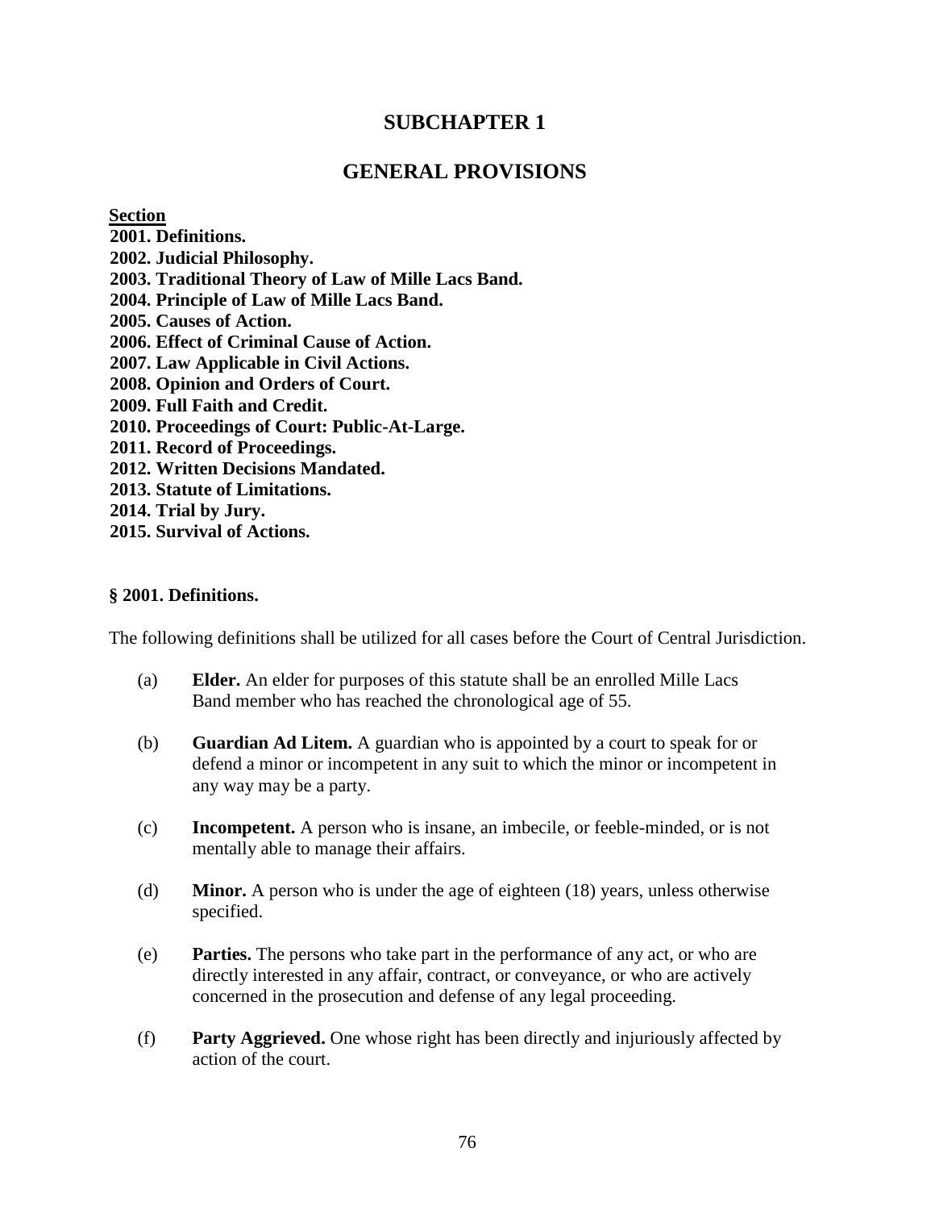# SUBCHAPTER 1

# GENERAL PROVISIONS

**Section**

**2001. Definitions.**
**2002. Judicial Philosophy.**
**2003. Traditional Theory of Law of Mille Lacs Band.**
**2004. Principle of Law of Mille Lacs Band.**
**2005. Causes of Action.**
**2006. Effect of Criminal Cause of Action.**
**2007. Law Applicable in Civil Actions.**
**2008. Opinion and Orders of Court.**
**2009. Full Faith and Credit.**
**2010. Proceedings of Court: Public-At-Large.**
**2011. Record of Proceedings.**
**2012. Written Decisions Mandated.**
**2013. Statute of Limitations.**
**2014. Trial by Jury.**
**2015. Survival of Actions.**

### § 2001. Definitions.

The following definitions shall be utilized for all cases before the Court of Central Jurisdiction.

(a) **Elder.** An elder for purposes of this statute shall be an enrolled Mille Lacs Band member who has reached the chronological age of 55.

(b) **Guardian Ad Litem.** A guardian who is appointed by a court to speak for or defend a minor or incompetent in any suit to which the minor or incompetent in any way may be a party.

(c) **Incompetent.** A person who is insane, an imbecile, or feeble-minded, or is not mentally able to manage their affairs.

(d) **Minor.** A person who is under the age of eighteen (18) years, unless otherwise specified.

(e) **Parties.** The persons who take part in the performance of any act, or who are directly interested in any affair, contract, or conveyance, or who are actively concerned in the prosecution and defense of any legal proceeding.

(f) **Party Aggrieved.** One whose right has been directly and injuriously affected by action of the court.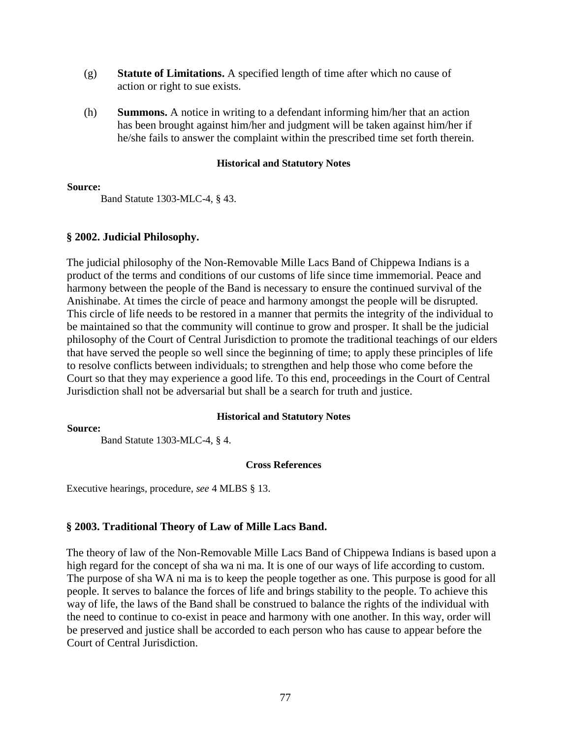(g) **Statute of Limitations.** A specified length of time after which no cause of action or right to sue exists.

(h) **Summons.** A notice in writing to a defendant informing him/her that an action has been brought against him/her and judgment will be taken against him/her if he/she fails to answer the complaint within the prescribed time set forth therein.

**Historical and Statutory Notes**

**Source:**

Band Statute 1303-MLC-4, § 43.

### § 2002. Judicial Philosophy.

The judicial philosophy of the Non-Removable Mille Lacs Band of Chippewa Indians is a product of the terms and conditions of our customs of life since time immemorial. Peace and harmony between the people of the Band is necessary to ensure the continued survival of the Anishinabe. At times the circle of peace and harmony amongst the people will be disrupted. This circle of life needs to be restored in a manner that permits the integrity of the individual to be maintained so that the community will continue to grow and prosper. It shall be the judicial philosophy of the Court of Central Jurisdiction to promote the traditional teachings of our elders that have served the people so well since the beginning of time; to apply these principles of life to resolve conflicts between individuals; to strengthen and help those who come before the Court so that they may experience a good life. To this end, proceedings in the Court of Central Jurisdiction shall not be adversarial but shall be a search for truth and justice.

**Historical and Statutory Notes**

**Source:**

Band Statute 1303-MLC-4, § 4.

**Cross References**

Executive hearings, procedure, *see* 4 MLBS § 13.

### § 2003. Traditional Theory of Law of Mille Lacs Band.

The theory of law of the Non-Removable Mille Lacs Band of Chippewa Indians is based upon a high regard for the concept of sha wa ni ma. It is one of our ways of life according to custom. The purpose of sha WA ni ma is to keep the people together as one. This purpose is good for all people. It serves to balance the forces of life and brings stability to the people. To achieve this way of life, the laws of the Band shall be construed to balance the rights of the individual with the need to continue to co-exist in peace and harmony with one another. In this way, order will be preserved and justice shall be accorded to each person who has cause to appear before the Court of Central Jurisdiction.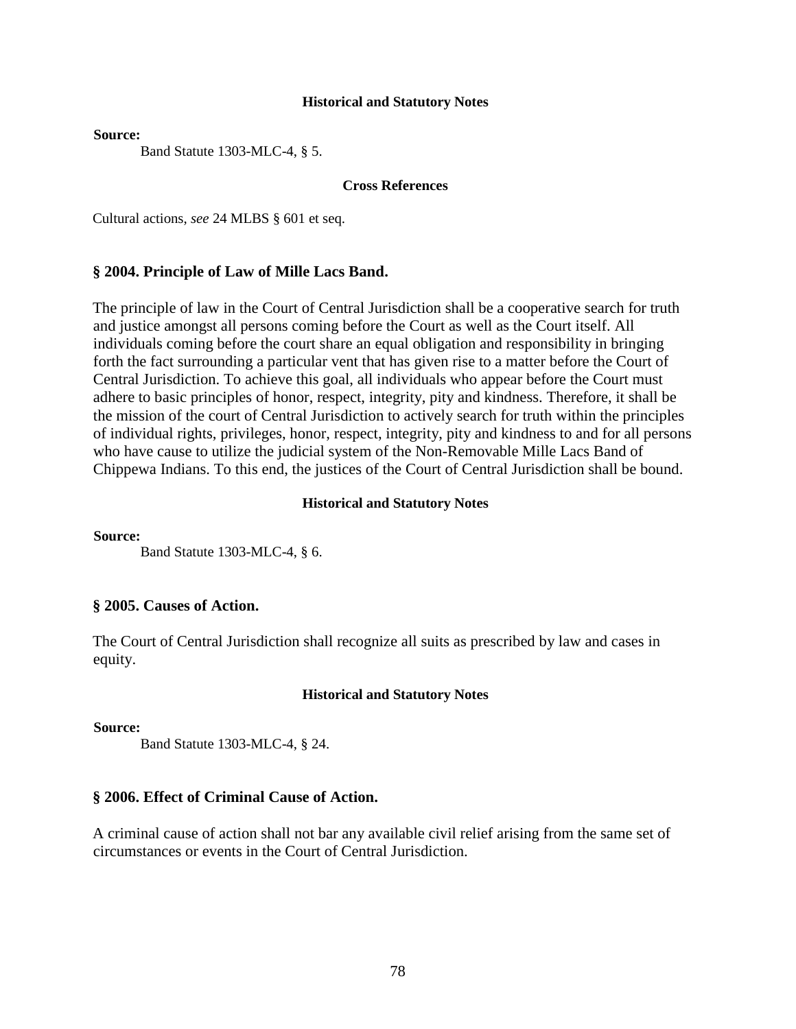**Historical and Statutory Notes**

**Source:**

Band Statute 1303-MLC-4, § 5.

**Cross References**

Cultural actions, *see* 24 MLBS § 601 et seq.

## § 2004. Principle of Law of Mille Lacs Band.

The principle of law in the Court of Central Jurisdiction shall be a cooperative search for truth and justice amongst all persons coming before the Court as well as the Court itself. All individuals coming before the court share an equal obligation and responsibility in bringing forth the fact surrounding a particular vent that has given rise to a matter before the Court of Central Jurisdiction. To achieve this goal, all individuals who appear before the Court must adhere to basic principles of honor, respect, integrity, pity and kindness. Therefore, it shall be the mission of the court of Central Jurisdiction to actively search for truth within the principles of individual rights, privileges, honor, respect, integrity, pity and kindness to and for all persons who have cause to utilize the judicial system of the Non-Removable Mille Lacs Band of Chippewa Indians. To this end, the justices of the Court of Central Jurisdiction shall be bound.

**Historical and Statutory Notes**

**Source:**

Band Statute 1303-MLC-4, § 6.

## § 2005. Causes of Action.

The Court of Central Jurisdiction shall recognize all suits as prescribed by law and cases in equity.

**Historical and Statutory Notes**

**Source:**

Band Statute 1303-MLC-4, § 24.

## § 2006. Effect of Criminal Cause of Action.

A criminal cause of action shall not bar any available civil relief arising from the same set of circumstances or events in the Court of Central Jurisdiction.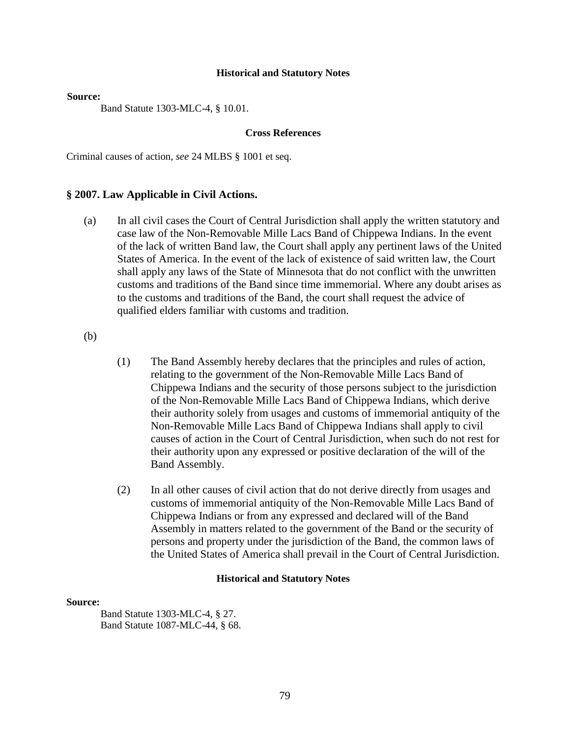**Historical and Statutory Notes**

**Source:**

Band Statute 1303-MLC-4, § 10.01.

**Cross References**

Criminal causes of action, *see* 24 MLBS § 1001 et seq.

### § 2007. Law Applicable in Civil Actions.

(a) In all civil cases the Court of Central Jurisdiction shall apply the written statutory and case law of the Non-Removable Mille Lacs Band of Chippewa Indians. In the event of the lack of written Band law, the Court shall apply any pertinent laws of the United States of America. In the event of the lack of existence of said written law, the Court shall apply any laws of the State of Minnesota that do not conflict with the unwritten customs and traditions of the Band since time immemorial. Where any doubt arises as to the customs and traditions of the Band, the court shall request the advice of qualified elders familiar with customs and tradition.

(b)

(1) The Band Assembly hereby declares that the principles and rules of action, relating to the government of the Non-Removable Mille Lacs Band of Chippewa Indians and the security of those persons subject to the jurisdiction of the Non-Removable Mille Lacs Band of Chippewa Indians, which derive their authority solely from usages and customs of immemorial antiquity of the Non-Removable Mille Lacs Band of Chippewa Indians shall apply to civil causes of action in the Court of Central Jurisdiction, when such do not rest for their authority upon any expressed or positive declaration of the will of the Band Assembly.

(2) In all other causes of civil action that do not derive directly from usages and customs of immemorial antiquity of the Non-Removable Mille Lacs Band of Chippewa Indians or from any expressed and declared will of the Band Assembly in matters related to the government of the Band or the security of persons and property under the jurisdiction of the Band, the common laws of the United States of America shall prevail in the Court of Central Jurisdiction.

**Historical and Statutory Notes**

**Source:**

Band Statute 1303-MLC-4, § 27.
Band Statute 1087-MLC-44, § 68.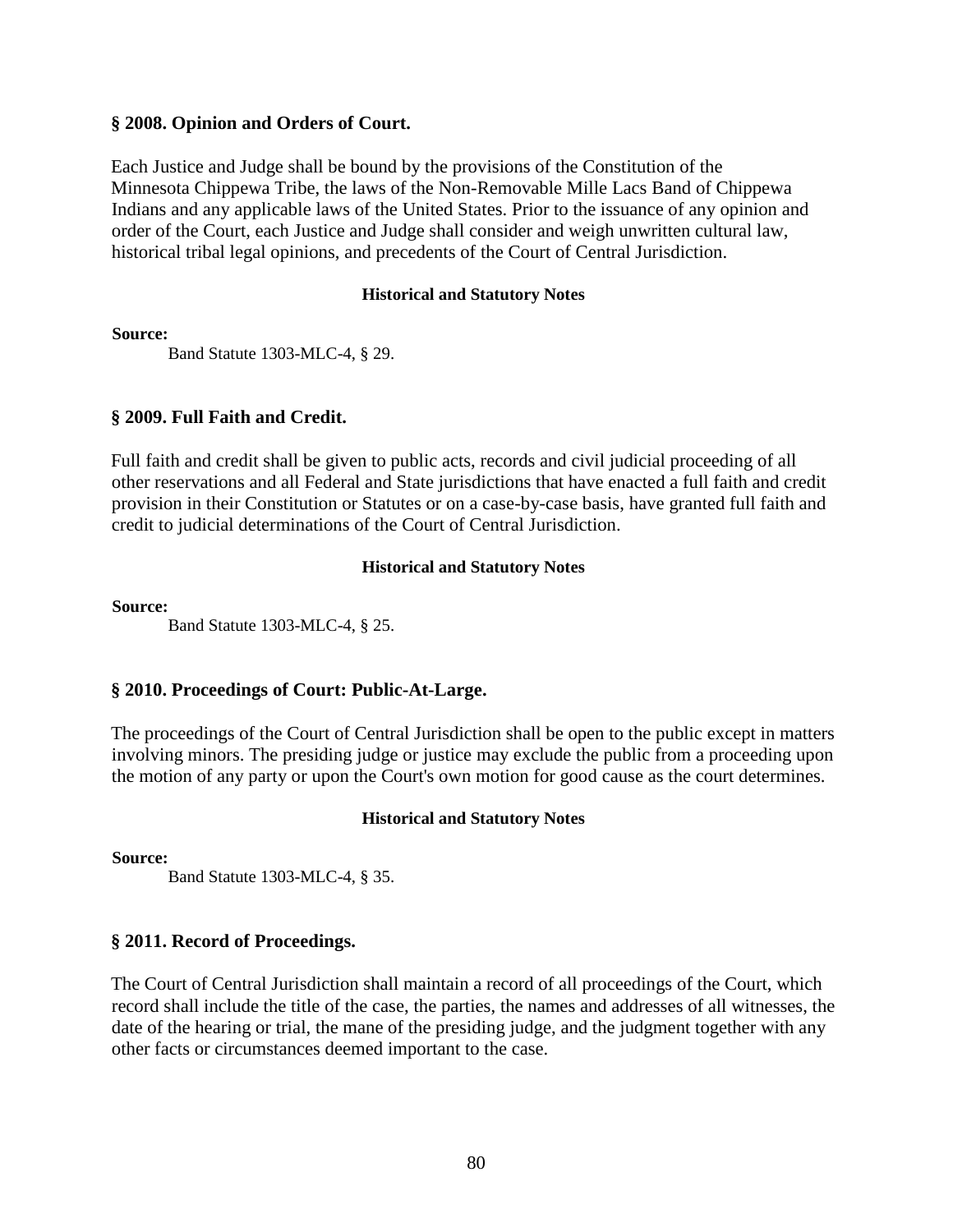### § 2008. Opinion and Orders of Court.

Each Justice and Judge shall be bound by the provisions of the Constitution of the Minnesota Chippewa Tribe, the laws of the Non-Removable Mille Lacs Band of Chippewa Indians and any applicable laws of the United States. Prior to the issuance of any opinion and order of the Court, each Justice and Judge shall consider and weigh unwritten cultural law, historical tribal legal opinions, and precedents of the Court of Central Jurisdiction.

**Historical and Statutory Notes**

**Source:**
Band Statute 1303-MLC-4, § 29.

### § 2009. Full Faith and Credit.

Full faith and credit shall be given to public acts, records and civil judicial proceeding of all other reservations and all Federal and State jurisdictions that have enacted a full faith and credit provision in their Constitution or Statutes or on a case-by-case basis, have granted full faith and credit to judicial determinations of the Court of Central Jurisdiction.

**Historical and Statutory Notes**

**Source:**
Band Statute 1303-MLC-4, § 25.

### § 2010. Proceedings of Court: Public-At-Large.

The proceedings of the Court of Central Jurisdiction shall be open to the public except in matters involving minors. The presiding judge or justice may exclude the public from a proceeding upon the motion of any party or upon the Court's own motion for good cause as the court determines.

**Historical and Statutory Notes**

**Source:**
Band Statute 1303-MLC-4, § 35.

### § 2011. Record of Proceedings.

The Court of Central Jurisdiction shall maintain a record of all proceedings of the Court, which record shall include the title of the case, the parties, the names and addresses of all witnesses, the date of the hearing or trial, the mane of the presiding judge, and the judgment together with any other facts or circumstances deemed important to the case.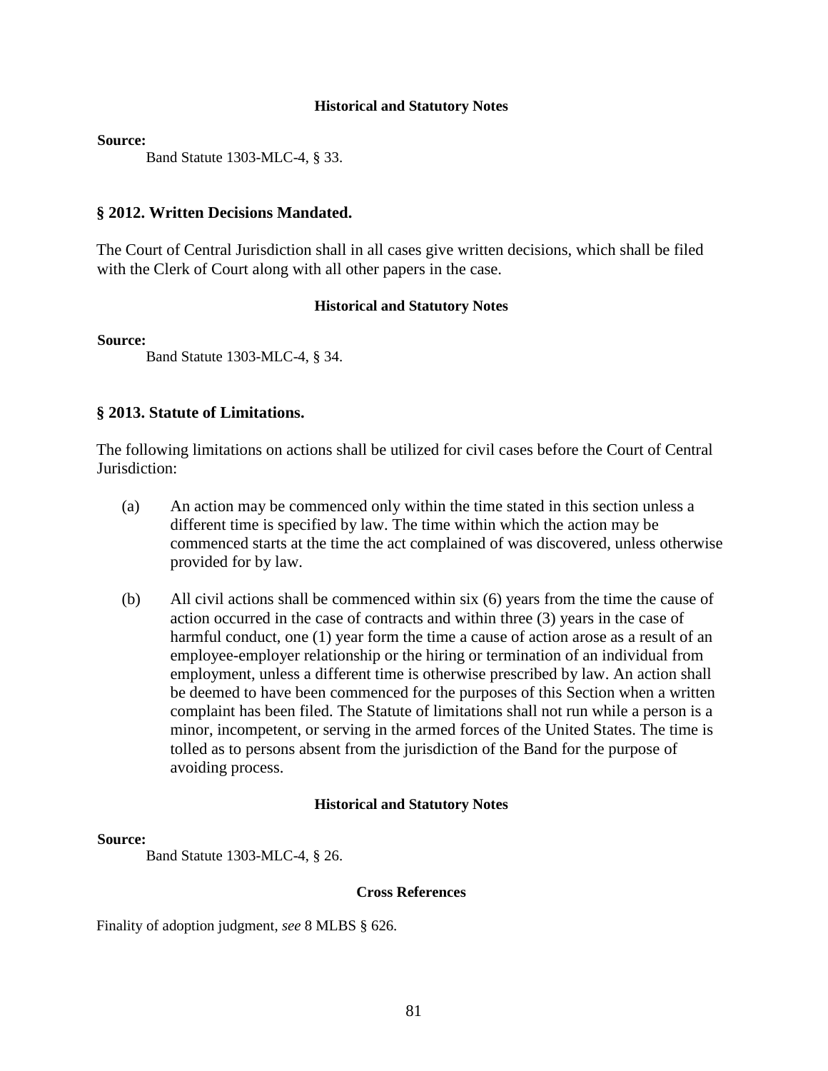#### Historical and Statutory Notes

**Source:**

Band Statute 1303-MLC-4, § 33.

### § 2012. Written Decisions Mandated.

The Court of Central Jurisdiction shall in all cases give written decisions, which shall be filed with the Clerk of Court along with all other papers in the case.

#### Historical and Statutory Notes

**Source:**

Band Statute 1303-MLC-4, § 34.

### § 2013. Statute of Limitations.

The following limitations on actions shall be utilized for civil cases before the Court of Central Jurisdiction:

(a) An action may be commenced only within the time stated in this section unless a different time is specified by law. The time within which the action may be commenced starts at the time the act complained of was discovered, unless otherwise provided for by law.

(b) All civil actions shall be commenced within six (6) years from the time the cause of action occurred in the case of contracts and within three (3) years in the case of harmful conduct, one (1) year form the time a cause of action arose as a result of an employee-employer relationship or the hiring or termination of an individual from employment, unless a different time is otherwise prescribed by law. An action shall be deemed to have been commenced for the purposes of this Section when a written complaint has been filed. The Statute of limitations shall not run while a person is a minor, incompetent, or serving in the armed forces of the United States. The time is tolled as to persons absent from the jurisdiction of the Band for the purpose of avoiding process.

#### Historical and Statutory Notes

**Source:**

Band Statute 1303-MLC-4, § 26.

#### Cross References

Finality of adoption judgment, *see* 8 MLBS § 626.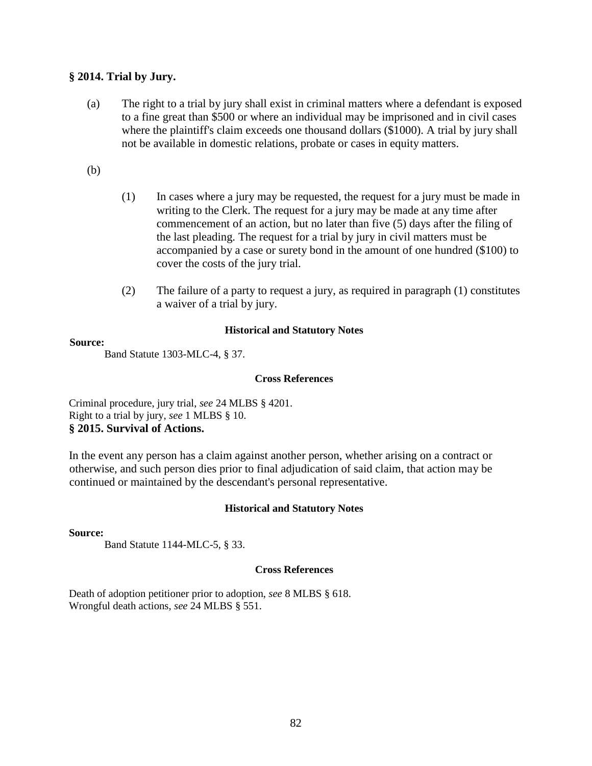### § 2014. Trial by Jury.

(a) The right to a trial by jury shall exist in criminal matters where a defendant is exposed to a fine great than $500 or where an individual may be imprisoned and in civil cases where the plaintiff's claim exceeds one thousand dollars ($1000). A trial by jury shall not be available in domestic relations, probate or cases in equity matters.

(b)

(1) In cases where a jury may be requested, the request for a jury must be made in writing to the Clerk. The request for a jury may be made at any time after commencement of an action, but no later than five (5) days after the filing of the last pleading. The request for a trial by jury in civil matters must be accompanied by a case or surety bond in the amount of one hundred ($100) to cover the costs of the jury trial.

(2) The failure of a party to request a jury, as required in paragraph (1) constitutes a waiver of a trial by jury.

**Historical and Statutory Notes**

**Source:**

Band Statute 1303-MLC-4, § 37.

**Cross References**

Criminal procedure, jury trial, *see* 24 MLBS § 4201.
Right to a trial by jury, *see* 1 MLBS § 10.

### § 2015. Survival of Actions.

In the event any person has a claim against another person, whether arising on a contract or otherwise, and such person dies prior to final adjudication of said claim, that action may be continued or maintained by the descendant's personal representative.

**Historical and Statutory Notes**

**Source:**

Band Statute 1144-MLC-5, § 33.

**Cross References**

Death of adoption petitioner prior to adoption, *see* 8 MLBS § 618.
Wrongful death actions, *see* 24 MLBS § 551.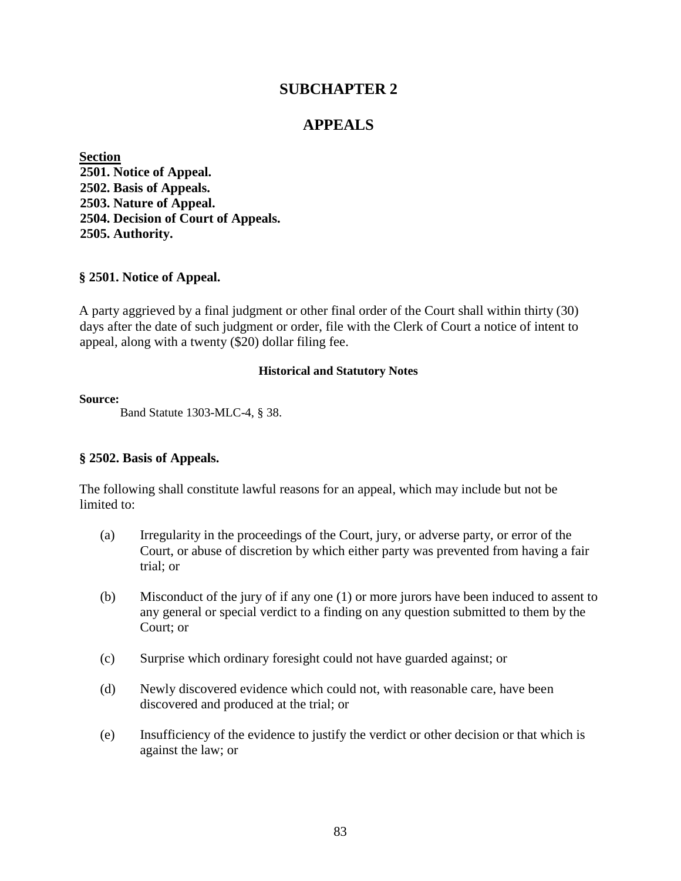# SUBCHAPTER 2

# APPEALS

**Section**
**2501. Notice of Appeal.**
**2502. Basis of Appeals.**
**2503. Nature of Appeal.**
**2504. Decision of Court of Appeals.**
**2505. Authority.**

### § 2501. Notice of Appeal.

A party aggrieved by a final judgment or other final order of the Court shall within thirty (30) days after the date of such judgment or order, file with the Clerk of Court a notice of intent to appeal, along with a twenty ($20) dollar filing fee.

**Historical and Statutory Notes**

**Source:**
Band Statute 1303-MLC-4, § 38.

### § 2502. Basis of Appeals.

The following shall constitute lawful reasons for an appeal, which may include but not be limited to:

(a) Irregularity in the proceedings of the Court, jury, or adverse party, or error of the Court, or abuse of discretion by which either party was prevented from having a fair trial; or

(b) Misconduct of the jury of if any one (1) or more jurors have been induced to assent to any general or special verdict to a finding on any question submitted to them by the Court; or

(c) Surprise which ordinary foresight could not have guarded against; or

(d) Newly discovered evidence which could not, with reasonable care, have been discovered and produced at the trial; or

(e) Insufficiency of the evidence to justify the verdict or other decision or that which is against the law; or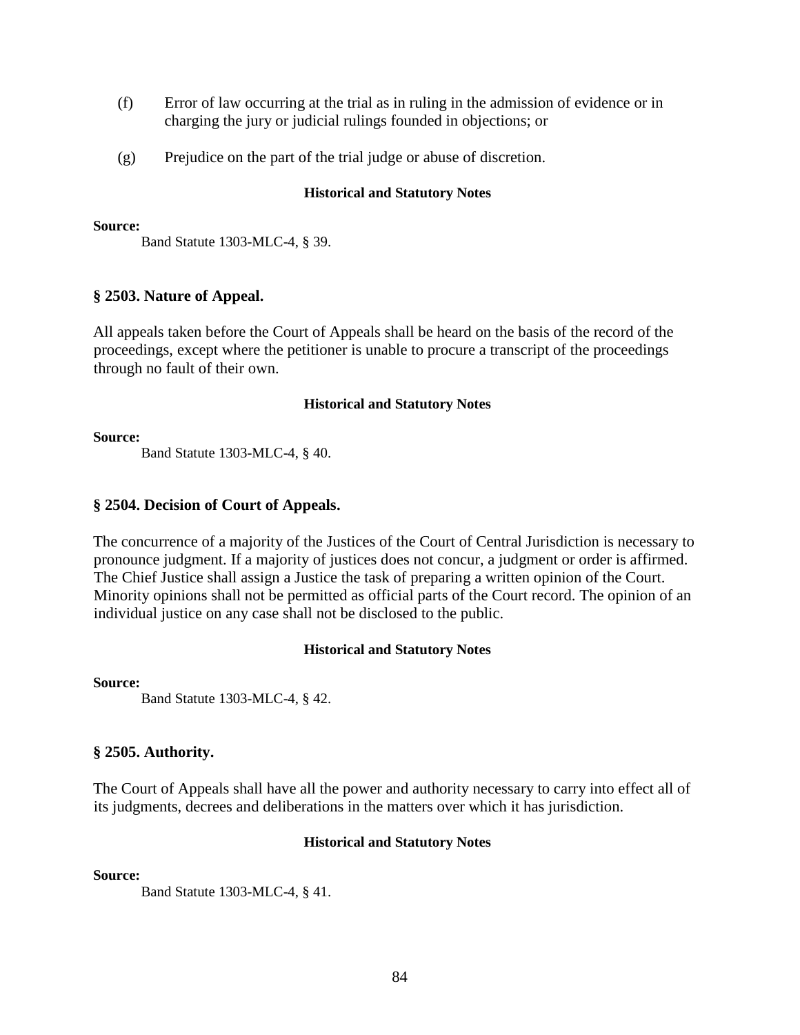(f) Error of law occurring at the trial as in ruling in the admission of evidence or in charging the jury or judicial rulings founded in objections; or

(g) Prejudice on the part of the trial judge or abuse of discretion.

**Historical and Statutory Notes**

**Source:**

Band Statute 1303-MLC-4, § 39.

### § 2503. Nature of Appeal.

All appeals taken before the Court of Appeals shall be heard on the basis of the record of the proceedings, except where the petitioner is unable to procure a transcript of the proceedings through no fault of their own.

**Historical and Statutory Notes**

**Source:**

Band Statute 1303-MLC-4, § 40.

### § 2504. Decision of Court of Appeals.

The concurrence of a majority of the Justices of the Court of Central Jurisdiction is necessary to pronounce judgment. If a majority of justices does not concur, a judgment or order is affirmed. The Chief Justice shall assign a Justice the task of preparing a written opinion of the Court. Minority opinions shall not be permitted as official parts of the Court record. The opinion of an individual justice on any case shall not be disclosed to the public.

**Historical and Statutory Notes**

**Source:**

Band Statute 1303-MLC-4, § 42.

### § 2505. Authority.

The Court of Appeals shall have all the power and authority necessary to carry into effect all of its judgments, decrees and deliberations in the matters over which it has jurisdiction.

**Historical and Statutory Notes**

**Source:**

Band Statute 1303-MLC-4, § 41.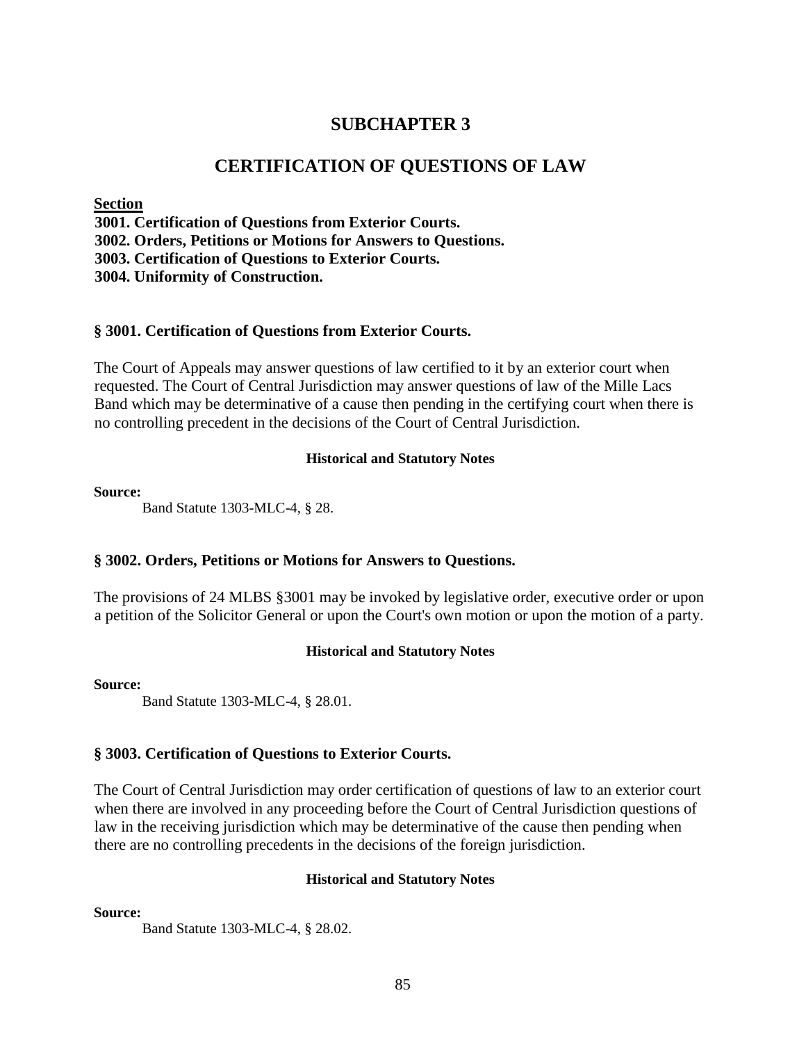# SUBCHAPTER 3

## CERTIFICATION OF QUESTIONS OF LAW

**Section**

**3001. Certification of Questions from Exterior Courts.**
**3002. Orders, Petitions or Motions for Answers to Questions.**
**3003. Certification of Questions to Exterior Courts.**
**3004. Uniformity of Construction.**

### § 3001. Certification of Questions from Exterior Courts.

The Court of Appeals may answer questions of law certified to it by an exterior court when requested. The Court of Central Jurisdiction may answer questions of law of the Mille Lacs Band which may be determinative of a cause then pending in the certifying court when there is no controlling precedent in the decisions of the Court of Central Jurisdiction.

**Historical and Statutory Notes**

**Source:**

Band Statute 1303-MLC-4, § 28.

### § 3002. Orders, Petitions or Motions for Answers to Questions.

The provisions of 24 MLBS §3001 may be invoked by legislative order, executive order or upon a petition of the Solicitor General or upon the Court's own motion or upon the motion of a party.

**Historical and Statutory Notes**

**Source:**

Band Statute 1303-MLC-4, § 28.01.

### § 3003. Certification of Questions to Exterior Courts.

The Court of Central Jurisdiction may order certification of questions of law to an exterior court when there are involved in any proceeding before the Court of Central Jurisdiction questions of law in the receiving jurisdiction which may be determinative of the cause then pending when there are no controlling precedents in the decisions of the foreign jurisdiction.

**Historical and Statutory Notes**

**Source:**

Band Statute 1303-MLC-4, § 28.02.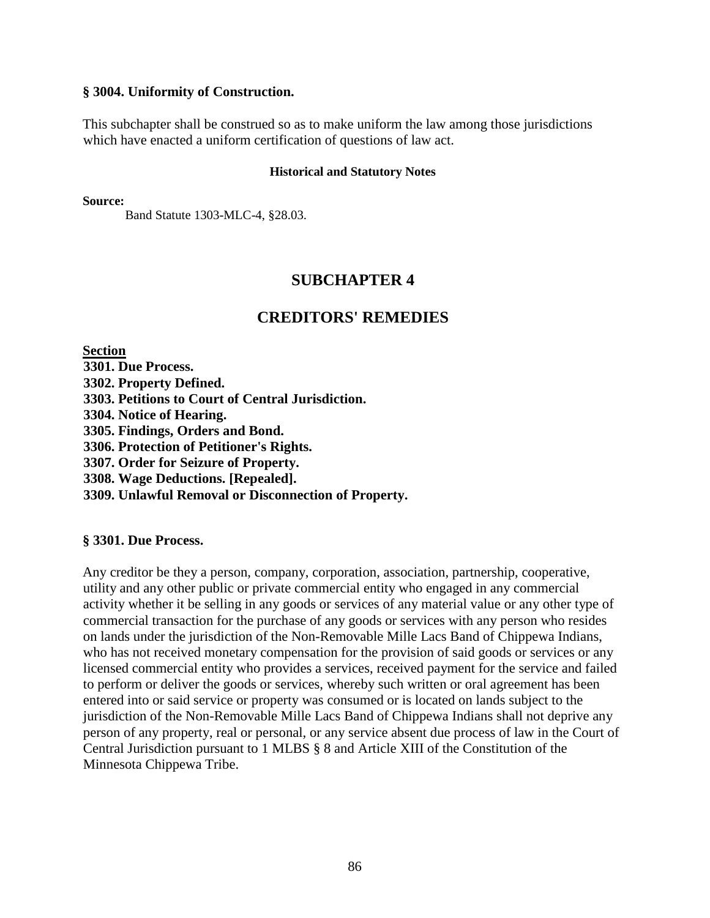**§ 3004. Uniformity of Construction.**

This subchapter shall be construed so as to make uniform the law among those jurisdictions which have enacted a uniform certification of questions of law act.

**Historical and Statutory Notes**

**Source:**

Band Statute 1303-MLC-4, §28.03.

## SUBCHAPTER 4

## CREDITORS' REMEDIES

**Section**

**3301. Due Process.**
**3302. Property Defined.**
**3303. Petitions to Court of Central Jurisdiction.**
**3304. Notice of Hearing.**
**3305. Findings, Orders and Bond.**
**3306. Protection of Petitioner's Rights.**
**3307. Order for Seizure of Property.**
**3308. Wage Deductions. [Repealed].**
**3309. Unlawful Removal or Disconnection of Property.**

**§ 3301. Due Process.**

Any creditor be they a person, company, corporation, association, partnership, cooperative, utility and any other public or private commercial entity who engaged in any commercial activity whether it be selling in any goods or services of any material value or any other type of commercial transaction for the purchase of any goods or services with any person who resides on lands under the jurisdiction of the Non-Removable Mille Lacs Band of Chippewa Indians, who has not received monetary compensation for the provision of said goods or services or any licensed commercial entity who provides a services, received payment for the service and failed to perform or deliver the goods or services, whereby such written or oral agreement has been entered into or said service or property was consumed or is located on lands subject to the jurisdiction of the Non-Removable Mille Lacs Band of Chippewa Indians shall not deprive any person of any property, real or personal, or any service absent due process of law in the Court of Central Jurisdiction pursuant to 1 MLBS § 8 and Article XIII of the Constitution of the Minnesota Chippewa Tribe.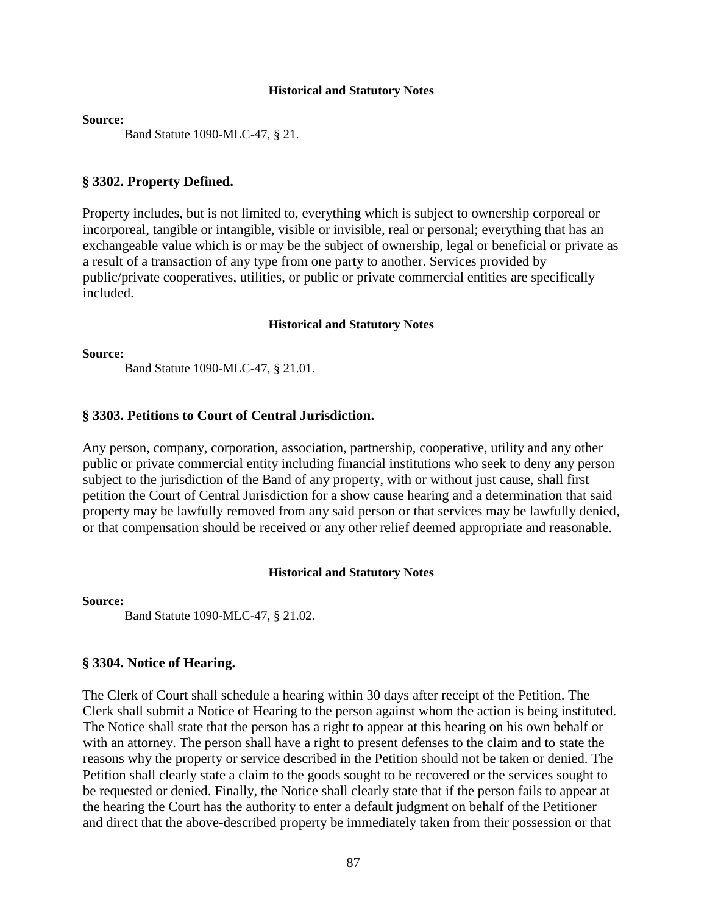#### Historical and Statutory Notes

**Source:**

Band Statute 1090-MLC-47, § 21.

### § 3302. Property Defined.

Property includes, but is not limited to, everything which is subject to ownership corporeal or incorporeal, tangible or intangible, visible or invisible, real or personal; everything that has an exchangeable value which is or may be the subject of ownership, legal or beneficial or private as a result of a transaction of any type from one party to another. Services provided by public/private cooperatives, utilities, or public or private commercial entities are specifically included.

#### Historical and Statutory Notes

**Source:**

Band Statute 1090-MLC-47, § 21.01.

### § 3303. Petitions to Court of Central Jurisdiction.

Any person, company, corporation, association, partnership, cooperative, utility and any other public or private commercial entity including financial institutions who seek to deny any person subject to the jurisdiction of the Band of any property, with or without just cause, shall first petition the Court of Central Jurisdiction for a show cause hearing and a determination that said property may be lawfully removed from any said person or that services may be lawfully denied, or that compensation should be received or any other relief deemed appropriate and reasonable.

#### Historical and Statutory Notes

**Source:**

Band Statute 1090-MLC-47, § 21.02.

### § 3304. Notice of Hearing.

The Clerk of Court shall schedule a hearing within 30 days after receipt of the Petition. The Clerk shall submit a Notice of Hearing to the person against whom the action is being instituted. The Notice shall state that the person has a right to appear at this hearing on his own behalf or with an attorney. The person shall have a right to present defenses to the claim and to state the reasons why the property or service described in the Petition should not be taken or denied. The Petition shall clearly state a claim to the goods sought to be recovered or the services sought to be requested or denied. Finally, the Notice shall clearly state that if the person fails to appear at the hearing the Court has the authority to enter a default judgment on behalf of the Petitioner and direct that the above-described property be immediately taken from their possession or that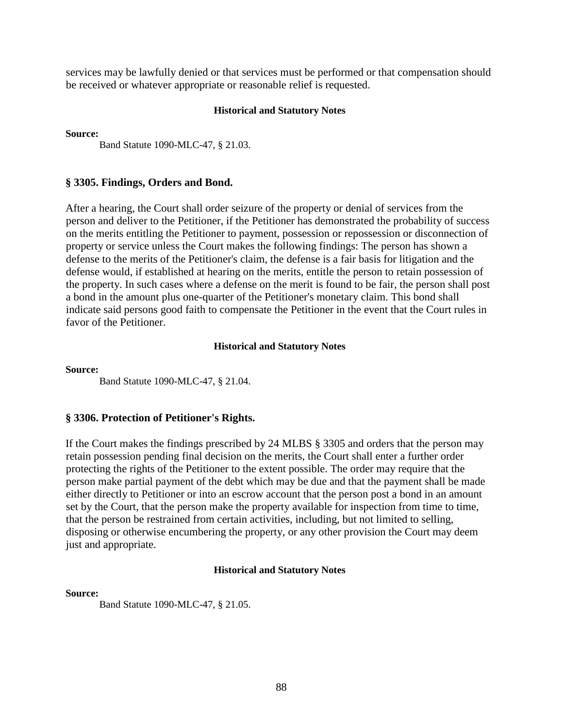services may be lawfully denied or that services must be performed or that compensation should be received or whatever appropriate or reasonable relief is requested.

#### Historical and Statutory Notes

**Source:**

Band Statute 1090-MLC-47, § 21.03.

### § 3305. Findings, Orders and Bond.

After a hearing, the Court shall order seizure of the property or denial of services from the person and deliver to the Petitioner, if the Petitioner has demonstrated the probability of success on the merits entitling the Petitioner to payment, possession or repossession or disconnection of property or service unless the Court makes the following findings: The person has shown a defense to the merits of the Petitioner's claim, the defense is a fair basis for litigation and the defense would, if established at hearing on the merits, entitle the person to retain possession of the property. In such cases where a defense on the merit is found to be fair, the person shall post a bond in the amount plus one-quarter of the Petitioner's monetary claim. This bond shall indicate said persons good faith to compensate the Petitioner in the event that the Court rules in favor of the Petitioner.

#### Historical and Statutory Notes

**Source:**

Band Statute 1090-MLC-47, § 21.04.

### § 3306. Protection of Petitioner's Rights.

If the Court makes the findings prescribed by 24 MLBS § 3305 and orders that the person may retain possession pending final decision on the merits, the Court shall enter a further order protecting the rights of the Petitioner to the extent possible. The order may require that the person make partial payment of the debt which may be due and that the payment shall be made either directly to Petitioner or into an escrow account that the person post a bond in an amount set by the Court, that the person make the property available for inspection from time to time, that the person be restrained from certain activities, including, but not limited to selling, disposing or otherwise encumbering the property, or any other provision the Court may deem just and appropriate.

#### Historical and Statutory Notes

**Source:**

Band Statute 1090-MLC-47, § 21.05.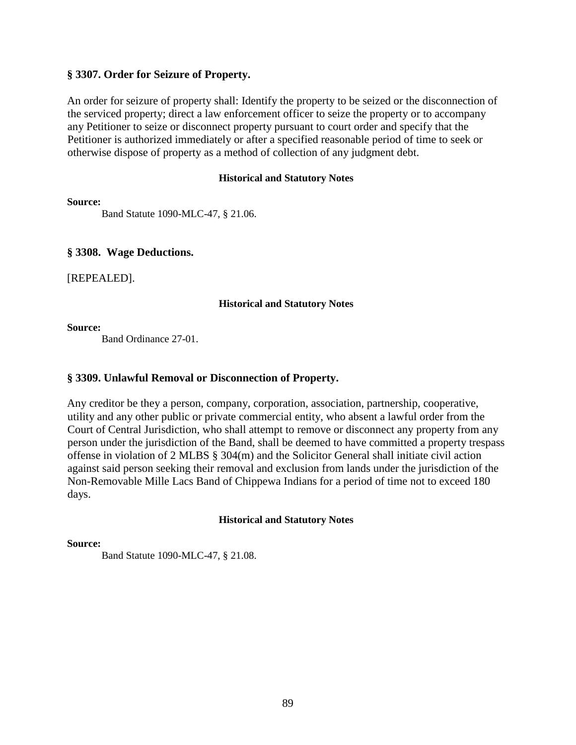### § 3307. Order for Seizure of Property.

An order for seizure of property shall: Identify the property to be seized or the disconnection of the serviced property; direct a law enforcement officer to seize the property or to accompany any Petitioner to seize or disconnect property pursuant to court order and specify that the Petitioner is authorized immediately or after a specified reasonable period of time to seek or otherwise dispose of property as a method of collection of any judgment debt.

**Historical and Statutory Notes**

**Source:**

Band Statute 1090-MLC-47, § 21.06.

### § 3308. Wage Deductions.

[REPEALED].

**Historical and Statutory Notes**

**Source:**

Band Ordinance 27-01.

### § 3309. Unlawful Removal or Disconnection of Property.

Any creditor be they a person, company, corporation, association, partnership, cooperative, utility and any other public or private commercial entity, who absent a lawful order from the Court of Central Jurisdiction, who shall attempt to remove or disconnect any property from any person under the jurisdiction of the Band, shall be deemed to have committed a property trespass offense in violation of 2 MLBS § 304(m) and the Solicitor General shall initiate civil action against said person seeking their removal and exclusion from lands under the jurisdiction of the Non-Removable Mille Lacs Band of Chippewa Indians for a period of time not to exceed 180 days.

**Historical and Statutory Notes**

**Source:**

Band Statute 1090-MLC-47, § 21.08.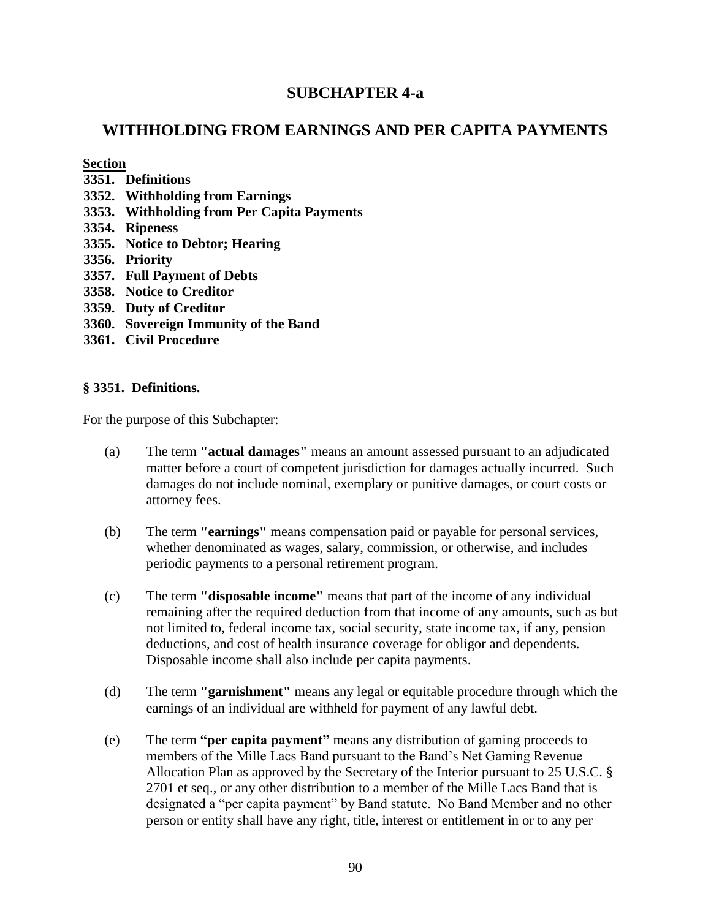## SUBCHAPTER 4-a

## WITHHOLDING FROM EARNINGS AND PER CAPITA PAYMENTS

**Section**

**3351. Definitions**
**3352. Withholding from Earnings**
**3353. Withholding from Per Capita Payments**
**3354. Ripeness**
**3355. Notice to Debtor; Hearing**
**3356. Priority**
**3357. Full Payment of Debts**
**3358. Notice to Creditor**
**3359. Duty of Creditor**
**3360. Sovereign Immunity of the Band**
**3361. Civil Procedure**

### § 3351. Definitions.

For the purpose of this Subchapter:

(a) The term **"actual damages"** means an amount assessed pursuant to an adjudicated matter before a court of competent jurisdiction for damages actually incurred. Such damages do not include nominal, exemplary or punitive damages, or court costs or attorney fees.

(b) The term **"earnings"** means compensation paid or payable for personal services, whether denominated as wages, salary, commission, or otherwise, and includes periodic payments to a personal retirement program.

(c) The term **"disposable income"** means that part of the income of any individual remaining after the required deduction from that income of any amounts, such as but not limited to, federal income tax, social security, state income tax, if any, pension deductions, and cost of health insurance coverage for obligor and dependents. Disposable income shall also include per capita payments.

(d) The term **"garnishment"** means any legal or equitable procedure through which the earnings of an individual are withheld for payment of any lawful debt.

(e) The term **"per capita payment"** means any distribution of gaming proceeds to members of the Mille Lacs Band pursuant to the Band's Net Gaming Revenue Allocation Plan as approved by the Secretary of the Interior pursuant to 25 U.S.C. § 2701 et seq., or any other distribution to a member of the Mille Lacs Band that is designated a "per capita payment" by Band statute. No Band Member and no other person or entity shall have any right, title, interest or entitlement in or to any per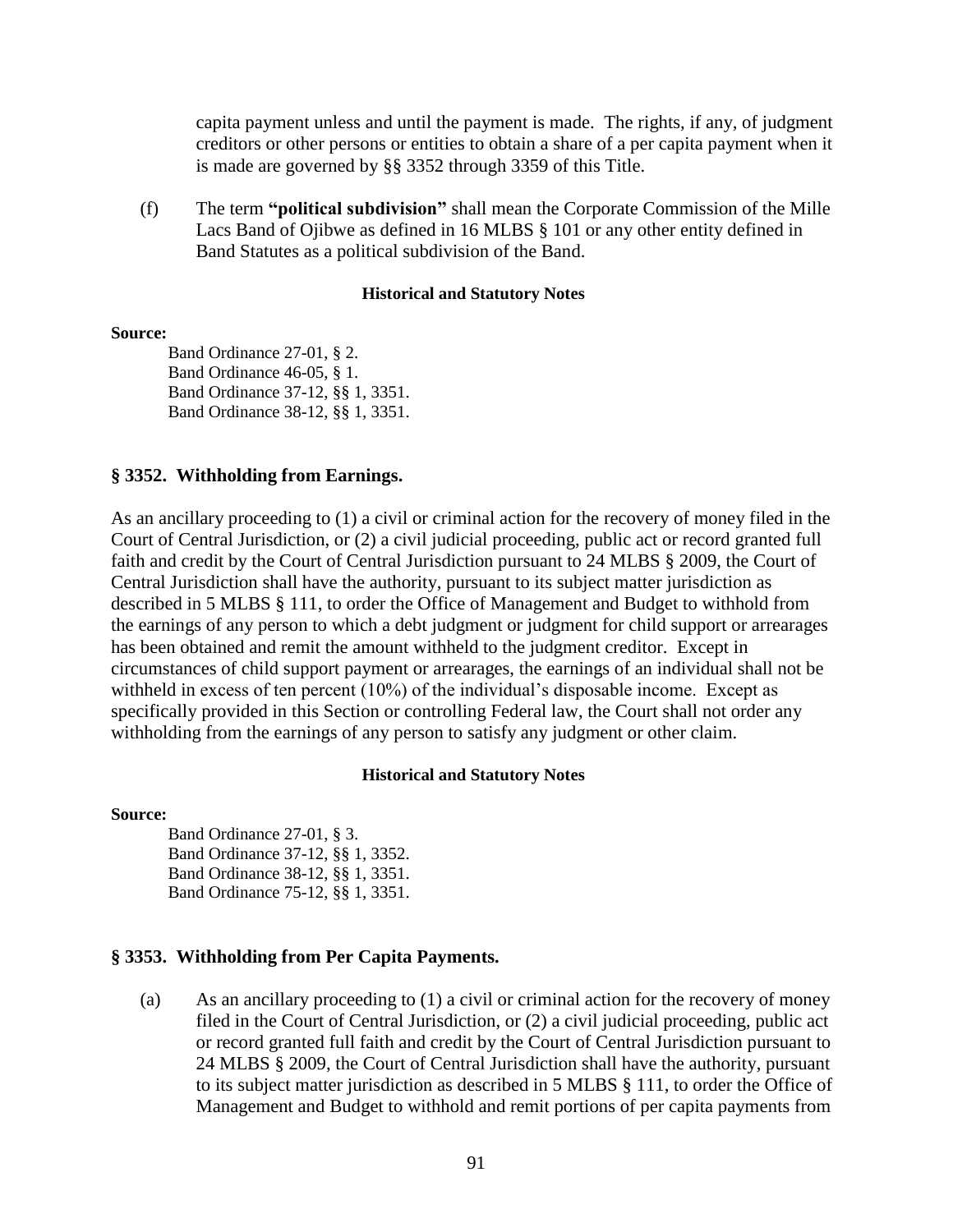capita payment unless and until the payment is made. The rights, if any, of judgment creditors or other persons or entities to obtain a share of a per capita payment when it is made are governed by §§ 3352 through 3359 of this Title.

(f) The term **"political subdivision"** shall mean the Corporate Commission of the Mille Lacs Band of Ojibwe as defined in 16 MLBS § 101 or any other entity defined in Band Statutes as a political subdivision of the Band.

**Historical and Statutory Notes**

**Source:**

Band Ordinance 27-01, § 2.
Band Ordinance 46-05, § 1.
Band Ordinance 37-12, §§ 1, 3351.
Band Ordinance 38-12, §§ 1, 3351.

## § 3352. Withholding from Earnings.

As an ancillary proceeding to (1) a civil or criminal action for the recovery of money filed in the Court of Central Jurisdiction, or (2) a civil judicial proceeding, public act or record granted full faith and credit by the Court of Central Jurisdiction pursuant to 24 MLBS § 2009, the Court of Central Jurisdiction shall have the authority, pursuant to its subject matter jurisdiction as described in 5 MLBS § 111, to order the Office of Management and Budget to withhold from the earnings of any person to which a debt judgment or judgment for child support or arrearages has been obtained and remit the amount withheld to the judgment creditor. Except in circumstances of child support payment or arrearages, the earnings of an individual shall not be withheld in excess of ten percent (10%) of the individual's disposable income. Except as specifically provided in this Section or controlling Federal law, the Court shall not order any withholding from the earnings of any person to satisfy any judgment or other claim.

**Historical and Statutory Notes**

**Source:**

Band Ordinance 27-01, § 3.
Band Ordinance 37-12, §§ 1, 3352.
Band Ordinance 38-12, §§ 1, 3351.
Band Ordinance 75-12, §§ 1, 3351.

## § 3353. Withholding from Per Capita Payments.

(a) As an ancillary proceeding to (1) a civil or criminal action for the recovery of money filed in the Court of Central Jurisdiction, or (2) a civil judicial proceeding, public act or record granted full faith and credit by the Court of Central Jurisdiction pursuant to 24 MLBS § 2009, the Court of Central Jurisdiction shall have the authority, pursuant to its subject matter jurisdiction as described in 5 MLBS § 111, to order the Office of Management and Budget to withhold and remit portions of per capita payments from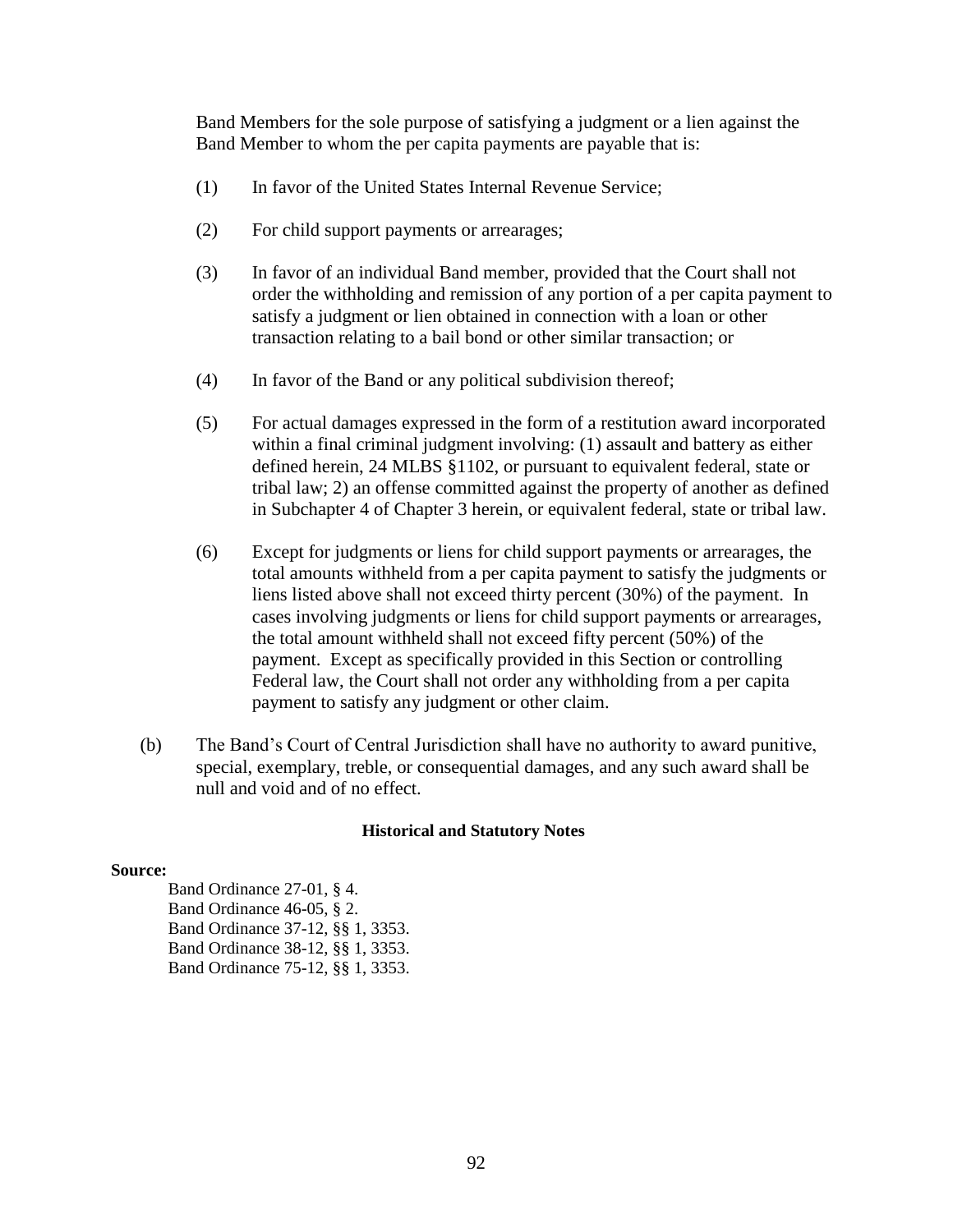Band Members for the sole purpose of satisfying a judgment or a lien against the Band Member to whom the per capita payments are payable that is:

(1) In favor of the United States Internal Revenue Service;

(2) For child support payments or arrearages;

(3) In favor of an individual Band member, provided that the Court shall not order the withholding and remission of any portion of a per capita payment to satisfy a judgment or lien obtained in connection with a loan or other transaction relating to a bail bond or other similar transaction; or

(4) In favor of the Band or any political subdivision thereof;

(5) For actual damages expressed in the form of a restitution award incorporated within a final criminal judgment involving: (1) assault and battery as either defined herein, 24 MLBS §1102, or pursuant to equivalent federal, state or tribal law; 2) an offense committed against the property of another as defined in Subchapter 4 of Chapter 3 herein, or equivalent federal, state or tribal law.

(6) Except for judgments or liens for child support payments or arrearages, the total amounts withheld from a per capita payment to satisfy the judgments or liens listed above shall not exceed thirty percent (30%) of the payment. In cases involving judgments or liens for child support payments or arrearages, the total amount withheld shall not exceed fifty percent (50%) of the payment. Except as specifically provided in this Section or controlling Federal law, the Court shall not order any withholding from a per capita payment to satisfy any judgment or other claim.

(b) The Band's Court of Central Jurisdiction shall have no authority to award punitive, special, exemplary, treble, or consequential damages, and any such award shall be null and void and of no effect.

**Historical and Statutory Notes**

**Source:**

Band Ordinance 27-01, § 4.
Band Ordinance 46-05, § 2.
Band Ordinance 37-12, §§ 1, 3353.
Band Ordinance 38-12, §§ 1, 3353.
Band Ordinance 75-12, §§ 1, 3353.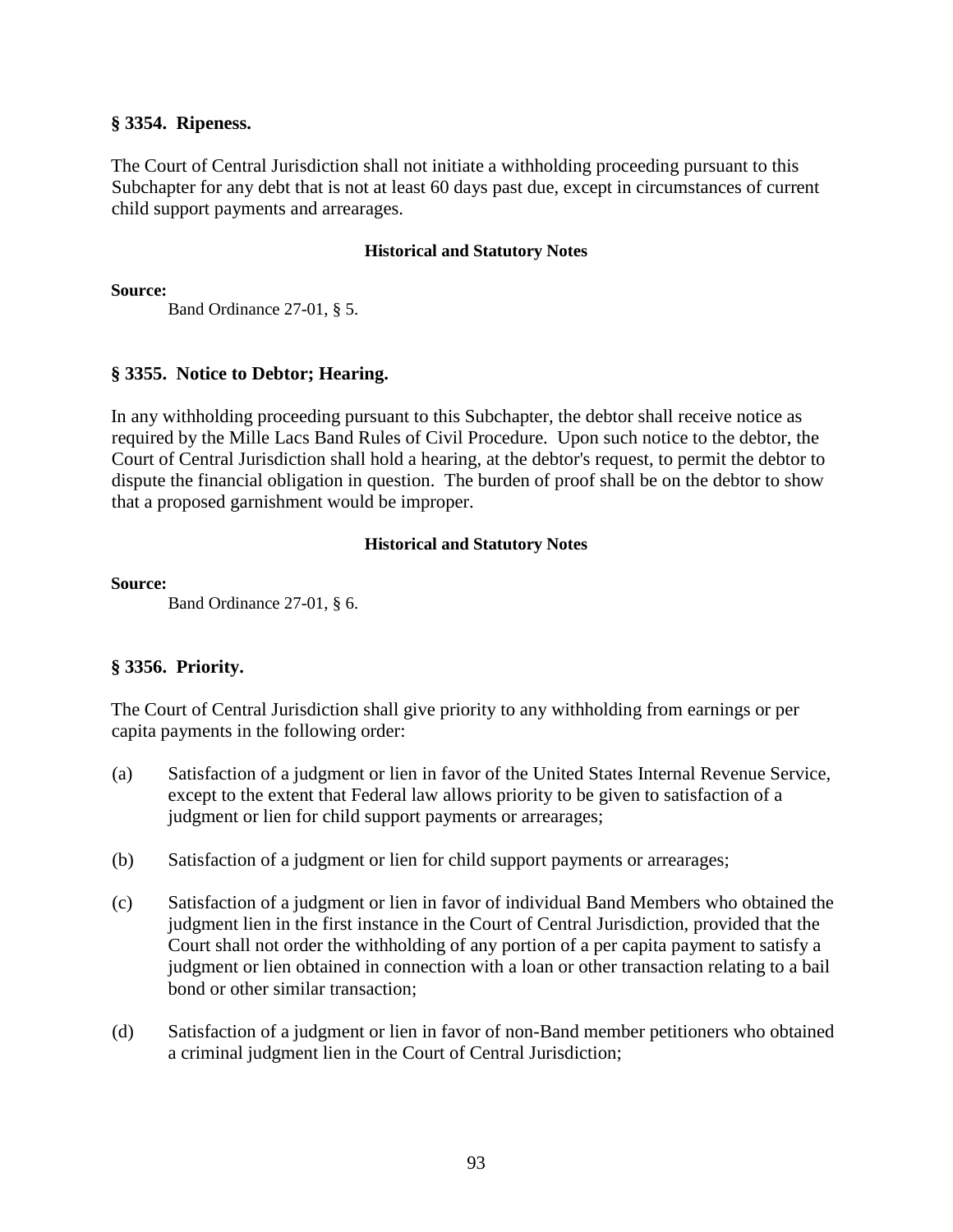### § 3354. Ripeness.

The Court of Central Jurisdiction shall not initiate a withholding proceeding pursuant to this Subchapter for any debt that is not at least 60 days past due, except in circumstances of current child support payments and arrearages.

**Historical and Statutory Notes**

**Source:**

Band Ordinance 27-01, § 5.

### § 3355. Notice to Debtor; Hearing.

In any withholding proceeding pursuant to this Subchapter, the debtor shall receive notice as required by the Mille Lacs Band Rules of Civil Procedure. Upon such notice to the debtor, the Court of Central Jurisdiction shall hold a hearing, at the debtor's request, to permit the debtor to dispute the financial obligation in question. The burden of proof shall be on the debtor to show that a proposed garnishment would be improper.

**Historical and Statutory Notes**

**Source:**

Band Ordinance 27-01, § 6.

### § 3356. Priority.

The Court of Central Jurisdiction shall give priority to any withholding from earnings or per capita payments in the following order:

(a) Satisfaction of a judgment or lien in favor of the United States Internal Revenue Service, except to the extent that Federal law allows priority to be given to satisfaction of a judgment or lien for child support payments or arrearages;

(b) Satisfaction of a judgment or lien for child support payments or arrearages;

(c) Satisfaction of a judgment or lien in favor of individual Band Members who obtained the judgment lien in the first instance in the Court of Central Jurisdiction, provided that the Court shall not order the withholding of any portion of a per capita payment to satisfy a judgment or lien obtained in connection with a loan or other transaction relating to a bail bond or other similar transaction;

(d) Satisfaction of a judgment or lien in favor of non-Band member petitioners who obtained a criminal judgment lien in the Court of Central Jurisdiction;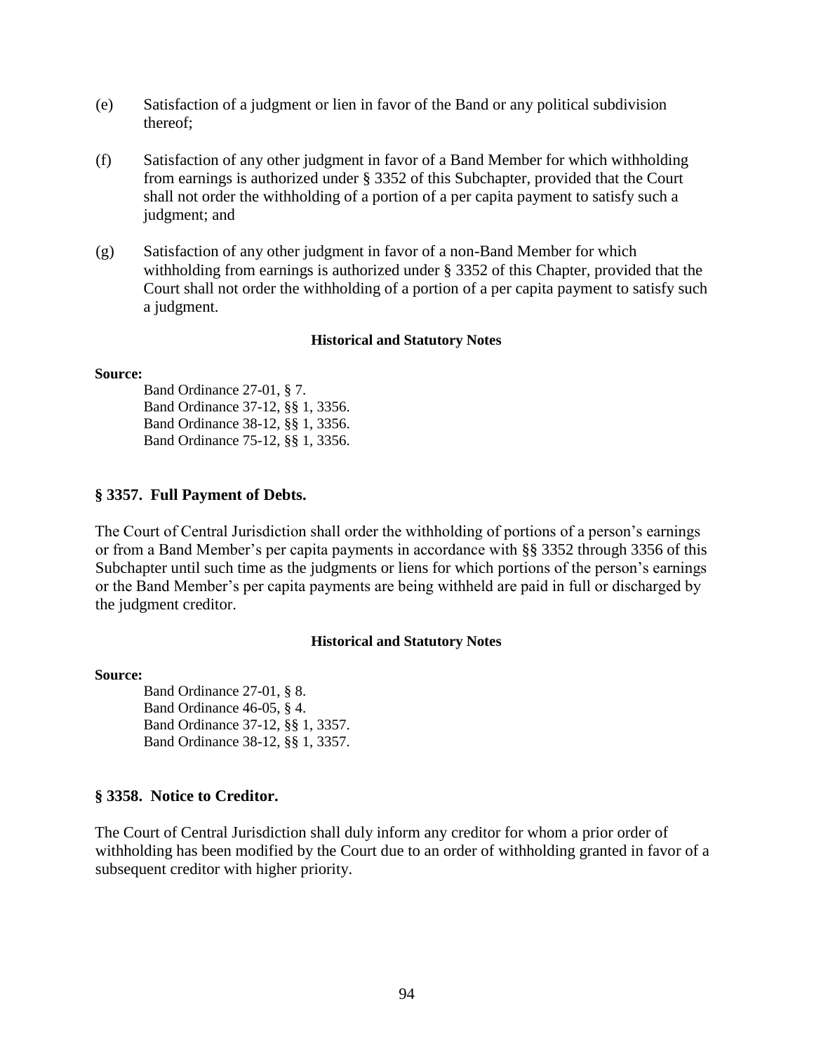(e) Satisfaction of a judgment or lien in favor of the Band or any political subdivision thereof;

(f) Satisfaction of any other judgment in favor of a Band Member for which withholding from earnings is authorized under § 3352 of this Subchapter, provided that the Court shall not order the withholding of a portion of a per capita payment to satisfy such a judgment; and

(g) Satisfaction of any other judgment in favor of a non-Band Member for which withholding from earnings is authorized under § 3352 of this Chapter, provided that the Court shall not order the withholding of a portion of a per capita payment to satisfy such a judgment.

**Historical and Statutory Notes**

**Source:**

Band Ordinance 27-01, § 7.
Band Ordinance 37-12, §§ 1, 3356.
Band Ordinance 38-12, §§ 1, 3356.
Band Ordinance 75-12, §§ 1, 3356.

### § 3357. Full Payment of Debts.

The Court of Central Jurisdiction shall order the withholding of portions of a person's earnings or from a Band Member's per capita payments in accordance with §§ 3352 through 3356 of this Subchapter until such time as the judgments or liens for which portions of the person's earnings or the Band Member's per capita payments are being withheld are paid in full or discharged by the judgment creditor.

**Historical and Statutory Notes**

**Source:**

Band Ordinance 27-01, § 8.
Band Ordinance 46-05, § 4.
Band Ordinance 37-12, §§ 1, 3357.
Band Ordinance 38-12, §§ 1, 3357.

### § 3358. Notice to Creditor.

The Court of Central Jurisdiction shall duly inform any creditor for whom a prior order of withholding has been modified by the Court due to an order of withholding granted in favor of a subsequent creditor with higher priority.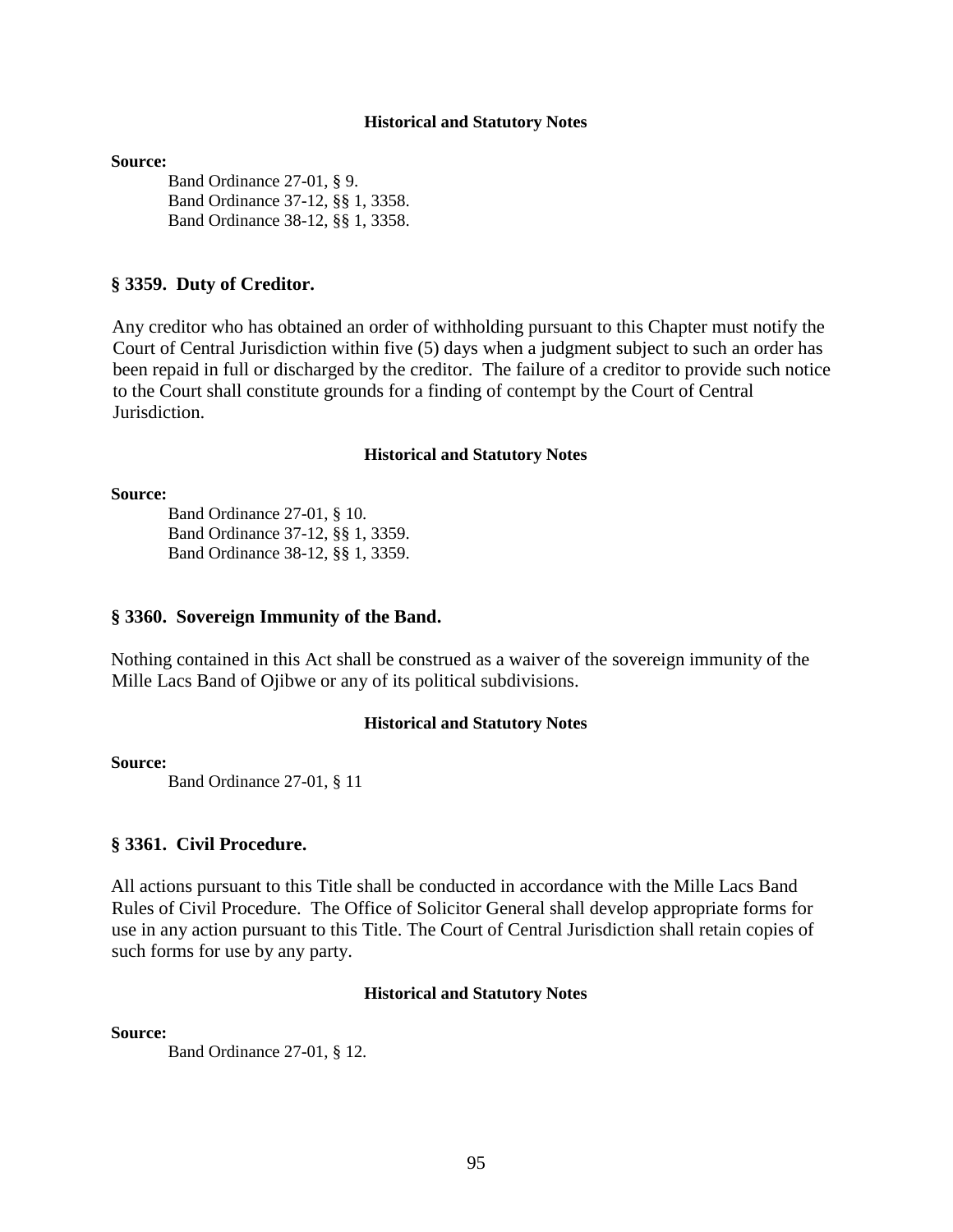#### Historical and Statutory Notes

**Source:**

Band Ordinance 27-01, § 9.
Band Ordinance 37-12, §§ 1, 3358.
Band Ordinance 38-12, §§ 1, 3358.

### § 3359. Duty of Creditor.

Any creditor who has obtained an order of withholding pursuant to this Chapter must notify the Court of Central Jurisdiction within five (5) days when a judgment subject to such an order has been repaid in full or discharged by the creditor. The failure of a creditor to provide such notice to the Court shall constitute grounds for a finding of contempt by the Court of Central Jurisdiction.

#### Historical and Statutory Notes

**Source:**

Band Ordinance 27-01, § 10.
Band Ordinance 37-12, §§ 1, 3359.
Band Ordinance 38-12, §§ 1, 3359.

### § 3360. Sovereign Immunity of the Band.

Nothing contained in this Act shall be construed as a waiver of the sovereign immunity of the Mille Lacs Band of Ojibwe or any of its political subdivisions.

#### Historical and Statutory Notes

**Source:**

Band Ordinance 27-01, § 11

### § 3361. Civil Procedure.

All actions pursuant to this Title shall be conducted in accordance with the Mille Lacs Band Rules of Civil Procedure. The Office of Solicitor General shall develop appropriate forms for use in any action pursuant to this Title. The Court of Central Jurisdiction shall retain copies of such forms for use by any party.

#### Historical and Statutory Notes

**Source:**

Band Ordinance 27-01, § 12.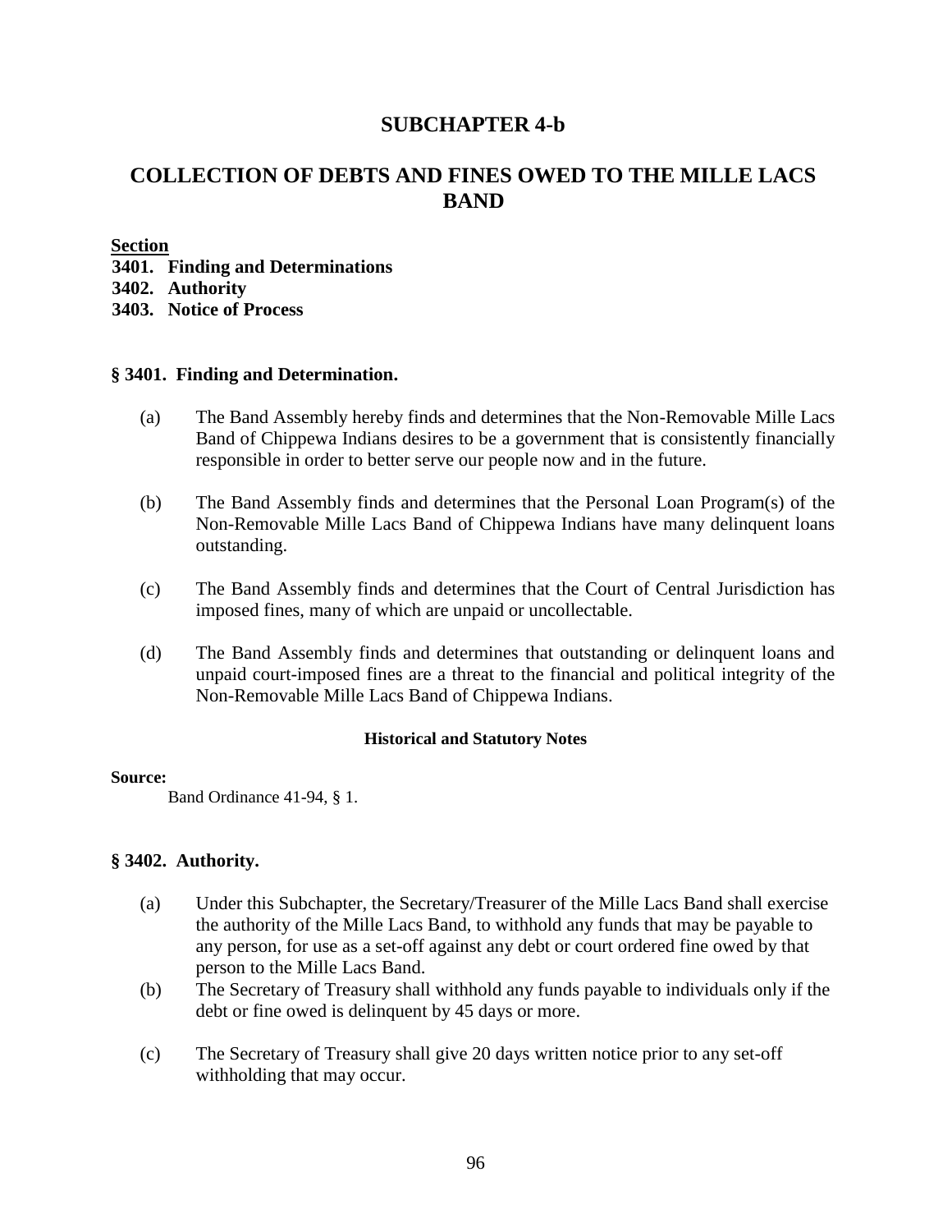# SUBCHAPTER 4-b

# COLLECTION OF DEBTS AND FINES OWED TO THE MILLE LACS BAND

**Section**

**3401. Finding and Determinations**
**3402. Authority**
**3403. Notice of Process**

### § 3401. Finding and Determination.

(a) The Band Assembly hereby finds and determines that the Non-Removable Mille Lacs Band of Chippewa Indians desires to be a government that is consistently financially responsible in order to better serve our people now and in the future.

(b) The Band Assembly finds and determines that the Personal Loan Program(s) of the Non-Removable Mille Lacs Band of Chippewa Indians have many delinquent loans outstanding.

(c) The Band Assembly finds and determines that the Court of Central Jurisdiction has imposed fines, many of which are unpaid or uncollectable.

(d) The Band Assembly finds and determines that outstanding or delinquent loans and unpaid court-imposed fines are a threat to the financial and political integrity of the Non-Removable Mille Lacs Band of Chippewa Indians.

**Historical and Statutory Notes**

**Source:**
Band Ordinance 41-94, § 1.

### § 3402. Authority.

(a) Under this Subchapter, the Secretary/Treasurer of the Mille Lacs Band shall exercise the authority of the Mille Lacs Band, to withhold any funds that may be payable to any person, for use as a set-off against any debt or court ordered fine owed by that person to the Mille Lacs Band.

(b) The Secretary of Treasury shall withhold any funds payable to individuals only if the debt or fine owed is delinquent by 45 days or more.

(c) The Secretary of Treasury shall give 20 days written notice prior to any set-off withholding that may occur.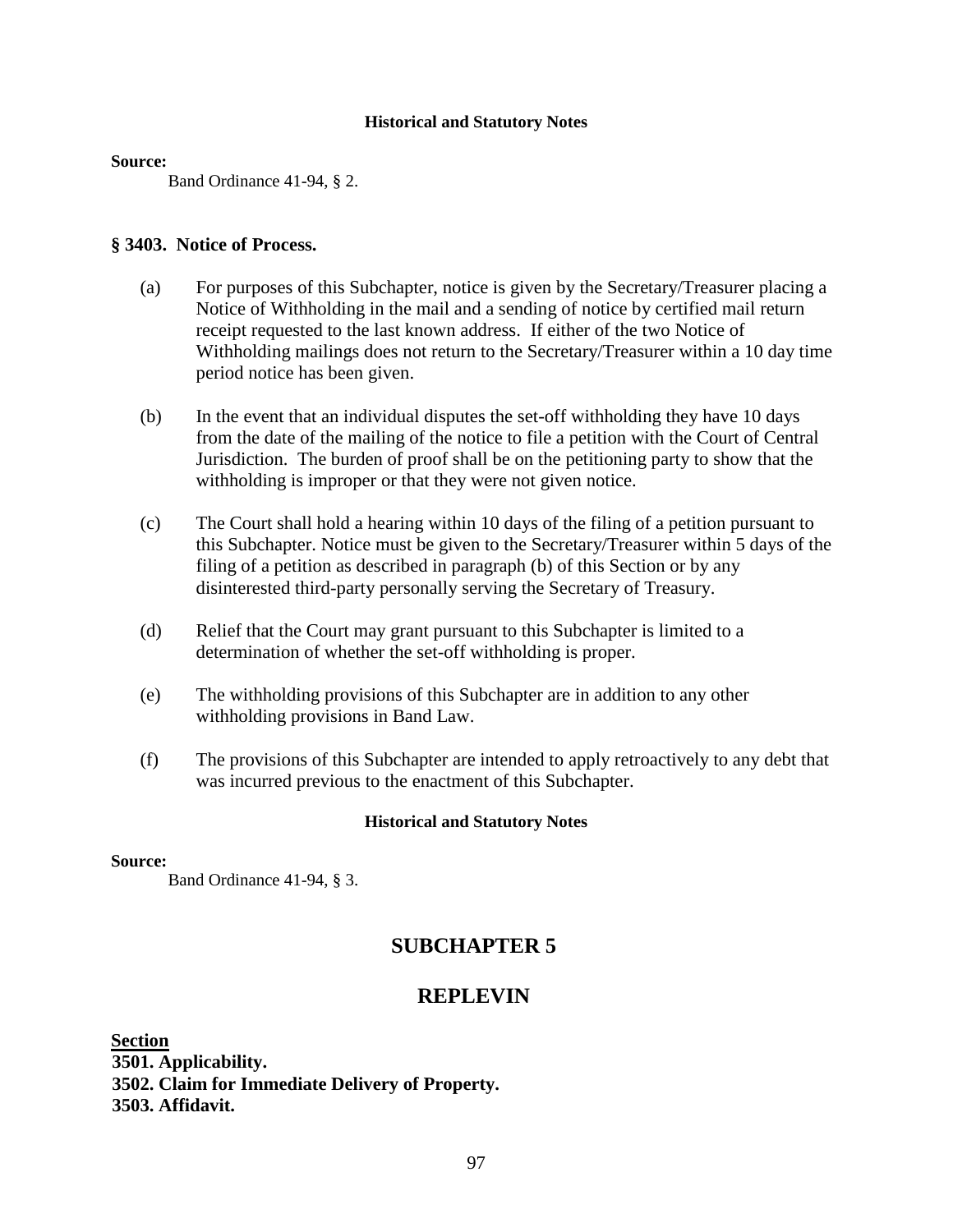#### Historical and Statutory Notes

**Source:**

Band Ordinance 41-94, § 2.

### § 3403. Notice of Process.

(a) For purposes of this Subchapter, notice is given by the Secretary/Treasurer placing a Notice of Withholding in the mail and a sending of notice by certified mail return receipt requested to the last known address. If either of the two Notice of Withholding mailings does not return to the Secretary/Treasurer within a 10 day time period notice has been given.

(b) In the event that an individual disputes the set-off withholding they have 10 days from the date of the mailing of the notice to file a petition with the Court of Central Jurisdiction. The burden of proof shall be on the petitioning party to show that the withholding is improper or that they were not given notice.

(c) The Court shall hold a hearing within 10 days of the filing of a petition pursuant to this Subchapter. Notice must be given to the Secretary/Treasurer within 5 days of the filing of a petition as described in paragraph (b) of this Section or by any disinterested third-party personally serving the Secretary of Treasury.

(d) Relief that the Court may grant pursuant to this Subchapter is limited to a determination of whether the set-off withholding is proper.

(e) The withholding provisions of this Subchapter are in addition to any other withholding provisions in Band Law.

(f) The provisions of this Subchapter are intended to apply retroactively to any debt that was incurred previous to the enactment of this Subchapter.

#### Historical and Statutory Notes

**Source:**

Band Ordinance 41-94, § 3.

## SUBCHAPTER 5

## REPLEVIN

**Section**

**3501. Applicability.**
**3502. Claim for Immediate Delivery of Property.**
**3503. Affidavit.**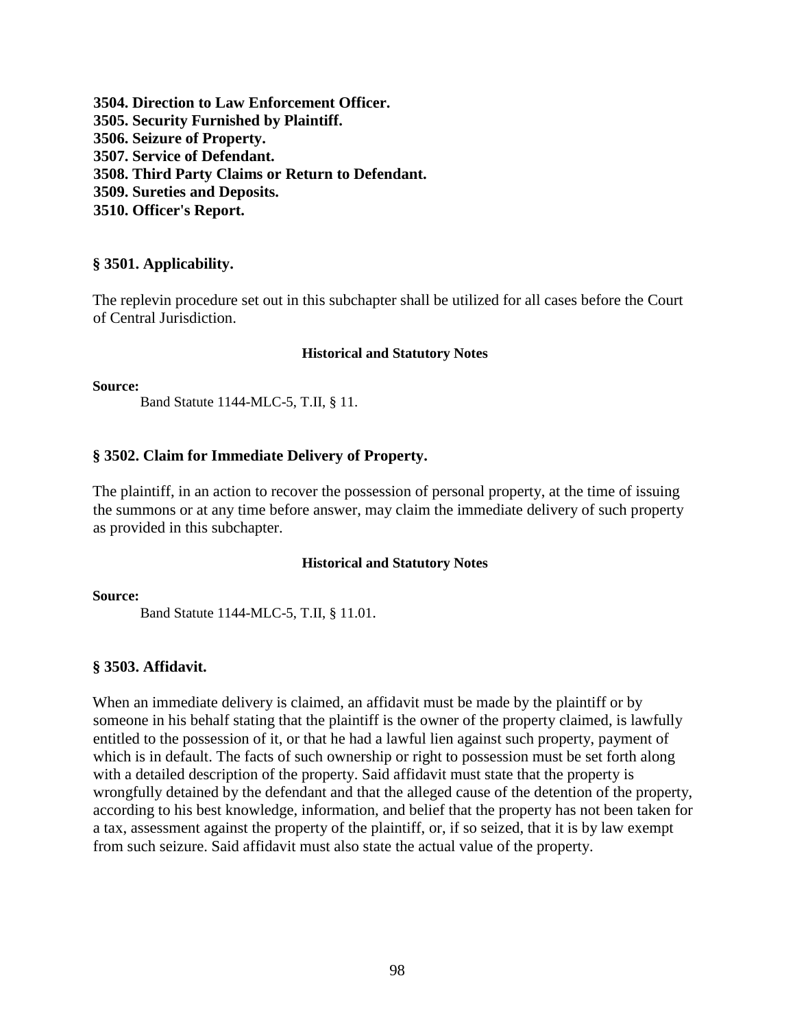**3504. Direction to Law Enforcement Officer.**
**3505. Security Furnished by Plaintiff.**
**3506. Seizure of Property.**
**3507. Service of Defendant.**
**3508. Third Party Claims or Return to Defendant.**
**3509. Sureties and Deposits.**
**3510. Officer's Report.**

## § 3501. Applicability.

The replevin procedure set out in this subchapter shall be utilized for all cases before the Court of Central Jurisdiction.

#### Historical and Statutory Notes

**Source:**

Band Statute 1144-MLC-5, T.II, § 11.

## § 3502. Claim for Immediate Delivery of Property.

The plaintiff, in an action to recover the possession of personal property, at the time of issuing the summons or at any time before answer, may claim the immediate delivery of such property as provided in this subchapter.

#### Historical and Statutory Notes

**Source:**

Band Statute 1144-MLC-5, T.II, § 11.01.

## § 3503. Affidavit.

When an immediate delivery is claimed, an affidavit must be made by the plaintiff or by someone in his behalf stating that the plaintiff is the owner of the property claimed, is lawfully entitled to the possession of it, or that he had a lawful lien against such property, payment of which is in default. The facts of such ownership or right to possession must be set forth along with a detailed description of the property. Said affidavit must state that the property is wrongfully detained by the defendant and that the alleged cause of the detention of the property, according to his best knowledge, information, and belief that the property has not been taken for a tax, assessment against the property of the plaintiff, or, if so seized, that it is by law exempt from such seizure. Said affidavit must also state the actual value of the property.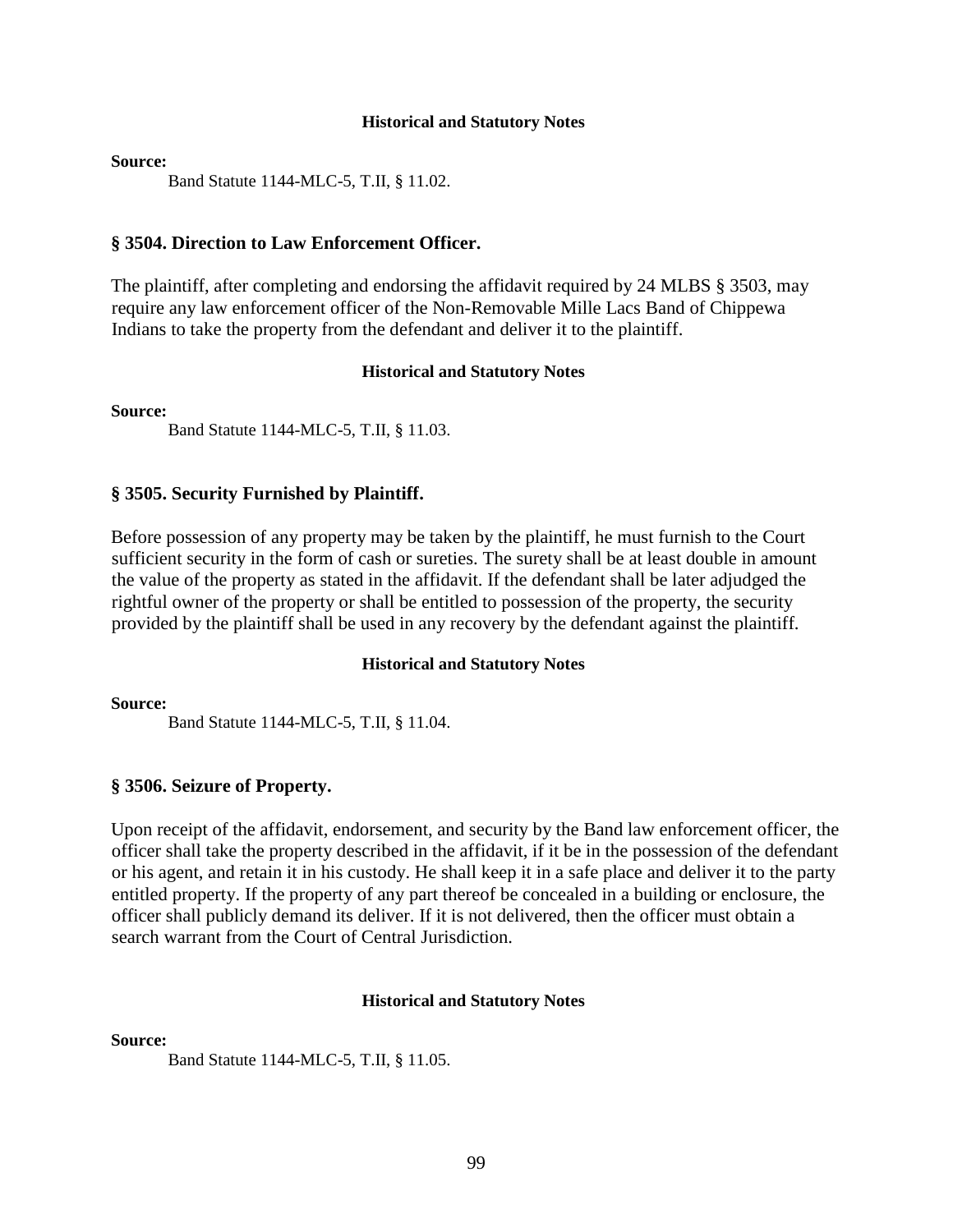#### Historical and Statutory Notes

**Source:**

Band Statute 1144-MLC-5, T.II, § 11.02.

### § 3504. Direction to Law Enforcement Officer.

The plaintiff, after completing and endorsing the affidavit required by 24 MLBS § 3503, may require any law enforcement officer of the Non-Removable Mille Lacs Band of Chippewa Indians to take the property from the defendant and deliver it to the plaintiff.

#### Historical and Statutory Notes

**Source:**

Band Statute 1144-MLC-5, T.II, § 11.03.

### § 3505. Security Furnished by Plaintiff.

Before possession of any property may be taken by the plaintiff, he must furnish to the Court sufficient security in the form of cash or sureties. The surety shall be at least double in amount the value of the property as stated in the affidavit. If the defendant shall be later adjudged the rightful owner of the property or shall be entitled to possession of the property, the security provided by the plaintiff shall be used in any recovery by the defendant against the plaintiff.

#### Historical and Statutory Notes

**Source:**

Band Statute 1144-MLC-5, T.II, § 11.04.

### § 3506. Seizure of Property.

Upon receipt of the affidavit, endorsement, and security by the Band law enforcement officer, the officer shall take the property described in the affidavit, if it be in the possession of the defendant or his agent, and retain it in his custody. He shall keep it in a safe place and deliver it to the party entitled property. If the property of any part thereof be concealed in a building or enclosure, the officer shall publicly demand its deliver. If it is not delivered, then the officer must obtain a search warrant from the Court of Central Jurisdiction.

#### Historical and Statutory Notes

**Source:**

Band Statute 1144-MLC-5, T.II, § 11.05.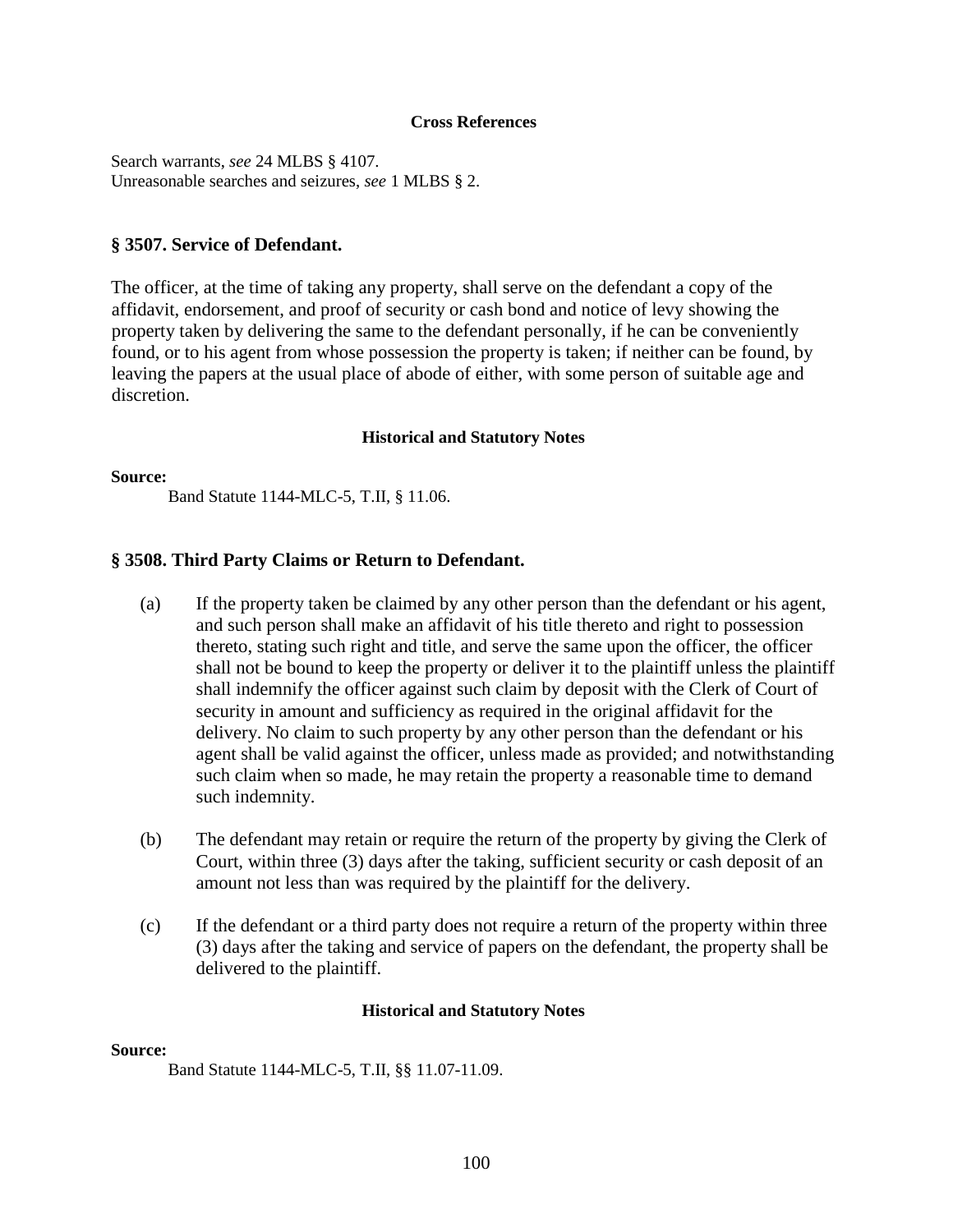#### Cross References

Search warrants, *see* 24 MLBS § 4107.
Unreasonable searches and seizures, *see* 1 MLBS § 2.

### § 3507. Service of Defendant.

The officer, at the time of taking any property, shall serve on the defendant a copy of the affidavit, endorsement, and proof of security or cash bond and notice of levy showing the property taken by delivering the same to the defendant personally, if he can be conveniently found, or to his agent from whose possession the property is taken; if neither can be found, by leaving the papers at the usual place of abode of either, with some person of suitable age and discretion.

#### Historical and Statutory Notes

**Source:**

Band Statute 1144-MLC-5, T.II, § 11.06.

### § 3508. Third Party Claims or Return to Defendant.

(a) If the property taken be claimed by any other person than the defendant or his agent, and such person shall make an affidavit of his title thereto and right to possession thereto, stating such right and title, and serve the same upon the officer, the officer shall not be bound to keep the property or deliver it to the plaintiff unless the plaintiff shall indemnify the officer against such claim by deposit with the Clerk of Court of security in amount and sufficiency as required in the original affidavit for the delivery. No claim to such property by any other person than the defendant or his agent shall be valid against the officer, unless made as provided; and notwithstanding such claim when so made, he may retain the property a reasonable time to demand such indemnity.

(b) The defendant may retain or require the return of the property by giving the Clerk of Court, within three (3) days after the taking, sufficient security or cash deposit of an amount not less than was required by the plaintiff for the delivery.

(c) If the defendant or a third party does not require a return of the property within three (3) days after the taking and service of papers on the defendant, the property shall be delivered to the plaintiff.

#### Historical and Statutory Notes

**Source:**

Band Statute 1144-MLC-5, T.II, §§ 11.07-11.09.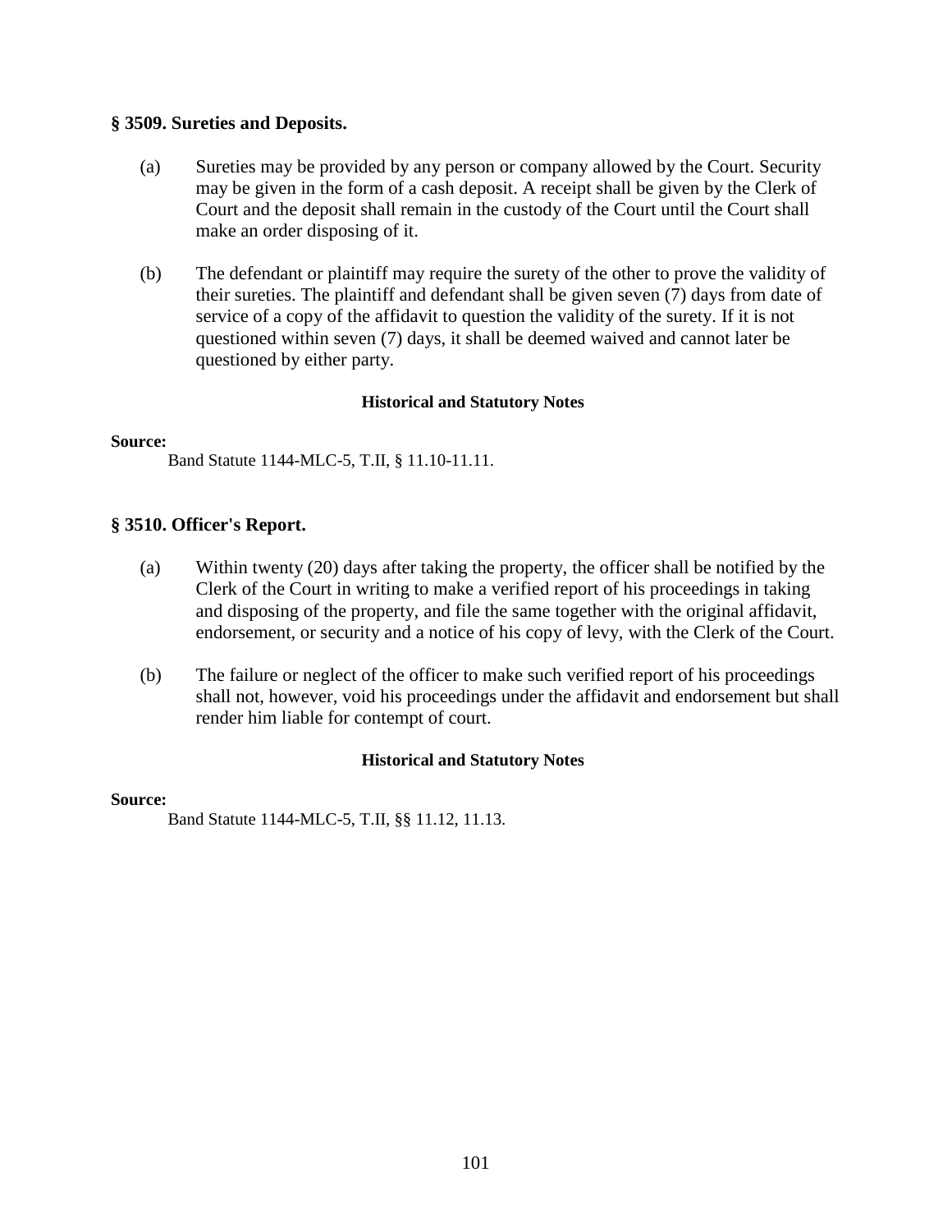### § 3509. Sureties and Deposits.

(a) Sureties may be provided by any person or company allowed by the Court. Security may be given in the form of a cash deposit. A receipt shall be given by the Clerk of Court and the deposit shall remain in the custody of the Court until the Court shall make an order disposing of it.

(b) The defendant or plaintiff may require the surety of the other to prove the validity of their sureties. The plaintiff and defendant shall be given seven (7) days from date of service of a copy of the affidavit to question the validity of the surety. If it is not questioned within seven (7) days, it shall be deemed waived and cannot later be questioned by either party.

**Historical and Statutory Notes**

**Source:**

Band Statute 1144-MLC-5, T.II, § 11.10-11.11.

### § 3510. Officer's Report.

(a) Within twenty (20) days after taking the property, the officer shall be notified by the Clerk of the Court in writing to make a verified report of his proceedings in taking and disposing of the property, and file the same together with the original affidavit, endorsement, or security and a notice of his copy of levy, with the Clerk of the Court.

(b) The failure or neglect of the officer to make such verified report of his proceedings shall not, however, void his proceedings under the affidavit and endorsement but shall render him liable for contempt of court.

**Historical and Statutory Notes**

**Source:**

Band Statute 1144-MLC-5, T.II, §§ 11.12, 11.13.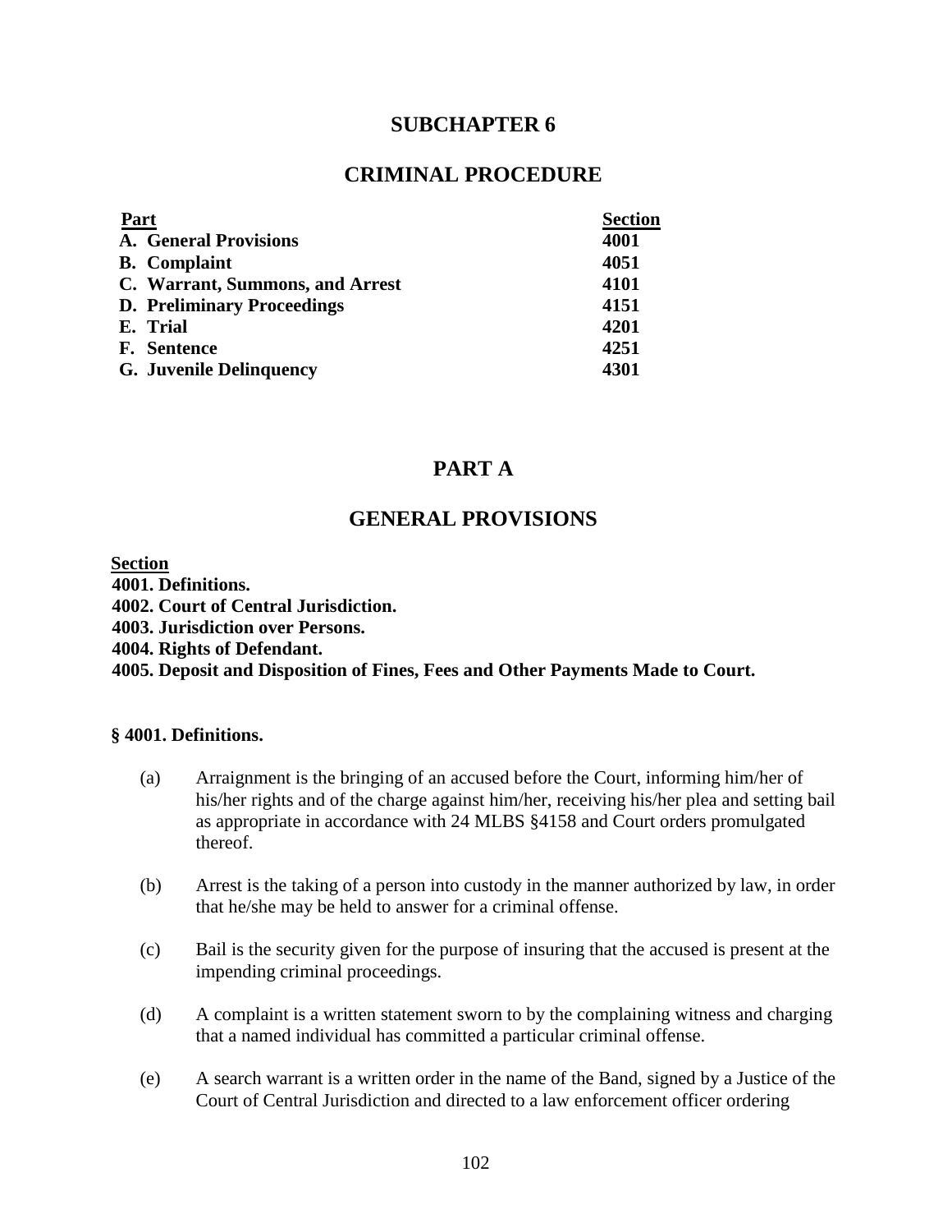# SUBCHAPTER 6

# CRIMINAL PROCEDURE

| Part | Section |
|---|---|
| A. General Provisions | 4001 |
| B. Complaint | 4051 |
| C. Warrant, Summons, and Arrest | 4101 |
| D. Preliminary Proceedings | 4151 |
| E. Trial | 4201 |
| F. Sentence | 4251 |
| G. Juvenile Delinquency | 4301 |

## PART A

## GENERAL PROVISIONS

**Section**

**4001. Definitions.**
**4002. Court of Central Jurisdiction.**
**4003. Jurisdiction over Persons.**
**4004. Rights of Defendant.**
**4005. Deposit and Disposition of Fines, Fees and Other Payments Made to Court.**

### § 4001. Definitions.

(a) Arraignment is the bringing of an accused before the Court, informing him/her of his/her rights and of the charge against him/her, receiving his/her plea and setting bail as appropriate in accordance with 24 MLBS §4158 and Court orders promulgated thereof.

(b) Arrest is the taking of a person into custody in the manner authorized by law, in order that he/she may be held to answer for a criminal offense.

(c) Bail is the security given for the purpose of insuring that the accused is present at the impending criminal proceedings.

(d) A complaint is a written statement sworn to by the complaining witness and charging that a named individual has committed a particular criminal offense.

(e) A search warrant is a written order in the name of the Band, signed by a Justice of the Court of Central Jurisdiction and directed to a law enforcement officer ordering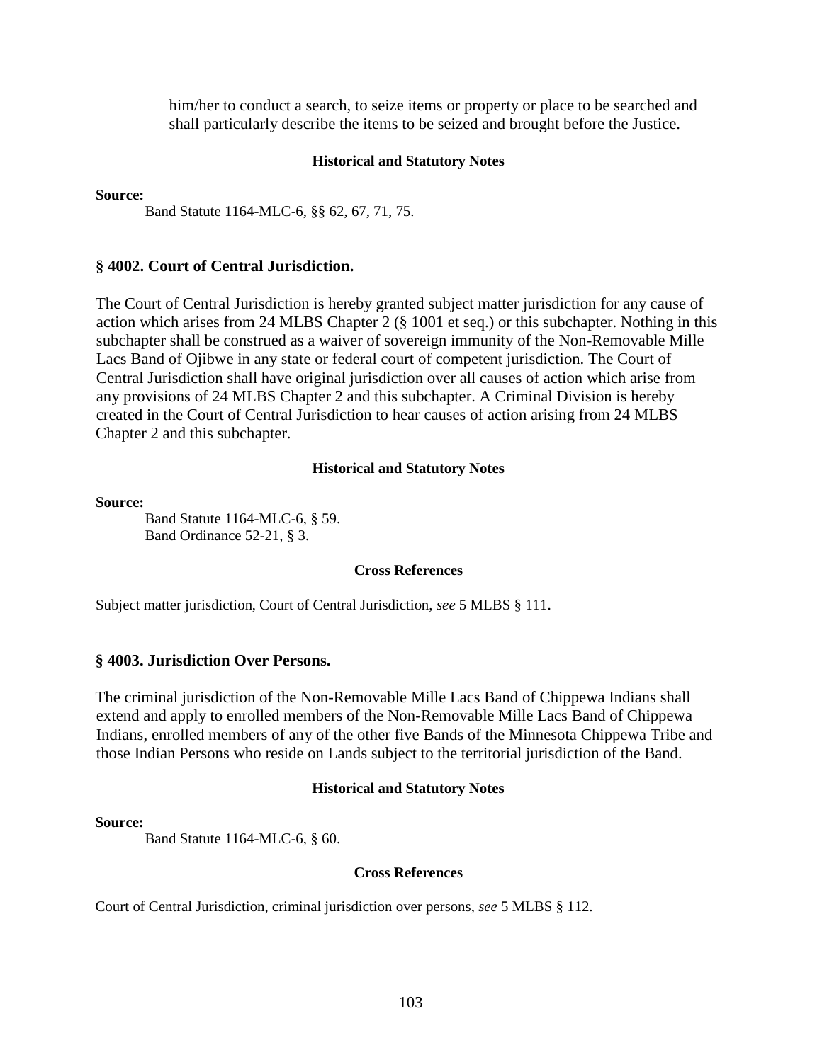him/her to conduct a search, to seize items or property or place to be searched and shall particularly describe the items to be seized and brought before the Justice.

**Historical and Statutory Notes**

**Source:**

Band Statute 1164-MLC-6, §§ 62, 67, 71, 75.

### § 4002. Court of Central Jurisdiction.

The Court of Central Jurisdiction is hereby granted subject matter jurisdiction for any cause of action which arises from 24 MLBS Chapter 2 (§ 1001 et seq.) or this subchapter. Nothing in this subchapter shall be construed as a waiver of sovereign immunity of the Non-Removable Mille Lacs Band of Ojibwe in any state or federal court of competent jurisdiction. The Court of Central Jurisdiction shall have original jurisdiction over all causes of action which arise from any provisions of 24 MLBS Chapter 2 and this subchapter. A Criminal Division is hereby created in the Court of Central Jurisdiction to hear causes of action arising from 24 MLBS Chapter 2 and this subchapter.

**Historical and Statutory Notes**

**Source:**

Band Statute 1164-MLC-6, § 59.
Band Ordinance 52-21, § 3.

**Cross References**

Subject matter jurisdiction, Court of Central Jurisdiction, *see* 5 MLBS § 111.

### § 4003. Jurisdiction Over Persons.

The criminal jurisdiction of the Non-Removable Mille Lacs Band of Chippewa Indians shall extend and apply to enrolled members of the Non-Removable Mille Lacs Band of Chippewa Indians, enrolled members of any of the other five Bands of the Minnesota Chippewa Tribe and those Indian Persons who reside on Lands subject to the territorial jurisdiction of the Band.

**Historical and Statutory Notes**

**Source:**

Band Statute 1164-MLC-6, § 60.

**Cross References**

Court of Central Jurisdiction, criminal jurisdiction over persons, *see* 5 MLBS § 112.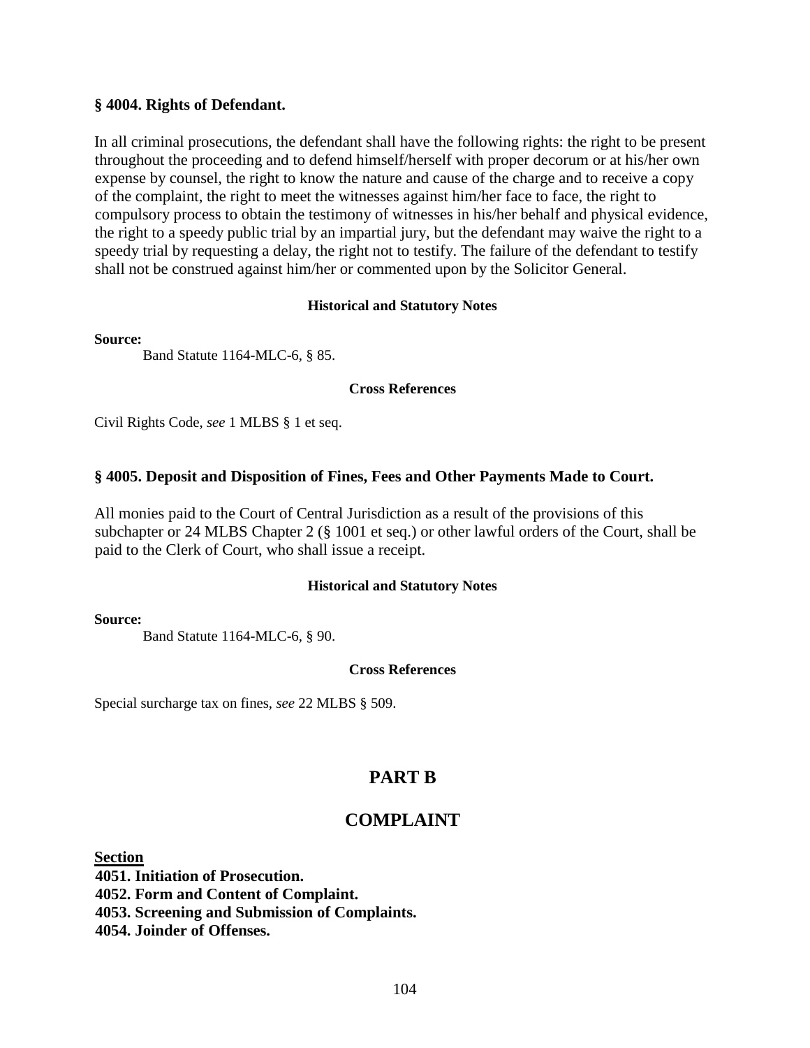### § 4004. Rights of Defendant.

In all criminal prosecutions, the defendant shall have the following rights: the right to be present throughout the proceeding and to defend himself/herself with proper decorum or at his/her own expense by counsel, the right to know the nature and cause of the charge and to receive a copy of the complaint, the right to meet the witnesses against him/her face to face, the right to compulsory process to obtain the testimony of witnesses in his/her behalf and physical evidence, the right to a speedy public trial by an impartial jury, but the defendant may waive the right to a speedy trial by requesting a delay, the right not to testify. The failure of the defendant to testify shall not be construed against him/her or commented upon by the Solicitor General.

**Historical and Statutory Notes**

**Source:**

Band Statute 1164-MLC-6, § 85.

**Cross References**

Civil Rights Code, *see* 1 MLBS § 1 et seq.

### § 4005. Deposit and Disposition of Fines, Fees and Other Payments Made to Court.

All monies paid to the Court of Central Jurisdiction as a result of the provisions of this subchapter or 24 MLBS Chapter 2 (§ 1001 et seq.) or other lawful orders of the Court, shall be paid to the Clerk of Court, who shall issue a receipt.

**Historical and Statutory Notes**

**Source:**

Band Statute 1164-MLC-6, § 90.

**Cross References**

Special surcharge tax on fines, *see* 22 MLBS § 509.

## PART B

## COMPLAINT

**Section**

**4051. Initiation of Prosecution.**
**4052. Form and Content of Complaint.**
**4053. Screening and Submission of Complaints.**
**4054. Joinder of Offenses.**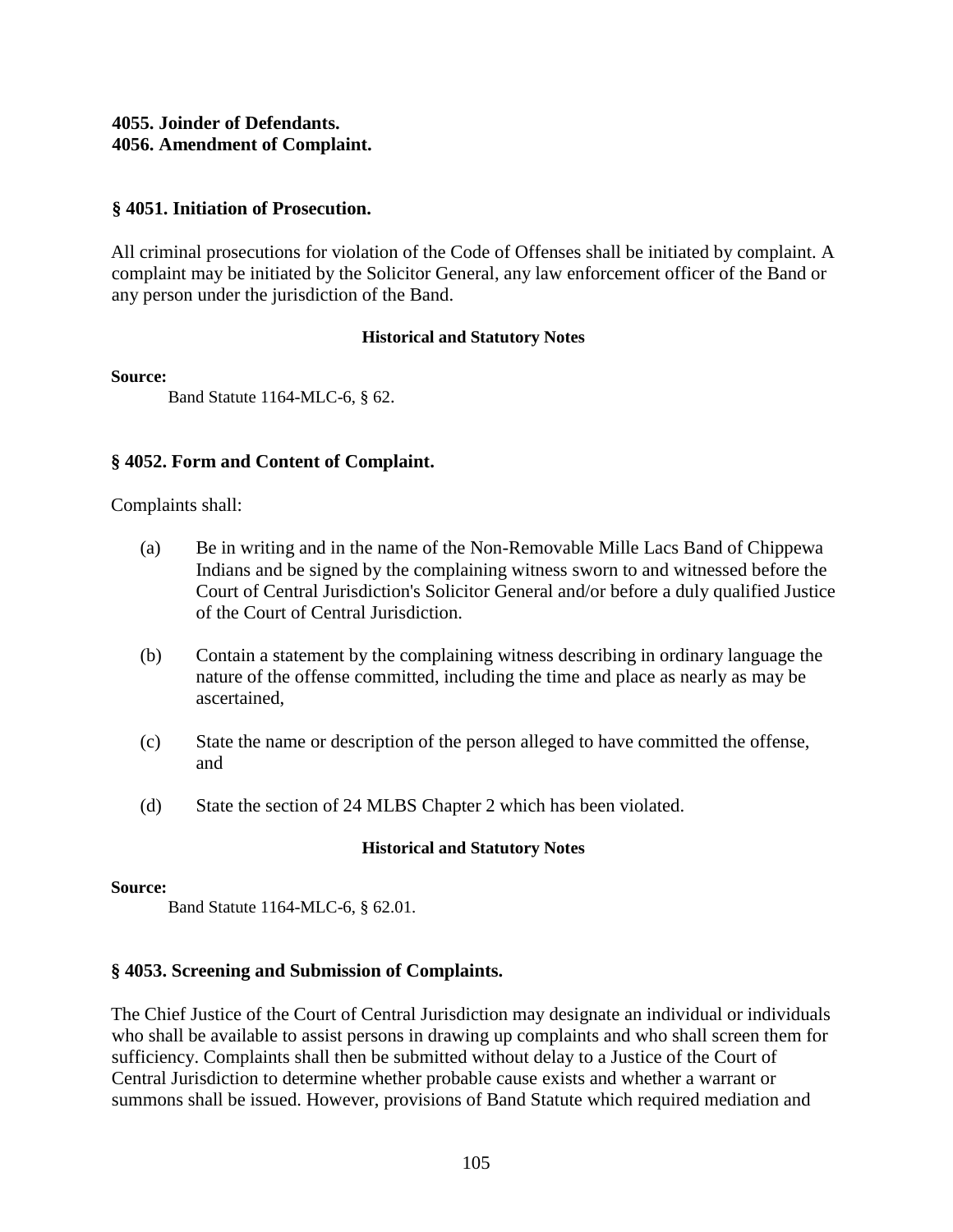**4055. Joinder of Defendants.**
**4056. Amendment of Complaint.**

## § 4051. Initiation of Prosecution.

All criminal prosecutions for violation of the Code of Offenses shall be initiated by complaint. A complaint may be initiated by the Solicitor General, any law enforcement officer of the Band or any person under the jurisdiction of the Band.

#### Historical and Statutory Notes

**Source:**
Band Statute 1164-MLC-6, § 62.

## § 4052. Form and Content of Complaint.

Complaints shall:

(a) Be in writing and in the name of the Non-Removable Mille Lacs Band of Chippewa Indians and be signed by the complaining witness sworn to and witnessed before the Court of Central Jurisdiction's Solicitor General and/or before a duly qualified Justice of the Court of Central Jurisdiction.

(b) Contain a statement by the complaining witness describing in ordinary language the nature of the offense committed, including the time and place as nearly as may be ascertained,

(c) State the name or description of the person alleged to have committed the offense, and

(d) State the section of 24 MLBS Chapter 2 which has been violated.

#### Historical and Statutory Notes

**Source:**
Band Statute 1164-MLC-6, § 62.01.

## § 4053. Screening and Submission of Complaints.

The Chief Justice of the Court of Central Jurisdiction may designate an individual or individuals who shall be available to assist persons in drawing up complaints and who shall screen them for sufficiency. Complaints shall then be submitted without delay to a Justice of the Court of Central Jurisdiction to determine whether probable cause exists and whether a warrant or summons shall be issued. However, provisions of Band Statute which required mediation and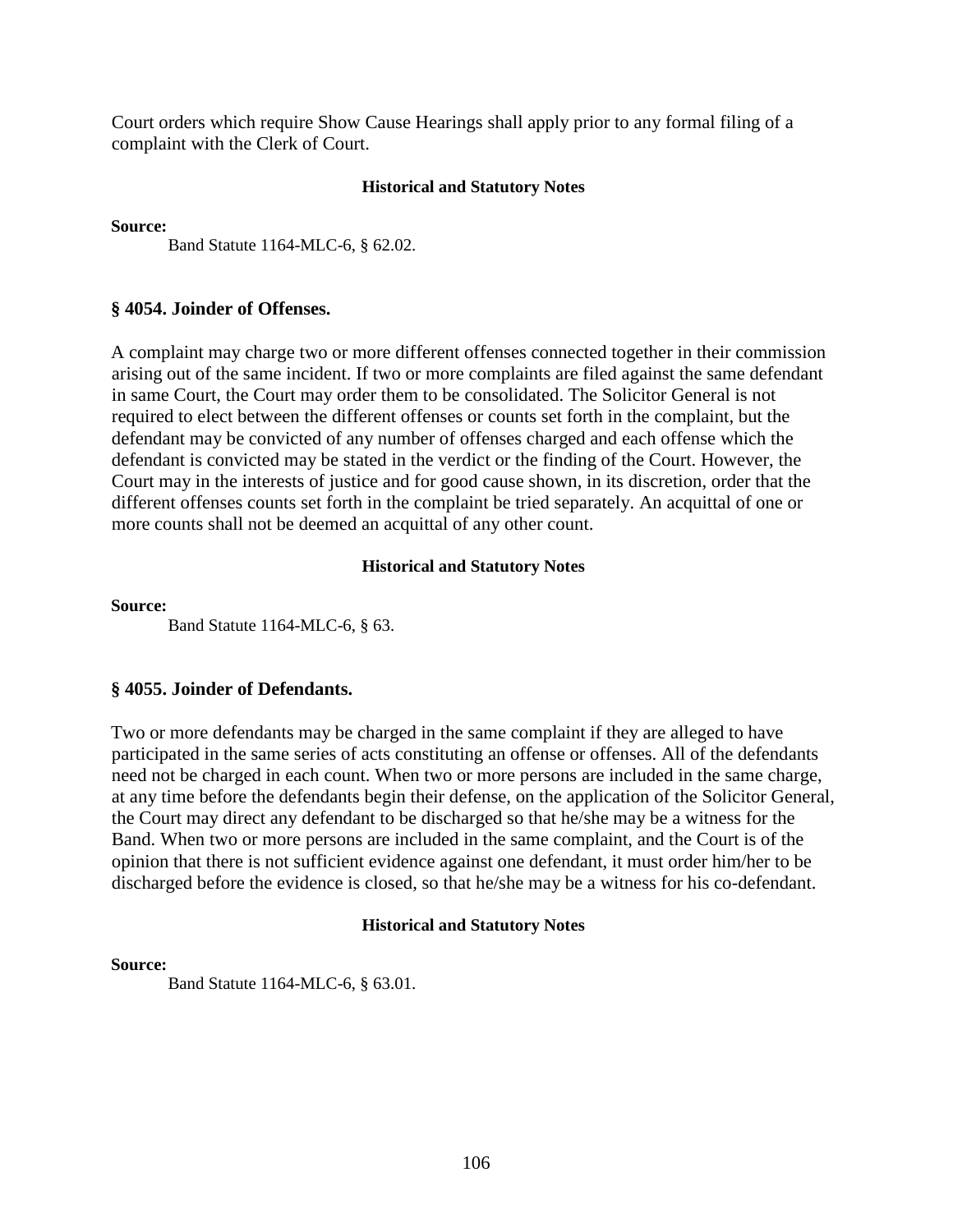Court orders which require Show Cause Hearings shall apply prior to any formal filing of a complaint with the Clerk of Court.

**Historical and Statutory Notes**

**Source:**

Band Statute 1164-MLC-6, § 62.02.

### § 4054. Joinder of Offenses.

A complaint may charge two or more different offenses connected together in their commission arising out of the same incident. If two or more complaints are filed against the same defendant in same Court, the Court may order them to be consolidated. The Solicitor General is not required to elect between the different offenses or counts set forth in the complaint, but the defendant may be convicted of any number of offenses charged and each offense which the defendant is convicted may be stated in the verdict or the finding of the Court. However, the Court may in the interests of justice and for good cause shown, in its discretion, order that the different offenses counts set forth in the complaint be tried separately. An acquittal of one or more counts shall not be deemed an acquittal of any other count.

**Historical and Statutory Notes**

**Source:**

Band Statute 1164-MLC-6, § 63.

### § 4055. Joinder of Defendants.

Two or more defendants may be charged in the same complaint if they are alleged to have participated in the same series of acts constituting an offense or offenses. All of the defendants need not be charged in each count. When two or more persons are included in the same charge, at any time before the defendants begin their defense, on the application of the Solicitor General, the Court may direct any defendant to be discharged so that he/she may be a witness for the Band. When two or more persons are included in the same complaint, and the Court is of the opinion that there is not sufficient evidence against one defendant, it must order him/her to be discharged before the evidence is closed, so that he/she may be a witness for his co-defendant.

**Historical and Statutory Notes**

**Source:**

Band Statute 1164-MLC-6, § 63.01.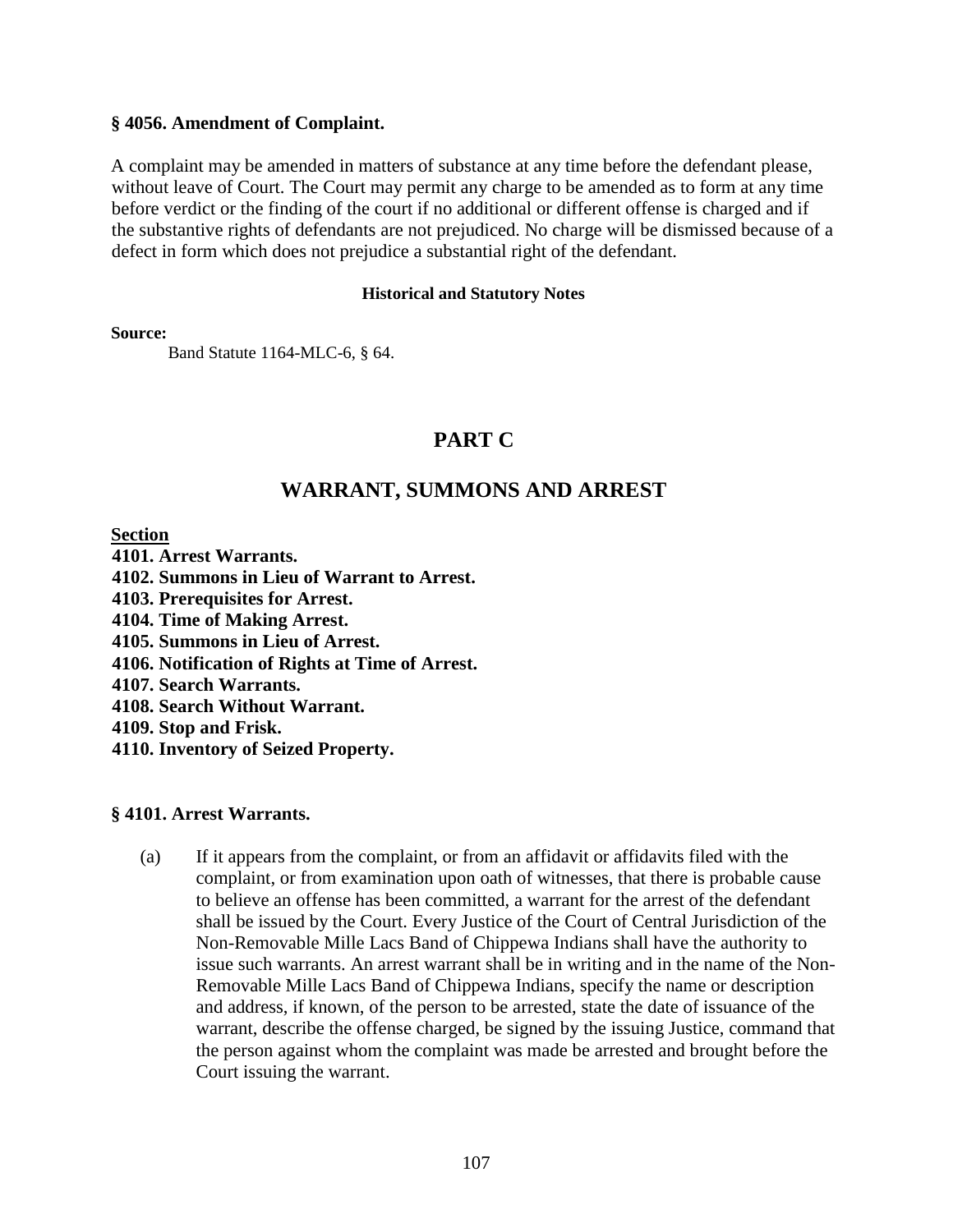**§ 4056. Amendment of Complaint.**

A complaint may be amended in matters of substance at any time before the defendant please, without leave of Court. The Court may permit any charge to be amended as to form at any time before verdict or the finding of the court if no additional or different offense is charged and if the substantive rights of defendants are not prejudiced. No charge will be dismissed because of a defect in form which does not prejudice a substantial right of the defendant.

**Historical and Statutory Notes**

**Source:**

Band Statute 1164-MLC-6, § 64.

# PART C

# WARRANT, SUMMONS AND ARREST

**Section**

**4101. Arrest Warrants.**
**4102. Summons in Lieu of Warrant to Arrest.**
**4103. Prerequisites for Arrest.**
**4104. Time of Making Arrest.**
**4105. Summons in Lieu of Arrest.**
**4106. Notification of Rights at Time of Arrest.**
**4107. Search Warrants.**
**4108. Search Without Warrant.**
**4109. Stop and Frisk.**
**4110. Inventory of Seized Property.**

**§ 4101. Arrest Warrants.**

(a) If it appears from the complaint, or from an affidavit or affidavits filed with the complaint, or from examination upon oath of witnesses, that there is probable cause to believe an offense has been committed, a warrant for the arrest of the defendant shall be issued by the Court. Every Justice of the Court of Central Jurisdiction of the Non-Removable Mille Lacs Band of Chippewa Indians shall have the authority to issue such warrants. An arrest warrant shall be in writing and in the name of the Non-Removable Mille Lacs Band of Chippewa Indians, specify the name or description and address, if known, of the person to be arrested, state the date of issuance of the warrant, describe the offense charged, be signed by the issuing Justice, command that the person against whom the complaint was made be arrested and brought before the Court issuing the warrant.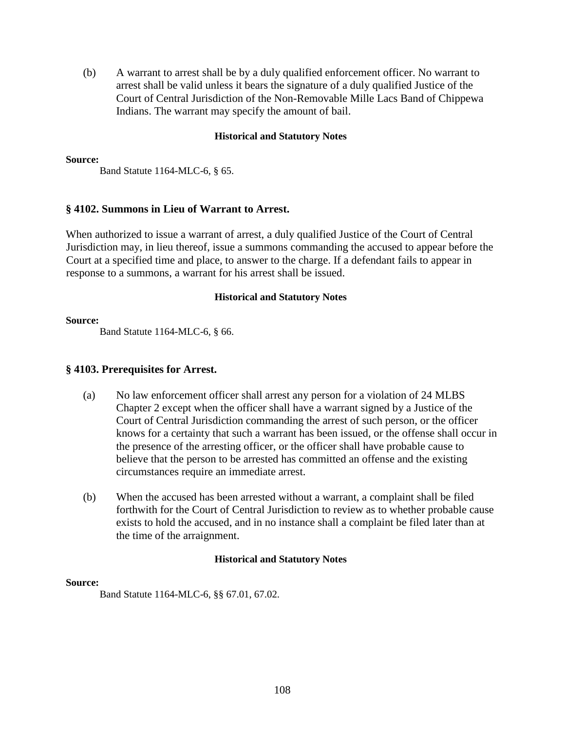(b) A warrant to arrest shall be by a duly qualified enforcement officer. No warrant to arrest shall be valid unless it bears the signature of a duly qualified Justice of the Court of Central Jurisdiction of the Non-Removable Mille Lacs Band of Chippewa Indians. The warrant may specify the amount of bail.

**Historical and Statutory Notes**

**Source:**
Band Statute 1164-MLC-6, § 65.

### § 4102. Summons in Lieu of Warrant to Arrest.

When authorized to issue a warrant of arrest, a duly qualified Justice of the Court of Central Jurisdiction may, in lieu thereof, issue a summons commanding the accused to appear before the Court at a specified time and place, to answer to the charge. If a defendant fails to appear in response to a summons, a warrant for his arrest shall be issued.

**Historical and Statutory Notes**

**Source:**
Band Statute 1164-MLC-6, § 66.

### § 4103. Prerequisites for Arrest.

(a) No law enforcement officer shall arrest any person for a violation of 24 MLBS Chapter 2 except when the officer shall have a warrant signed by a Justice of the Court of Central Jurisdiction commanding the arrest of such person, or the officer knows for a certainty that such a warrant has been issued, or the offense shall occur in the presence of the arresting officer, or the officer shall have probable cause to believe that the person to be arrested has committed an offense and the existing circumstances require an immediate arrest.

(b) When the accused has been arrested without a warrant, a complaint shall be filed forthwith for the Court of Central Jurisdiction to review as to whether probable cause exists to hold the accused, and in no instance shall a complaint be filed later than at the time of the arraignment.

**Historical and Statutory Notes**

**Source:**
Band Statute 1164-MLC-6, §§ 67.01, 67.02.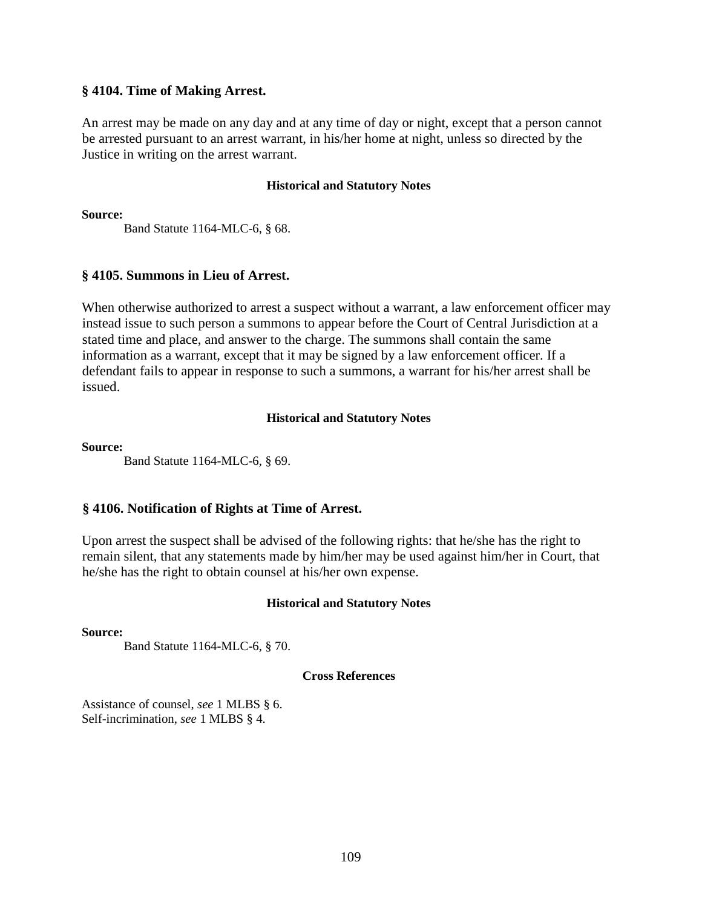### § 4104. Time of Making Arrest.

An arrest may be made on any day and at any time of day or night, except that a person cannot be arrested pursuant to an arrest warrant, in his/her home at night, unless so directed by the Justice in writing on the arrest warrant.

**Historical and Statutory Notes**

**Source:**
Band Statute 1164-MLC-6, § 68.

### § 4105. Summons in Lieu of Arrest.

When otherwise authorized to arrest a suspect without a warrant, a law enforcement officer may instead issue to such person a summons to appear before the Court of Central Jurisdiction at a stated time and place, and answer to the charge. The summons shall contain the same information as a warrant, except that it may be signed by a law enforcement officer. If a defendant fails to appear in response to such a summons, a warrant for his/her arrest shall be issued.

**Historical and Statutory Notes**

**Source:**
Band Statute 1164-MLC-6, § 69.

### § 4106. Notification of Rights at Time of Arrest.

Upon arrest the suspect shall be advised of the following rights: that he/she has the right to remain silent, that any statements made by him/her may be used against him/her in Court, that he/she has the right to obtain counsel at his/her own expense.

**Historical and Statutory Notes**

**Source:**
Band Statute 1164-MLC-6, § 70.

**Cross References**

Assistance of counsel, *see* 1 MLBS § 6.
Self-incrimination, *see* 1 MLBS § 4.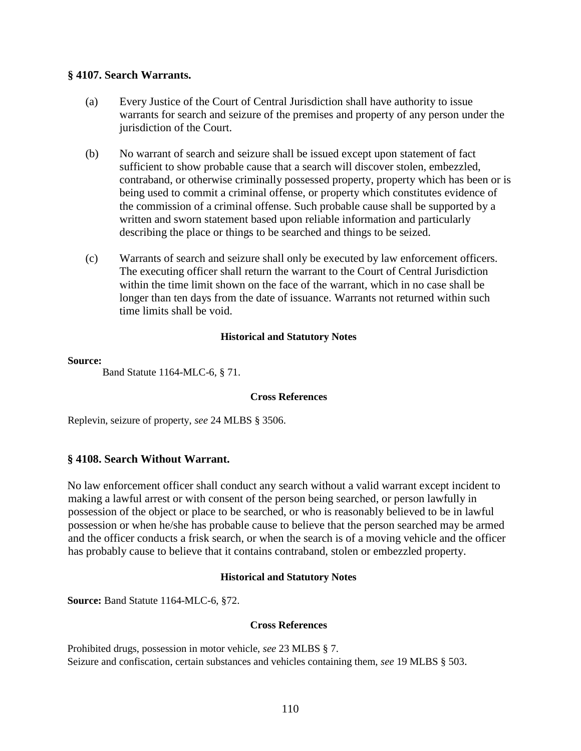## § 4107. Search Warrants.

(a) Every Justice of the Court of Central Jurisdiction shall have authority to issue warrants for search and seizure of the premises and property of any person under the jurisdiction of the Court.

(b) No warrant of search and seizure shall be issued except upon statement of fact sufficient to show probable cause that a search will discover stolen, embezzled, contraband, or otherwise criminally possessed property, property which has been or is being used to commit a criminal offense, or property which constitutes evidence of the commission of a criminal offense. Such probable cause shall be supported by a written and sworn statement based upon reliable information and particularly describing the place or things to be searched and things to be seized.

(c) Warrants of search and seizure shall only be executed by law enforcement officers. The executing officer shall return the warrant to the Court of Central Jurisdiction within the time limit shown on the face of the warrant, which in no case shall be longer than ten days from the date of issuance. Warrants not returned within such time limits shall be void.

**Historical and Statutory Notes**

**Source:**
Band Statute 1164-MLC-6, § 71.

**Cross References**

Replevin, seizure of property, *see* 24 MLBS § 3506.

## § 4108. Search Without Warrant.

No law enforcement officer shall conduct any search without a valid warrant except incident to making a lawful arrest or with consent of the person being searched, or person lawfully in possession of the object or place to be searched, or who is reasonably believed to be in lawful possession or when he/she has probable cause to believe that the person searched may be armed and the officer conducts a frisk search, or when the search is of a moving vehicle and the officer has probably cause to believe that it contains contraband, stolen or embezzled property.

**Historical and Statutory Notes**

**Source:** Band Statute 1164-MLC-6, §72.

**Cross References**

Prohibited drugs, possession in motor vehicle, *see* 23 MLBS § 7.
Seizure and confiscation, certain substances and vehicles containing them, *see* 19 MLBS § 503.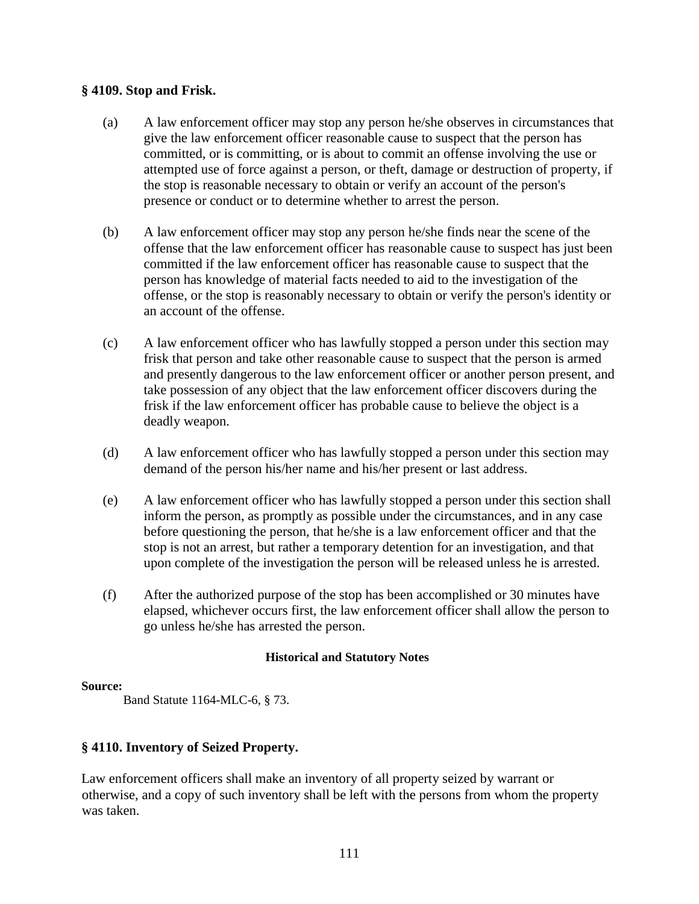### § 4109. Stop and Frisk.

(a) A law enforcement officer may stop any person he/she observes in circumstances that give the law enforcement officer reasonable cause to suspect that the person has committed, or is committing, or is about to commit an offense involving the use or attempted use of force against a person, or theft, damage or destruction of property, if the stop is reasonable necessary to obtain or verify an account of the person's presence or conduct or to determine whether to arrest the person.

(b) A law enforcement officer may stop any person he/she finds near the scene of the offense that the law enforcement officer has reasonable cause to suspect has just been committed if the law enforcement officer has reasonable cause to suspect that the person has knowledge of material facts needed to aid to the investigation of the offense, or the stop is reasonably necessary to obtain or verify the person's identity or an account of the offense.

(c) A law enforcement officer who has lawfully stopped a person under this section may frisk that person and take other reasonable cause to suspect that the person is armed and presently dangerous to the law enforcement officer or another person present, and take possession of any object that the law enforcement officer discovers during the frisk if the law enforcement officer has probable cause to believe the object is a deadly weapon.

(d) A law enforcement officer who has lawfully stopped a person under this section may demand of the person his/her name and his/her present or last address.

(e) A law enforcement officer who has lawfully stopped a person under this section shall inform the person, as promptly as possible under the circumstances, and in any case before questioning the person, that he/she is a law enforcement officer and that the stop is not an arrest, but rather a temporary detention for an investigation, and that upon complete of the investigation the person will be released unless he is arrested.

(f) After the authorized purpose of the stop has been accomplished or 30 minutes have elapsed, whichever occurs first, the law enforcement officer shall allow the person to go unless he/she has arrested the person.

**Historical and Statutory Notes**

**Source:**
Band Statute 1164-MLC-6, § 73.

### § 4110. Inventory of Seized Property.

Law enforcement officers shall make an inventory of all property seized by warrant or otherwise, and a copy of such inventory shall be left with the persons from whom the property was taken.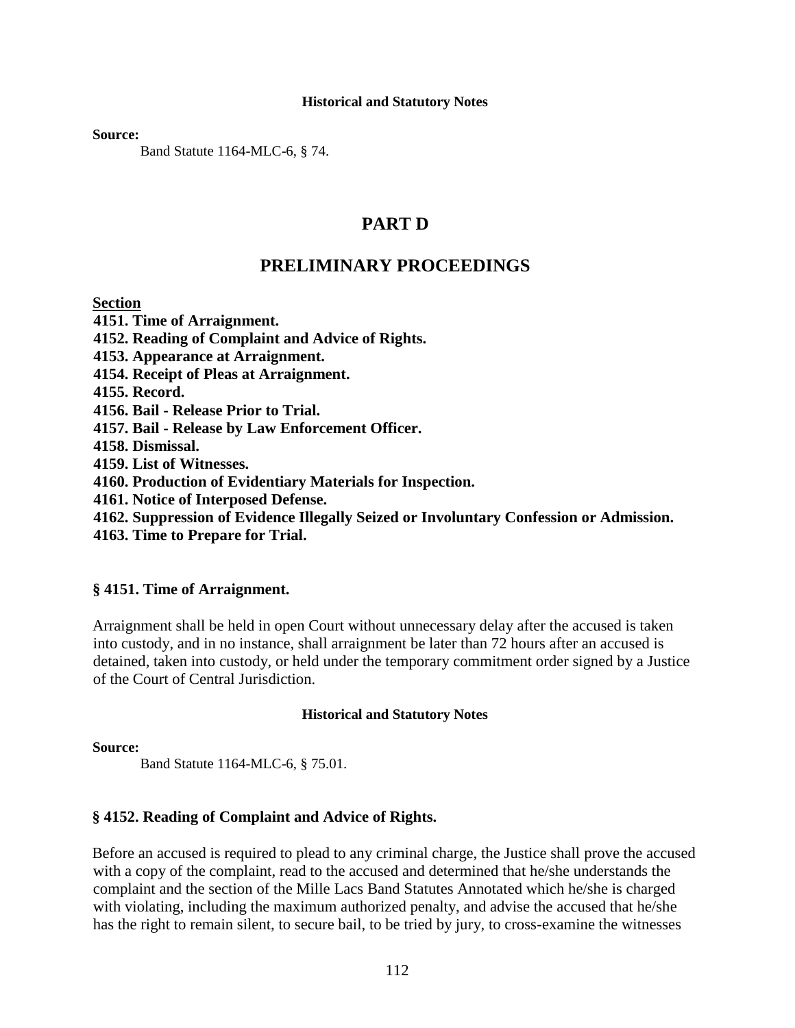#### Historical and Statutory Notes

**Source:**

Band Statute 1164-MLC-6, § 74.

# PART D

# PRELIMINARY PROCEEDINGS

**Section**

**4151. Time of Arraignment.**
**4152. Reading of Complaint and Advice of Rights.**
**4153. Appearance at Arraignment.**
**4154. Receipt of Pleas at Arraignment.**
**4155. Record.**
**4156. Bail - Release Prior to Trial.**
**4157. Bail - Release by Law Enforcement Officer.**
**4158. Dismissal.**
**4159. List of Witnesses.**
**4160. Production of Evidentiary Materials for Inspection.**
**4161. Notice of Interposed Defense.**
**4162. Suppression of Evidence Illegally Seized or Involuntary Confession or Admission.**
**4163. Time to Prepare for Trial.**

### § 4151. Time of Arraignment.

Arraignment shall be held in open Court without unnecessary delay after the accused is taken into custody, and in no instance, shall arraignment be later than 72 hours after an accused is detained, taken into custody, or held under the temporary commitment order signed by a Justice of the Court of Central Jurisdiction.

#### Historical and Statutory Notes

**Source:**

Band Statute 1164-MLC-6, § 75.01.

### § 4152. Reading of Complaint and Advice of Rights.

Before an accused is required to plead to any criminal charge, the Justice shall prove the accused with a copy of the complaint, read to the accused and determined that he/she understands the complaint and the section of the Mille Lacs Band Statutes Annotated which he/she is charged with violating, including the maximum authorized penalty, and advise the accused that he/she has the right to remain silent, to secure bail, to be tried by jury, to cross-examine the witnesses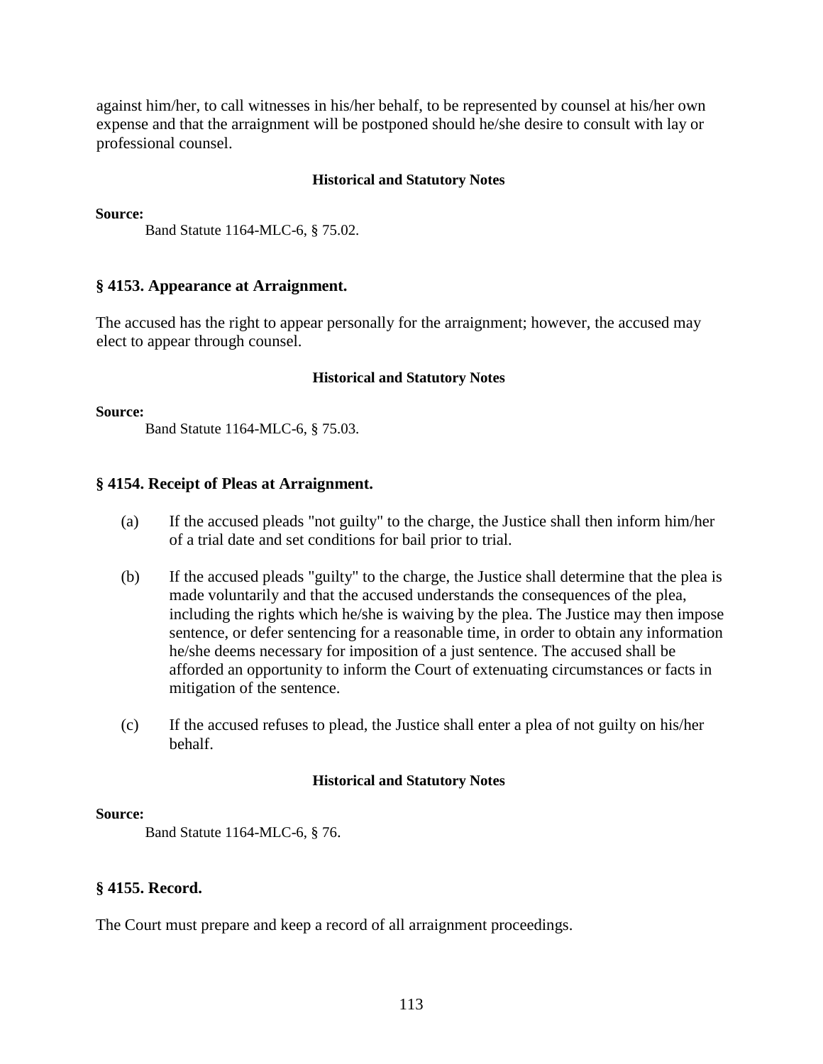against him/her, to call witnesses in his/her behalf, to be represented by counsel at his/her own expense and that the arraignment will be postponed should he/she desire to consult with lay or professional counsel.

**Historical and Statutory Notes**

**Source:**

Band Statute 1164-MLC-6, § 75.02.

### § 4153. Appearance at Arraignment.

The accused has the right to appear personally for the arraignment; however, the accused may elect to appear through counsel.

**Historical and Statutory Notes**

**Source:**

Band Statute 1164-MLC-6, § 75.03.

### § 4154. Receipt of Pleas at Arraignment.

(a) If the accused pleads "not guilty" to the charge, the Justice shall then inform him/her of a trial date and set conditions for bail prior to trial.

(b) If the accused pleads "guilty" to the charge, the Justice shall determine that the plea is made voluntarily and that the accused understands the consequences of the plea, including the rights which he/she is waiving by the plea. The Justice may then impose sentence, or defer sentencing for a reasonable time, in order to obtain any information he/she deems necessary for imposition of a just sentence. The accused shall be afforded an opportunity to inform the Court of extenuating circumstances or facts in mitigation of the sentence.

(c) If the accused refuses to plead, the Justice shall enter a plea of not guilty on his/her behalf.

**Historical and Statutory Notes**

**Source:**

Band Statute 1164-MLC-6, § 76.

### § 4155. Record.

The Court must prepare and keep a record of all arraignment proceedings.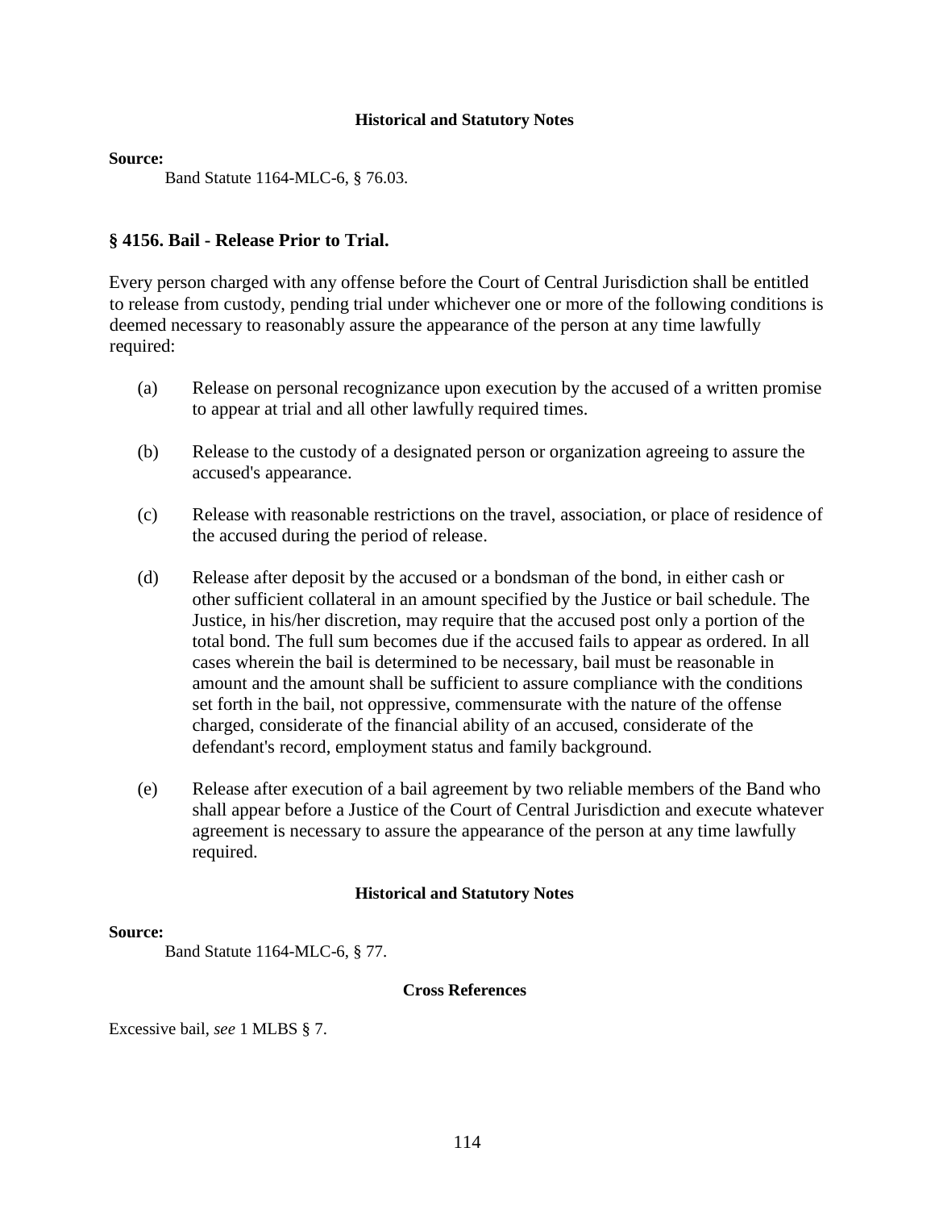#### Historical and Statutory Notes

**Source:**

Band Statute 1164-MLC-6, § 76.03.

### § 4156. Bail - Release Prior to Trial.

Every person charged with any offense before the Court of Central Jurisdiction shall be entitled to release from custody, pending trial under whichever one or more of the following conditions is deemed necessary to reasonably assure the appearance of the person at any time lawfully required:

(a) Release on personal recognizance upon execution by the accused of a written promise to appear at trial and all other lawfully required times.

(b) Release to the custody of a designated person or organization agreeing to assure the accused's appearance.

(c) Release with reasonable restrictions on the travel, association, or place of residence of the accused during the period of release.

(d) Release after deposit by the accused or a bondsman of the bond, in either cash or other sufficient collateral in an amount specified by the Justice or bail schedule. The Justice, in his/her discretion, may require that the accused post only a portion of the total bond. The full sum becomes due if the accused fails to appear as ordered. In all cases wherein the bail is determined to be necessary, bail must be reasonable in amount and the amount shall be sufficient to assure compliance with the conditions set forth in the bail, not oppressive, commensurate with the nature of the offense charged, considerate of the financial ability of an accused, considerate of the defendant's record, employment status and family background.

(e) Release after execution of a bail agreement by two reliable members of the Band who shall appear before a Justice of the Court of Central Jurisdiction and execute whatever agreement is necessary to assure the appearance of the person at any time lawfully required.

#### Historical and Statutory Notes

**Source:**

Band Statute 1164-MLC-6, § 77.

#### Cross References

Excessive bail, *see* 1 MLBS § 7.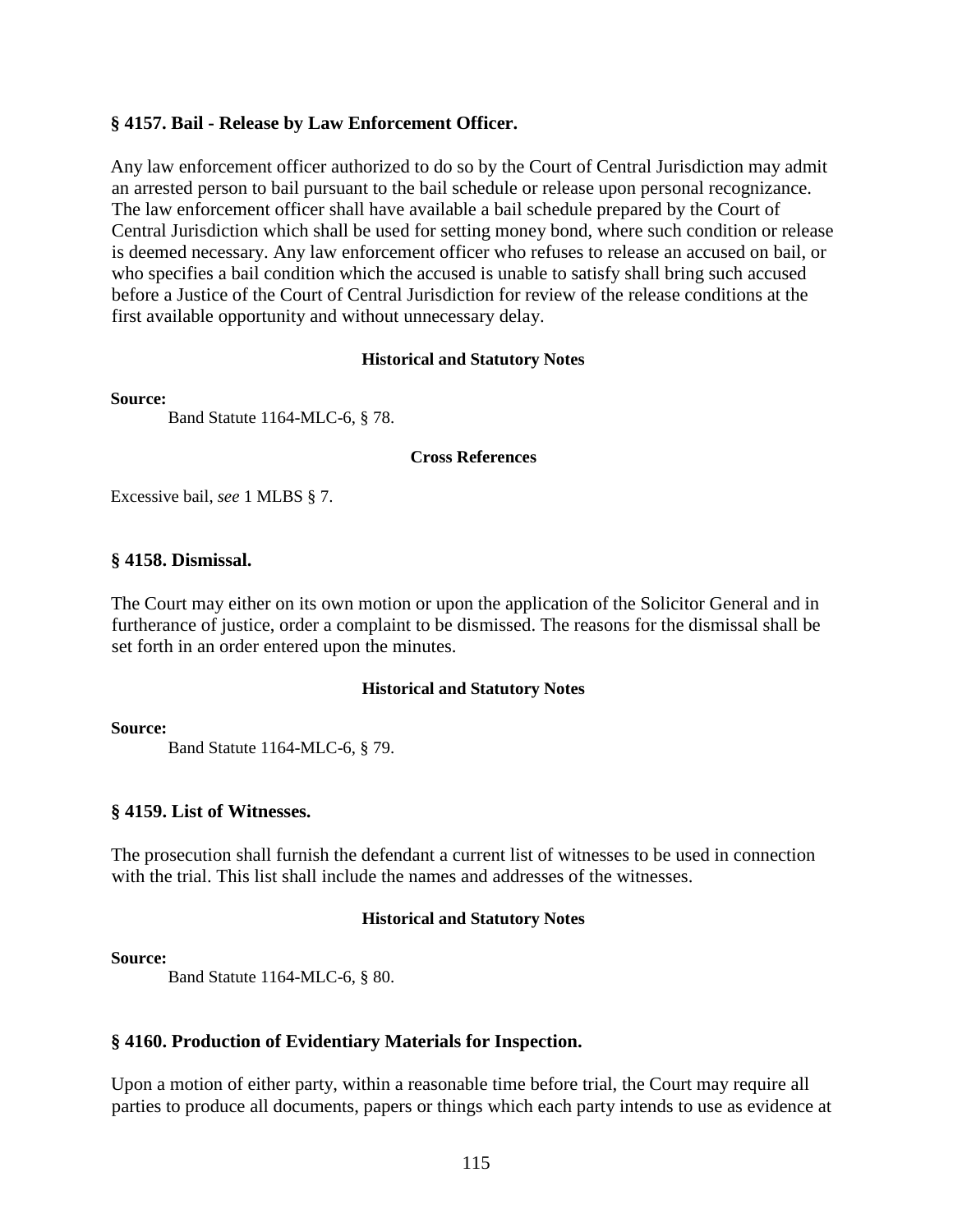### § 4157. Bail - Release by Law Enforcement Officer.

Any law enforcement officer authorized to do so by the Court of Central Jurisdiction may admit an arrested person to bail pursuant to the bail schedule or release upon personal recognizance. The law enforcement officer shall have available a bail schedule prepared by the Court of Central Jurisdiction which shall be used for setting money bond, where such condition or release is deemed necessary. Any law enforcement officer who refuses to release an accused on bail, or who specifies a bail condition which the accused is unable to satisfy shall bring such accused before a Justice of the Court of Central Jurisdiction for review of the release conditions at the first available opportunity and without unnecessary delay.

**Historical and Statutory Notes**

**Source:**

Band Statute 1164-MLC-6, § 78.

**Cross References**

Excessive bail, *see* 1 MLBS § 7.

### § 4158. Dismissal.

The Court may either on its own motion or upon the application of the Solicitor General and in furtherance of justice, order a complaint to be dismissed. The reasons for the dismissal shall be set forth in an order entered upon the minutes.

**Historical and Statutory Notes**

**Source:**

Band Statute 1164-MLC-6, § 79.

### § 4159. List of Witnesses.

The prosecution shall furnish the defendant a current list of witnesses to be used in connection with the trial. This list shall include the names and addresses of the witnesses.

**Historical and Statutory Notes**

**Source:**

Band Statute 1164-MLC-6, § 80.

### § 4160. Production of Evidentiary Materials for Inspection.

Upon a motion of either party, within a reasonable time before trial, the Court may require all parties to produce all documents, papers or things which each party intends to use as evidence at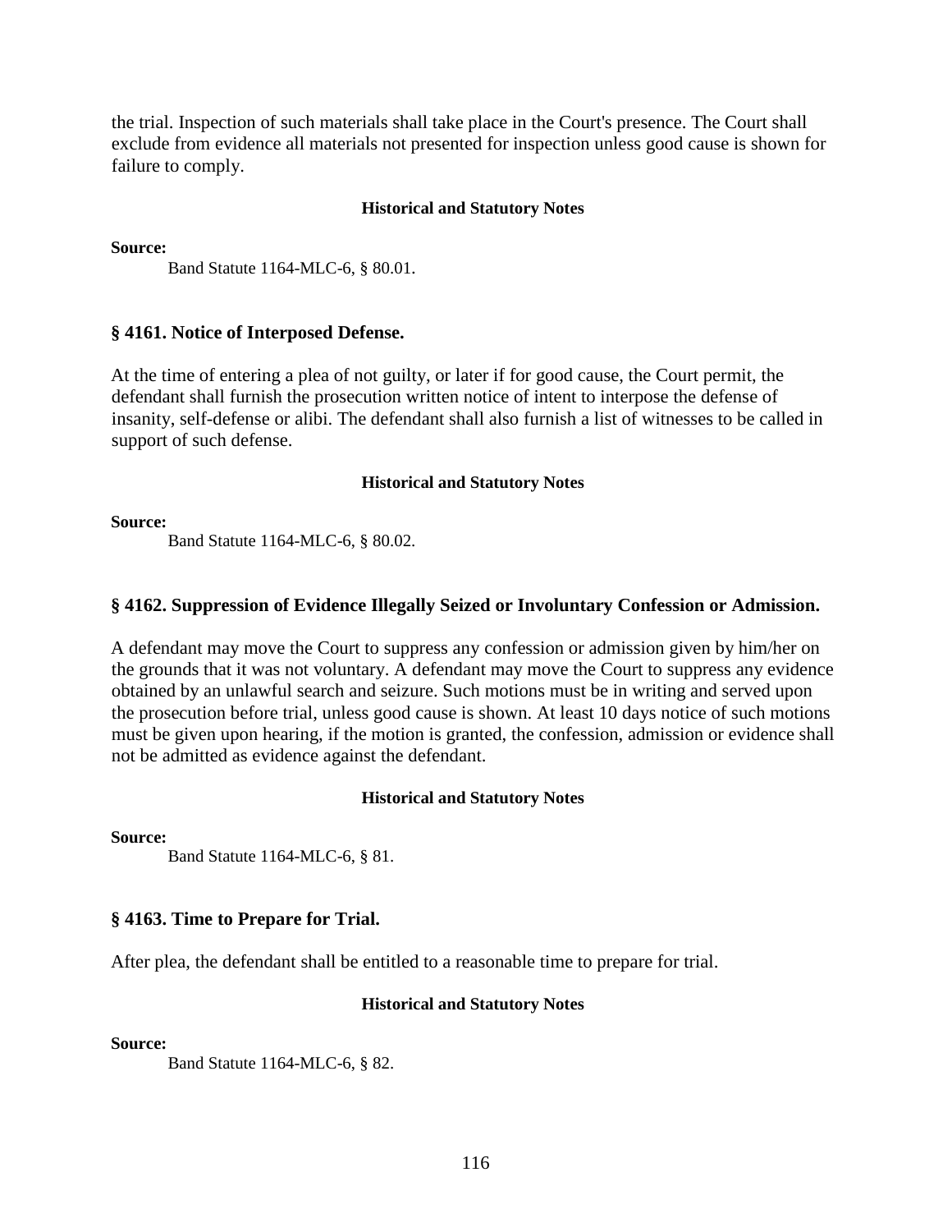the trial. Inspection of such materials shall take place in the Court's presence. The Court shall exclude from evidence all materials not presented for inspection unless good cause is shown for failure to comply.

#### Historical and Statutory Notes

**Source:**

Band Statute 1164-MLC-6, § 80.01.

### § 4161. Notice of Interposed Defense.

At the time of entering a plea of not guilty, or later if for good cause, the Court permit, the defendant shall furnish the prosecution written notice of intent to interpose the defense of insanity, self-defense or alibi. The defendant shall also furnish a list of witnesses to be called in support of such defense.

#### Historical and Statutory Notes

**Source:**

Band Statute 1164-MLC-6, § 80.02.

### § 4162. Suppression of Evidence Illegally Seized or Involuntary Confession or Admission.

A defendant may move the Court to suppress any confession or admission given by him/her on the grounds that it was not voluntary. A defendant may move the Court to suppress any evidence obtained by an unlawful search and seizure. Such motions must be in writing and served upon the prosecution before trial, unless good cause is shown. At least 10 days notice of such motions must be given upon hearing, if the motion is granted, the confession, admission or evidence shall not be admitted as evidence against the defendant.

#### Historical and Statutory Notes

**Source:**

Band Statute 1164-MLC-6, § 81.

### § 4163. Time to Prepare for Trial.

After plea, the defendant shall be entitled to a reasonable time to prepare for trial.

#### Historical and Statutory Notes

**Source:**

Band Statute 1164-MLC-6, § 82.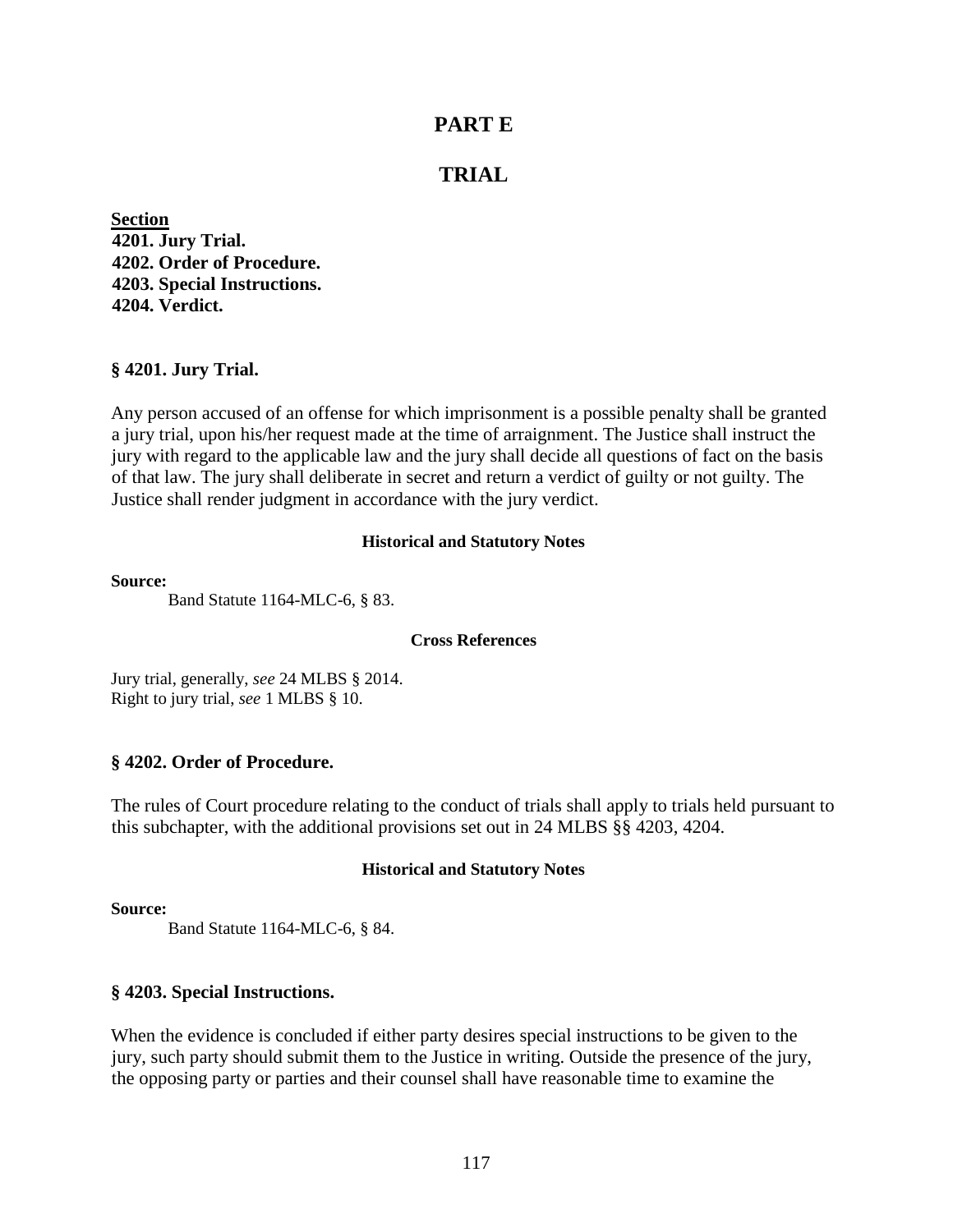# PART E

# TRIAL

**Section**
**4201. Jury Trial.**
**4202. Order of Procedure.**
**4203. Special Instructions.**
**4204. Verdict.**

### § 4201. Jury Trial.

Any person accused of an offense for which imprisonment is a possible penalty shall be granted a jury trial, upon his/her request made at the time of arraignment. The Justice shall instruct the jury with regard to the applicable law and the jury shall decide all questions of fact on the basis of that law. The jury shall deliberate in secret and return a verdict of guilty or not guilty. The Justice shall render judgment in accordance with the jury verdict.

#### Historical and Statutory Notes

**Source:**

Band Statute 1164-MLC-6, § 83.

#### Cross References

Jury trial, generally, *see* 24 MLBS § 2014.
Right to jury trial, *see* 1 MLBS § 10.

### § 4202. Order of Procedure.

The rules of Court procedure relating to the conduct of trials shall apply to trials held pursuant to this subchapter, with the additional provisions set out in 24 MLBS §§ 4203, 4204.

#### Historical and Statutory Notes

**Source:**

Band Statute 1164-MLC-6, § 84.

### § 4203. Special Instructions.

When the evidence is concluded if either party desires special instructions to be given to the jury, such party should submit them to the Justice in writing. Outside the presence of the jury, the opposing party or parties and their counsel shall have reasonable time to examine the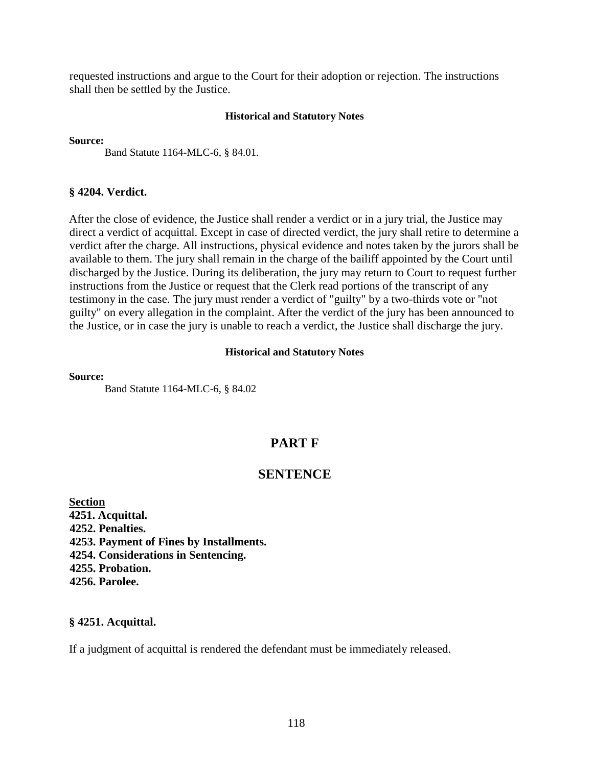requested instructions and argue to the Court for their adoption or rejection. The instructions shall then be settled by the Justice.

**Historical and Statutory Notes**

**Source:**

Band Statute 1164-MLC-6, § 84.01.

### § 4204. Verdict.

After the close of evidence, the Justice shall render a verdict or in a jury trial, the Justice may direct a verdict of acquittal. Except in case of directed verdict, the jury shall retire to determine a verdict after the charge. All instructions, physical evidence and notes taken by the jurors shall be available to them. The jury shall remain in the charge of the bailiff appointed by the Court until discharged by the Justice. During its deliberation, the jury may return to Court to request further instructions from the Justice or request that the Clerk read portions of the transcript of any testimony in the case. The jury must render a verdict of "guilty" by a two-thirds vote or "not guilty" on every allegation in the complaint. After the verdict of the jury has been announced to the Justice, or in case the jury is unable to reach a verdict, the Justice shall discharge the jury.

**Historical and Statutory Notes**

**Source:**

Band Statute 1164-MLC-6, § 84.02

## PART F

## SENTENCE

**Section**

**4251. Acquittal.**
**4252. Penalties.**
**4253. Payment of Fines by Installments.**
**4254. Considerations in Sentencing.**
**4255. Probation.**
**4256. Parolee.**

### § 4251. Acquittal.

If a judgment of acquittal is rendered the defendant must be immediately released.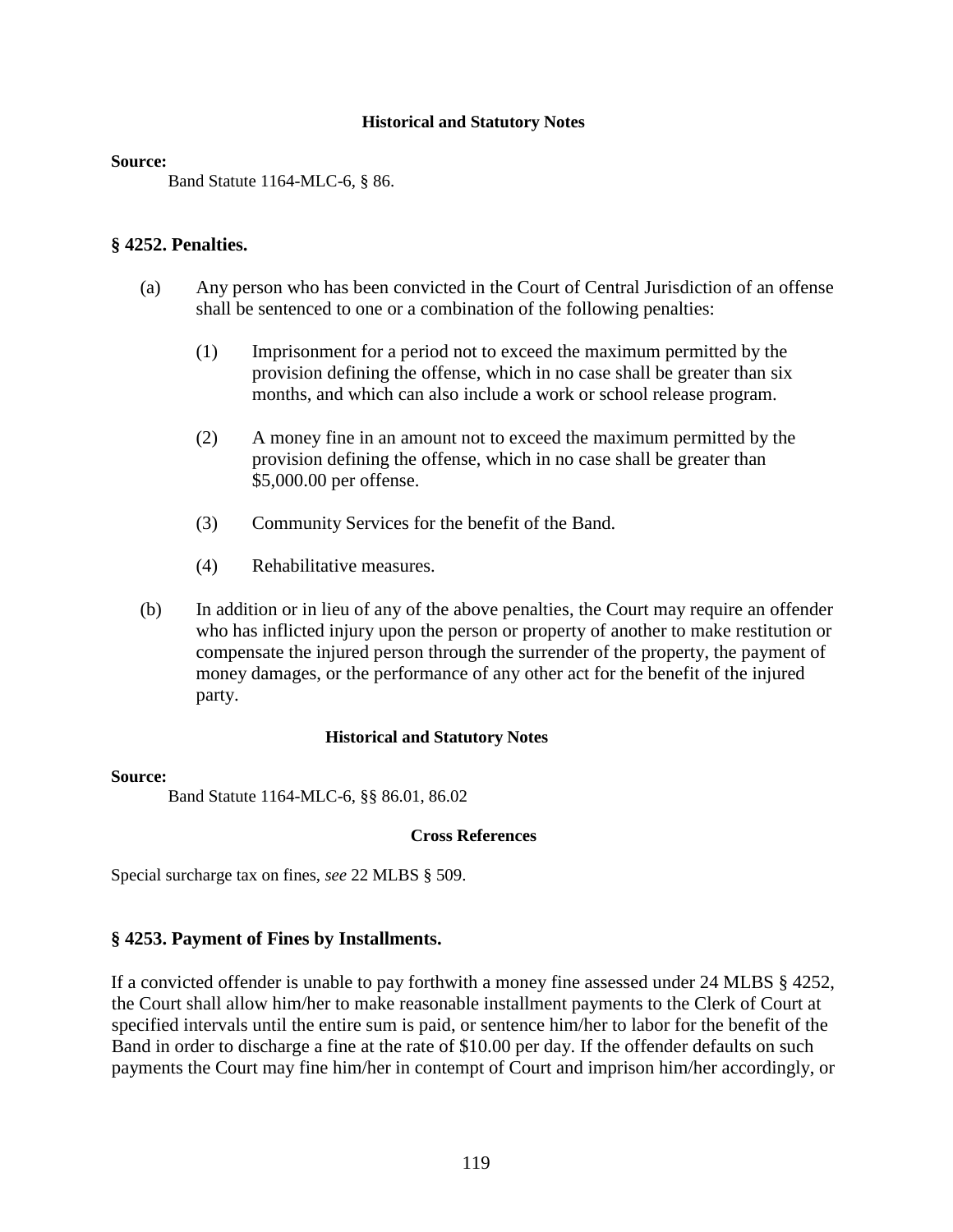#### Historical and Statutory Notes

**Source:**

Band Statute 1164-MLC-6, § 86.

### § 4252. Penalties.

(a) Any person who has been convicted in the Court of Central Jurisdiction of an offense shall be sentenced to one or a combination of the following penalties:

(1) Imprisonment for a period not to exceed the maximum permitted by the provision defining the offense, which in no case shall be greater than six months, and which can also include a work or school release program.

(2) A money fine in an amount not to exceed the maximum permitted by the provision defining the offense, which in no case shall be greater than $5,000.00 per offense.

(3) Community Services for the benefit of the Band.

(4) Rehabilitative measures.

(b) In addition or in lieu of any of the above penalties, the Court may require an offender who has inflicted injury upon the person or property of another to make restitution or compensate the injured person through the surrender of the property, the payment of money damages, or the performance of any other act for the benefit of the injured party.

#### Historical and Statutory Notes

**Source:**

Band Statute 1164-MLC-6, §§ 86.01, 86.02

#### Cross References

Special surcharge tax on fines, *see* 22 MLBS § 509.

### § 4253. Payment of Fines by Installments.

If a convicted offender is unable to pay forthwith a money fine assessed under 24 MLBS § 4252, the Court shall allow him/her to make reasonable installment payments to the Clerk of Court at specified intervals until the entire sum is paid, or sentence him/her to labor for the benefit of the Band in order to discharge a fine at the rate of $10.00 per day. If the offender defaults on such payments the Court may fine him/her in contempt of Court and imprison him/her accordingly, or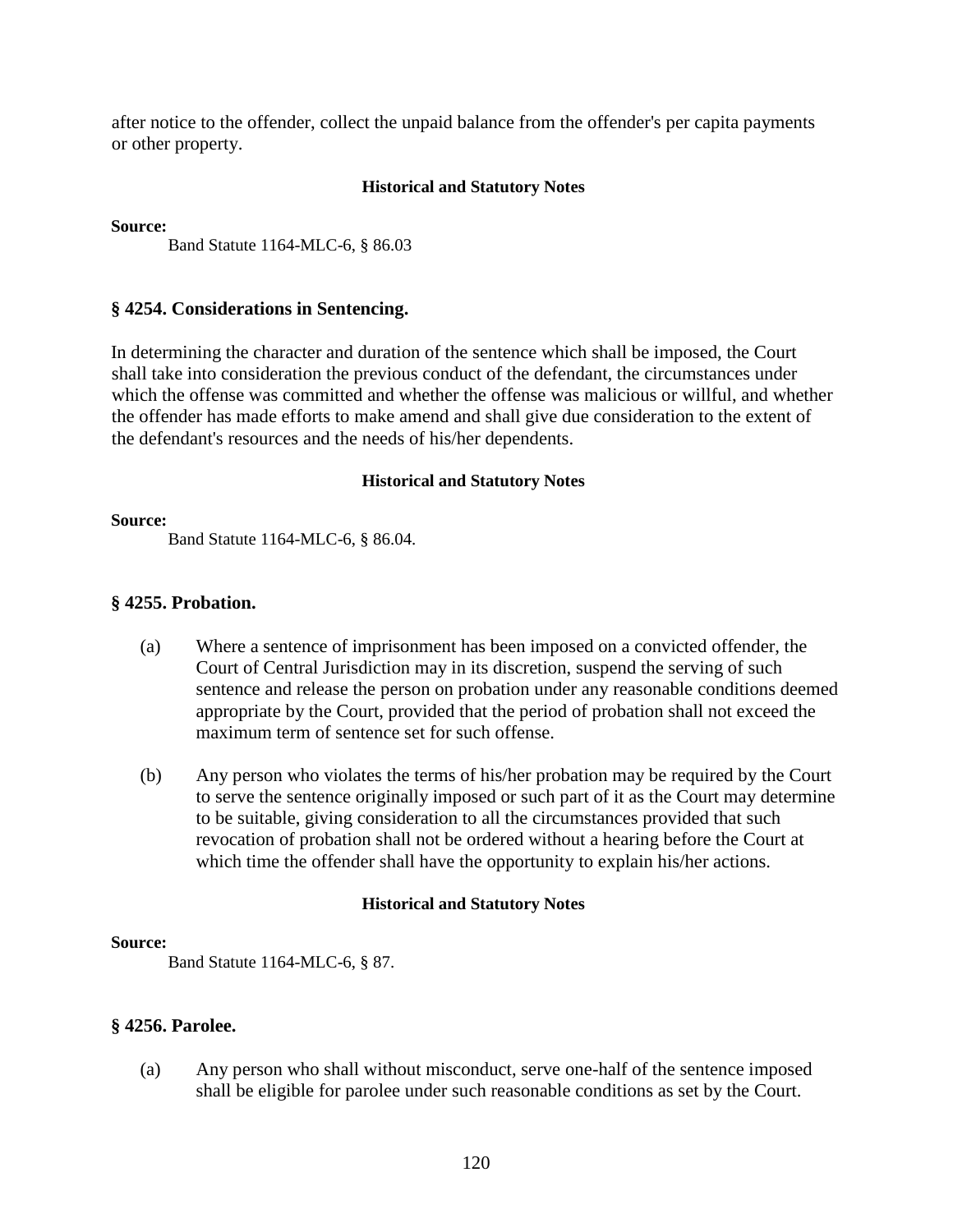after notice to the offender, collect the unpaid balance from the offender's per capita payments or other property.

**Historical and Statutory Notes**

**Source:**

Band Statute 1164-MLC-6, § 86.03

### § 4254. Considerations in Sentencing.

In determining the character and duration of the sentence which shall be imposed, the Court shall take into consideration the previous conduct of the defendant, the circumstances under which the offense was committed and whether the offense was malicious or willful, and whether the offender has made efforts to make amend and shall give due consideration to the extent of the defendant's resources and the needs of his/her dependents.

**Historical and Statutory Notes**

**Source:**

Band Statute 1164-MLC-6, § 86.04.

### § 4255. Probation.

(a) Where a sentence of imprisonment has been imposed on a convicted offender, the Court of Central Jurisdiction may in its discretion, suspend the serving of such sentence and release the person on probation under any reasonable conditions deemed appropriate by the Court, provided that the period of probation shall not exceed the maximum term of sentence set for such offense.

(b) Any person who violates the terms of his/her probation may be required by the Court to serve the sentence originally imposed or such part of it as the Court may determine to be suitable, giving consideration to all the circumstances provided that such revocation of probation shall not be ordered without a hearing before the Court at which time the offender shall have the opportunity to explain his/her actions.

**Historical and Statutory Notes**

**Source:**

Band Statute 1164-MLC-6, § 87.

### § 4256. Parolee.

(a) Any person who shall without misconduct, serve one-half of the sentence imposed shall be eligible for parolee under such reasonable conditions as set by the Court.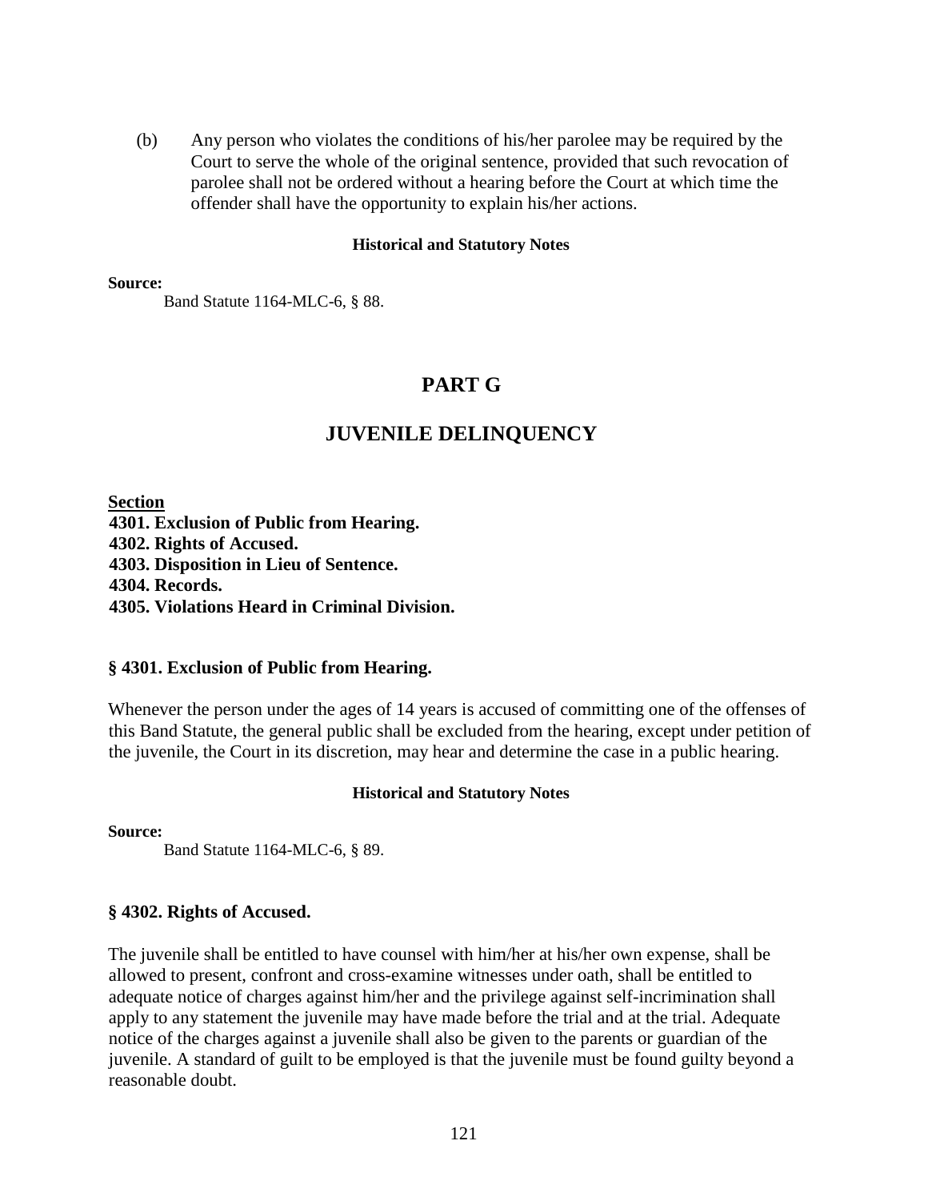(b) Any person who violates the conditions of his/her parolee may be required by the Court to serve the whole of the original sentence, provided that such revocation of parolee shall not be ordered without a hearing before the Court at which time the offender shall have the opportunity to explain his/her actions.

**Historical and Statutory Notes**

**Source:**

Band Statute 1164-MLC-6, § 88.

# PART G

# JUVENILE DELINQUENCY

**Section**

**4301. Exclusion of Public from Hearing.**
**4302. Rights of Accused.**
**4303. Disposition in Lieu of Sentence.**
**4304. Records.**
**4305. Violations Heard in Criminal Division.**

### § 4301. Exclusion of Public from Hearing.

Whenever the person under the ages of 14 years is accused of committing one of the offenses of this Band Statute, the general public shall be excluded from the hearing, except under petition of the juvenile, the Court in its discretion, may hear and determine the case in a public hearing.

**Historical and Statutory Notes**

**Source:**

Band Statute 1164-MLC-6, § 89.

### § 4302. Rights of Accused.

The juvenile shall be entitled to have counsel with him/her at his/her own expense, shall be allowed to present, confront and cross-examine witnesses under oath, shall be entitled to adequate notice of charges against him/her and the privilege against self-incrimination shall apply to any statement the juvenile may have made before the trial and at the trial. Adequate notice of the charges against a juvenile shall also be given to the parents or guardian of the juvenile. A standard of guilt to be employed is that the juvenile must be found guilty beyond a reasonable doubt.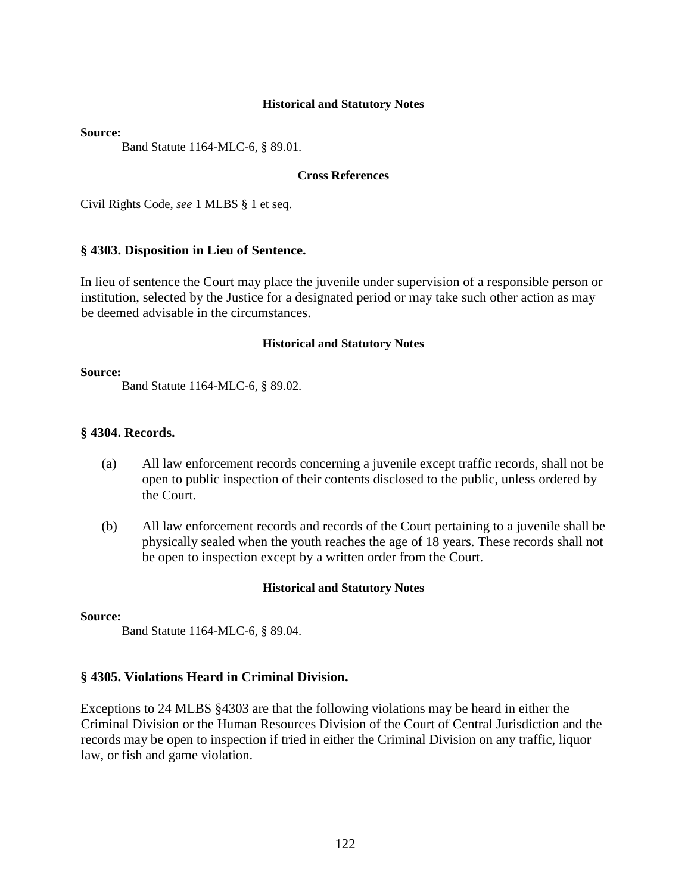#### Historical and Statutory Notes

**Source:**

Band Statute 1164-MLC-6, § 89.01.

#### Cross References

Civil Rights Code, *see* 1 MLBS § 1 et seq.

### § 4303. Disposition in Lieu of Sentence.

In lieu of sentence the Court may place the juvenile under supervision of a responsible person or institution, selected by the Justice for a designated period or may take such other action as may be deemed advisable in the circumstances.

#### Historical and Statutory Notes

**Source:**

Band Statute 1164-MLC-6, § 89.02.

### § 4304. Records.

(a) All law enforcement records concerning a juvenile except traffic records, shall not be open to public inspection of their contents disclosed to the public, unless ordered by the Court.

(b) All law enforcement records and records of the Court pertaining to a juvenile shall be physically sealed when the youth reaches the age of 18 years. These records shall not be open to inspection except by a written order from the Court.

#### Historical and Statutory Notes

**Source:**

Band Statute 1164-MLC-6, § 89.04.

### § 4305. Violations Heard in Criminal Division.

Exceptions to 24 MLBS §4303 are that the following violations may be heard in either the Criminal Division or the Human Resources Division of the Court of Central Jurisdiction and the records may be open to inspection if tried in either the Criminal Division on any traffic, liquor law, or fish and game violation.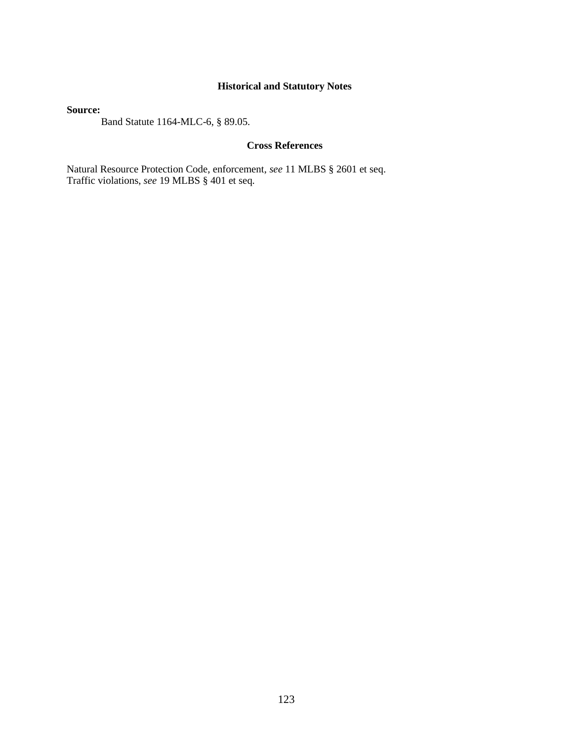### Historical and Statutory Notes

**Source:**

Band Statute 1164-MLC-6, § 89.05.

### Cross References

Natural Resource Protection Code, enforcement, *see* 11 MLBS § 2601 et seq.
Traffic violations, *see* 19 MLBS § 401 et seq.